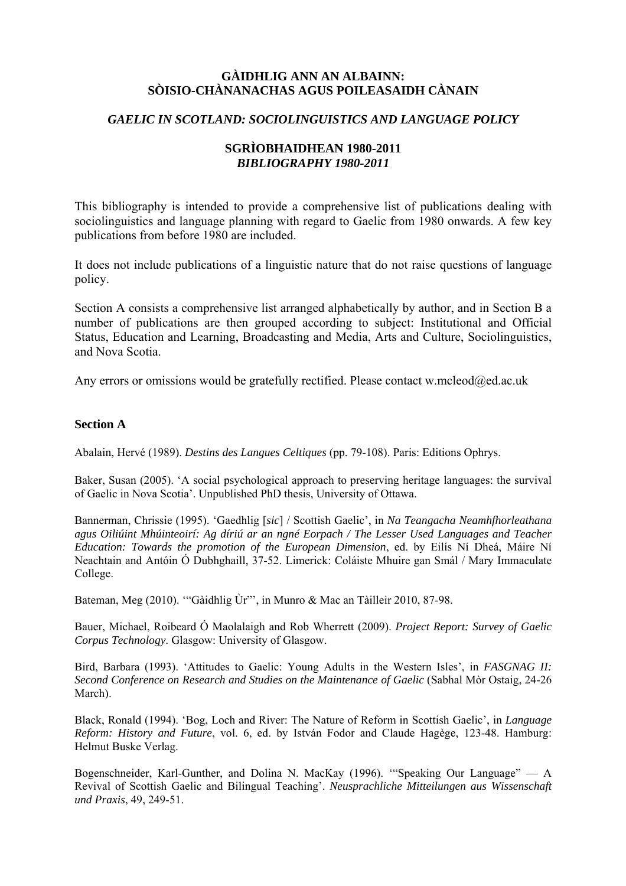**GÀIDHLIG ANN AN ALBAINN:**
**SÒISIO-CHÀNANACHAS AGUS POILEASAIDH CÀNAIN**

***GAELIC IN SCOTLAND: SOCIOLINGUISTICS AND LANGUAGE POLICY***

**SGRÌOBHAIDHEAN 1980-2011**
***BIBLIOGRAPHY 1980-2011***

This bibliography is intended to provide a comprehensive list of publications dealing with sociolinguistics and language planning with regard to Gaelic from 1980 onwards. A few key publications from before 1980 are included.

It does not include publications of a linguistic nature that do not raise questions of language policy.

Section A consists a comprehensive list arranged alphabetically by author, and in Section B a number of publications are then grouped according to subject: Institutional and Official Status, Education and Learning, Broadcasting and Media, Arts and Culture, Sociolinguistics, and Nova Scotia.

Any errors or omissions would be gratefully rectified. Please contact w.mcleod@ed.ac.uk

## Section A

Abalain, Hervé (1989). *Destins des Langues Celtiques* (pp. 79-108). Paris: Editions Ophrys.

Baker, Susan (2005). 'A social psychological approach to preserving heritage languages: the survival of Gaelic in Nova Scotia'. Unpublished PhD thesis, University of Ottawa.

Bannerman, Chrissie (1995). 'Gaedhlig [*sic*] / Scottish Gaelic', in *Na Teangacha Neamhfhorleathana agus Oiliúint Mhúinteoirí: Ag díriú ar an ngné Eorpach / The Lesser Used Languages and Teacher Education: Towards the promotion of the European Dimension*, ed. by Eilís Ní Dheá, Máire Ní Neachtain and Antóin Ó Dubhghaill, 37-52. Limerick: Coláiste Mhuire gan Smál / Mary Immaculate College.

Bateman, Meg (2010). '"Gàidhlig Ùr"', in Munro & Mac an Tàilleir 2010, 87-98.

Bauer, Michael, Roibeard Ó Maolalaigh and Rob Wherrett (2009). *Project Report: Survey of Gaelic Corpus Technology*. Glasgow: University of Glasgow.

Bird, Barbara (1993). 'Attitudes to Gaelic: Young Adults in the Western Isles', in *FASGNAG II: Second Conference on Research and Studies on the Maintenance of Gaelic* (Sabhal Mòr Ostaig, 24-26 March).

Black, Ronald (1994). 'Bog, Loch and River: The Nature of Reform in Scottish Gaelic', in *Language Reform: History and Future*, vol. 6, ed. by István Fodor and Claude Hagège, 123-48. Hamburg: Helmut Buske Verlag.

Bogenschneider, Karl-Gunther, and Dolina N. MacKay (1996). '"Speaking Our Language" — A Revival of Scottish Gaelic and Bilingual Teaching'. *Neusprachliche Mitteilungen aus Wissenschaft und Praxis*, 49, 249-51.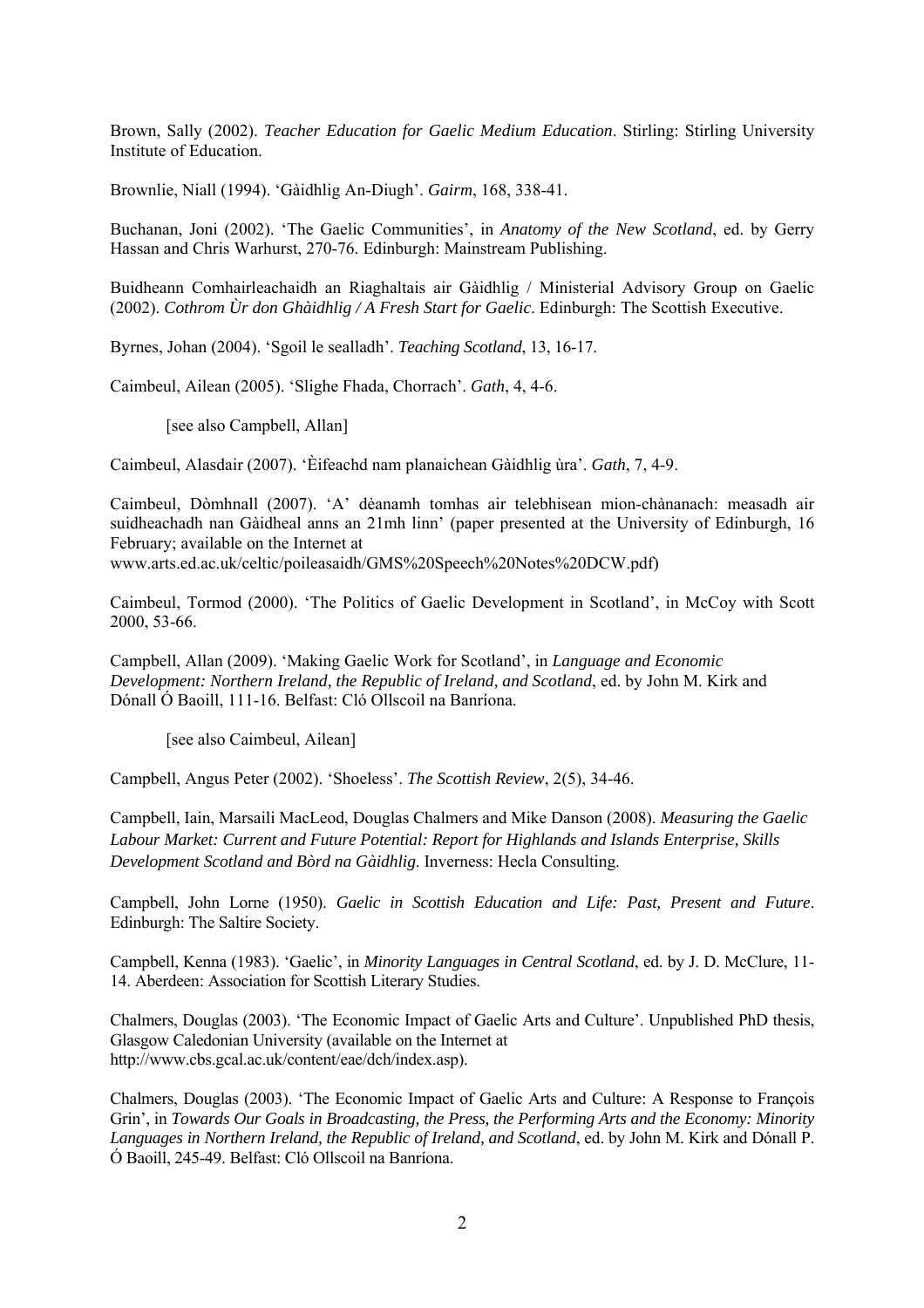Brown, Sally (2002). *Teacher Education for Gaelic Medium Education*. Stirling: Stirling University Institute of Education.

Brownlie, Niall (1994). 'Gàidhlig An-Diugh'. *Gairm*, 168, 338-41.

Buchanan, Joni (2002). 'The Gaelic Communities', in *Anatomy of the New Scotland*, ed. by Gerry Hassan and Chris Warhurst, 270-76. Edinburgh: Mainstream Publishing.

Buidheann Comhairleachaidh an Riaghaltais air Gàidhlig / Ministerial Advisory Group on Gaelic (2002). *Cothrom Ùr don Ghàidhlig / A Fresh Start for Gaelic*. Edinburgh: The Scottish Executive.

Byrnes, Johan (2004). 'Sgoil le sealladh'. *Teaching Scotland*, 13, 16-17.

Caimbeul, Ailean (2005). 'Slighe Fhada, Chorrach'. *Gath*, 4, 4-6.

[see also Campbell, Allan]

Caimbeul, Alasdair (2007). 'Èifeachd nam planaichean Gàidhlig ùra'. *Gath*, 7, 4-9.

Caimbeul, Dòmhnall (2007). 'A' dèanamh tomhas air telebhisean mion-chànanach: measadh air suidheachadh nan Gàidheal anns an 21mh linn' (paper presented at the University of Edinburgh, 16 February; available on the Internet at www.arts.ed.ac.uk/celtic/poileasaidh/GMS%20Speech%20Notes%20DCW.pdf)

Caimbeul, Tormod (2000). 'The Politics of Gaelic Development in Scotland', in McCoy with Scott 2000, 53-66.

Campbell, Allan (2009). 'Making Gaelic Work for Scotland', in *Language and Economic Development: Northern Ireland, the Republic of Ireland, and Scotland*, ed. by John M. Kirk and Dónall Ó Baoill, 111-16. Belfast: Cló Ollscoil na Banríona.

[see also Caimbeul, Ailean]

Campbell, Angus Peter (2002). 'Shoeless'. *The Scottish Review*, 2(5), 34-46.

Campbell, Iain, Marsaili MacLeod, Douglas Chalmers and Mike Danson (2008). *Measuring the Gaelic Labour Market: Current and Future Potential: Report for Highlands and Islands Enterprise, Skills Development Scotland and Bòrd na Gàidhlig*. Inverness: Hecla Consulting.

Campbell, John Lorne (1950). *Gaelic in Scottish Education and Life: Past, Present and Future*. Edinburgh: The Saltire Society.

Campbell, Kenna (1983). 'Gaelic', in *Minority Languages in Central Scotland*, ed. by J. D. McClure, 11-14. Aberdeen: Association for Scottish Literary Studies.

Chalmers, Douglas (2003). 'The Economic Impact of Gaelic Arts and Culture'. Unpublished PhD thesis, Glasgow Caledonian University (available on the Internet at http://www.cbs.gcal.ac.uk/content/eae/dch/index.asp).

Chalmers, Douglas (2003). 'The Economic Impact of Gaelic Arts and Culture: A Response to François Grin', in *Towards Our Goals in Broadcasting, the Press, the Performing Arts and the Economy: Minority Languages in Northern Ireland, the Republic of Ireland, and Scotland*, ed. by John M. Kirk and Dónall P. Ó Baoill, 245-49. Belfast: Cló Ollscoil na Banríona.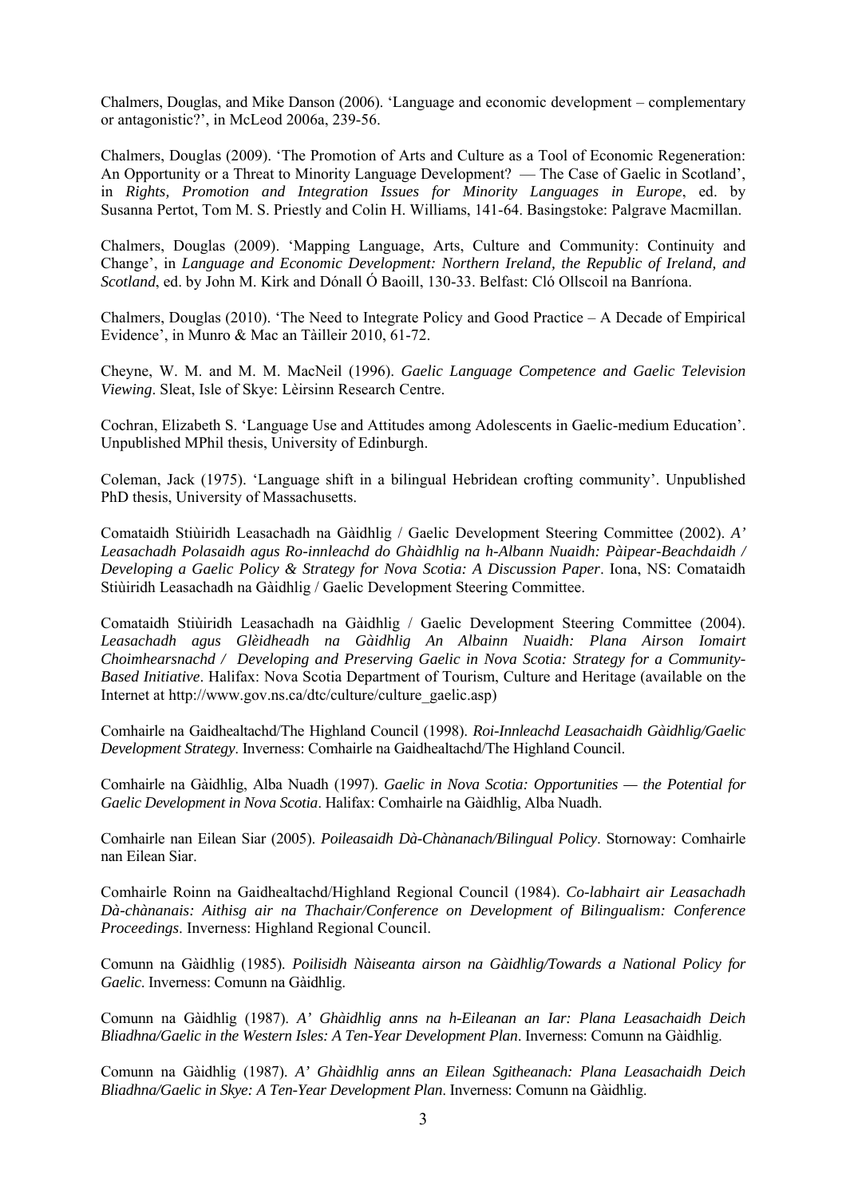Chalmers, Douglas, and Mike Danson (2006). 'Language and economic development – complementary or antagonistic?', in McLeod 2006a, 239-56.

Chalmers, Douglas (2009). 'The Promotion of Arts and Culture as a Tool of Economic Regeneration: An Opportunity or a Threat to Minority Language Development? — The Case of Gaelic in Scotland', in *Rights, Promotion and Integration Issues for Minority Languages in Europe*, ed. by Susanna Pertot, Tom M. S. Priestly and Colin H. Williams, 141-64. Basingstoke: Palgrave Macmillan.

Chalmers, Douglas (2009). 'Mapping Language, Arts, Culture and Community: Continuity and Change', in *Language and Economic Development: Northern Ireland, the Republic of Ireland, and Scotland*, ed. by John M. Kirk and Dónall Ó Baoill, 130-33. Belfast: Cló Ollscoil na Banríona.

Chalmers, Douglas (2010). 'The Need to Integrate Policy and Good Practice – A Decade of Empirical Evidence', in Munro & Mac an Tàilleir 2010, 61-72.

Cheyne, W. M. and M. M. MacNeil (1996). *Gaelic Language Competence and Gaelic Television Viewing*. Sleat, Isle of Skye: Lèirsinn Research Centre.

Cochran, Elizabeth S. 'Language Use and Attitudes among Adolescents in Gaelic-medium Education'. Unpublished MPhil thesis, University of Edinburgh.

Coleman, Jack (1975). 'Language shift in a bilingual Hebridean crofting community'. Unpublished PhD thesis, University of Massachusetts.

Comataidh Stiùiridh Leasachadh na Gàidhlig / Gaelic Development Steering Committee (2002). *A' Leasachadh Polasaidh agus Ro-innleachd do Ghàidhlig na h-Albann Nuaidh: Pàipear-Beachdaidh / Developing a Gaelic Policy & Strategy for Nova Scotia: A Discussion Paper*. Iona, NS: Comataidh Stiùiridh Leasachadh na Gàidhlig / Gaelic Development Steering Committee.

Comataidh Stiùiridh Leasachadh na Gàidhlig / Gaelic Development Steering Committee (2004). *Leasachadh agus Glèidheadh na Gàidhlig An Albainn Nuaidh: Plana Airson Iomairt Choimhearsnachd / Developing and Preserving Gaelic in Nova Scotia: Strategy for a Community-Based Initiative*. Halifax: Nova Scotia Department of Tourism, Culture and Heritage (available on the Internet at http://www.gov.ns.ca/dtc/culture/culture_gaelic.asp)

Comhairle na Gaidhealtachd/The Highland Council (1998). *Roi-Innleachd Leasachaidh Gàidhlig/Gaelic Development Strategy*. Inverness: Comhairle na Gaidhealtachd/The Highland Council.

Comhairle na Gàidhlig, Alba Nuadh (1997). *Gaelic in Nova Scotia: Opportunities — the Potential for Gaelic Development in Nova Scotia*. Halifax: Comhairle na Gàidhlig, Alba Nuadh.

Comhairle nan Eilean Siar (2005). *Poileasaidh Dà-Chànanach/Bilingual Policy*. Stornoway: Comhairle nan Eilean Siar.

Comhairle Roinn na Gaidhealtachd/Highland Regional Council (1984). *Co-labhairt air Leasachadh Dà-chànanais: Aithisg air na Thachair/Conference on Development of Bilingualism: Conference Proceedings*. Inverness: Highland Regional Council.

Comunn na Gàidhlig (1985). *Poilisidh Nàiseanta airson na Gàidhlig/Towards a National Policy for Gaelic*. Inverness: Comunn na Gàidhlig.

Comunn na Gàidhlig (1987). *A' Ghàidhlig anns na h-Eileanan an Iar: Plana Leasachaidh Deich Bliadhna/Gaelic in the Western Isles: A Ten-Year Development Plan*. Inverness: Comunn na Gàidhlig.

Comunn na Gàidhlig (1987). *A' Ghàidhlig anns an Eilean Sgitheanach: Plana Leasachaidh Deich Bliadhna/Gaelic in Skye: A Ten-Year Development Plan*. Inverness: Comunn na Gàidhlig.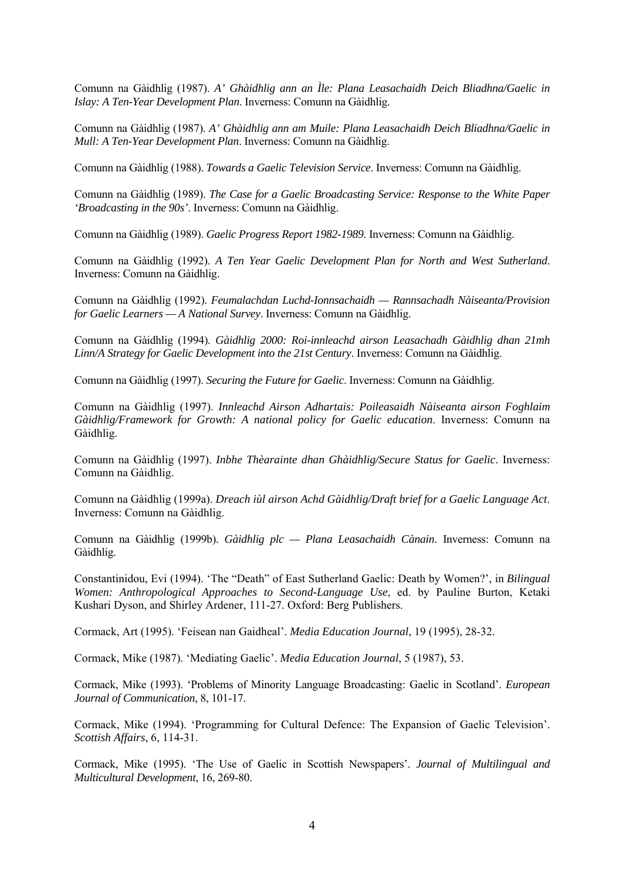Comunn na Gàidhlig (1987). *A' Ghàidhlig ann an Ìle: Plana Leasachaidh Deich Bliadhna/Gaelic in Islay: A Ten-Year Development Plan*. Inverness: Comunn na Gàidhlig.

Comunn na Gàidhlig (1987). *A' Ghàidhlig ann am Muile: Plana Leasachaidh Deich Bliadhna/Gaelic in Mull: A Ten-Year Development Plan*. Inverness: Comunn na Gàidhlig.

Comunn na Gàidhlig (1988). *Towards a Gaelic Television Service*. Inverness: Comunn na Gàidhlig.

Comunn na Gàidhlig (1989). *The Case for a Gaelic Broadcasting Service: Response to the White Paper 'Broadcasting in the 90s'*. Inverness: Comunn na Gàidhlig.

Comunn na Gàidhlig (1989). *Gaelic Progress Report 1982-1989*. Inverness: Comunn na Gàidhlig.

Comunn na Gàidhlig (1992). *A Ten Year Gaelic Development Plan for North and West Sutherland*. Inverness: Comunn na Gàidhlig.

Comunn na Gàidhlig (1992). *Feumalachdan Luchd-Ionnsachaidh — Rannsachadh Nàiseanta/Provision for Gaelic Learners — A National Survey*. Inverness: Comunn na Gàidhlig.

Comunn na Gàidhlig (1994). *Gàidhlig 2000: Roi-innleachd airson Leasachadh Gàidhlig dhan 21mh Linn/A Strategy for Gaelic Development into the 21st Century*. Inverness: Comunn na Gàidhlig.

Comunn na Gàidhlig (1997). *Securing the Future for Gaelic*. Inverness: Comunn na Gàidhlig.

Comunn na Gàidhlig (1997). *Innleachd Airson Adhartais: Poileasaidh Nàiseanta airson Foghlaim Gàidhlig/Framework for Growth: A national policy for Gaelic education*. Inverness: Comunn na Gàidhlig.

Comunn na Gàidhlig (1997). *Inbhe Thèarainte dhan Ghàidhlig/Secure Status for Gaelic*. Inverness: Comunn na Gàidhlig.

Comunn na Gàidhlig (1999a). *Dreach iùl airson Achd Gàidhlig/Draft brief for a Gaelic Language Act*. Inverness: Comunn na Gàidhlig.

Comunn na Gàidhlig (1999b). *Gàidhlig plc — Plana Leasachaidh Cànain*. Inverness: Comunn na Gàidhlig.

Constantinidou, Evi (1994). 'The "Death" of East Sutherland Gaelic: Death by Women?', in *Bilingual Women: Anthropological Approaches to Second-Language Use*, ed. by Pauline Burton, Ketaki Kushari Dyson, and Shirley Ardener, 111-27. Oxford: Berg Publishers.

Cormack, Art (1995). 'Feisean nan Gaidheal'. *Media Education Journal*, 19 (1995), 28-32.

Cormack, Mike (1987). 'Mediating Gaelic'. *Media Education Journal*, 5 (1987), 53.

Cormack, Mike (1993). 'Problems of Minority Language Broadcasting: Gaelic in Scotland'. *European Journal of Communication*, 8, 101-17.

Cormack, Mike (1994). 'Programming for Cultural Defence: The Expansion of Gaelic Television'. *Scottish Affairs*, 6, 114-31.

Cormack, Mike (1995). 'The Use of Gaelic in Scottish Newspapers'. *Journal of Multilingual and Multicultural Development*, 16, 269-80.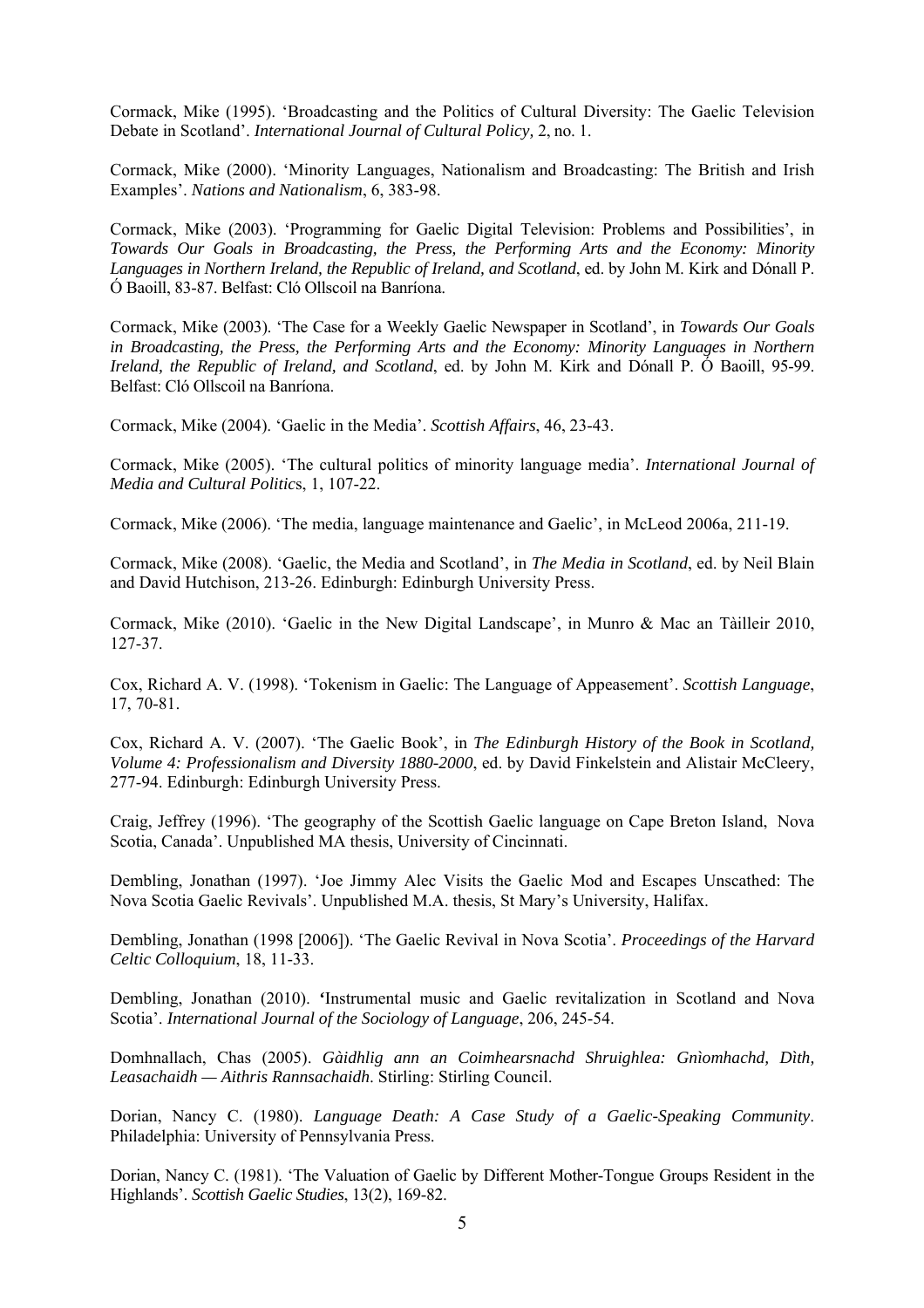Cormack, Mike (1995). ‘Broadcasting and the Politics of Cultural Diversity: The Gaelic Television Debate in Scotland’. *International Journal of Cultural Policy,* 2, no. 1.

Cormack, Mike (2000). ‘Minority Languages, Nationalism and Broadcasting: The British and Irish Examples’. *Nations and Nationalism*, 6, 383-98.

Cormack, Mike (2003). ‘Programming for Gaelic Digital Television: Problems and Possibilities’, in *Towards Our Goals in Broadcasting, the Press, the Performing Arts and the Economy: Minority Languages in Northern Ireland, the Republic of Ireland, and Scotland*, ed. by John M. Kirk and Dónall P. Ó Baoill, 83-87. Belfast: Cló Ollscoil na Banríona.

Cormack, Mike (2003). ‘The Case for a Weekly Gaelic Newspaper in Scotland’, in *Towards Our Goals in Broadcasting, the Press, the Performing Arts and the Economy: Minority Languages in Northern Ireland, the Republic of Ireland, and Scotland*, ed. by John M. Kirk and Dónall P. Ó Baoill, 95-99. Belfast: Cló Ollscoil na Banríona.

Cormack, Mike (2004). ‘Gaelic in the Media’. *Scottish Affairs*, 46, 23-43.

Cormack, Mike (2005). ‘The cultural politics of minority language media’. *International Journal of Media and Cultural Politics*, 1, 107-22.

Cormack, Mike (2006). ‘The media, language maintenance and Gaelic’, in McLeod 2006a, 211-19.

Cormack, Mike (2008). ‘Gaelic, the Media and Scotland’, in *The Media in Scotland*, ed. by Neil Blain and David Hutchison, 213-26. Edinburgh: Edinburgh University Press.

Cormack, Mike (2010). ‘Gaelic in the New Digital Landscape’, in Munro & Mac an Tàilleir 2010, 127-37.

Cox, Richard A. V. (1998). ‘Tokenism in Gaelic: The Language of Appeasement’. *Scottish Language*, 17, 70-81.

Cox, Richard A. V. (2007). ‘The Gaelic Book’, in *The Edinburgh History of the Book in Scotland, Volume 4: Professionalism and Diversity 1880-2000*, ed. by David Finkelstein and Alistair McCleery, 277-94. Edinburgh: Edinburgh University Press.

Craig, Jeffrey (1996). ‘The geography of the Scottish Gaelic language on Cape Breton Island, Nova Scotia, Canada’. Unpublished MA thesis, University of Cincinnati.

Dembling, Jonathan (1997). ‘Joe Jimmy Alec Visits the Gaelic Mod and Escapes Unscathed: The Nova Scotia Gaelic Revivals’. Unpublished M.A. thesis, St Mary’s University, Halifax.

Dembling, Jonathan (1998 [2006]). ‘The Gaelic Revival in Nova Scotia’. *Proceedings of the Harvard Celtic Colloquium*, 18, 11-33.

Dembling, Jonathan (2010). ‘Instrumental music and Gaelic revitalization in Scotland and Nova Scotia’. *International Journal of the Sociology of Language*, 206, 245-54.

Domhnallach, Chas (2005). *Gàidhlig ann an Coimhearsnachd Shruighlea: Gnìomhachd, Dìth, Leasachaidh — Aithris Rannsachaidh*. Stirling: Stirling Council.

Dorian, Nancy C. (1980). *Language Death: A Case Study of a Gaelic-Speaking Community*. Philadelphia: University of Pennsylvania Press.

Dorian, Nancy C. (1981). ‘The Valuation of Gaelic by Different Mother-Tongue Groups Resident in the Highlands’. *Scottish Gaelic Studies*, 13(2), 169-82.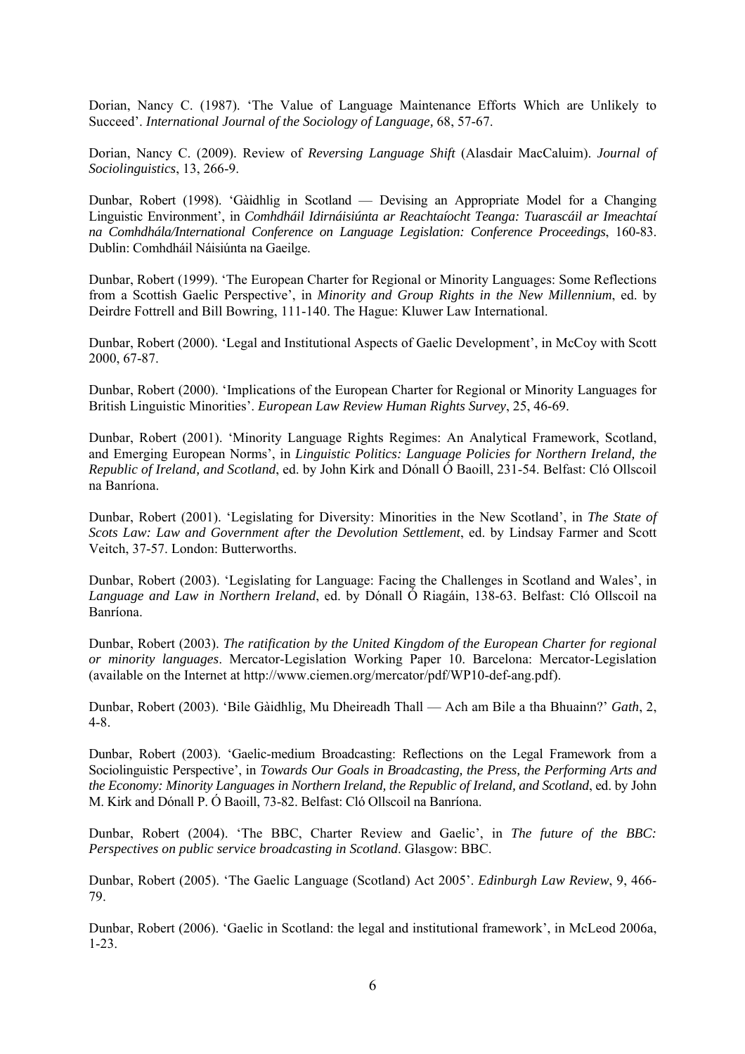Dorian, Nancy C. (1987). 'The Value of Language Maintenance Efforts Which are Unlikely to Succeed'. *International Journal of the Sociology of Language,* 68, 57-67.

Dorian, Nancy C. (2009). Review of *Reversing Language Shift* (Alasdair MacCaluim). *Journal of Sociolinguistics*, 13, 266-9.

Dunbar, Robert (1998). 'Gàidhlig in Scotland — Devising an Appropriate Model for a Changing Linguistic Environment', in *Comhdháil Idirnáisiúnta ar Reachtaíocht Teanga: Tuarascáil ar Imeachtaí na Comhdhála/International Conference on Language Legislation: Conference Proceedings*, 160-83. Dublin: Comhdháil Náisiúnta na Gaeilge.

Dunbar, Robert (1999). 'The European Charter for Regional or Minority Languages: Some Reflections from a Scottish Gaelic Perspective', in *Minority and Group Rights in the New Millennium*, ed. by Deirdre Fottrell and Bill Bowring, 111-140. The Hague: Kluwer Law International.

Dunbar, Robert (2000). 'Legal and Institutional Aspects of Gaelic Development', in McCoy with Scott 2000, 67-87.

Dunbar, Robert (2000). 'Implications of the European Charter for Regional or Minority Languages for British Linguistic Minorities'. *European Law Review Human Rights Survey*, 25, 46-69.

Dunbar, Robert (2001). 'Minority Language Rights Regimes: An Analytical Framework, Scotland, and Emerging European Norms', in *Linguistic Politics: Language Policies for Northern Ireland, the Republic of Ireland, and Scotland*, ed. by John Kirk and Dónall Ó Baoill, 231-54. Belfast: Cló Ollscoil na Banríona.

Dunbar, Robert (2001). 'Legislating for Diversity: Minorities in the New Scotland', in *The State of Scots Law: Law and Government after the Devolution Settlement*, ed. by Lindsay Farmer and Scott Veitch, 37-57. London: Butterworths.

Dunbar, Robert (2003). 'Legislating for Language: Facing the Challenges in Scotland and Wales', in *Language and Law in Northern Ireland*, ed. by Dónall Ó Riagáin, 138-63. Belfast: Cló Ollscoil na Banríona.

Dunbar, Robert (2003). *The ratification by the United Kingdom of the European Charter for regional or minority languages*. Mercator-Legislation Working Paper 10. Barcelona: Mercator-Legislation (available on the Internet at http://www.ciemen.org/mercator/pdf/WP10-def-ang.pdf).

Dunbar, Robert (2003). 'Bile Gàidhlig, Mu Dheireadh Thall — Ach am Bile a tha Bhuainn?' *Gath*, 2, 4-8.

Dunbar, Robert (2003). 'Gaelic-medium Broadcasting: Reflections on the Legal Framework from a Sociolinguistic Perspective', in *Towards Our Goals in Broadcasting, the Press, the Performing Arts and the Economy: Minority Languages in Northern Ireland, the Republic of Ireland, and Scotland*, ed. by John M. Kirk and Dónall P. Ó Baoill, 73-82. Belfast: Cló Ollscoil na Banríona.

Dunbar, Robert (2004). 'The BBC, Charter Review and Gaelic', in *The future of the BBC: Perspectives on public service broadcasting in Scotland*. Glasgow: BBC.

Dunbar, Robert (2005). 'The Gaelic Language (Scotland) Act 2005'. *Edinburgh Law Review*, 9, 466-79.

Dunbar, Robert (2006). 'Gaelic in Scotland: the legal and institutional framework', in McLeod 2006a, 1-23.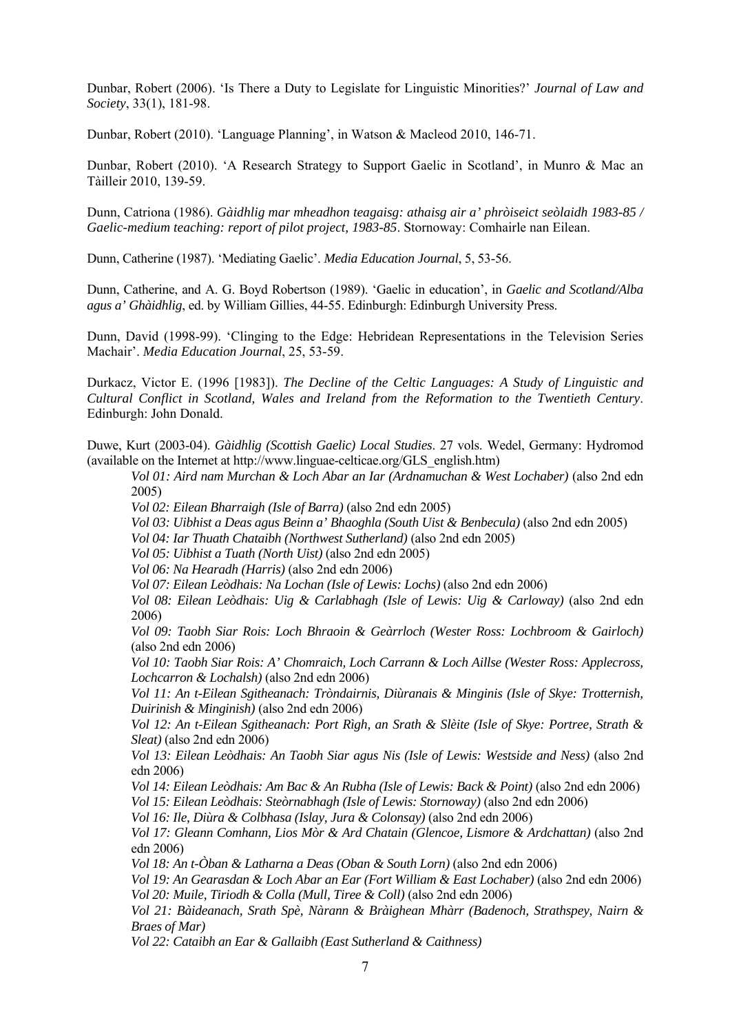Dunbar, Robert (2006). 'Is There a Duty to Legislate for Linguistic Minorities?' *Journal of Law and Society*, 33(1), 181-98.

Dunbar, Robert (2010). 'Language Planning', in Watson & Macleod 2010, 146-71.

Dunbar, Robert (2010). 'A Research Strategy to Support Gaelic in Scotland', in Munro & Mac an Tàilleir 2010, 139-59.

Dunn, Catriona (1986). *Gàidhlig mar mheadhon teagaisg: athaisg air a' phròiseict seòlaidh 1983-85 / Gaelic-medium teaching: report of pilot project, 1983-85*. Stornoway: Comhairle nan Eilean.

Dunn, Catherine (1987). 'Mediating Gaelic'. *Media Education Journal*, 5, 53-56.

Dunn, Catherine, and A. G. Boyd Robertson (1989). 'Gaelic in education', in *Gaelic and Scotland/Alba agus a' Ghàidhlig*, ed. by William Gillies, 44-55. Edinburgh: Edinburgh University Press.

Dunn, David (1998-99). 'Clinging to the Edge: Hebridean Representations in the Television Series Machair'. *Media Education Journal*, 25, 53-59.

Durkacz, Victor E. (1996 [1983]). *The Decline of the Celtic Languages: A Study of Linguistic and Cultural Conflict in Scotland, Wales and Ireland from the Reformation to the Twentieth Century*. Edinburgh: John Donald.

Duwe, Kurt (2003-04). *Gàidhlig (Scottish Gaelic) Local Studies*. 27 vols. Wedel, Germany: Hydromod (available on the Internet at http://www.linguae-celticae.org/GLS_english.htm)

*Vol 01: Aird nam Murchan & Loch Abar an Iar (Ardnamuchan & West Lochaber)* (also 2nd edn 2005)
*Vol 02: Eilean Bharraigh (Isle of Barra)* (also 2nd edn 2005)
*Vol 03: Uibhist a Deas agus Beinn a' Bhaoghla (South Uist & Benbecula)* (also 2nd edn 2005)
*Vol 04: Iar Thuath Chataibh (Northwest Sutherland)* (also 2nd edn 2005)
*Vol 05: Uibhist a Tuath (North Uist)* (also 2nd edn 2005)
*Vol 06: Na Hearadh (Harris)* (also 2nd edn 2006)
*Vol 07: Eilean Leòdhais: Na Lochan (Isle of Lewis: Lochs)* (also 2nd edn 2006)
*Vol 08: Eilean Leòdhais: Uig & Carlabhagh (Isle of Lewis: Uig & Carloway)* (also 2nd edn 2006)
*Vol 09: Taobh Siar Rois: Loch Bhraoin & Geàrrloch (Wester Ross: Lochbroom & Gairloch)* (also 2nd edn 2006)
*Vol 10: Taobh Siar Rois: A' Chomraich, Loch Carrann & Loch Aillse (Wester Ross: Applecross, Lochcarron & Lochalsh)* (also 2nd edn 2006)
*Vol 11: An t-Eilean Sgitheanach: Tròndairnis, Diùranais & Minginis (Isle of Skye: Trotternish, Duirinish & Minginish)* (also 2nd edn 2006)
*Vol 12: An t-Eilean Sgitheanach: Port Rìgh, an Srath & Slèite (Isle of Skye: Portree, Strath & Sleat)* (also 2nd edn 2006)
*Vol 13: Eilean Leòdhais: An Taobh Siar agus Nis (Isle of Lewis: Westside and Ness)* (also 2nd edn 2006)
*Vol 14: Eilean Leòdhais: Am Bac & An Rubha (Isle of Lewis: Back & Point)* (also 2nd edn 2006)
*Vol 15: Eilean Leòdhais: Steòrnabhagh (Isle of Lewis: Stornoway)* (also 2nd edn 2006)
*Vol 16: Ile, Diùra & Colbhasa (Islay, Jura & Colonsay)* (also 2nd edn 2006)
*Vol 17: Gleann Comhann, Lios Mòr & Ard Chatain (Glencoe, Lismore & Ardchattan)* (also 2nd edn 2006)
*Vol 18: An t-Òban & Latharna a Deas (Oban & South Lorn)* (also 2nd edn 2006)
*Vol 19: An Gearasdan & Loch Abar an Ear (Fort William & East Lochaber)* (also 2nd edn 2006)
*Vol 20: Muile, Tiriodh & Colla (Mull, Tiree & Coll)* (also 2nd edn 2006)
*Vol 21: Bàideanach, Srath Spè, Nàrann & Bràighean Mhàrr (Badenoch, Strathspey, Nairn & Braes of Mar)*
*Vol 22: Cataibh an Ear & Gallaibh (East Sutherland & Caithness)*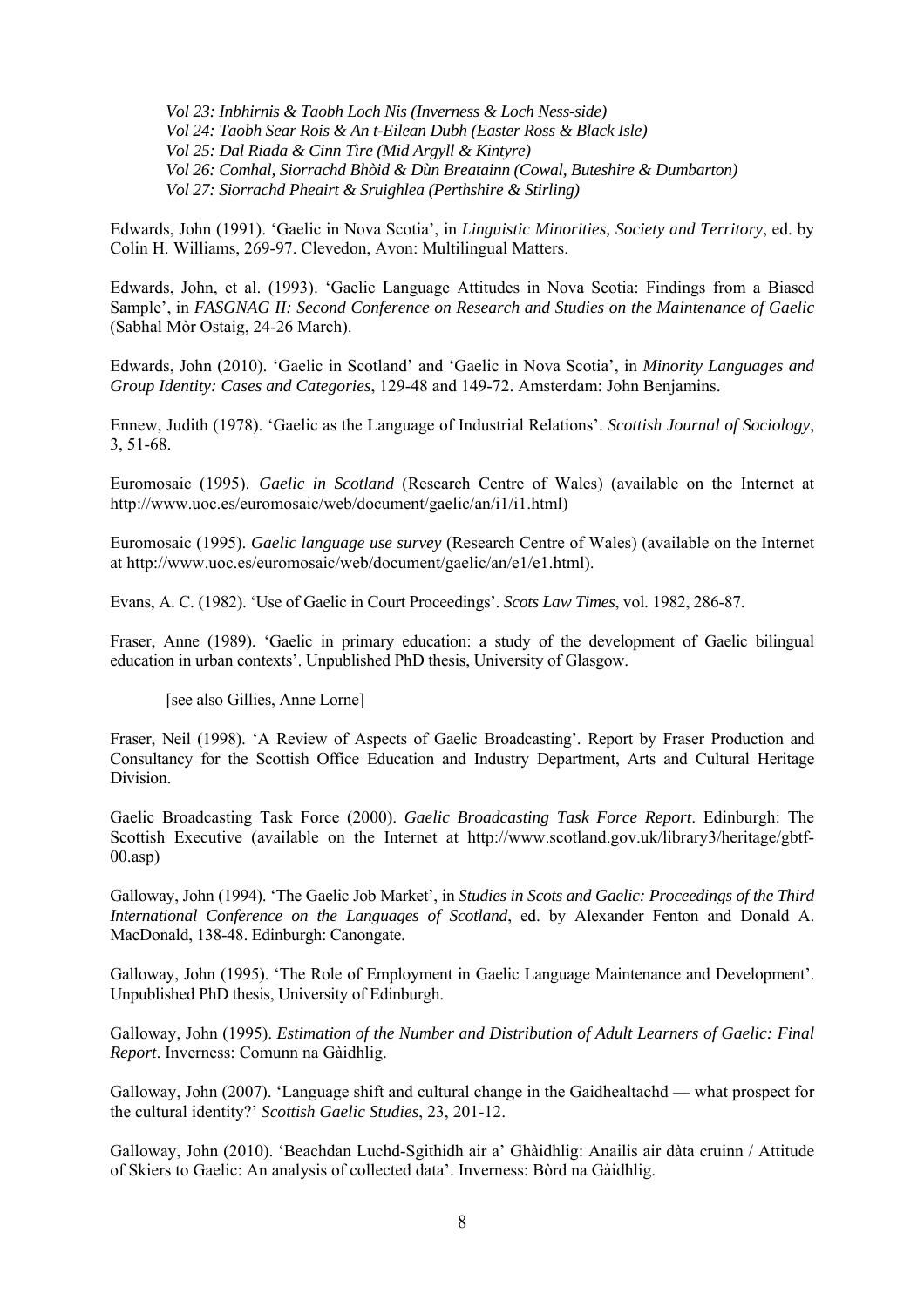*Vol 23: Inbhirnis & Taobh Loch Nis (Inverness & Loch Ness-side)*
*Vol 24: Taobh Sear Rois & An t-Eilean Dubh (Easter Ross & Black Isle)*
*Vol 25: Dal Riada & Cinn Tìre (Mid Argyll & Kintyre)*
*Vol 26: Comhal, Siorrachd Bhòid & Dùn Breatainn (Cowal, Buteshire & Dumbarton)*
*Vol 27: Siorrachd Pheairt & Sruighlea (Perthshire & Stirling)*

Edwards, John (1991). 'Gaelic in Nova Scotia', in *Linguistic Minorities, Society and Territory*, ed. by Colin H. Williams, 269-97. Clevedon, Avon: Multilingual Matters.

Edwards, John, et al. (1993). 'Gaelic Language Attitudes in Nova Scotia: Findings from a Biased Sample', in *FASGNAG II: Second Conference on Research and Studies on the Maintenance of Gaelic* (Sabhal Mòr Ostaig, 24-26 March).

Edwards, John (2010). 'Gaelic in Scotland' and 'Gaelic in Nova Scotia', in *Minority Languages and Group Identity: Cases and Categories*, 129-48 and 149-72. Amsterdam: John Benjamins.

Ennew, Judith (1978). 'Gaelic as the Language of Industrial Relations'. *Scottish Journal of Sociology*, 3, 51-68.

Euromosaic (1995). *Gaelic in Scotland* (Research Centre of Wales) (available on the Internet at http://www.uoc.es/euromosaic/web/document/gaelic/an/i1/i1.html)

Euromosaic (1995). *Gaelic language use survey* (Research Centre of Wales) (available on the Internet at http://www.uoc.es/euromosaic/web/document/gaelic/an/e1/e1.html).

Evans, A. C. (1982). 'Use of Gaelic in Court Proceedings'. *Scots Law Times*, vol. 1982, 286-87.

Fraser, Anne (1989). 'Gaelic in primary education: a study of the development of Gaelic bilingual education in urban contexts'. Unpublished PhD thesis, University of Glasgow.

[see also Gillies, Anne Lorne]

Fraser, Neil (1998). 'A Review of Aspects of Gaelic Broadcasting'. Report by Fraser Production and Consultancy for the Scottish Office Education and Industry Department, Arts and Cultural Heritage Division.

Gaelic Broadcasting Task Force (2000). *Gaelic Broadcasting Task Force Report*. Edinburgh: The Scottish Executive (available on the Internet at http://www.scotland.gov.uk/library3/heritage/gbtf-00.asp)

Galloway, John (1994). 'The Gaelic Job Market', in *Studies in Scots and Gaelic: Proceedings of the Third International Conference on the Languages of Scotland*, ed. by Alexander Fenton and Donald A. MacDonald, 138-48. Edinburgh: Canongate.

Galloway, John (1995). 'The Role of Employment in Gaelic Language Maintenance and Development'. Unpublished PhD thesis, University of Edinburgh.

Galloway, John (1995). *Estimation of the Number and Distribution of Adult Learners of Gaelic: Final Report*. Inverness: Comunn na Gàidhlig.

Galloway, John (2007). 'Language shift and cultural change in the Gaidhealtachd — what prospect for the cultural identity?' *Scottish Gaelic Studies*, 23, 201-12.

Galloway, John (2010). 'Beachdan Luchd-Sgithidh air a' Ghàidhlig: Anailis air dàta cruinn / Attitude of Skiers to Gaelic: An analysis of collected data'. Inverness: Bòrd na Gàidhlig.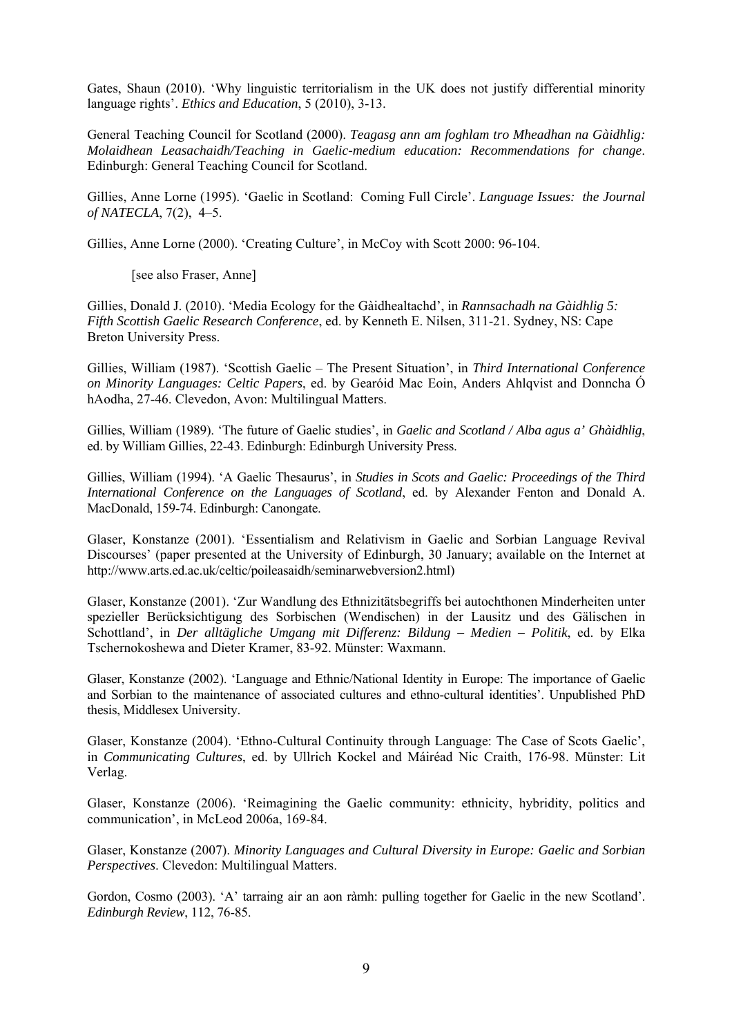Gates, Shaun (2010). 'Why linguistic territorialism in the UK does not justify differential minority language rights'. *Ethics and Education*, 5 (2010), 3-13.

General Teaching Council for Scotland (2000). *Teagasg ann am foghlam tro Mheadhan na Gàidhlig: Molaidhean Leasachaidh/Teaching in Gaelic-medium education: Recommendations for change*. Edinburgh: General Teaching Council for Scotland.

Gillies, Anne Lorne (1995). 'Gaelic in Scotland: Coming Full Circle'. *Language Issues: the Journal of NATECLA*, 7(2), 4–5.

Gillies, Anne Lorne (2000). 'Creating Culture', in McCoy with Scott 2000: 96-104.

[see also Fraser, Anne]

Gillies, Donald J. (2010). 'Media Ecology for the Gàidhealtachd', in *Rannsachadh na Gàidhlig 5: Fifth Scottish Gaelic Research Conference*, ed. by Kenneth E. Nilsen, 311-21. Sydney, NS: Cape Breton University Press.

Gillies, William (1987). 'Scottish Gaelic – The Present Situation', in *Third International Conference on Minority Languages: Celtic Papers*, ed. by Gearóid Mac Eoin, Anders Ahlqvist and Donncha Ó hAodha, 27-46. Clevedon, Avon: Multilingual Matters.

Gillies, William (1989). 'The future of Gaelic studies', in *Gaelic and Scotland / Alba agus a' Ghàidhlig*, ed. by William Gillies, 22-43. Edinburgh: Edinburgh University Press.

Gillies, William (1994). 'A Gaelic Thesaurus', in *Studies in Scots and Gaelic: Proceedings of the Third International Conference on the Languages of Scotland*, ed. by Alexander Fenton and Donald A. MacDonald, 159-74. Edinburgh: Canongate.

Glaser, Konstanze (2001). 'Essentialism and Relativism in Gaelic and Sorbian Language Revival Discourses' (paper presented at the University of Edinburgh, 30 January; available on the Internet at http://www.arts.ed.ac.uk/celtic/poileasaidh/seminarwebversion2.html)

Glaser, Konstanze (2001). 'Zur Wandlung des Ethnizitätsbegriffs bei autochthonen Minderheiten unter spezieller Berücksichtigung des Sorbischen (Wendischen) in der Lausitz und des Gälischen in Schottland', in *Der alltägliche Umgang mit Differenz: Bildung – Medien – Politik*, ed. by Elka Tschernokoshewa and Dieter Kramer, 83-92. Münster: Waxmann.

Glaser, Konstanze (2002). 'Language and Ethnic/National Identity in Europe: The importance of Gaelic and Sorbian to the maintenance of associated cultures and ethno-cultural identities'. Unpublished PhD thesis, Middlesex University.

Glaser, Konstanze (2004). 'Ethno-Cultural Continuity through Language: The Case of Scots Gaelic', in *Communicating Cultures*, ed. by Ullrich Kockel and Máiréad Nic Craith, 176-98. Münster: Lit Verlag.

Glaser, Konstanze (2006). 'Reimagining the Gaelic community: ethnicity, hybridity, politics and communication', in McLeod 2006a, 169-84.

Glaser, Konstanze (2007). *Minority Languages and Cultural Diversity in Europe: Gaelic and Sorbian Perspectives*. Clevedon: Multilingual Matters.

Gordon, Cosmo (2003). 'A' tarraing air an aon ràmh: pulling together for Gaelic in the new Scotland'. *Edinburgh Review*, 112, 76-85.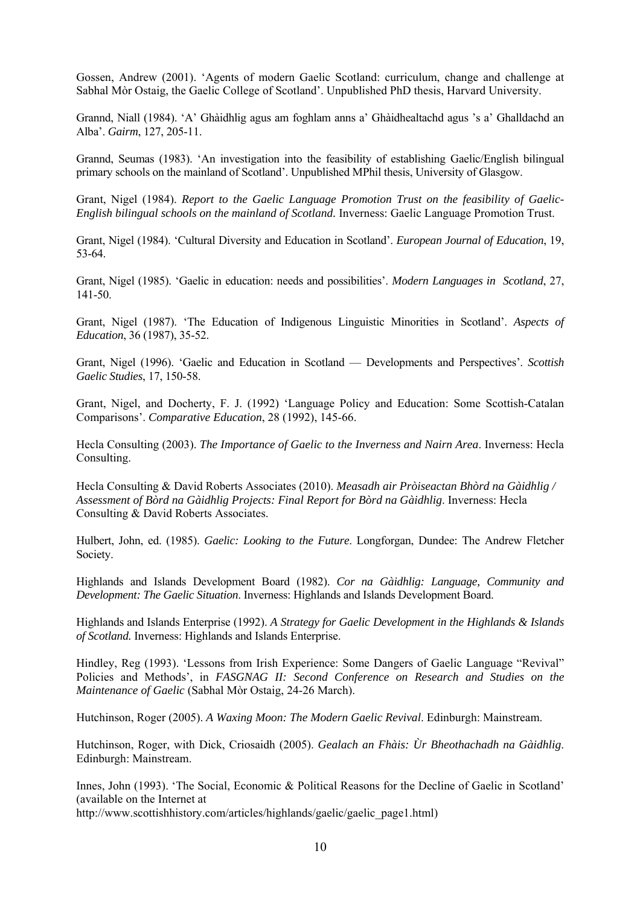Gossen, Andrew (2001). 'Agents of modern Gaelic Scotland: curriculum, change and challenge at Sabhal Mòr Ostaig, the Gaelic College of Scotland'. Unpublished PhD thesis, Harvard University.

Grannd, Niall (1984). 'A' Ghàidhlig agus am foghlam anns a' Ghàidhealtachd agus 's a' Ghalldachd an Alba'. *Gairm*, 127, 205-11.

Grannd, Seumas (1983). 'An investigation into the feasibility of establishing Gaelic/English bilingual primary schools on the mainland of Scotland'. Unpublished MPhil thesis, University of Glasgow.

Grant, Nigel (1984). *Report to the Gaelic Language Promotion Trust on the feasibility of Gaelic-English bilingual schools on the mainland of Scotland.* Inverness: Gaelic Language Promotion Trust.

Grant, Nigel (1984). 'Cultural Diversity and Education in Scotland'. *European Journal of Education*, 19, 53-64.

Grant, Nigel (1985). 'Gaelic in education: needs and possibilities'. *Modern Languages in Scotland*, 27, 141-50.

Grant, Nigel (1987). 'The Education of Indigenous Linguistic Minorities in Scotland'. *Aspects of Education*, 36 (1987), 35-52.

Grant, Nigel (1996). 'Gaelic and Education in Scotland — Developments and Perspectives'. *Scottish Gaelic Studies*, 17, 150-58.

Grant, Nigel, and Docherty, F. J. (1992) 'Language Policy and Education: Some Scottish-Catalan Comparisons'. *Comparative Education*, 28 (1992), 145-66.

Hecla Consulting (2003). *The Importance of Gaelic to the Inverness and Nairn Area*. Inverness: Hecla Consulting.

Hecla Consulting & David Roberts Associates (2010). *Measadh air Pròiseactan Bhòrd na Gàidhlig / Assessment of Bòrd na Gàidhlig Projects: Final Report for Bòrd na Gàidhlig*. Inverness: Hecla Consulting & David Roberts Associates.

Hulbert, John, ed. (1985). *Gaelic: Looking to the Future*. Longforgan, Dundee: The Andrew Fletcher Society.

Highlands and Islands Development Board (1982). *Cor na Gàidhlig: Language, Community and Development: The Gaelic Situation*. Inverness: Highlands and Islands Development Board.

Highlands and Islands Enterprise (1992). *A Strategy for Gaelic Development in the Highlands & Islands of Scotland.* Inverness: Highlands and Islands Enterprise.

Hindley, Reg (1993). 'Lessons from Irish Experience: Some Dangers of Gaelic Language "Revival" Policies and Methods', in *FASGNAG II: Second Conference on Research and Studies on the Maintenance of Gaelic* (Sabhal Mòr Ostaig, 24-26 March).

Hutchinson, Roger (2005). *A Waxing Moon: The Modern Gaelic Revival*. Edinburgh: Mainstream.

Hutchinson, Roger, with Dick, Criosaidh (2005). *Gealach an Fhàis: Ùr Bheothachadh na Gàidhlig*. Edinburgh: Mainstream.

Innes, John (1993). 'The Social, Economic & Political Reasons for the Decline of Gaelic in Scotland' (available on the Internet at http://www.scottishhistory.com/articles/highlands/gaelic/gaelic_page1.html)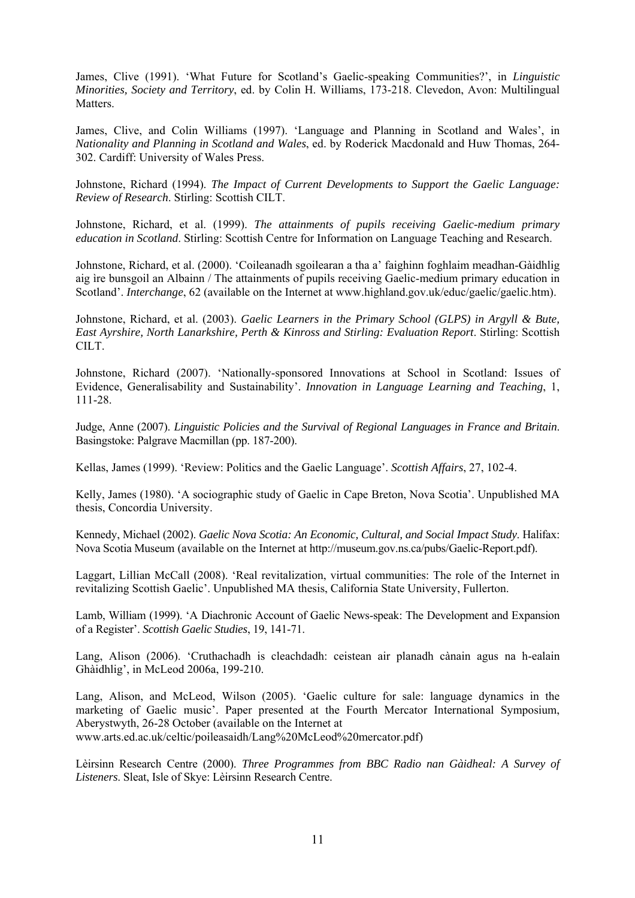James, Clive (1991). 'What Future for Scotland's Gaelic-speaking Communities?', in *Linguistic Minorities, Society and Territory*, ed. by Colin H. Williams, 173-218. Clevedon, Avon: Multilingual Matters.

James, Clive, and Colin Williams (1997). 'Language and Planning in Scotland and Wales', in *Nationality and Planning in Scotland and Wales*, ed. by Roderick Macdonald and Huw Thomas, 264-302. Cardiff: University of Wales Press.

Johnstone, Richard (1994). *The Impact of Current Developments to Support the Gaelic Language: Review of Research*. Stirling: Scottish CILT.

Johnstone, Richard, et al. (1999). *The attainments of pupils receiving Gaelic-medium primary education in Scotland*. Stirling: Scottish Centre for Information on Language Teaching and Research.

Johnstone, Richard, et al. (2000). 'Coileanadh sgoilearan a tha a' faighinn foghlaim meadhan-Gàidhlig aig ìre bunsgoil an Albainn / The attainments of pupils receiving Gaelic-medium primary education in Scotland'. *Interchange*, 62 (available on the Internet at www.highland.gov.uk/educ/gaelic/gaelic.htm).

Johnstone, Richard, et al. (2003). *Gaelic Learners in the Primary School (GLPS) in Argyll & Bute, East Ayrshire, North Lanarkshire, Perth & Kinross and Stirling: Evaluation Report*. Stirling: Scottish CILT.

Johnstone, Richard (2007). 'Nationally-sponsored Innovations at School in Scotland: Issues of Evidence, Generalisability and Sustainability'. *Innovation in Language Learning and Teaching*, 1, 111-28.

Judge, Anne (2007). *Linguistic Policies and the Survival of Regional Languages in France and Britain*. Basingstoke: Palgrave Macmillan (pp. 187-200).

Kellas, James (1999). 'Review: Politics and the Gaelic Language'. *Scottish Affairs*, 27, 102-4.

Kelly, James (1980). 'A sociographic study of Gaelic in Cape Breton, Nova Scotia'. Unpublished MA thesis, Concordia University.

Kennedy, Michael (2002). *Gaelic Nova Scotia: An Economic, Cultural, and Social Impact Study*. Halifax: Nova Scotia Museum (available on the Internet at http://museum.gov.ns.ca/pubs/Gaelic-Report.pdf).

Laggart, Lillian McCall (2008). 'Real revitalization, virtual communities: The role of the Internet in revitalizing Scottish Gaelic'. Unpublished MA thesis, California State University, Fullerton.

Lamb, William (1999). 'A Diachronic Account of Gaelic News-speak: The Development and Expansion of a Register'. *Scottish Gaelic Studies*, 19, 141-71.

Lang, Alison (2006). 'Cruthachadh is cleachdadh: ceistean air planadh cànain agus na h-ealain Ghàidhlig', in McLeod 2006a, 199-210.

Lang, Alison, and McLeod, Wilson (2005). 'Gaelic culture for sale: language dynamics in the marketing of Gaelic music'. Paper presented at the Fourth Mercator International Symposium, Aberystwyth, 26-28 October (available on the Internet at www.arts.ed.ac.uk/celtic/poileasaidh/Lang%20McLeod%20mercator.pdf)

Lèirsinn Research Centre (2000). *Three Programmes from BBC Radio nan Gàidheal: A Survey of Listeners*. Sleat, Isle of Skye: Lèirsinn Research Centre.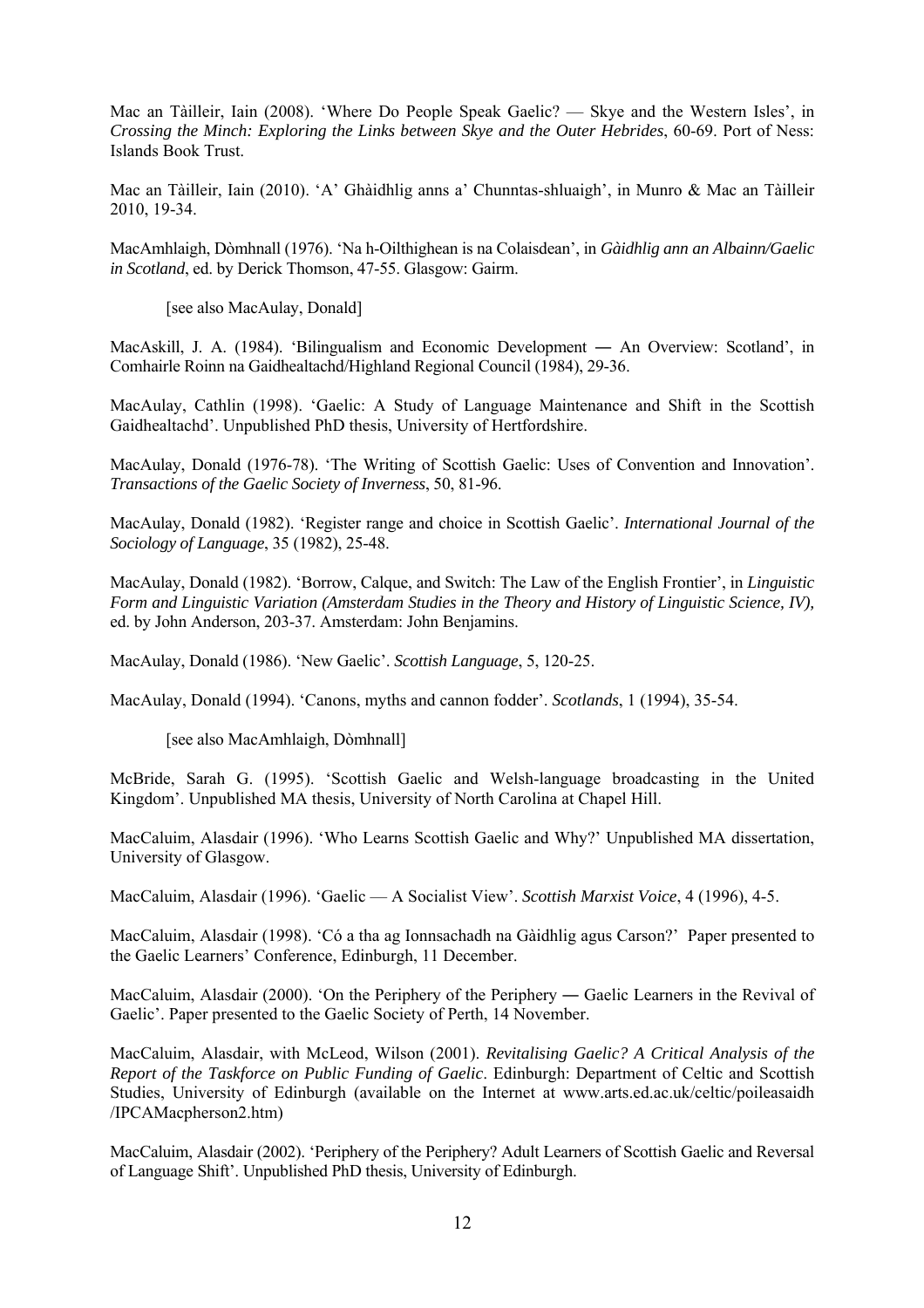Mac an Tàilleir, Iain (2008). 'Where Do People Speak Gaelic? — Skye and the Western Isles', in *Crossing the Minch: Exploring the Links between Skye and the Outer Hebrides*, 60-69. Port of Ness: Islands Book Trust.

Mac an Tàilleir, Iain (2010). 'A' Ghàidhlig anns a' Chunntas-shluaigh', in Munro & Mac an Tàilleir 2010, 19-34.

MacAmhlaigh, Dòmhnall (1976). 'Na h-Oilthighean is na Colaisdean', in *Gàidhlig ann an Albainn/Gaelic in Scotland*, ed. by Derick Thomson, 47-55. Glasgow: Gairm.

[see also MacAulay, Donald]

MacAskill, J. A. (1984). 'Bilingualism and Economic Development — An Overview: Scotland', in Comhairle Roinn na Gaidhealtachd/Highland Regional Council (1984), 29-36.

MacAulay, Cathlin (1998). 'Gaelic: A Study of Language Maintenance and Shift in the Scottish Gaidhealtachd'. Unpublished PhD thesis, University of Hertfordshire.

MacAulay, Donald (1976-78). 'The Writing of Scottish Gaelic: Uses of Convention and Innovation'. *Transactions of the Gaelic Society of Inverness*, 50, 81-96.

MacAulay, Donald (1982). 'Register range and choice in Scottish Gaelic'. *International Journal of the Sociology of Language*, 35 (1982), 25-48.

MacAulay, Donald (1982). 'Borrow, Calque, and Switch: The Law of the English Frontier', in *Linguistic Form and Linguistic Variation (Amsterdam Studies in the Theory and History of Linguistic Science, IV),* ed. by John Anderson, 203-37. Amsterdam: John Benjamins.

MacAulay, Donald (1986). 'New Gaelic'. *Scottish Language*, 5, 120-25.

MacAulay, Donald (1994). 'Canons, myths and cannon fodder'. *Scotlands*, 1 (1994), 35-54.

[see also MacAmhlaigh, Dòmhnall]

McBride, Sarah G. (1995). 'Scottish Gaelic and Welsh-language broadcasting in the United Kingdom'. Unpublished MA thesis, University of North Carolina at Chapel Hill.

MacCaluim, Alasdair (1996). 'Who Learns Scottish Gaelic and Why?' Unpublished MA dissertation, University of Glasgow.

MacCaluim, Alasdair (1996). 'Gaelic — A Socialist View'. *Scottish Marxist Voice*, 4 (1996), 4-5.

MacCaluim, Alasdair (1998). 'Có a tha ag Ionnsachadh na Gàidhlig agus Carson?' Paper presented to the Gaelic Learners' Conference, Edinburgh, 11 December.

MacCaluim, Alasdair (2000). 'On the Periphery of the Periphery — Gaelic Learners in the Revival of Gaelic'. Paper presented to the Gaelic Society of Perth, 14 November.

MacCaluim, Alasdair, with McLeod, Wilson (2001). *Revitalising Gaelic? A Critical Analysis of the Report of the Taskforce on Public Funding of Gaelic*. Edinburgh: Department of Celtic and Scottish Studies, University of Edinburgh (available on the Internet at www.arts.ed.ac.uk/celtic/poileasaidh /IPCAMacpherson2.htm)

MacCaluim, Alasdair (2002). 'Periphery of the Periphery? Adult Learners of Scottish Gaelic and Reversal of Language Shift'. Unpublished PhD thesis, University of Edinburgh.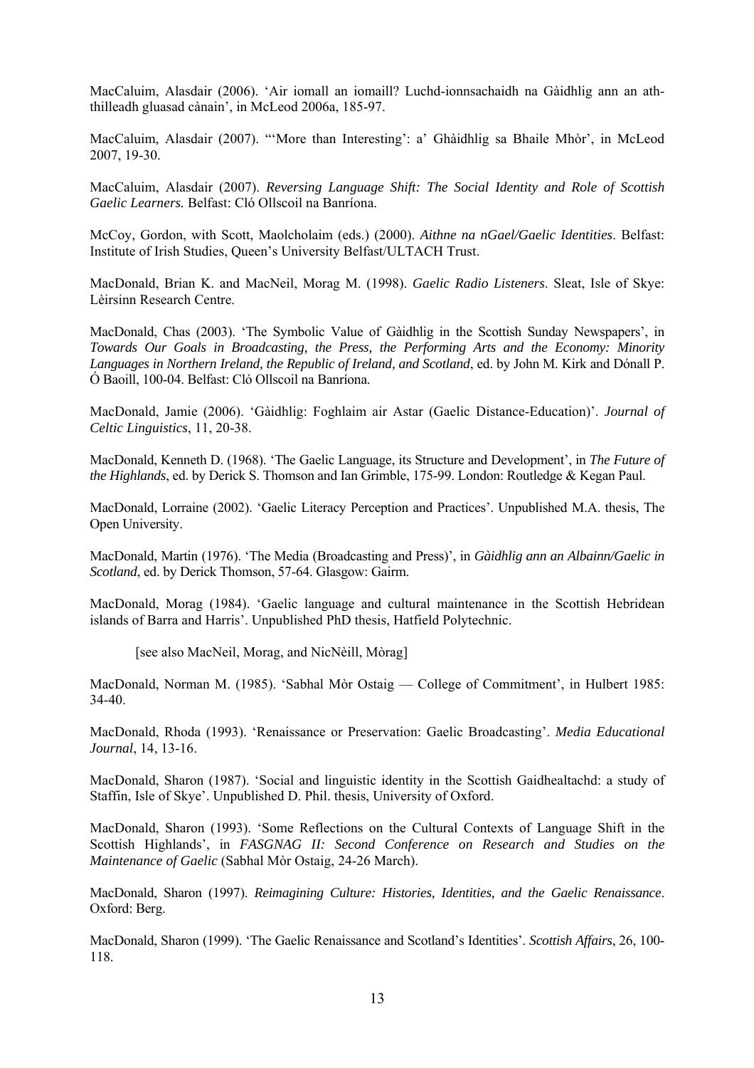MacCaluim, Alasdair (2006). 'Air iomall an iomaill? Luchd-ionnsachaidh na Gàidhlig ann an ath-thilleadh gluasad cànain', in McLeod 2006a, 185-97.

MacCaluim, Alasdair (2007). "'More than Interesting': a' Ghàidhlig sa Bhaile Mhòr', in McLeod 2007, 19-30.

MacCaluim, Alasdair (2007). *Reversing Language Shift: The Social Identity and Role of Scottish Gaelic Learners.* Belfast: Cló Ollscoil na Banríona.

McCoy, Gordon, with Scott, Maolcholaim (eds.) (2000). *Aithne na nGael/Gaelic Identities*. Belfast: Institute of Irish Studies, Queen's University Belfast/ULTACH Trust.

MacDonald, Brian K. and MacNeil, Morag M. (1998). *Gaelic Radio Listeners*. Sleat, Isle of Skye: Lèirsinn Research Centre.

MacDonald, Chas (2003). 'The Symbolic Value of Gàidhlig in the Scottish Sunday Newspapers', in *Towards Our Goals in Broadcasting, the Press, the Performing Arts and the Economy: Minority Languages in Northern Ireland, the Republic of Ireland, and Scotland*, ed. by John M. Kirk and Dónall P. Ó Baoill, 100-04. Belfast: Cló Ollscoil na Banríona.

MacDonald, Jamie (2006). 'Gàidhlig: Foghlaim air Astar (Gaelic Distance-Education)'. *Journal of Celtic Linguistics*, 11, 20-38.

MacDonald, Kenneth D. (1968). 'The Gaelic Language, its Structure and Development', in *The Future of the Highlands*, ed. by Derick S. Thomson and Ian Grimble, 175-99. London: Routledge & Kegan Paul.

MacDonald, Lorraine (2002). 'Gaelic Literacy Perception and Practices'. Unpublished M.A. thesis, The Open University.

MacDonald, Martin (1976). 'The Media (Broadcasting and Press)', in *Gàidhlig ann an Albainn/Gaelic in Scotland*, ed. by Derick Thomson, 57-64. Glasgow: Gairm.

MacDonald, Morag (1984). 'Gaelic language and cultural maintenance in the Scottish Hebridean islands of Barra and Harris'. Unpublished PhD thesis, Hatfield Polytechnic.

[see also MacNeil, Morag, and NicNèill, Mòrag]

MacDonald, Norman M. (1985). 'Sabhal Mòr Ostaig — College of Commitment', in Hulbert 1985: 34-40.

MacDonald, Rhoda (1993). 'Renaissance or Preservation: Gaelic Broadcasting'. *Media Educational Journal*, 14, 13-16.

MacDonald, Sharon (1987). 'Social and linguistic identity in the Scottish Gaidhealtachd: a study of Staffin, Isle of Skye'. Unpublished D. Phil. thesis, University of Oxford.

MacDonald, Sharon (1993). 'Some Reflections on the Cultural Contexts of Language Shift in the Scottish Highlands', in *FASGNAG II: Second Conference on Research and Studies on the Maintenance of Gaelic* (Sabhal Mòr Ostaig, 24-26 March).

MacDonald, Sharon (1997). *Reimagining Culture: Histories, Identities, and the Gaelic Renaissance*. Oxford: Berg.

MacDonald, Sharon (1999). 'The Gaelic Renaissance and Scotland's Identities'. *Scottish Affairs*, 26, 100-118.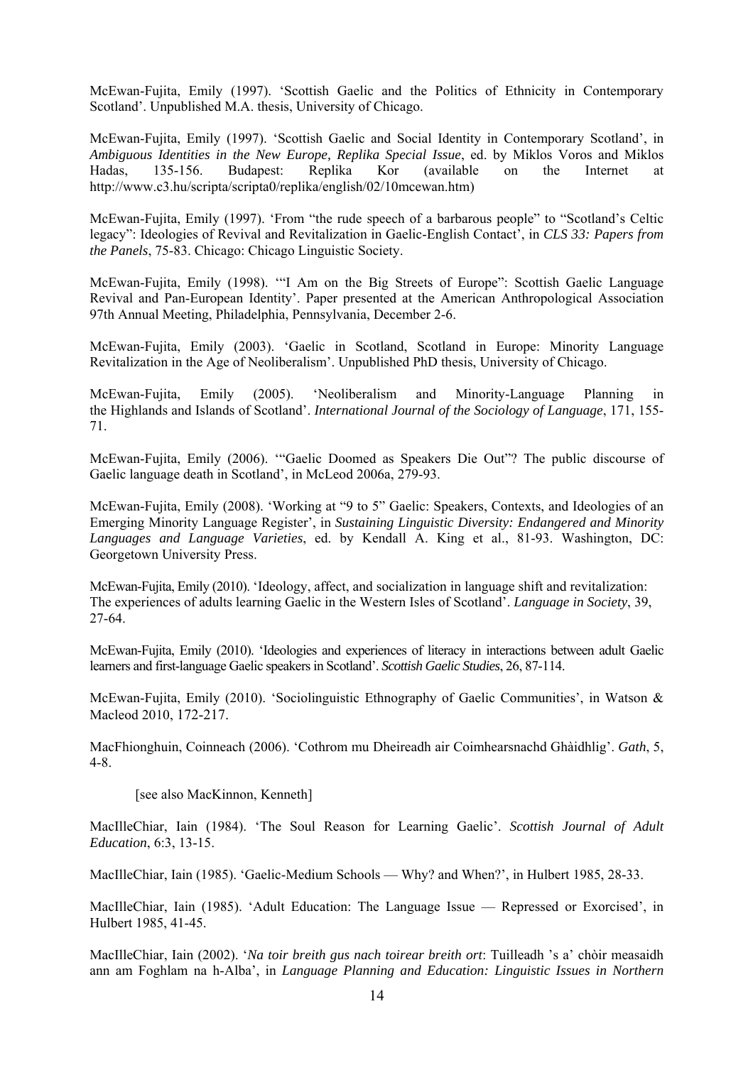McEwan-Fujita, Emily (1997). 'Scottish Gaelic and the Politics of Ethnicity in Contemporary Scotland'. Unpublished M.A. thesis, University of Chicago.

McEwan-Fujita, Emily (1997). 'Scottish Gaelic and Social Identity in Contemporary Scotland', in *Ambiguous Identities in the New Europe, Replika Special Issue*, ed. by Miklos Voros and Miklos Hadas, 135-156. Budapest: Replika Kor (available on the Internet at http://www.c3.hu/scripta/scripta0/replika/english/02/10mcewan.htm)

McEwan-Fujita, Emily (1997). 'From "the rude speech of a barbarous people" to "Scotland's Celtic legacy": Ideologies of Revival and Revitalization in Gaelic-English Contact', in *CLS 33: Papers from the Panels*, 75-83. Chicago: Chicago Linguistic Society.

McEwan-Fujita, Emily (1998). '"I Am on the Big Streets of Europe": Scottish Gaelic Language Revival and Pan-European Identity'. Paper presented at the American Anthropological Association 97th Annual Meeting, Philadelphia, Pennsylvania, December 2-6.

McEwan-Fujita, Emily (2003). 'Gaelic in Scotland, Scotland in Europe: Minority Language Revitalization in the Age of Neoliberalism'. Unpublished PhD thesis, University of Chicago.

McEwan-Fujita, Emily (2005). 'Neoliberalism and Minority-Language Planning in the Highlands and Islands of Scotland'. *International Journal of the Sociology of Language*, 171, 155-71.

McEwan-Fujita, Emily (2006). '"Gaelic Doomed as Speakers Die Out"? The public discourse of Gaelic language death in Scotland', in McLeod 2006a, 279-93.

McEwan-Fujita, Emily (2008). 'Working at "9 to 5" Gaelic: Speakers, Contexts, and Ideologies of an Emerging Minority Language Register', in *Sustaining Linguistic Diversity: Endangered and Minority Languages and Language Varieties*, ed. by Kendall A. King et al., 81-93. Washington, DC: Georgetown University Press.

McEwan-Fujita, Emily (2010). 'Ideology, affect, and socialization in language shift and revitalization: The experiences of adults learning Gaelic in the Western Isles of Scotland'. *Language in Society*, 39, 27-64.

McEwan-Fujita, Emily (2010). 'Ideologies and experiences of literacy in interactions between adult Gaelic learners and first-language Gaelic speakers in Scotland'. *Scottish Gaelic Studies*, 26, 87-114.

McEwan-Fujita, Emily (2010). 'Sociolinguistic Ethnography of Gaelic Communities', in Watson & Macleod 2010, 172-217.

MacFhionghuin, Coinneach (2006). 'Cothrom mu Dheireadh air Coimhearsnachd Ghàidhlig'. *Gath*, 5, 4-8.

[see also MacKinnon, Kenneth]

MacIlleChiar, Iain (1984). 'The Soul Reason for Learning Gaelic'. *Scottish Journal of Adult Education*, 6:3, 13-15.

MacIlleChiar, Iain (1985). 'Gaelic-Medium Schools — Why? and When?', in Hulbert 1985, 28-33.

MacIlleChiar, Iain (1985). 'Adult Education: The Language Issue — Repressed or Exorcised', in Hulbert 1985, 41-45.

MacIlleChiar, Iain (2002). '*Na toir breith gus nach toirear breith ort*: Tuilleadh 's a' chòir measaidh ann am Foghlam na h-Alba', in *Language Planning and Education: Linguistic Issues in Northern*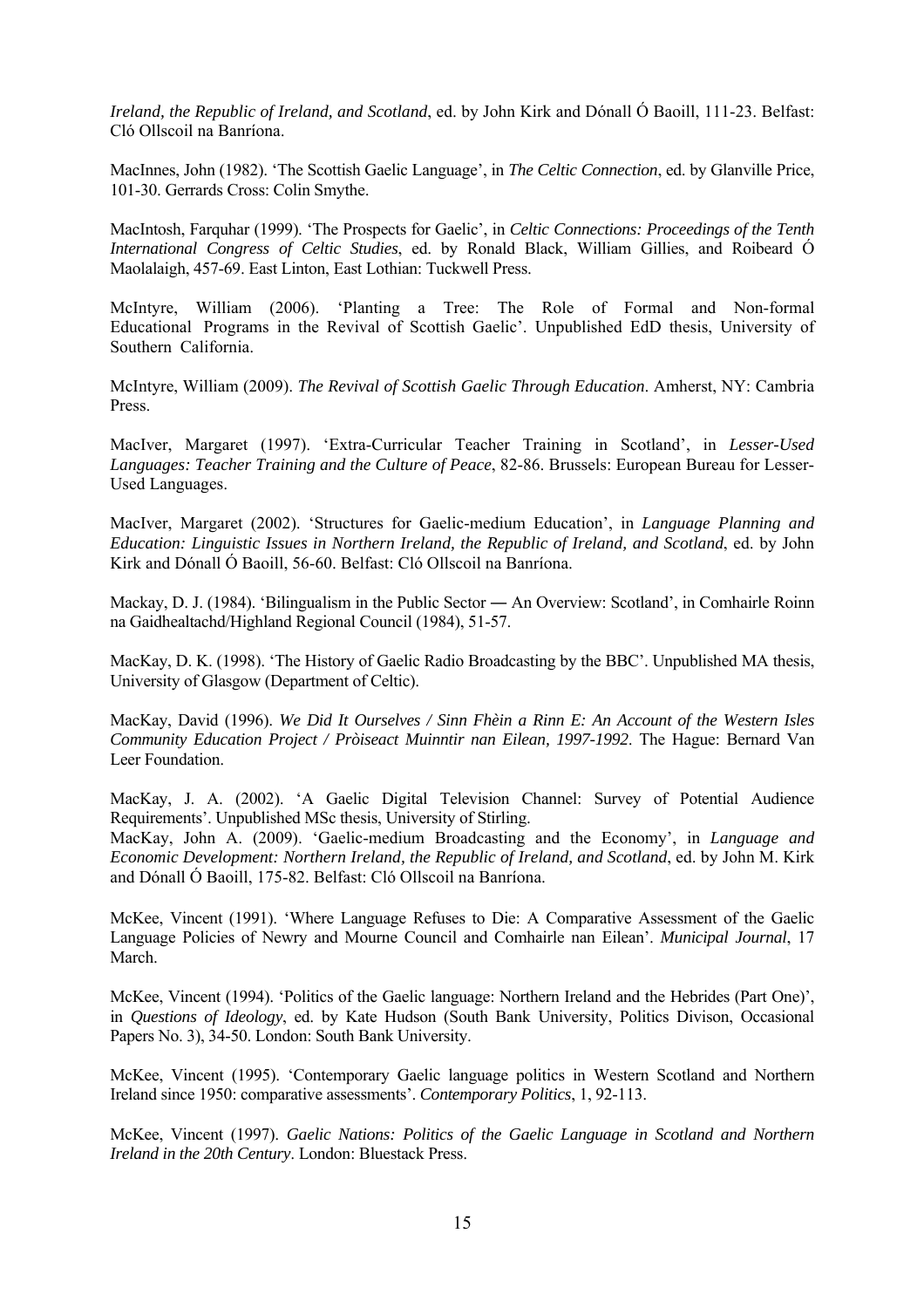*Ireland, the Republic of Ireland, and Scotland*, ed. by John Kirk and Dónall Ó Baoill, 111-23. Belfast: Cló Ollscoil na Banríona.

MacInnes, John (1982). 'The Scottish Gaelic Language', in *The Celtic Connection*, ed. by Glanville Price, 101-30. Gerrards Cross: Colin Smythe.

MacIntosh, Farquhar (1999). 'The Prospects for Gaelic', in *Celtic Connections: Proceedings of the Tenth International Congress of Celtic Studies*, ed. by Ronald Black, William Gillies, and Roibeard Ó Maolalaigh, 457-69. East Linton, East Lothian: Tuckwell Press.

McIntyre, William (2006). 'Planting a Tree: The Role of Formal and Non-formal Educational Programs in the Revival of Scottish Gaelic'. Unpublished EdD thesis, University of Southern California.

McIntyre, William (2009). *The Revival of Scottish Gaelic Through Education*. Amherst, NY: Cambria Press.

MacIver, Margaret (1997). 'Extra-Curricular Teacher Training in Scotland', in *Lesser-Used Languages: Teacher Training and the Culture of Peace*, 82-86. Brussels: European Bureau for Lesser-Used Languages.

MacIver, Margaret (2002). 'Structures for Gaelic-medium Education', in *Language Planning and Education: Linguistic Issues in Northern Ireland, the Republic of Ireland, and Scotland*, ed. by John Kirk and Dónall Ó Baoill, 56-60. Belfast: Cló Ollscoil na Banríona.

Mackay, D. J. (1984). 'Bilingualism in the Public Sector ― An Overview: Scotland', in Comhairle Roinn na Gaidhealtachd/Highland Regional Council (1984), 51-57.

MacKay, D. K. (1998). 'The History of Gaelic Radio Broadcasting by the BBC'. Unpublished MA thesis, University of Glasgow (Department of Celtic).

MacKay, David (1996). *We Did It Ourselves / Sinn Fhèin a Rinn E: An Account of the Western Isles Community Education Project / Pròiseact Muinntir nan Eilean, 1997-1992*. The Hague: Bernard Van Leer Foundation.

MacKay, J. A. (2002). 'A Gaelic Digital Television Channel: Survey of Potential Audience Requirements'. Unpublished MSc thesis, University of Stirling.

MacKay, John A. (2009). 'Gaelic-medium Broadcasting and the Economy', in *Language and Economic Development: Northern Ireland, the Republic of Ireland, and Scotland*, ed. by John M. Kirk and Dónall Ó Baoill, 175-82. Belfast: Cló Ollscoil na Banríona.

McKee, Vincent (1991). 'Where Language Refuses to Die: A Comparative Assessment of the Gaelic Language Policies of Newry and Mourne Council and Comhairle nan Eilean'. *Municipal Journal*, 17 March.

McKee, Vincent (1994). 'Politics of the Gaelic language: Northern Ireland and the Hebrides (Part One)', in *Questions of Ideology*, ed. by Kate Hudson (South Bank University, Politics Divison, Occasional Papers No. 3), 34-50. London: South Bank University.

McKee, Vincent (1995). 'Contemporary Gaelic language politics in Western Scotland and Northern Ireland since 1950: comparative assessments'. *Contemporary Politics*, 1, 92-113.

McKee, Vincent (1997). *Gaelic Nations: Politics of the Gaelic Language in Scotland and Northern Ireland in the 20th Century*. London: Bluestack Press.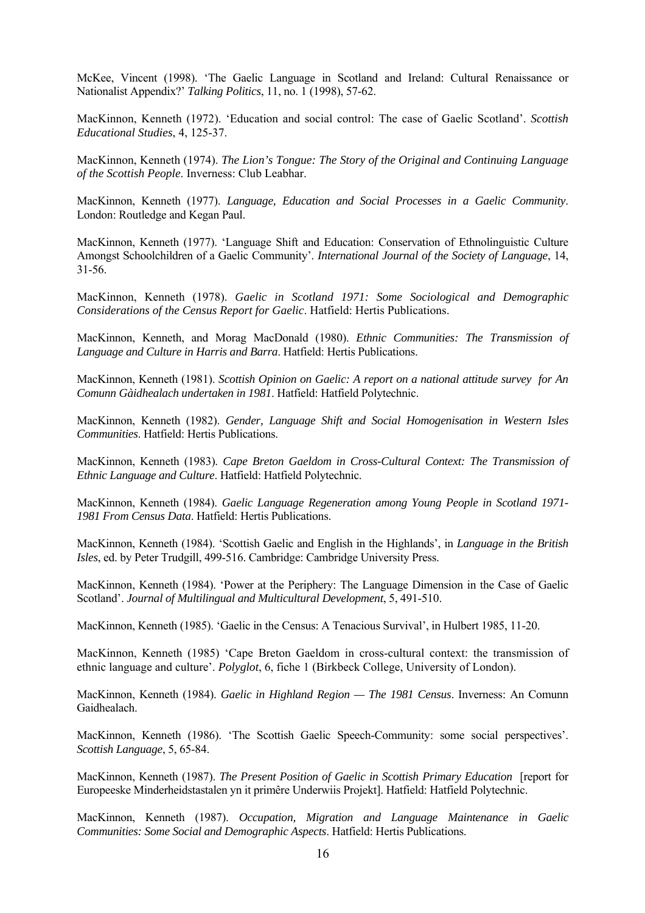McKee, Vincent (1998). 'The Gaelic Language in Scotland and Ireland: Cultural Renaissance or Nationalist Appendix?' *Talking Politics*, 11, no. 1 (1998), 57-62.

MacKinnon, Kenneth (1972). 'Education and social control: The case of Gaelic Scotland'. *Scottish Educational Studies*, 4, 125-37.

MacKinnon, Kenneth (1974). *The Lion's Tongue: The Story of the Original and Continuing Language of the Scottish People*. Inverness: Club Leabhar.

MacKinnon, Kenneth (1977). *Language, Education and Social Processes in a Gaelic Community*. London: Routledge and Kegan Paul.

MacKinnon, Kenneth (1977). 'Language Shift and Education: Conservation of Ethnolinguistic Culture Amongst Schoolchildren of a Gaelic Community'. *International Journal of the Society of Language*, 14, 31-56.

MacKinnon, Kenneth (1978). *Gaelic in Scotland 1971: Some Sociological and Demographic Considerations of the Census Report for Gaelic*. Hatfield: Hertis Publications.

MacKinnon, Kenneth, and Morag MacDonald (1980). *Ethnic Communities: The Transmission of Language and Culture in Harris and Barra*. Hatfield: Hertis Publications.

MacKinnon, Kenneth (1981). *Scottish Opinion on Gaelic: A report on a national attitude survey for An Comunn Gàidhealach undertaken in 1981*. Hatfield: Hatfield Polytechnic.

MacKinnon, Kenneth (1982). *Gender, Language Shift and Social Homogenisation in Western Isles Communities*. Hatfield: Hertis Publications.

MacKinnon, Kenneth (1983). *Cape Breton Gaeldom in Cross-Cultural Context: The Transmission of Ethnic Language and Culture*. Hatfield: Hatfield Polytechnic.

MacKinnon, Kenneth (1984). *Gaelic Language Regeneration among Young People in Scotland 1971-1981 From Census Data*. Hatfield: Hertis Publications.

MacKinnon, Kenneth (1984). 'Scottish Gaelic and English in the Highlands', in *Language in the British Isles*, ed. by Peter Trudgill, 499-516. Cambridge: Cambridge University Press.

MacKinnon, Kenneth (1984). 'Power at the Periphery: The Language Dimension in the Case of Gaelic Scotland'. *Journal of Multilingual and Multicultural Development*, 5, 491-510.

MacKinnon, Kenneth (1985). 'Gaelic in the Census: A Tenacious Survival', in Hulbert 1985, 11-20.

MacKinnon, Kenneth (1985) 'Cape Breton Gaeldom in cross-cultural context: the transmission of ethnic language and culture'. *Polyglot*, 6, fiche 1 (Birkbeck College, University of London).

MacKinnon, Kenneth (1984). *Gaelic in Highland Region — The 1981 Census*. Inverness: An Comunn Gaidhealach.

MacKinnon, Kenneth (1986). 'The Scottish Gaelic Speech-Community: some social perspectives'. *Scottish Language*, 5, 65-84.

MacKinnon, Kenneth (1987). *The Present Position of Gaelic in Scottish Primary Education* [report for Europeeske Minderheidstastalen yn it primêre Underwiis Projekt]. Hatfield: Hatfield Polytechnic.

MacKinnon, Kenneth (1987). *Occupation, Migration and Language Maintenance in Gaelic Communities: Some Social and Demographic Aspects*. Hatfield: Hertis Publications.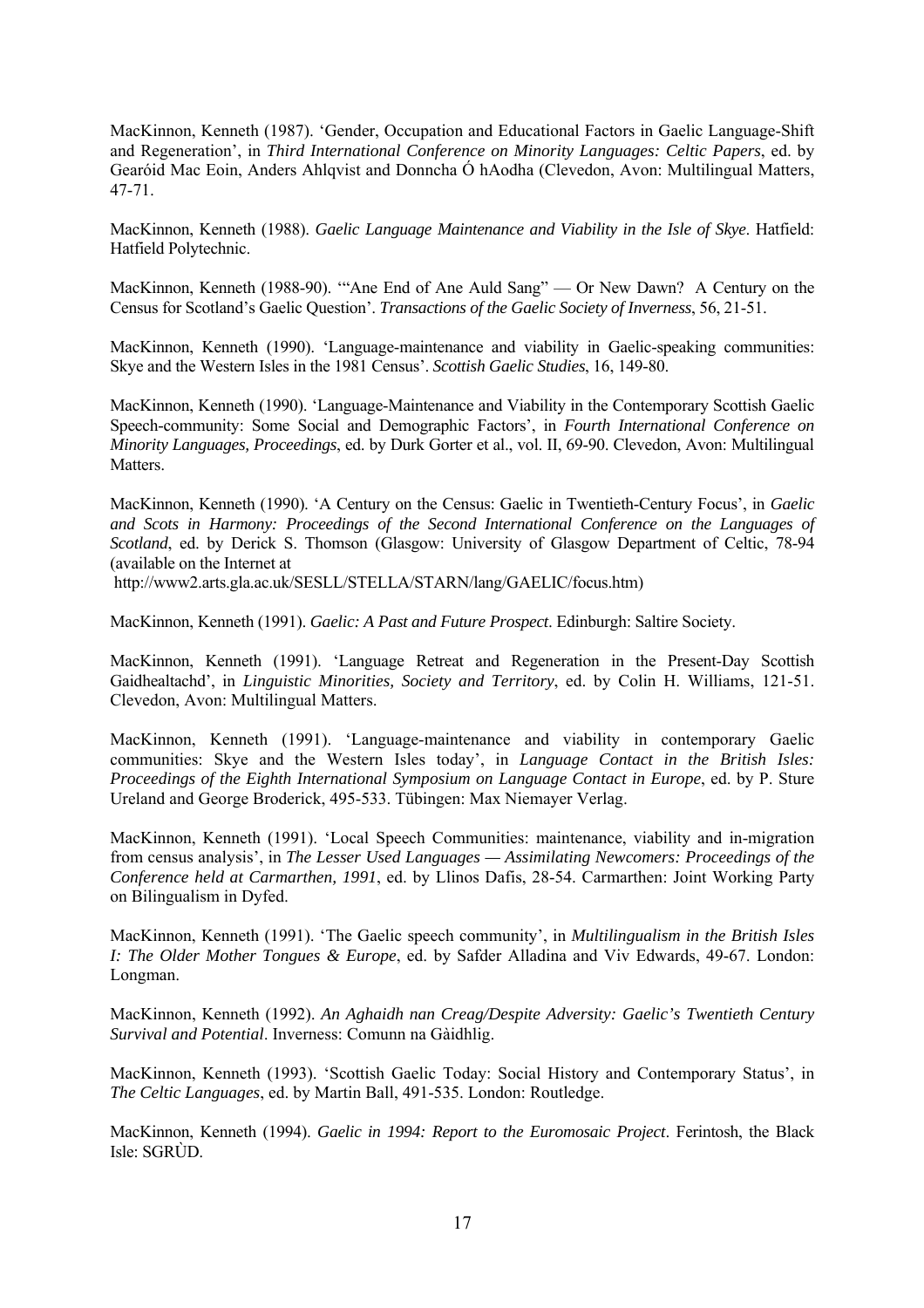MacKinnon, Kenneth (1987). 'Gender, Occupation and Educational Factors in Gaelic Language-Shift and Regeneration', in *Third International Conference on Minority Languages: Celtic Papers*, ed. by Gearóid Mac Eoin, Anders Ahlqvist and Donncha Ó hAodha (Clevedon, Avon: Multilingual Matters, 47-71.

MacKinnon, Kenneth (1988). *Gaelic Language Maintenance and Viability in the Isle of Skye*. Hatfield: Hatfield Polytechnic.

MacKinnon, Kenneth (1988-90). '"Ane End of Ane Auld Sang" — Or New Dawn? A Century on the Census for Scotland's Gaelic Question'. *Transactions of the Gaelic Society of Inverness*, 56, 21-51.

MacKinnon, Kenneth (1990). 'Language-maintenance and viability in Gaelic-speaking communities: Skye and the Western Isles in the 1981 Census'. *Scottish Gaelic Studies*, 16, 149-80.

MacKinnon, Kenneth (1990). 'Language-Maintenance and Viability in the Contemporary Scottish Gaelic Speech-community: Some Social and Demographic Factors', in *Fourth International Conference on Minority Languages, Proceedings*, ed. by Durk Gorter et al., vol. II, 69-90. Clevedon, Avon: Multilingual Matters.

MacKinnon, Kenneth (1990). 'A Century on the Census: Gaelic in Twentieth-Century Focus', in *Gaelic and Scots in Harmony: Proceedings of the Second International Conference on the Languages of Scotland*, ed. by Derick S. Thomson (Glasgow: University of Glasgow Department of Celtic, 78-94 (available on the Internet at http://www2.arts.gla.ac.uk/SESLL/STELLA/STARN/lang/GAELIC/focus.htm)

MacKinnon, Kenneth (1991). *Gaelic: A Past and Future Prospect*. Edinburgh: Saltire Society.

MacKinnon, Kenneth (1991). 'Language Retreat and Regeneration in the Present-Day Scottish Gaidhealtachd', in *Linguistic Minorities, Society and Territory*, ed. by Colin H. Williams, 121-51. Clevedon, Avon: Multilingual Matters.

MacKinnon, Kenneth (1991). 'Language-maintenance and viability in contemporary Gaelic communities: Skye and the Western Isles today', in *Language Contact in the British Isles: Proceedings of the Eighth International Symposium on Language Contact in Europe*, ed. by P. Sture Ureland and George Broderick, 495-533. Tübingen: Max Niemeyer Verlag.

MacKinnon, Kenneth (1991). 'Local Speech Communities: maintenance, viability and in-migration from census analysis', in *The Lesser Used Languages — Assimilating Newcomers: Proceedings of the Conference held at Carmarthen, 1991*, ed. by Llinos Dafis, 28-54. Carmarthen: Joint Working Party on Bilingualism in Dyfed.

MacKinnon, Kenneth (1991). 'The Gaelic speech community', in *Multilingualism in the British Isles I: The Older Mother Tongues & Europe*, ed. by Safder Alladina and Viv Edwards, 49-67. London: Longman.

MacKinnon, Kenneth (1992). *An Aghaidh nan Creag/Despite Adversity: Gaelic's Twentieth Century Survival and Potential*. Inverness: Comunn na Gàidhlig.

MacKinnon, Kenneth (1993). 'Scottish Gaelic Today: Social History and Contemporary Status', in *The Celtic Languages*, ed. by Martin Ball, 491-535. London: Routledge.

MacKinnon, Kenneth (1994). *Gaelic in 1994: Report to the Euromosaic Project*. Ferintosh, the Black Isle: SGRÙD.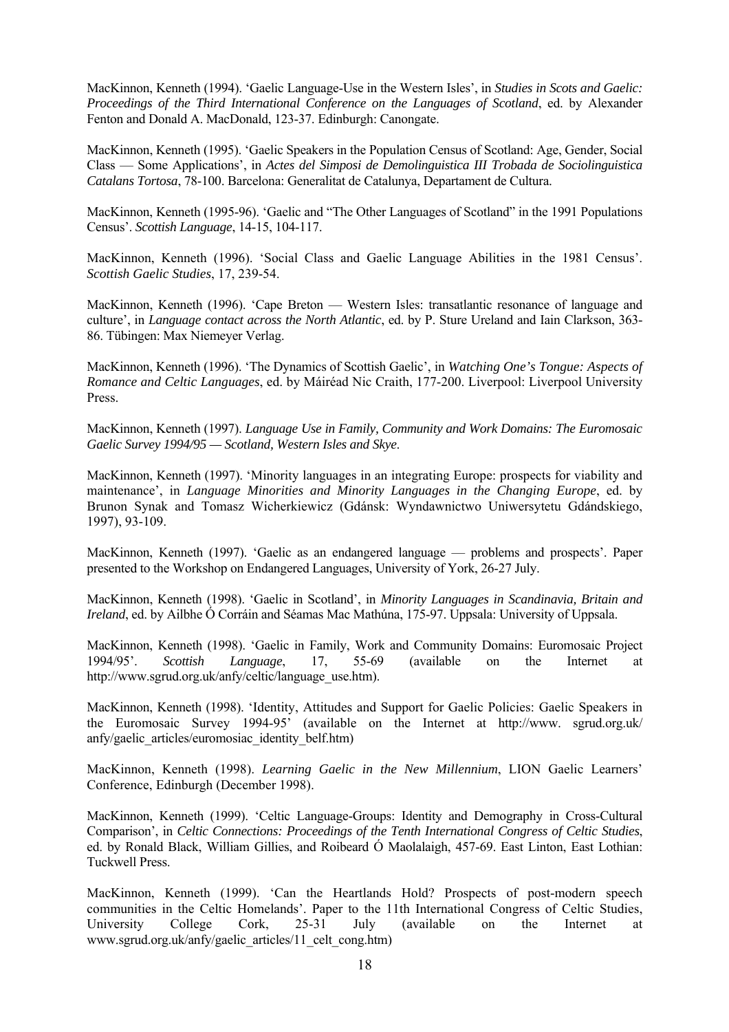MacKinnon, Kenneth (1994). 'Gaelic Language-Use in the Western Isles', in *Studies in Scots and Gaelic: Proceedings of the Third International Conference on the Languages of Scotland*, ed. by Alexander Fenton and Donald A. MacDonald, 123-37. Edinburgh: Canongate.

MacKinnon, Kenneth (1995). 'Gaelic Speakers in the Population Census of Scotland: Age, Gender, Social Class — Some Applications', in *Actes del Simposi de Demolinguistica III Trobada de Sociolinguistica Catalans Tortosa*, 78-100. Barcelona: Generalitat de Catalunya, Departament de Cultura.

MacKinnon, Kenneth (1995-96). 'Gaelic and "The Other Languages of Scotland" in the 1991 Populations Census'. *Scottish Language*, 14-15, 104-117.

MacKinnon, Kenneth (1996). 'Social Class and Gaelic Language Abilities in the 1981 Census'. *Scottish Gaelic Studies*, 17, 239-54.

MacKinnon, Kenneth (1996). 'Cape Breton — Western Isles: transatlantic resonance of language and culture', in *Language contact across the North Atlantic*, ed. by P. Sture Ureland and Iain Clarkson, 363-86. Tübingen: Max Niemeyer Verlag.

MacKinnon, Kenneth (1996). 'The Dynamics of Scottish Gaelic', in *Watching One's Tongue: Aspects of Romance and Celtic Languages*, ed. by Máiréad Nic Craith, 177-200. Liverpool: Liverpool University Press.

MacKinnon, Kenneth (1997). *Language Use in Family, Community and Work Domains: The Euromosaic Gaelic Survey 1994/95 — Scotland, Western Isles and Skye*.

MacKinnon, Kenneth (1997). 'Minority languages in an integrating Europe: prospects for viability and maintenance', in *Language Minorities and Minority Languages in the Changing Europe*, ed. by Brunon Synak and Tomasz Wicherkiewicz (Gdánsk: Wyndawnictwo Uniwersytetu Gdándskiego, 1997), 93-109.

MacKinnon, Kenneth (1997). 'Gaelic as an endangered language — problems and prospects'. Paper presented to the Workshop on Endangered Languages, University of York, 26-27 July.

MacKinnon, Kenneth (1998). 'Gaelic in Scotland', in *Minority Languages in Scandinavia, Britain and Ireland*, ed. by Ailbhe Ó Corráin and Séamas Mac Mathúna, 175-97. Uppsala: University of Uppsala.

MacKinnon, Kenneth (1998). 'Gaelic in Family, Work and Community Domains: Euromosaic Project 1994/95'. *Scottish Language*, 17, 55-69 (available on the Internet at http://www.sgrud.org.uk/anfy/celtic/language_use.htm).

MacKinnon, Kenneth (1998). 'Identity, Attitudes and Support for Gaelic Policies: Gaelic Speakers in the Euromosaic Survey 1994-95' (available on the Internet at http://www. sgrud.org.uk/ anfy/gaelic_articles/euromosiac_identity_belf.htm)

MacKinnon, Kenneth (1998). *Learning Gaelic in the New Millennium*, LION Gaelic Learners' Conference, Edinburgh (December 1998).

MacKinnon, Kenneth (1999). 'Celtic Language-Groups: Identity and Demography in Cross-Cultural Comparison', in *Celtic Connections: Proceedings of the Tenth International Congress of Celtic Studies*, ed. by Ronald Black, William Gillies, and Roibeard Ó Maolalaigh, 457-69. East Linton, East Lothian: Tuckwell Press.

MacKinnon, Kenneth (1999). 'Can the Heartlands Hold? Prospects of post-modern speech communities in the Celtic Homelands'. Paper to the 11th International Congress of Celtic Studies, University College Cork, 25-31 July (available on the Internet at www.sgrud.org.uk/anfy/gaelic_articles/11_celt_cong.htm)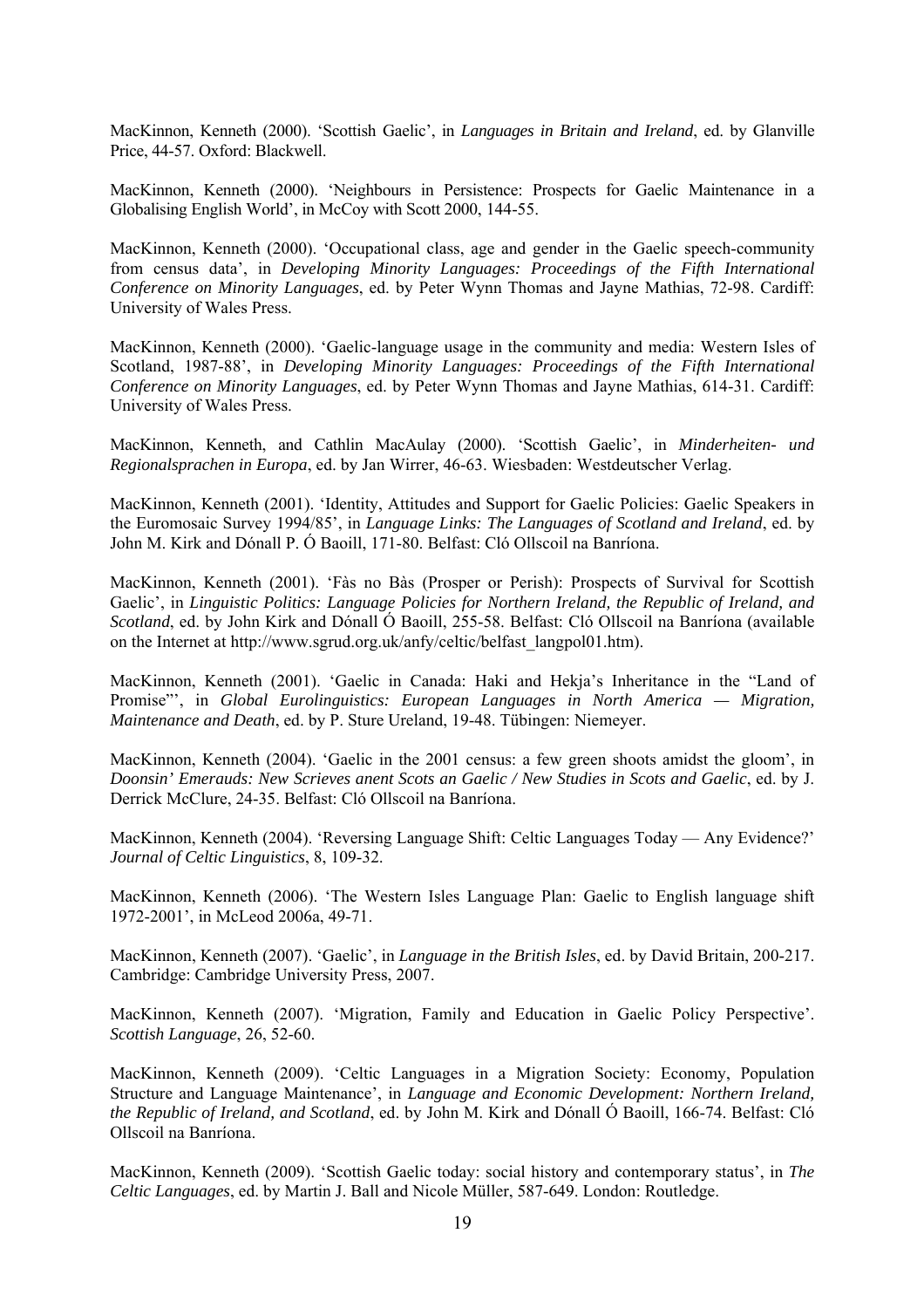MacKinnon, Kenneth (2000). 'Scottish Gaelic', in *Languages in Britain and Ireland*, ed. by Glanville Price, 44-57. Oxford: Blackwell.

MacKinnon, Kenneth (2000). 'Neighbours in Persistence: Prospects for Gaelic Maintenance in a Globalising English World', in McCoy with Scott 2000, 144-55.

MacKinnon, Kenneth (2000). 'Occupational class, age and gender in the Gaelic speech-community from census data', in *Developing Minority Languages: Proceedings of the Fifth International Conference on Minority Languages*, ed. by Peter Wynn Thomas and Jayne Mathias, 72-98. Cardiff: University of Wales Press.

MacKinnon, Kenneth (2000). 'Gaelic-language usage in the community and media: Western Isles of Scotland, 1987-88', in *Developing Minority Languages: Proceedings of the Fifth International Conference on Minority Languages*, ed. by Peter Wynn Thomas and Jayne Mathias, 614-31. Cardiff: University of Wales Press.

MacKinnon, Kenneth, and Cathlin MacAulay (2000). 'Scottish Gaelic', in *Minderheiten- und Regionalsprachen in Europa*, ed. by Jan Wirrer, 46-63. Wiesbaden: Westdeutscher Verlag.

MacKinnon, Kenneth (2001). 'Identity, Attitudes and Support for Gaelic Policies: Gaelic Speakers in the Euromosaic Survey 1994/85', in *Language Links: The Languages of Scotland and Ireland*, ed. by John M. Kirk and Dónall P. Ó Baoill, 171-80. Belfast: Cló Ollscoil na Banríona.

MacKinnon, Kenneth (2001). 'Fàs no Bàs (Prosper or Perish): Prospects of Survival for Scottish Gaelic', in *Linguistic Politics: Language Policies for Northern Ireland, the Republic of Ireland, and Scotland*, ed. by John Kirk and Dónall Ó Baoill, 255-58. Belfast: Cló Ollscoil na Banríona (available on the Internet at http://www.sgrud.org.uk/anfy/celtic/belfast_langpol01.htm).

MacKinnon, Kenneth (2001). 'Gaelic in Canada: Haki and Hekja's Inheritance in the "Land of Promise"', in *Global Eurolinguistics: European Languages in North America — Migration, Maintenance and Death*, ed. by P. Sture Ureland, 19-48. Tübingen: Niemeyer.

MacKinnon, Kenneth (2004). 'Gaelic in the 2001 census: a few green shoots amidst the gloom', in *Doonsin' Emerauds: New Scrieves anent Scots an Gaelic / New Studies in Scots and Gaelic*, ed. by J. Derrick McClure, 24-35. Belfast: Cló Ollscoil na Banríona.

MacKinnon, Kenneth (2004). 'Reversing Language Shift: Celtic Languages Today — Any Evidence?' *Journal of Celtic Linguistics*, 8, 109-32.

MacKinnon, Kenneth (2006). 'The Western Isles Language Plan: Gaelic to English language shift 1972-2001', in McLeod 2006a, 49-71.

MacKinnon, Kenneth (2007). 'Gaelic', in *Language in the British Isles*, ed. by David Britain, 200-217. Cambridge: Cambridge University Press, 2007.

MacKinnon, Kenneth (2007). 'Migration, Family and Education in Gaelic Policy Perspective'. *Scottish Language*, 26, 52-60.

MacKinnon, Kenneth (2009). 'Celtic Languages in a Migration Society: Economy, Population Structure and Language Maintenance', in *Language and Economic Development: Northern Ireland, the Republic of Ireland, and Scotland*, ed. by John M. Kirk and Dónall Ó Baoill, 166-74. Belfast: Cló Ollscoil na Banríona.

MacKinnon, Kenneth (2009). 'Scottish Gaelic today: social history and contemporary status', in *The Celtic Languages*, ed. by Martin J. Ball and Nicole Müller, 587-649. London: Routledge.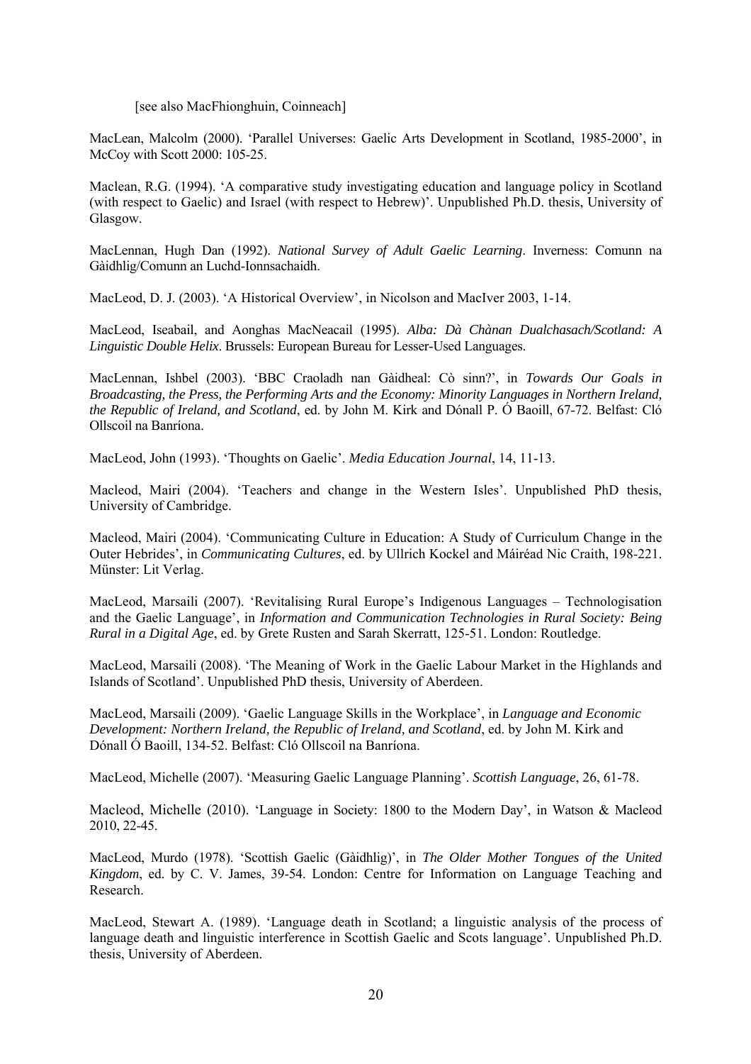[see also MacFhionghuin, Coinneach]

MacLean, Malcolm (2000). 'Parallel Universes: Gaelic Arts Development in Scotland, 1985-2000', in McCoy with Scott 2000: 105-25.

Maclean, R.G. (1994). 'A comparative study investigating education and language policy in Scotland (with respect to Gaelic) and Israel (with respect to Hebrew)'. Unpublished Ph.D. thesis, University of Glasgow.

MacLennan, Hugh Dan (1992). *National Survey of Adult Gaelic Learning*. Inverness: Comunn na Gàidhlig/Comunn an Luchd-Ionnsachaidh.

MacLeod, D. J. (2003). 'A Historical Overview', in Nicolson and MacIver 2003, 1-14.

MacLeod, Iseabail, and Aonghas MacNeacail (1995). *Alba: Dà Chànan Dualchasach/Scotland: A Linguistic Double Helix*. Brussels: European Bureau for Lesser-Used Languages.

MacLennan, Ishbel (2003). 'BBC Craoladh nan Gàidheal: Cò sinn?', in *Towards Our Goals in Broadcasting, the Press, the Performing Arts and the Economy: Minority Languages in Northern Ireland, the Republic of Ireland, and Scotland*, ed. by John M. Kirk and Dónall P. Ó Baoill, 67-72. Belfast: Cló Ollscoil na Banríona.

MacLeod, John (1993). 'Thoughts on Gaelic'. *Media Education Journal*, 14, 11-13.

Macleod, Mairi (2004). 'Teachers and change in the Western Isles'. Unpublished PhD thesis, University of Cambridge.

Macleod, Mairi (2004). 'Communicating Culture in Education: A Study of Curriculum Change in the Outer Hebrides', in *Communicating Cultures*, ed. by Ullrich Kockel and Máiréad Nic Craith, 198-221. Münster: Lit Verlag.

MacLeod, Marsaili (2007). 'Revitalising Rural Europe's Indigenous Languages – Technologisation and the Gaelic Language', in *Information and Communication Technologies in Rural Society: Being Rural in a Digital Age*, ed. by Grete Rusten and Sarah Skerratt, 125-51. London: Routledge.

MacLeod, Marsaili (2008). 'The Meaning of Work in the Gaelic Labour Market in the Highlands and Islands of Scotland'. Unpublished PhD thesis, University of Aberdeen.

MacLeod, Marsaili (2009). 'Gaelic Language Skills in the Workplace', in *Language and Economic Development: Northern Ireland, the Republic of Ireland, and Scotland*, ed. by John M. Kirk and Dónall Ó Baoill, 134-52. Belfast: Cló Ollscoil na Banríona.

MacLeod, Michelle (2007). 'Measuring Gaelic Language Planning'. *Scottish Language*, 26, 61-78.

Macleod, Michelle (2010). 'Language in Society: 1800 to the Modern Day', in Watson & Macleod 2010, 22-45.

MacLeod, Murdo (1978). 'Scottish Gaelic (Gàidhlig)', in *The Older Mother Tongues of the United Kingdom*, ed. by C. V. James, 39-54. London: Centre for Information on Language Teaching and Research.

MacLeod, Stewart A. (1989). 'Language death in Scotland; a linguistic analysis of the process of language death and linguistic interference in Scottish Gaelic and Scots language'. Unpublished Ph.D. thesis, University of Aberdeen.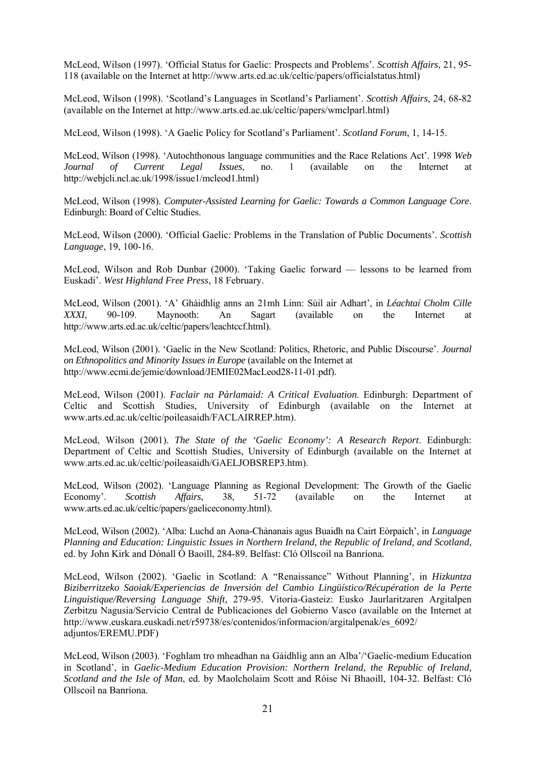McLeod, Wilson (1997). 'Official Status for Gaelic: Prospects and Problems'. *Scottish Affairs*, 21, 95-118 (available on the Internet at http://www.arts.ed.ac.uk/celtic/papers/officialstatus.html)

McLeod, Wilson (1998). 'Scotland's Languages in Scotland's Parliament'. *Scottish Affairs*, 24, 68-82 (available on the Internet at http://www.arts.ed.ac.uk/celtic/papers/wmclparl.html)

McLeod, Wilson (1998). 'A Gaelic Policy for Scotland's Parliament'. *Scotland Forum*, 1, 14-15.

McLeod, Wilson (1998). 'Autochthonous language communities and the Race Relations Act'. 1998 *Web Journal of Current Legal Issues*, no. 1 (available on the Internet at http://webjcli.ncl.ac.uk/1998/issue1/mcleod1.html)

McLeod, Wilson (1998). *Computer-Assisted Learning for Gaelic: Towards a Common Language Core*. Edinburgh: Board of Celtic Studies.

McLeod, Wilson (2000). 'Official Gaelic: Problems in the Translation of Public Documents'. *Scottish Language*, 19, 100-16.

McLeod, Wilson and Rob Dunbar (2000). 'Taking Gaelic forward — lessons to be learned from Euskadi'. *West Highland Free Press*, 18 February.

McLeod, Wilson (2001). 'A' Ghàidhlig anns an 21mh Linn: Sùil air Adhart', in *Léachtaí Cholm Cille XXXI*, 90-109. Maynooth: An Sagart (available on the Internet at http://www.arts.ed.ac.uk/celtic/papers/leachtccf.html).

McLeod, Wilson (2001). 'Gaelic in the New Scotland: Politics, Rhetoric, and Public Discourse'. *Journal on Ethnopolitics and Minority Issues in Europe* (available on the Internet at http://www.ecmi.de/jemie/download/JEMIE02MacLeod28-11-01.pdf).

McLeod, Wilson (2001). *Faclair na Pàrlamaid: A Critical Evaluation*. Edinburgh: Department of Celtic and Scottish Studies, University of Edinburgh (available on the Internet at www.arts.ed.ac.uk/celtic/poileasaidh/FACLAIRREP.htm).

McLeod, Wilson (2001). *The State of the 'Gaelic Economy': A Research Report*. Edinburgh: Department of Celtic and Scottish Studies, University of Edinburgh (available on the Internet at www.arts.ed.ac.uk/celtic/poileasaidh/GAELJOBSREP3.htm).

McLeod, Wilson (2002). 'Language Planning as Regional Development: The Growth of the Gaelic Economy'. *Scottish Affairs*, 38, 51-72 (available on the Internet at www.arts.ed.ac.uk/celtic/papers/gaeliceconomy.html).

McLeod, Wilson (2002). 'Alba: Luchd an Aona-Chànanais agus Buaidh na Cairt Eòrpaich', in *Language Planning and Education: Linguistic Issues in Northern Ireland, the Republic of Ireland, and Scotland*, ed. by John Kirk and Dónall Ó Baoill, 284-89. Belfast: Cló Ollscoil na Banríona.

McLeod, Wilson (2002). 'Gaelic in Scotland: A "Renaissance" Without Planning', in *Hizkuntza Biziberritzeko Saoiak/Experiencias de Inversión del Cambio Lingüístico/Récupération de la Perte Linguistique/Reversing Language Shift*, 279-95. Vitoria-Gasteiz: Eusko Jaurlaritzaren Argitalpen Zerbitzu Nagusia/Servicio Central de Publicaciones del Gobierno Vasco (available on the Internet at http://www.euskara.euskadi.net/r59738/es/contenidos/informacion/argitalpenak/es_6092/adjuntos/EREMU.PDF)

McLeod, Wilson (2003). 'Foghlam tro mheadhan na Gàidhlig ann an Alba'/'Gaelic-medium Education in Scotland', in *Gaelic-Medium Education Provision: Northern Ireland, the Republic of Ireland, Scotland and the Isle of Man*, ed. by Maolcholaim Scott and Róise Ní Bhaoill, 104-32. Belfast: Cló Ollscoil na Banríona.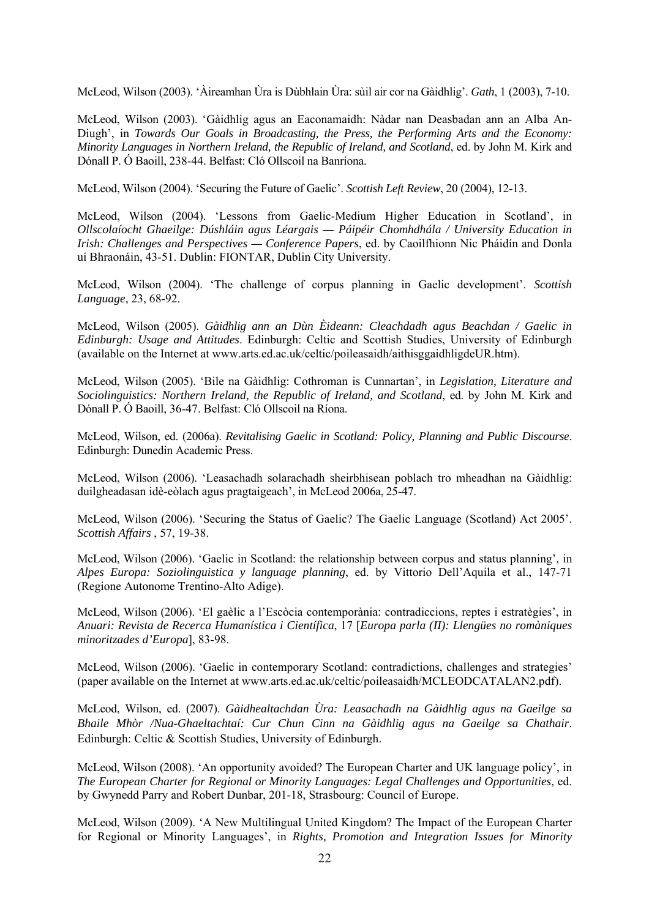McLeod, Wilson (2003). 'Àireamhan Ùra is Dùbhlain Ùra: sùil air cor na Gàidhlig'. *Gath*, 1 (2003), 7-10.

McLeod, Wilson (2003). 'Gàidhlig agus an Eaconamaidh: Nàdar nan Deasbadan ann an Alba An-Diugh', in *Towards Our Goals in Broadcasting, the Press, the Performing Arts and the Economy: Minority Languages in Northern Ireland, the Republic of Ireland, and Scotland*, ed. by John M. Kirk and Dónall P. Ó Baoill, 238-44. Belfast: Cló Ollscoil na Banríona.

McLeod, Wilson (2004). 'Securing the Future of Gaelic'. *Scottish Left Review*, 20 (2004), 12-13.

McLeod, Wilson (2004). 'Lessons from Gaelic-Medium Higher Education in Scotland', in *Ollscolaíocht Ghaeilge: Dúshláin agus Léargais — Páipéir Chomhdhála / University Education in Irish: Challenges and Perspectives — Conference Papers*, ed. by Caoilfhionn Nic Pháidín and Donla uí Bhraonáin, 43-51. Dublin: FIONTAR, Dublin City University.

McLeod, Wilson (2004). 'The challenge of corpus planning in Gaelic development'. *Scottish Language*, 23, 68-92.

McLeod, Wilson (2005). *Gàidhlig ann an Dùn Èideann: Cleachdadh agus Beachdan / Gaelic in Edinburgh: Usage and Attitudes*. Edinburgh: Celtic and Scottish Studies, University of Edinburgh (available on the Internet at www.arts.ed.ac.uk/celtic/poileasaidh/aithisggaidhligdeUR.htm).

McLeod, Wilson (2005). 'Bile na Gàidhlig: Cothroman is Cunnartan', in *Legislation, Literature and Sociolinguistics: Northern Ireland, the Republic of Ireland, and Scotland*, ed. by John M. Kirk and Dónall P. Ó Baoill, 36-47. Belfast: Cló Ollscoil na Ríona.

McLeod, Wilson, ed. (2006a). *Revitalising Gaelic in Scotland: Policy, Planning and Public Discourse*. Edinburgh: Dunedin Academic Press.

McLeod, Wilson (2006). 'Leasachadh solarachadh sheirbhisean poblach tro mheadhan na Gàidhlig: duilgheadasan idè-eòlach agus pragtaigeach', in McLeod 2006a, 25-47.

McLeod, Wilson (2006). 'Securing the Status of Gaelic? The Gaelic Language (Scotland) Act 2005'. *Scottish Affairs* , 57, 19-38.

McLeod, Wilson (2006). 'Gaelic in Scotland: the relationship between corpus and status planning', in *Alpes Europa: Soziolinguistica y language planning*, ed. by Vittorio Dell'Aquila et al., 147-71 (Regione Autonome Trentino-Alto Adige).

McLeod, Wilson (2006). 'El gaèlic a l'Escòcia contemporània: contradiccions, reptes i estratègies', in *Anuari: Revista de Recerca Humanística i Científica*, 17 [*Europa parla (II): Llengües no romàniques minoritzades d'Europa*], 83-98.

McLeod, Wilson (2006). 'Gaelic in contemporary Scotland: contradictions, challenges and strategies' (paper available on the Internet at www.arts.ed.ac.uk/celtic/poileasaidh/MCLEODCATALAN2.pdf).

McLeod, Wilson, ed. (2007). *Gàidhealtachdan Ùra: Leasachadh na Gàidhlig agus na Gaeilge sa Bhaile Mhòr /Nua-Ghaeltachtaí: Cur Chun Cinn na Gàidhlig agus na Gaeilge sa Chathair*. Edinburgh: Celtic & Scottish Studies, University of Edinburgh.

McLeod, Wilson (2008). 'An opportunity avoided? The European Charter and UK language policy', in *The European Charter for Regional or Minority Languages: Legal Challenges and Opportunities*, ed. by Gwynedd Parry and Robert Dunbar, 201-18, Strasbourg: Council of Europe.

McLeod, Wilson (2009). 'A New Multilingual United Kingdom? The Impact of the European Charter for Regional or Minority Languages', in *Rights, Promotion and Integration Issues for Minority*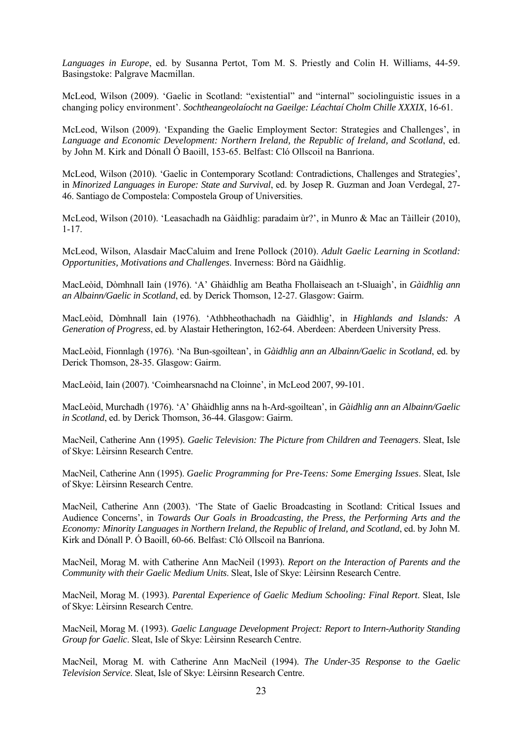*Languages in Europe*, ed. by Susanna Pertot, Tom M. S. Priestly and Colin H. Williams, 44-59. Basingstoke: Palgrave Macmillan.

McLeod, Wilson (2009). 'Gaelic in Scotland: "existential" and "internal" sociolinguistic issues in a changing policy environment'. *Sochtheangeolaíocht na Gaeilge: Léachtaí Cholm Chille XXXIX*, 16-61.

McLeod, Wilson (2009). 'Expanding the Gaelic Employment Sector: Strategies and Challenges', in *Language and Economic Development: Northern Ireland, the Republic of Ireland, and Scotland*, ed. by John M. Kirk and Dónall Ó Baoill, 153-65. Belfast: Cló Ollscoil na Banríona.

McLeod, Wilson (2010). 'Gaelic in Contemporary Scotland: Contradictions, Challenges and Strategies', in *Minorized Languages in Europe: State and Survival*, ed. by Josep R. Guzman and Joan Verdegal, 27-46. Santiago de Compostela: Compostela Group of Universities.

McLeod, Wilson (2010). 'Leasachadh na Gàidhlig: paradaim ùr?', in Munro & Mac an Tàilleir (2010), 1-17.

McLeod, Wilson, Alasdair MacCaluim and Irene Pollock (2010). *Adult Gaelic Learning in Scotland: Opportunities, Motivations and Challenges*. Inverness: Bòrd na Gàidhlig.

MacLeòid, Dòmhnall Iain (1976). 'A' Ghàidhlig am Beatha Fhollaiseach an t-Sluaigh', in *Gàidhlig ann an Albainn/Gaelic in Scotland*, ed. by Derick Thomson, 12-27. Glasgow: Gairm.

MacLeòid, Dòmhnall Iain (1976). 'Athbheothachadh na Gàidhlig', in *Highlands and Islands: A Generation of Progress*, ed. by Alastair Hetherington, 162-64. Aberdeen: Aberdeen University Press.

MacLeòid, Fionnlagh (1976). 'Na Bun-sgoiltean', in *Gàidhlig ann an Albainn/Gaelic in Scotland*, ed. by Derick Thomson, 28-35. Glasgow: Gairm.

MacLeòid, Iain (2007). 'Coimhearsnachd na Cloinne', in McLeod 2007, 99-101.

MacLeòid, Murchadh (1976). 'A' Ghàidhlig anns na h-Ard-sgoiltean', in *Gàidhlig ann an Albainn/Gaelic in Scotland*, ed. by Derick Thomson, 36-44. Glasgow: Gairm.

MacNeil, Catherine Ann (1995). *Gaelic Television: The Picture from Children and Teenagers*. Sleat, Isle of Skye: Lèirsinn Research Centre.

MacNeil, Catherine Ann (1995). *Gaelic Programming for Pre-Teens: Some Emerging Issues*. Sleat, Isle of Skye: Lèirsinn Research Centre.

MacNeil, Catherine Ann (2003). 'The State of Gaelic Broadcasting in Scotland: Critical Issues and Audience Concerns', in *Towards Our Goals in Broadcasting, the Press, the Performing Arts and the Economy: Minority Languages in Northern Ireland, the Republic of Ireland, and Scotland*, ed. by John M. Kirk and Dónall P. Ó Baoill, 60-66. Belfast: Cló Ollscoil na Banríona.

MacNeil, Morag M. with Catherine Ann MacNeil (1993). *Report on the Interaction of Parents and the Community with their Gaelic Medium Units*. Sleat, Isle of Skye: Lèirsinn Research Centre.

MacNeil, Morag M. (1993). *Parental Experience of Gaelic Medium Schooling: Final Report*. Sleat, Isle of Skye: Lèirsinn Research Centre.

MacNeil, Morag M. (1993). *Gaelic Language Development Project: Report to Intern-Authority Standing Group for Gaelic*. Sleat, Isle of Skye: Lèirsinn Research Centre.

MacNeil, Morag M. with Catherine Ann MacNeil (1994). *The Under-35 Response to the Gaelic Television Service*. Sleat, Isle of Skye: Lèirsinn Research Centre.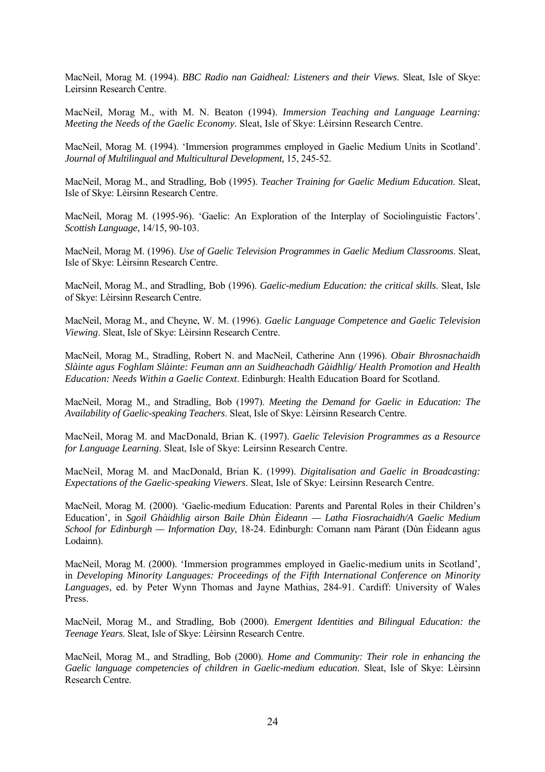MacNeil, Morag M. (1994). *BBC Radio nan Gaidheal: Listeners and their Views*. Sleat, Isle of Skye: Leirsinn Research Centre.

MacNeil, Morag M., with M. N. Beaton (1994). *Immersion Teaching and Language Learning: Meeting the Needs of the Gaelic Economy*. Sleat, Isle of Skye: Lèirsinn Research Centre.

MacNeil, Morag M. (1994). 'Immersion programmes employed in Gaelic Medium Units in Scotland'. *Journal of Multilingual and Multicultural Development*, 15, 245-52.

MacNeil, Morag M., and Stradling, Bob (1995). *Teacher Training for Gaelic Medium Education*. Sleat, Isle of Skye: Lèirsinn Research Centre.

MacNeil, Morag M. (1995-96). 'Gaelic: An Exploration of the Interplay of Sociolinguistic Factors'. *Scottish Language*, 14/15, 90-103.

MacNeil, Morag M. (1996). *Use of Gaelic Television Programmes in Gaelic Medium Classrooms*. Sleat, Isle of Skye: Lèirsinn Research Centre.

MacNeil, Morag M., and Stradling, Bob (1996). *Gaelic-medium Education: the critical skills*. Sleat, Isle of Skye: Lèirsinn Research Centre.

MacNeil, Morag M., and Cheyne, W. M. (1996). *Gaelic Language Competence and Gaelic Television Viewing*. Sleat, Isle of Skye: Lèirsinn Research Centre.

MacNeil, Morag M., Stradling, Robert N. and MacNeil, Catherine Ann (1996). *Obair Bhrosnachaidh Slàinte agus Foghlam Slàinte: Feuman ann an Suidheachadh Gàidhlig/ Health Promotion and Health Education: Needs Within a Gaelic Context*. Edinburgh: Health Education Board for Scotland.

MacNeil, Morag M., and Stradling, Bob (1997). *Meeting the Demand for Gaelic in Education: The Availability of Gaelic-speaking Teachers*. Sleat, Isle of Skye: Lèirsinn Research Centre.

MacNeil, Morag M. and MacDonald, Brian K. (1997). *Gaelic Television Programmes as a Resource for Language Learning*. Sleat, Isle of Skye: Leirsinn Research Centre.

MacNeil, Morag M. and MacDonald, Brian K. (1999). *Digitalisation and Gaelic in Broadcasting: Expectations of the Gaelic-speaking Viewers*. Sleat, Isle of Skye: Leirsinn Research Centre.

MacNeil, Morag M. (2000). 'Gaelic-medium Education: Parents and Parental Roles in their Children's Education', in *Sgoil Ghàidhlig airson Baile Dhùn Èideann — Latha Fiosrachaidh/A Gaelic Medium School for Edinburgh — Information Day*, 18-24. Edinburgh: Comann nam Pàrant (Dùn Èideann agus Lodainn).

MacNeil, Morag M. (2000). 'Immersion programmes employed in Gaelic-medium units in Scotland', in *Developing Minority Languages: Proceedings of the Fifth International Conference on Minority Languages*, ed. by Peter Wynn Thomas and Jayne Mathias, 284-91. Cardiff: University of Wales Press.

MacNeil, Morag M., and Stradling, Bob (2000). *Emergent Identities and Bilingual Education: the Teenage Years*. Sleat, Isle of Skye: Lèirsinn Research Centre.

MacNeil, Morag M., and Stradling, Bob (2000). *Home and Community: Their role in enhancing the Gaelic language competencies of children in Gaelic-medium education*. Sleat, Isle of Skye: Lèirsinn Research Centre.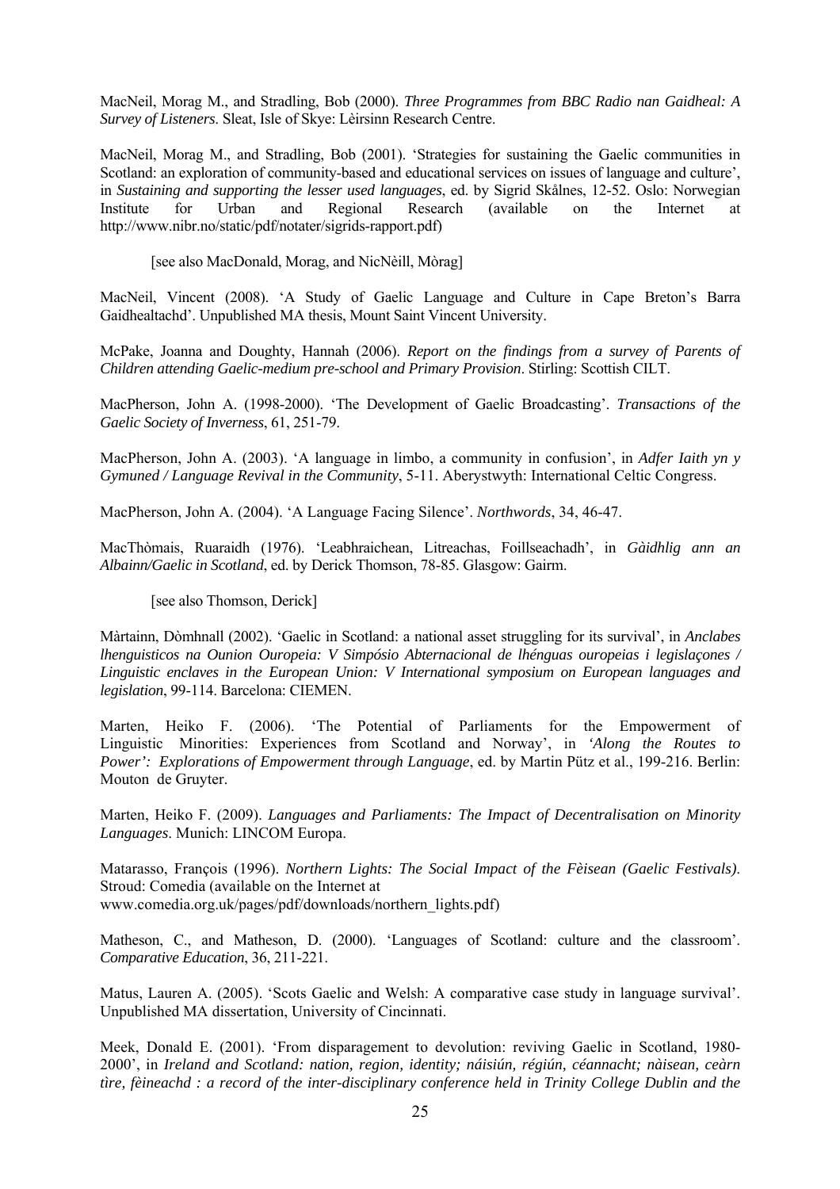MacNeil, Morag M., and Stradling, Bob (2000). *Three Programmes from BBC Radio nan Gaidheal: A Survey of Listeners*. Sleat, Isle of Skye: Lèirsinn Research Centre.

MacNeil, Morag M., and Stradling, Bob (2001). 'Strategies for sustaining the Gaelic communities in Scotland: an exploration of community-based and educational services on issues of language and culture', in *Sustaining and supporting the lesser used languages*, ed. by Sigrid Skålnes, 12-52. Oslo: Norwegian Institute for Urban and Regional Research (available on the Internet at http://www.nibr.no/static/pdf/notater/sigrids-rapport.pdf)

[see also MacDonald, Morag, and NicNèill, Mòrag]

MacNeil, Vincent (2008). 'A Study of Gaelic Language and Culture in Cape Breton's Barra Gaidhealtachd'. Unpublished MA thesis, Mount Saint Vincent University.

McPake, Joanna and Doughty, Hannah (2006). *Report on the findings from a survey of Parents of Children attending Gaelic-medium pre-school and Primary Provision*. Stirling: Scottish CILT.

MacPherson, John A. (1998-2000). 'The Development of Gaelic Broadcasting'. *Transactions of the Gaelic Society of Inverness*, 61, 251-79.

MacPherson, John A. (2003). 'A language in limbo, a community in confusion', in *Adfer Iaith yn y Gymuned / Language Revival in the Community*, 5-11. Aberystwyth: International Celtic Congress.

MacPherson, John A. (2004). 'A Language Facing Silence'. *Northwords*, 34, 46-47.

MacThòmais, Ruaraidh (1976). 'Leabhraichean, Litreachas, Foillseachadh', in *Gàidhlig ann an Albainn/Gaelic in Scotland*, ed. by Derick Thomson, 78-85. Glasgow: Gairm.

[see also Thomson, Derick]

Màrtainn, Dòmhnall (2002). 'Gaelic in Scotland: a national asset struggling for its survival', in *Anclabes lhenguisticos na Ounion Ouropeia: V Simpósio Abternacional de lhénguas ouropeias i legislaçones / Linguistic enclaves in the European Union: V International symposium on European languages and legislation*, 99-114. Barcelona: CIEMEN.

Marten, Heiko F. (2006). 'The Potential of Parliaments for the Empowerment of Linguistic Minorities: Experiences from Scotland and Norway', in *'Along the Routes to Power': Explorations of Empowerment through Language*, ed. by Martin Pütz et al., 199-216. Berlin: Mouton de Gruyter.

Marten, Heiko F. (2009). *Languages and Parliaments: The Impact of Decentralisation on Minority Languages*. Munich: LINCOM Europa.

Matarasso, François (1996). *Northern Lights: The Social Impact of the Fèisean (Gaelic Festivals)*. Stroud: Comedia (available on the Internet at www.comedia.org.uk/pages/pdf/downloads/northern_lights.pdf)

Matheson, C., and Matheson, D. (2000). 'Languages of Scotland: culture and the classroom'. *Comparative Education*, 36, 211-221.

Matus, Lauren A. (2005). 'Scots Gaelic and Welsh: A comparative case study in language survival'. Unpublished MA dissertation, University of Cincinnati.

Meek, Donald E. (2001). 'From disparagement to devolution: reviving Gaelic in Scotland, 1980-2000', in *Ireland and Scotland: nation, region, identity; náisiún, régiún, céannacht; nàisean, ceàrn tìre, fèineachd : a record of the inter-disciplinary conference held in Trinity College Dublin and the*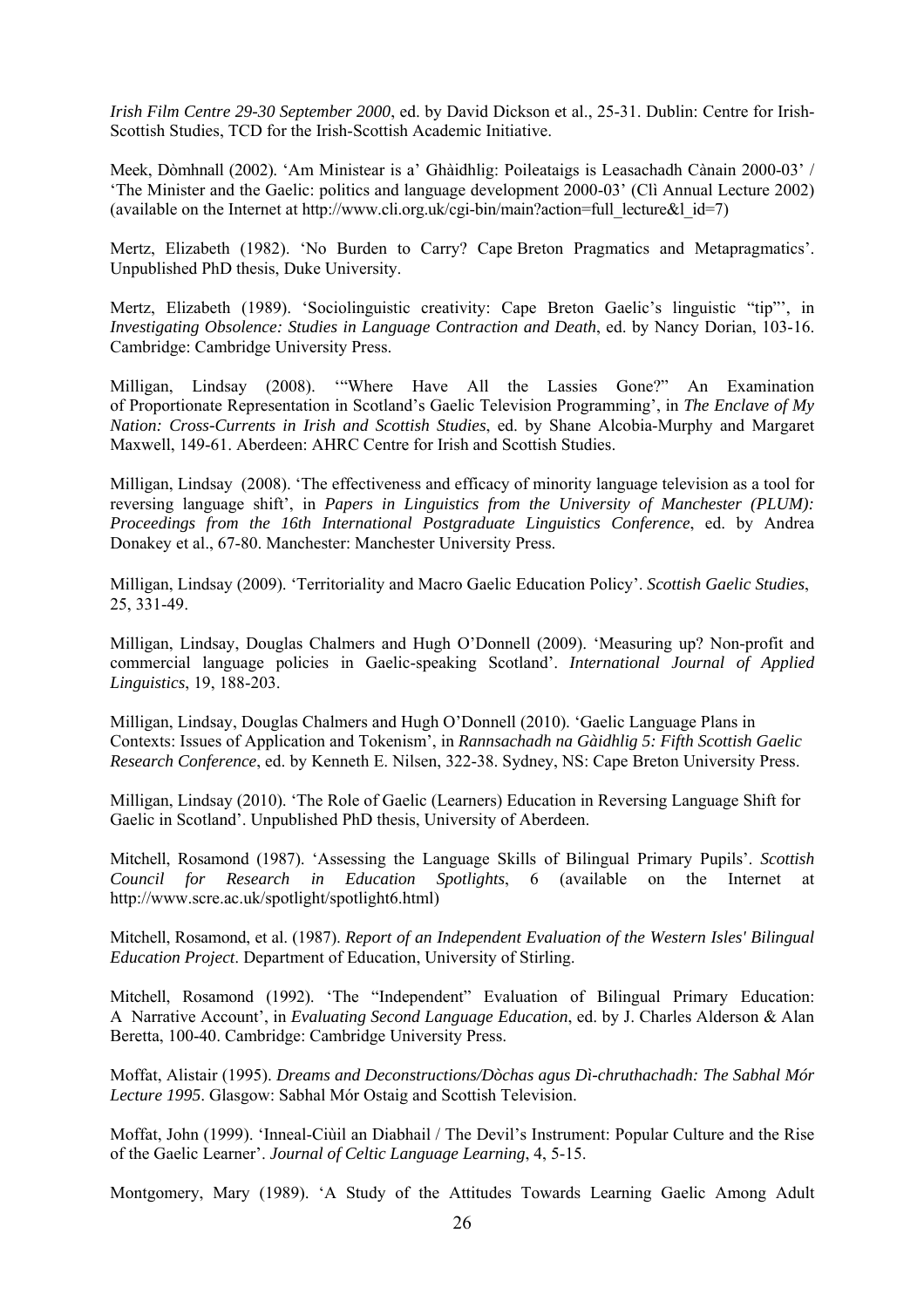*Irish Film Centre 29-30 September 2000*, ed. by David Dickson et al., 25-31. Dublin: Centre for Irish-Scottish Studies, TCD for the Irish-Scottish Academic Initiative.

Meek, Dòmhnall (2002). 'Am Ministear is a' Ghàidhlig: Poileataigs is Leasachadh Cànain 2000-03' / 'The Minister and the Gaelic: politics and language development 2000-03' (Clì Annual Lecture 2002) (available on the Internet at http://www.cli.org.uk/cgi-bin/main?action=full_lecture&l_id=7)

Mertz, Elizabeth (1982). 'No Burden to Carry? Cape Breton Pragmatics and Metapragmatics'. Unpublished PhD thesis, Duke University.

Mertz, Elizabeth (1989). 'Sociolinguistic creativity: Cape Breton Gaelic's linguistic "tip"', in *Investigating Obsolence: Studies in Language Contraction and Death*, ed. by Nancy Dorian, 103-16. Cambridge: Cambridge University Press.

Milligan, Lindsay (2008). '"Where Have All the Lassies Gone?" An Examination of Proportionate Representation in Scotland's Gaelic Television Programming', in *The Enclave of My Nation: Cross-Currents in Irish and Scottish Studies*, ed. by Shane Alcobia-Murphy and Margaret Maxwell, 149-61. Aberdeen: AHRC Centre for Irish and Scottish Studies.

Milligan, Lindsay (2008). 'The effectiveness and efficacy of minority language television as a tool for reversing language shift', in *Papers in Linguistics from the University of Manchester (PLUM): Proceedings from the 16th International Postgraduate Linguistics Conference*, ed. by Andrea Donakey et al., 67-80. Manchester: Manchester University Press.

Milligan, Lindsay (2009). 'Territoriality and Macro Gaelic Education Policy'. *Scottish Gaelic Studies*, 25, 331-49.

Milligan, Lindsay, Douglas Chalmers and Hugh O'Donnell (2009). 'Measuring up? Non-profit and commercial language policies in Gaelic-speaking Scotland'. *International Journal of Applied Linguistics*, 19, 188-203.

Milligan, Lindsay, Douglas Chalmers and Hugh O'Donnell (2010). 'Gaelic Language Plans in Contexts: Issues of Application and Tokenism', in *Rannsachadh na Gàidhlig 5: Fifth Scottish Gaelic Research Conference*, ed. by Kenneth E. Nilsen, 322-38. Sydney, NS: Cape Breton University Press.

Milligan, Lindsay (2010). 'The Role of Gaelic (Learners) Education in Reversing Language Shift for Gaelic in Scotland'. Unpublished PhD thesis, University of Aberdeen.

Mitchell, Rosamond (1987). 'Assessing the Language Skills of Bilingual Primary Pupils'. *Scottish Council for Research in Education Spotlights*, 6 (available on the Internet at http://www.scre.ac.uk/spotlight/spotlight6.html)

Mitchell, Rosamond, et al. (1987). *Report of an Independent Evaluation of the Western Isles' Bilingual Education Project*. Department of Education, University of Stirling.

Mitchell, Rosamond (1992). 'The "Independent" Evaluation of Bilingual Primary Education: A Narrative Account', in *Evaluating Second Language Education*, ed. by J. Charles Alderson & Alan Beretta, 100-40. Cambridge: Cambridge University Press.

Moffat, Alistair (1995). *Dreams and Deconstructions/Dòchas agus Dì-chruthachadh: The Sabhal Mór Lecture 1995*. Glasgow: Sabhal Mór Ostaig and Scottish Television.

Moffat, John (1999). 'Inneal-Ciùil an Diabhail / The Devil's Instrument: Popular Culture and the Rise of the Gaelic Learner'. *Journal of Celtic Language Learning*, 4, 5-15.

Montgomery, Mary (1989). 'A Study of the Attitudes Towards Learning Gaelic Among Adult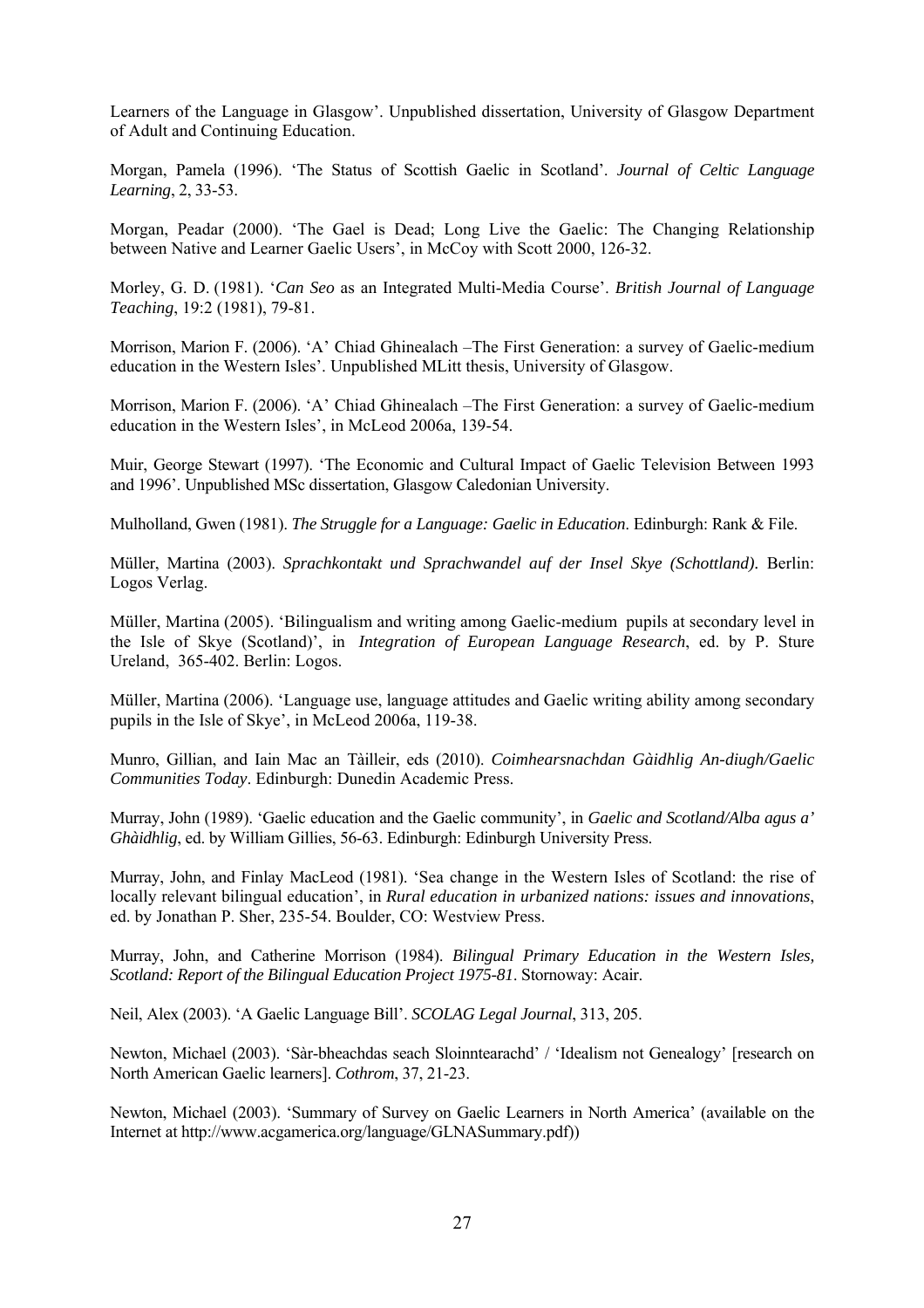Learners of the Language in Glasgow'. Unpublished dissertation, University of Glasgow Department of Adult and Continuing Education.

Morgan, Pamela (1996). 'The Status of Scottish Gaelic in Scotland'. *Journal of Celtic Language Learning*, 2, 33-53.

Morgan, Peadar (2000). 'The Gael is Dead; Long Live the Gaelic: The Changing Relationship between Native and Learner Gaelic Users', in McCoy with Scott 2000, 126-32.

Morley, G. D. (1981). '*Can Seo* as an Integrated Multi-Media Course'. *British Journal of Language Teaching*, 19:2 (1981), 79-81.

Morrison, Marion F. (2006). 'A' Chiad Ghinealach –The First Generation: a survey of Gaelic-medium education in the Western Isles'. Unpublished MLitt thesis, University of Glasgow.

Morrison, Marion F. (2006). 'A' Chiad Ghinealach –The First Generation: a survey of Gaelic-medium education in the Western Isles', in McLeod 2006a, 139-54.

Muir, George Stewart (1997). 'The Economic and Cultural Impact of Gaelic Television Between 1993 and 1996'. Unpublished MSc dissertation, Glasgow Caledonian University.

Mulholland, Gwen (1981). *The Struggle for a Language: Gaelic in Education*. Edinburgh: Rank & File.

Müller, Martina (2003). *Sprachkontakt und Sprachwandel auf der Insel Skye (Schottland)*. Berlin: Logos Verlag.

Müller, Martina (2005). 'Bilingualism and writing among Gaelic-medium pupils at secondary level in the Isle of Skye (Scotland)', in *Integration of European Language Research*, ed. by P. Sture Ureland, 365-402. Berlin: Logos.

Müller, Martina (2006). 'Language use, language attitudes and Gaelic writing ability among secondary pupils in the Isle of Skye', in McLeod 2006a, 119-38.

Munro, Gillian, and Iain Mac an Tàilleir, eds (2010). *Coimhearsnachdan Gàidhlig An-diugh/Gaelic Communities Today*. Edinburgh: Dunedin Academic Press.

Murray, John (1989). 'Gaelic education and the Gaelic community', in *Gaelic and Scotland/Alba agus a' Ghàidhlig*, ed. by William Gillies, 56-63. Edinburgh: Edinburgh University Press.

Murray, John, and Finlay MacLeod (1981). 'Sea change in the Western Isles of Scotland: the rise of locally relevant bilingual education', in *Rural education in urbanized nations: issues and innovations*, ed. by Jonathan P. Sher, 235-54. Boulder, CO: Westview Press.

Murray, John, and Catherine Morrison (1984). *Bilingual Primary Education in the Western Isles, Scotland: Report of the Bilingual Education Project 1975-81*. Stornoway: Acair.

Neil, Alex (2003). 'A Gaelic Language Bill'. *SCOLAG Legal Journal*, 313, 205.

Newton, Michael (2003). 'Sàr-bheachdas seach Sloinntearachd' / 'Idealism not Genealogy' [research on North American Gaelic learners]. *Cothrom*, 37, 21-23.

Newton, Michael (2003). 'Summary of Survey on Gaelic Learners in North America' (available on the Internet at http://www.acgamerica.org/language/GLNASummary.pdf))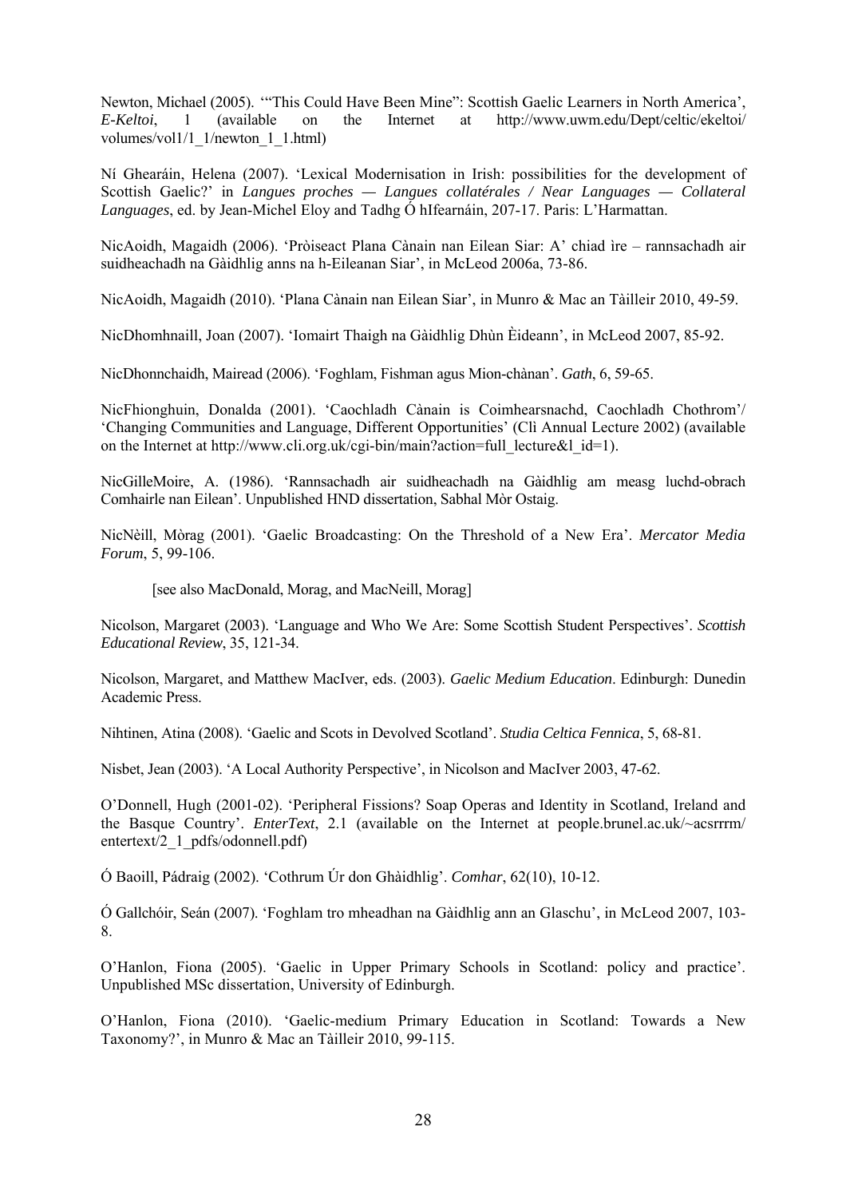Newton, Michael (2005). '"This Could Have Been Mine": Scottish Gaelic Learners in North America', *E-Keltoi*, 1 (available on the Internet at http://www.uwm.edu/Dept/celtic/ekeltoi/volumes/vol1/1_1/newton_1_1.html)

Ní Ghearáin, Helena (2007). 'Lexical Modernisation in Irish: possibilities for the development of Scottish Gaelic?' in *Langues proches — Langues collatérales / Near Languages — Collateral Languages*, ed. by Jean-Michel Eloy and Tadhg Ó hIfearnáin, 207-17. Paris: L'Harmattan.

NicAoidh, Magaidh (2006). 'Pròiseact Plana Cànain nan Eilean Siar: A' chiad ìre – rannsachadh air suidheachadh na Gàidhlig anns na h-Eileanan Siar', in McLeod 2006a, 73-86.

NicAoidh, Magaidh (2010). 'Plana Cànain nan Eilean Siar', in Munro & Mac an Tàilleir 2010, 49-59.

NicDhomhnaill, Joan (2007). 'Iomairt Thaigh na Gàidhlig Dhùn Èideann', in McLeod 2007, 85-92.

NicDhonnchaidh, Mairead (2006). 'Foghlam, Fishman agus Mion-chànan'. *Gath*, 6, 59-65.

NicFhionghuin, Donalda (2001). 'Caochladh Cànain is Coimhearsnachd, Caochladh Chothrom'/ 'Changing Communities and Language, Different Opportunities' (Clì Annual Lecture 2002) (available on the Internet at http://www.cli.org.uk/cgi-bin/main?action=full_lecture&l_id=1).

NicGilleMoire, A. (1986). 'Rannsachadh air suidheachadh na Gàidhlig am measg luchd-obrach Comhairle nan Eilean'. Unpublished HND dissertation, Sabhal Mòr Ostaig.

NicNèill, Mòrag (2001). 'Gaelic Broadcasting: On the Threshold of a New Era'. *Mercator Media Forum*, 5, 99-106.

[see also MacDonald, Morag, and MacNeill, Morag]

Nicolson, Margaret (2003). 'Language and Who We Are: Some Scottish Student Perspectives'. *Scottish Educational Review*, 35, 121-34.

Nicolson, Margaret, and Matthew MacIver, eds. (2003). *Gaelic Medium Education*. Edinburgh: Dunedin Academic Press.

Nihtinen, Atina (2008). 'Gaelic and Scots in Devolved Scotland'. *Studia Celtica Fennica*, 5, 68-81.

Nisbet, Jean (2003). 'A Local Authority Perspective', in Nicolson and MacIver 2003, 47-62.

O'Donnell, Hugh (2001-02). 'Peripheral Fissions? Soap Operas and Identity in Scotland, Ireland and the Basque Country'. *EnterText*, 2.1 (available on the Internet at people.brunel.ac.uk/~acsrrrm/entertext/2_1_pdfs/odonnell.pdf)

Ó Baoill, Pádraig (2002). 'Cothrum Úr don Ghàidhlig'. *Comhar*, 62(10), 10-12.

Ó Gallchóir, Seán (2007). 'Foghlam tro mheadhan na Gàidhlig ann an Glaschu', in McLeod 2007, 103-8.

O'Hanlon, Fiona (2005). 'Gaelic in Upper Primary Schools in Scotland: policy and practice'. Unpublished MSc dissertation, University of Edinburgh.

O'Hanlon, Fiona (2010). 'Gaelic-medium Primary Education in Scotland: Towards a New Taxonomy?', in Munro & Mac an Tàilleir 2010, 99-115.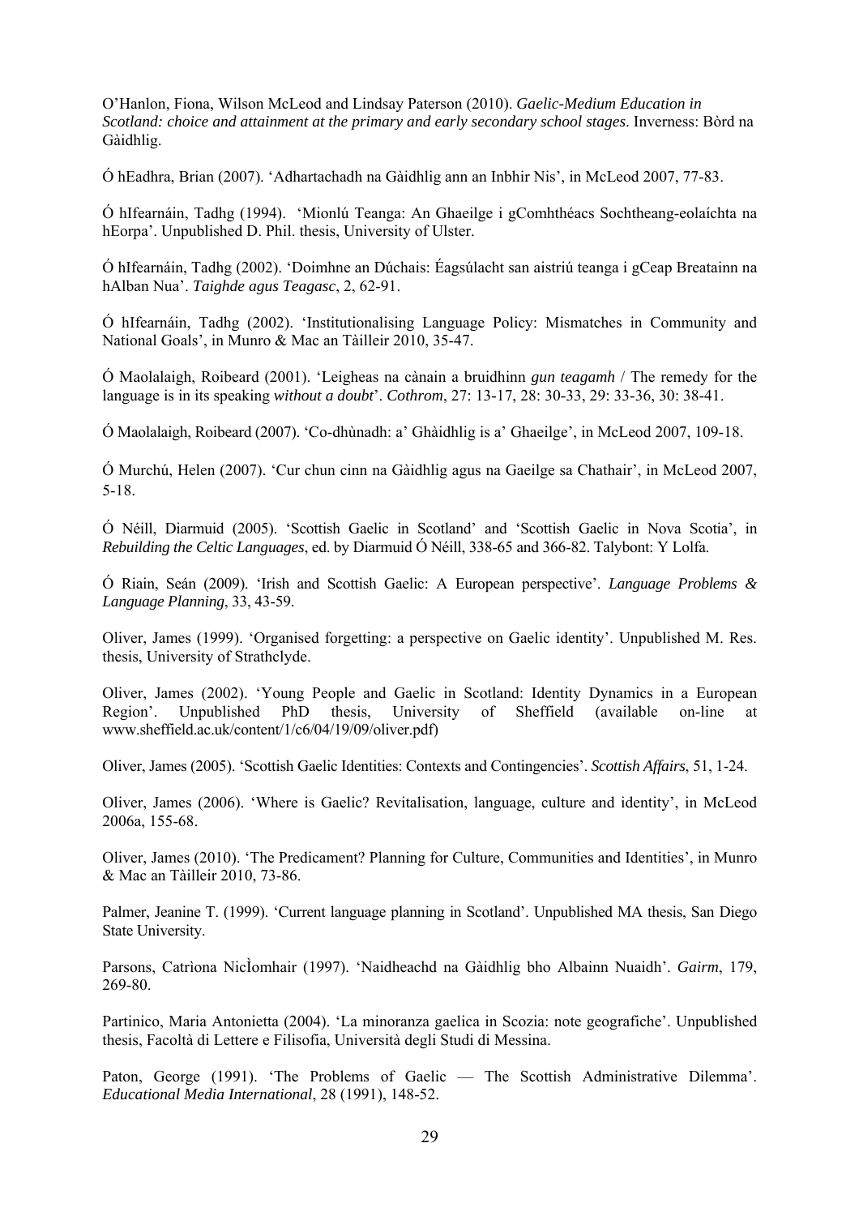O’Hanlon, Fiona, Wilson McLeod and Lindsay Paterson (2010). *Gaelic-Medium Education in Scotland: choice and attainment at the primary and early secondary school stages*. Inverness: Bòrd na Gàidhlig.

Ó hEadhra, Brian (2007). ‘Adhartachadh na Gàidhlig ann an Inbhir Nis’, in McLeod 2007, 77-83.

Ó hIfearnáin, Tadhg (1994). ‘Mionlú Teanga: An Ghaeilge i gComhthéacs Sochtheang-eolaíchta na hEorpa’. Unpublished D. Phil. thesis, University of Ulster.

Ó hIfearnáin, Tadhg (2002). ‘Doimhne an Dúchais: Éagsúlacht san aistriú teanga i gCeap Breatainn na hAlban Nua’. *Taighde agus Teagasc*, 2, 62-91.

Ó hIfearnáin, Tadhg (2002). ‘Institutionalising Language Policy: Mismatches in Community and National Goals’, in Munro & Mac an Tàilleir 2010, 35-47.

Ó Maolalaigh, Roibeard (2001). ‘Leigheas na cànain a bruidhinn *gun teagamh* / The remedy for the language is in its speaking *without a doubt*’. *Cothrom*, 27: 13-17, 28: 30-33, 29: 33-36, 30: 38-41.

Ó Maolalaigh, Roibeard (2007). ‘Co-dhùnadh: a’ Ghàidhlig is a’ Ghaeilge’, in McLeod 2007, 109-18.

Ó Murchú, Helen (2007). ‘Cur chun cinn na Gàidhlig agus na Gaeilge sa Chathair’, in McLeod 2007, 5-18.

Ó Néill, Diarmuid (2005). ‘Scottish Gaelic in Scotland’ and ‘Scottish Gaelic in Nova Scotia’, in *Rebuilding the Celtic Languages*, ed. by Diarmuid Ó Néill, 338-65 and 366-82. Talybont: Y Lolfa.

Ó Riain, Seán (2009). ‘Irish and Scottish Gaelic: A European perspective’. *Language Problems & Language Planning*, 33, 43-59.

Oliver, James (1999). ‘Organised forgetting: a perspective on Gaelic identity’. Unpublished M. Res. thesis, University of Strathclyde.

Oliver, James (2002). ‘Young People and Gaelic in Scotland: Identity Dynamics in a European Region’. Unpublished PhD thesis, University of Sheffield (available on-line at www.sheffield.ac.uk/content/1/c6/04/19/09/oliver.pdf)

Oliver, James (2005). ‘Scottish Gaelic Identities: Contexts and Contingencies’. *Scottish Affairs*, 51, 1-24.

Oliver, James (2006). ‘Where is Gaelic? Revitalisation, language, culture and identity’, in McLeod 2006a, 155-68.

Oliver, James (2010). ‘The Predicament? Planning for Culture, Communities and Identities’, in Munro & Mac an Tàilleir 2010, 73-86.

Palmer, Jeanine T. (1999). ‘Current language planning in Scotland’. Unpublished MA thesis, San Diego State University.

Parsons, Catrìona NicÌomhair (1997). ‘Naidheachd na Gàidhlig bho Albainn Nuaidh’. *Gairm*, 179, 269-80.

Partinico, Maria Antonietta (2004). ‘La minoranza gaelica in Scozia: note geografiche’. Unpublished thesis, Facoltà di Lettere e Filisofia, Università degli Studi di Messina.

Paton, George (1991). ‘The Problems of Gaelic — The Scottish Administrative Dilemma’. *Educational Media International*, 28 (1991), 148-52.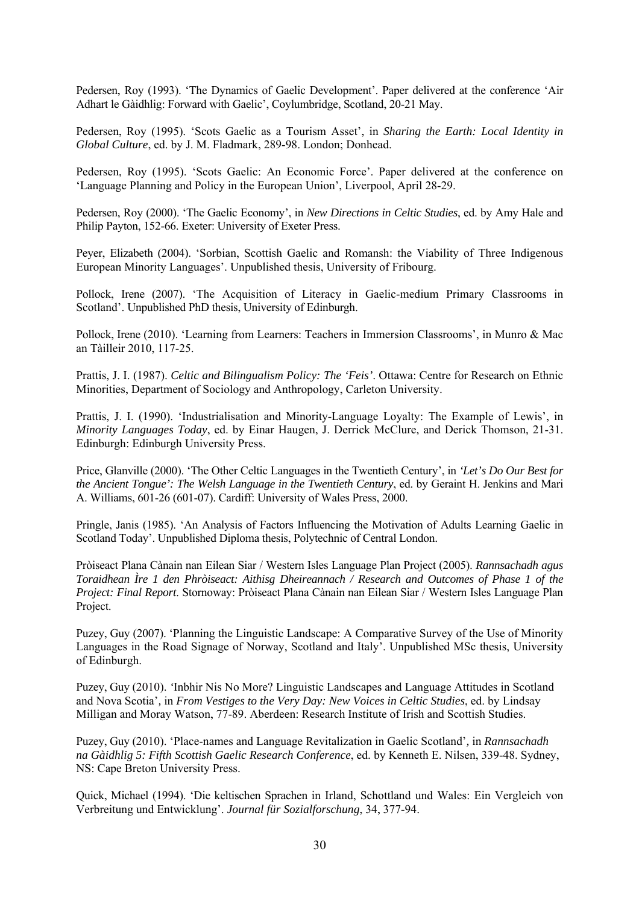Pedersen, Roy (1993). 'The Dynamics of Gaelic Development'. Paper delivered at the conference 'Air Adhart le Gàidhlig: Forward with Gaelic', Coylumbridge, Scotland, 20-21 May.

Pedersen, Roy (1995). 'Scots Gaelic as a Tourism Asset', in *Sharing the Earth: Local Identity in Global Culture*, ed. by J. M. Fladmark, 289-98. London; Donhead.

Pedersen, Roy (1995). 'Scots Gaelic: An Economic Force'. Paper delivered at the conference on 'Language Planning and Policy in the European Union', Liverpool, April 28-29.

Pedersen, Roy (2000). 'The Gaelic Economy', in *New Directions in Celtic Studies*, ed. by Amy Hale and Philip Payton, 152-66. Exeter: University of Exeter Press.

Peyer, Elizabeth (2004). 'Sorbian, Scottish Gaelic and Romansh: the Viability of Three Indigenous European Minority Languages'. Unpublished thesis, University of Fribourg.

Pollock, Irene (2007). 'The Acquisition of Literacy in Gaelic-medium Primary Classrooms in Scotland'. Unpublished PhD thesis, University of Edinburgh.

Pollock, Irene (2010). 'Learning from Learners: Teachers in Immersion Classrooms', in Munro & Mac an Tàilleir 2010, 117-25.

Prattis, J. I. (1987). *Celtic and Bilingualism Policy: The 'Feis'*. Ottawa: Centre for Research on Ethnic Minorities, Department of Sociology and Anthropology, Carleton University.

Prattis, J. I. (1990). 'Industrialisation and Minority-Language Loyalty: The Example of Lewis', in *Minority Languages Today*, ed. by Einar Haugen, J. Derrick McClure, and Derick Thomson, 21-31. Edinburgh: Edinburgh University Press.

Price, Glanville (2000). 'The Other Celtic Languages in the Twentieth Century', in *'Let's Do Our Best for the Ancient Tongue': The Welsh Language in the Twentieth Century*, ed. by Geraint H. Jenkins and Mari A. Williams, 601-26 (601-07). Cardiff: University of Wales Press, 2000.

Pringle, Janis (1985). 'An Analysis of Factors Influencing the Motivation of Adults Learning Gaelic in Scotland Today'. Unpublished Diploma thesis, Polytechnic of Central London.

Pròiseact Plana Cànain nan Eilean Siar / Western Isles Language Plan Project (2005). *Rannsachadh agus Toraidhean Ìre 1 den Phròiseact: Aithisg Dheireannach / Research and Outcomes of Phase 1 of the Project: Final Report*. Stornoway: Pròiseact Plana Cànain nan Eilean Siar / Western Isles Language Plan Project.

Puzey, Guy (2007). 'Planning the Linguistic Landscape: A Comparative Survey of the Use of Minority Languages in the Road Signage of Norway, Scotland and Italy'. Unpublished MSc thesis, University of Edinburgh.

Puzey, Guy (2010). 'Inbhir Nis No More? Linguistic Landscapes and Language Attitudes in Scotland and Nova Scotia', in *From Vestiges to the Very Day: New Voices in Celtic Studies*, ed. by Lindsay Milligan and Moray Watson, 77-89. Aberdeen: Research Institute of Irish and Scottish Studies.

Puzey, Guy (2010). 'Place-names and Language Revitalization in Gaelic Scotland', in *Rannsachadh na Gàidhlig 5: Fifth Scottish Gaelic Research Conference*, ed. by Kenneth E. Nilsen, 339-48. Sydney, NS: Cape Breton University Press.

Quick, Michael (1994). 'Die keltischen Sprachen in Irland, Schottland und Wales: Ein Vergleich von Verbreitung und Entwicklung'. *Journal für Sozialforschung*, 34, 377-94.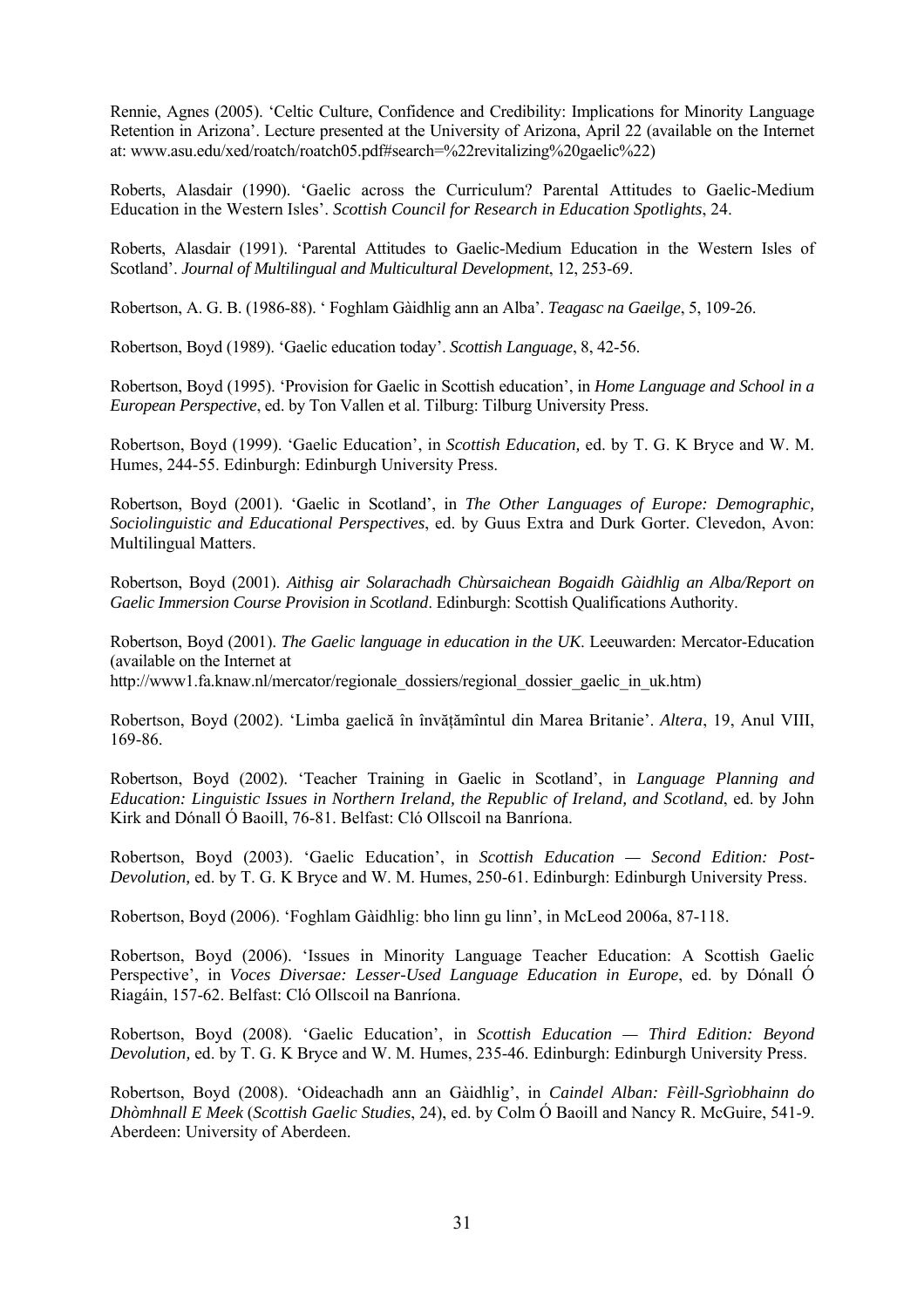Rennie, Agnes (2005). 'Celtic Culture, Confidence and Credibility: Implications for Minority Language Retention in Arizona'. Lecture presented at the University of Arizona, April 22 (available on the Internet at: www.asu.edu/xed/roatch/roatch05.pdf#search=%22revitalizing%20gaelic%22)

Roberts, Alasdair (1990). 'Gaelic across the Curriculum? Parental Attitudes to Gaelic-Medium Education in the Western Isles'. *Scottish Council for Research in Education Spotlights*, 24.

Roberts, Alasdair (1991). 'Parental Attitudes to Gaelic-Medium Education in the Western Isles of Scotland'. *Journal of Multilingual and Multicultural Development*, 12, 253-69.

Robertson, A. G. B. (1986-88). ' Foghlam Gàidhlig ann an Alba'. *Teagasc na Gaeilge*, 5, 109-26.

Robertson, Boyd (1989). 'Gaelic education today'. *Scottish Language*, 8, 42-56.

Robertson, Boyd (1995). 'Provision for Gaelic in Scottish education', in *Home Language and School in a European Perspective*, ed. by Ton Vallen et al. Tilburg: Tilburg University Press.

Robertson, Boyd (1999). 'Gaelic Education', in *Scottish Education,* ed. by T. G. K Bryce and W. M. Humes, 244-55. Edinburgh: Edinburgh University Press.

Robertson, Boyd (2001). 'Gaelic in Scotland', in *The Other Languages of Europe: Demographic, Sociolinguistic and Educational Perspectives*, ed. by Guus Extra and Durk Gorter. Clevedon, Avon: Multilingual Matters.

Robertson, Boyd (2001). *Aithisg air Solarachadh Chùrsaichean Bogaidh Gàidhlig an Alba/Report on Gaelic Immersion Course Provision in Scotland*. Edinburgh: Scottish Qualifications Authority.

Robertson, Boyd (2001). *The Gaelic language in education in the UK*. Leeuwarden: Mercator-Education (available on the Internet at http://www1.fa.knaw.nl/mercator/regionale_dossiers/regional_dossier_gaelic_in_uk.htm)

Robertson, Boyd (2002). 'Limba gaelică în învățămîntul din Marea Britanie'. *Altera*, 19, Anul VIII, 169-86.

Robertson, Boyd (2002). 'Teacher Training in Gaelic in Scotland', in *Language Planning and Education: Linguistic Issues in Northern Ireland, the Republic of Ireland, and Scotland*, ed. by John Kirk and Dónall Ó Baoill, 76-81. Belfast: Cló Ollscoil na Banríona.

Robertson, Boyd (2003). 'Gaelic Education', in *Scottish Education — Second Edition: Post-Devolution,* ed. by T. G. K Bryce and W. M. Humes, 250-61. Edinburgh: Edinburgh University Press.

Robertson, Boyd (2006). 'Foghlam Gàidhlig: bho linn gu linn', in McLeod 2006a, 87-118.

Robertson, Boyd (2006). 'Issues in Minority Language Teacher Education: A Scottish Gaelic Perspective', in *Voces Diversae: Lesser-Used Language Education in Europe*, ed. by Dónall Ó Riagáin, 157-62. Belfast: Cló Ollscoil na Banríona.

Robertson, Boyd (2008). 'Gaelic Education', in *Scottish Education — Third Edition: Beyond Devolution,* ed. by T. G. K Bryce and W. M. Humes, 235-46. Edinburgh: Edinburgh University Press.

Robertson, Boyd (2008). 'Oideachadh ann an Gàidhlig', in *Caindel Alban: Fèill-Sgrìobhainn do Dhòmhnall E Meek* (*Scottish Gaelic Studies*, 24), ed. by Colm Ó Baoill and Nancy R. McGuire, 541-9. Aberdeen: University of Aberdeen.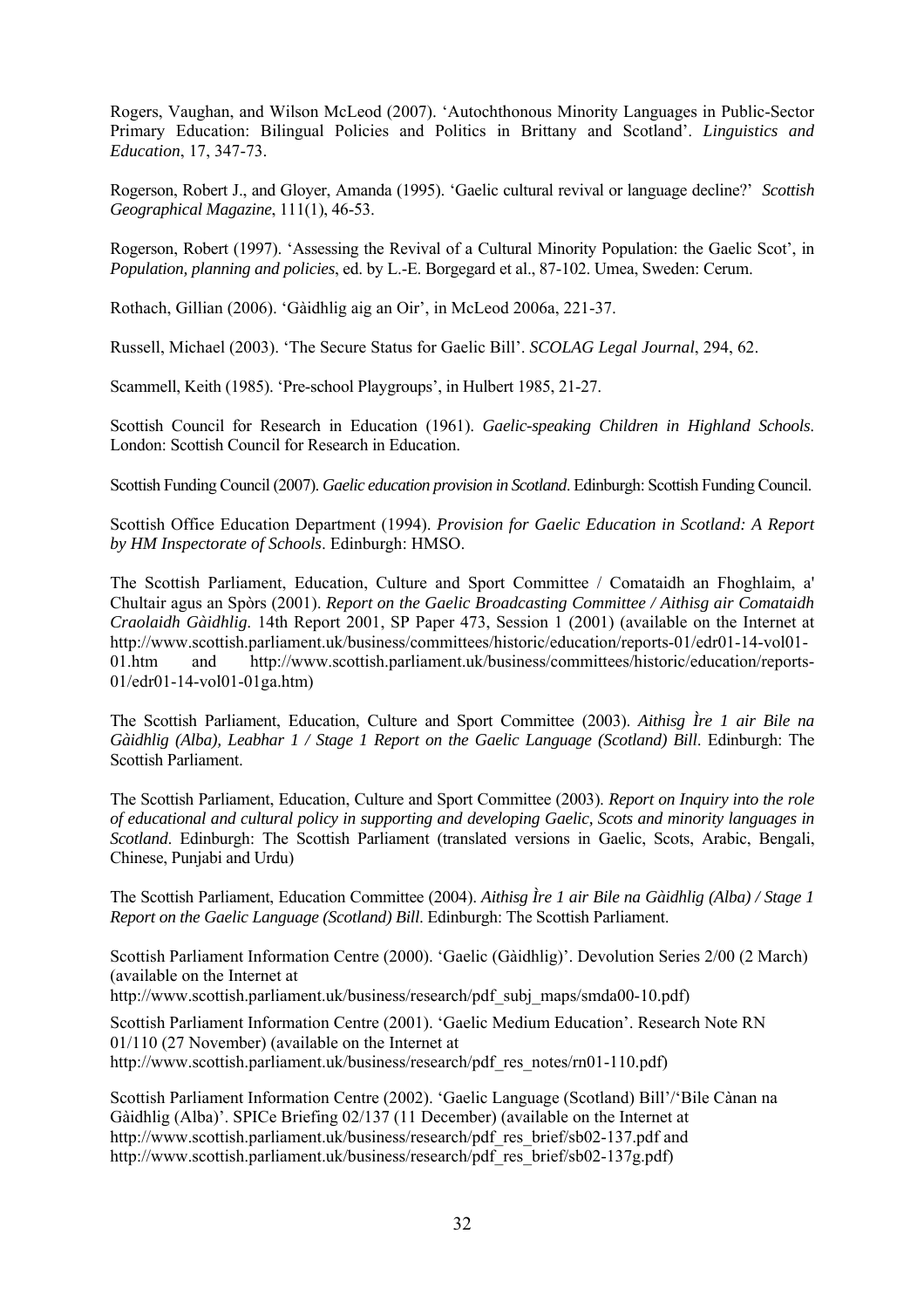Rogers, Vaughan, and Wilson McLeod (2007). 'Autochthonous Minority Languages in Public-Sector Primary Education: Bilingual Policies and Politics in Brittany and Scotland'. *Linguistics and Education*, 17, 347-73.

Rogerson, Robert J., and Gloyer, Amanda (1995). 'Gaelic cultural revival or language decline?' *Scottish Geographical Magazine*, 111(1), 46-53.

Rogerson, Robert (1997). 'Assessing the Revival of a Cultural Minority Population: the Gaelic Scot', in *Population, planning and policies*, ed. by L.-E. Borgegard et al., 87-102. Umea, Sweden: Cerum.

Rothach, Gillian (2006). 'Gàidhlig aig an Oir', in McLeod 2006a, 221-37.

Russell, Michael (2003). 'The Secure Status for Gaelic Bill'. *SCOLAG Legal Journal*, 294, 62.

Scammell, Keith (1985). 'Pre-school Playgroups', in Hulbert 1985, 21-27.

Scottish Council for Research in Education (1961). *Gaelic-speaking Children in Highland Schools*. London: Scottish Council for Research in Education.

Scottish Funding Council (2007). *Gaelic education provision in Scotland*. Edinburgh: Scottish Funding Council.

Scottish Office Education Department (1994). *Provision for Gaelic Education in Scotland: A Report by HM Inspectorate of Schools*. Edinburgh: HMSO.

The Scottish Parliament, Education, Culture and Sport Committee / Comataidh an Fhoghlaim, a' Chultair agus an Spòrs (2001). *Report on the Gaelic Broadcasting Committee / Aithisg air Comataidh Craolaidh Gàidhlig*. 14th Report 2001, SP Paper 473, Session 1 (2001) (available on the Internet at http://www.scottish.parliament.uk/business/committees/historic/education/reports-01/edr01-14-vol01-01.htm and http://www.scottish.parliament.uk/business/committees/historic/education/reports-01/edr01-14-vol01-01ga.htm)

The Scottish Parliament, Education, Culture and Sport Committee (2003). *Aithisg Ìre 1 air Bile na Gàidhlig (Alba), Leabhar 1 / Stage 1 Report on the Gaelic Language (Scotland) Bill*. Edinburgh: The Scottish Parliament.

The Scottish Parliament, Education, Culture and Sport Committee (2003). *Report on Inquiry into the role of educational and cultural policy in supporting and developing Gaelic, Scots and minority languages in Scotland*. Edinburgh: The Scottish Parliament (translated versions in Gaelic, Scots, Arabic, Bengali, Chinese, Punjabi and Urdu)

The Scottish Parliament, Education Committee (2004). *Aithisg Ìre 1 air Bile na Gàidhlig (Alba) / Stage 1 Report on the Gaelic Language (Scotland) Bill*. Edinburgh: The Scottish Parliament.

Scottish Parliament Information Centre (2000). 'Gaelic (Gàidhlig)'. Devolution Series 2/00 (2 March) (available on the Internet at http://www.scottish.parliament.uk/business/research/pdf_subj_maps/smda00-10.pdf)

Scottish Parliament Information Centre (2001). 'Gaelic Medium Education'. Research Note RN 01/110 (27 November) (available on the Internet at http://www.scottish.parliament.uk/business/research/pdf_res_notes/rn01-110.pdf)

Scottish Parliament Information Centre (2002). 'Gaelic Language (Scotland) Bill'/'Bile Cànan na Gàidhlig (Alba)'. SPICe Briefing 02/137 (11 December) (available on the Internet at http://www.scottish.parliament.uk/business/research/pdf_res_brief/sb02-137.pdf and http://www.scottish.parliament.uk/business/research/pdf_res_brief/sb02-137g.pdf)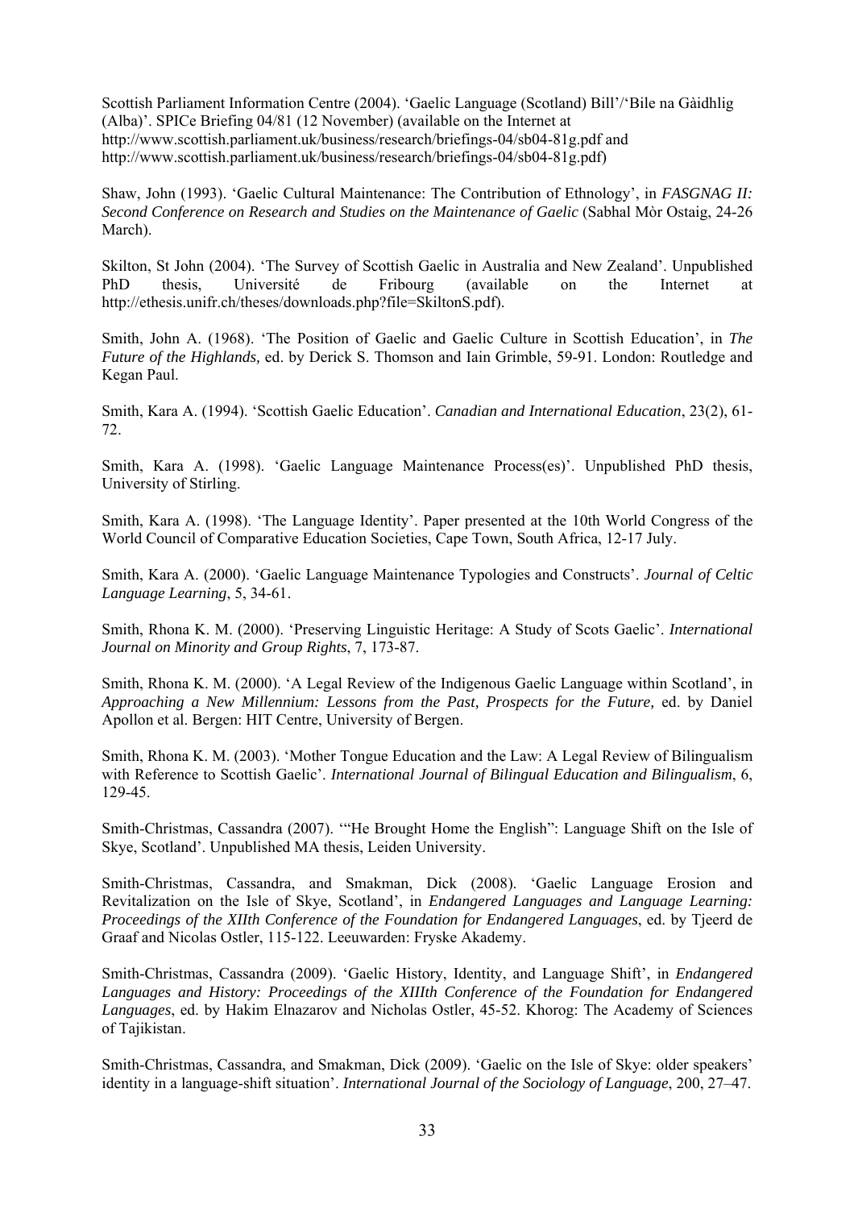Scottish Parliament Information Centre (2004). 'Gaelic Language (Scotland) Bill'/'Bile na Gàidhlig (Alba)'. SPICe Briefing 04/81 (12 November) (available on the Internet at http://www.scottish.parliament.uk/business/research/briefings-04/sb04-81g.pdf and http://www.scottish.parliament.uk/business/research/briefings-04/sb04-81g.pdf)

Shaw, John (1993). 'Gaelic Cultural Maintenance: The Contribution of Ethnology', in *FASGNAG II: Second Conference on Research and Studies on the Maintenance of Gaelic* (Sabhal Mòr Ostaig, 24-26 March).

Skilton, St John (2004). 'The Survey of Scottish Gaelic in Australia and New Zealand'. Unpublished PhD thesis, Université de Fribourg (available on the Internet at http://ethesis.unifr.ch/theses/downloads.php?file=SkiltonS.pdf).

Smith, John A. (1968). 'The Position of Gaelic and Gaelic Culture in Scottish Education', in *The Future of the Highlands*, ed. by Derick S. Thomson and Iain Grimble, 59-91. London: Routledge and Kegan Paul.

Smith, Kara A. (1994). 'Scottish Gaelic Education'. *Canadian and International Education*, 23(2), 61-72.

Smith, Kara A. (1998). 'Gaelic Language Maintenance Process(es)'. Unpublished PhD thesis, University of Stirling.

Smith, Kara A. (1998). 'The Language Identity'. Paper presented at the 10th World Congress of the World Council of Comparative Education Societies, Cape Town, South Africa, 12-17 July.

Smith, Kara A. (2000). 'Gaelic Language Maintenance Typologies and Constructs'. *Journal of Celtic Language Learning*, 5, 34-61.

Smith, Rhona K. M. (2000). 'Preserving Linguistic Heritage: A Study of Scots Gaelic'. *International Journal on Minority and Group Rights*, 7, 173-87.

Smith, Rhona K. M. (2000). 'A Legal Review of the Indigenous Gaelic Language within Scotland', in *Approaching a New Millennium: Lessons from the Past, Prospects for the Future,* ed. by Daniel Apollon et al. Bergen: HIT Centre, University of Bergen.

Smith, Rhona K. M. (2003). 'Mother Tongue Education and the Law: A Legal Review of Bilingualism with Reference to Scottish Gaelic'. *International Journal of Bilingual Education and Bilingualism*, 6, 129-45.

Smith-Christmas, Cassandra (2007). '"He Brought Home the English": Language Shift on the Isle of Skye, Scotland'. Unpublished MA thesis, Leiden University.

Smith-Christmas, Cassandra, and Smakman, Dick (2008). 'Gaelic Language Erosion and Revitalization on the Isle of Skye, Scotland', in *Endangered Languages and Language Learning: Proceedings of the XIIth Conference of the Foundation for Endangered Languages*, ed. by Tjeerd de Graaf and Nicolas Ostler, 115-122. Leeuwarden: Fryske Akademy.

Smith-Christmas, Cassandra (2009). 'Gaelic History, Identity, and Language Shift', in *Endangered Languages and History: Proceedings of the XIIIth Conference of the Foundation for Endangered Languages*, ed. by Hakim Elnazarov and Nicholas Ostler, 45-52. Khorog: The Academy of Sciences of Tajikistan.

Smith-Christmas, Cassandra, and Smakman, Dick (2009). 'Gaelic on the Isle of Skye: older speakers' identity in a language-shift situation'. *International Journal of the Sociology of Language*, 200, 27–47.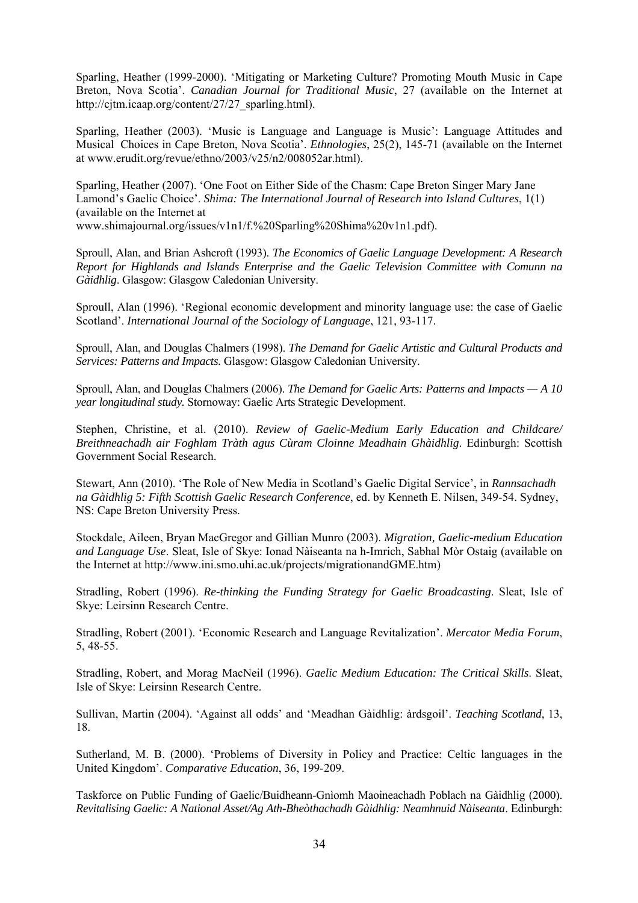Sparling, Heather (1999-2000). 'Mitigating or Marketing Culture? Promoting Mouth Music in Cape Breton, Nova Scotia'. *Canadian Journal for Traditional Music*, 27 (available on the Internet at http://cjtm.icaap.org/content/27/27_sparling.html).

Sparling, Heather (2003). 'Music is Language and Language is Music': Language Attitudes and Musical Choices in Cape Breton, Nova Scotia'. *Ethnologies*, 25(2), 145-71 (available on the Internet at www.erudit.org/revue/ethno/2003/v25/n2/008052ar.html).

Sparling, Heather (2007). 'One Foot on Either Side of the Chasm: Cape Breton Singer Mary Jane Lamond's Gaelic Choice'. *Shima: The International Journal of Research into Island Cultures*, 1(1) (available on the Internet at www.shimajournal.org/issues/v1n1/f.%20Sparling%20Shima%20v1n1.pdf).

Sproull, Alan, and Brian Ashcroft (1993). *The Economics of Gaelic Language Development: A Research Report for Highlands and Islands Enterprise and the Gaelic Television Committee with Comunn na Gàidhlig*. Glasgow: Glasgow Caledonian University.

Sproull, Alan (1996). 'Regional economic development and minority language use: the case of Gaelic Scotland'. *International Journal of the Sociology of Language*, 121, 93-117.

Sproull, Alan, and Douglas Chalmers (1998). *The Demand for Gaelic Artistic and Cultural Products and Services: Patterns and Impacts.* Glasgow: Glasgow Caledonian University.

Sproull, Alan, and Douglas Chalmers (2006). *The Demand for Gaelic Arts: Patterns and Impacts — A 10 year longitudinal study.* Stornoway: Gaelic Arts Strategic Development.

Stephen, Christine, et al. (2010). *Review of Gaelic-Medium Early Education and Childcare/ Breithneachadh air Foghlam Tràth agus Cùram Cloinne Meadhain Ghàidhlig*. Edinburgh: Scottish Government Social Research.

Stewart, Ann (2010). 'The Role of New Media in Scotland's Gaelic Digital Service', in *Rannsachadh na Gàidhlig 5: Fifth Scottish Gaelic Research Conference*, ed. by Kenneth E. Nilsen, 349-54. Sydney, NS: Cape Breton University Press.

Stockdale, Aileen, Bryan MacGregor and Gillian Munro (2003). *Migration, Gaelic-medium Education and Language Use*. Sleat, Isle of Skye: Ionad Nàiseanta na h-Imrich, Sabhal Mòr Ostaig (available on the Internet at http://www.ini.smo.uhi.ac.uk/projects/migrationandGME.htm)

Stradling, Robert (1996). *Re-thinking the Funding Strategy for Gaelic Broadcasting*. Sleat, Isle of Skye: Leirsinn Research Centre.

Stradling, Robert (2001). 'Economic Research and Language Revitalization'. *Mercator Media Forum*, 5, 48-55.

Stradling, Robert, and Morag MacNeil (1996). *Gaelic Medium Education: The Critical Skills*. Sleat, Isle of Skye: Leirsinn Research Centre.

Sullivan, Martin (2004). 'Against all odds' and 'Meadhan Gàidhlig: àrdsgoil'. *Teaching Scotland*, 13, 18.

Sutherland, M. B. (2000). 'Problems of Diversity in Policy and Practice: Celtic languages in the United Kingdom'. *Comparative Education*, 36, 199-209.

Taskforce on Public Funding of Gaelic/Buidheann-Gnìomh Maoineachadh Poblach na Gàidhlig (2000). *Revitalising Gaelic: A National Asset/Ag Ath-Bheòthachadh Gàidhlig: Neamhnuid Nàiseanta*. Edinburgh: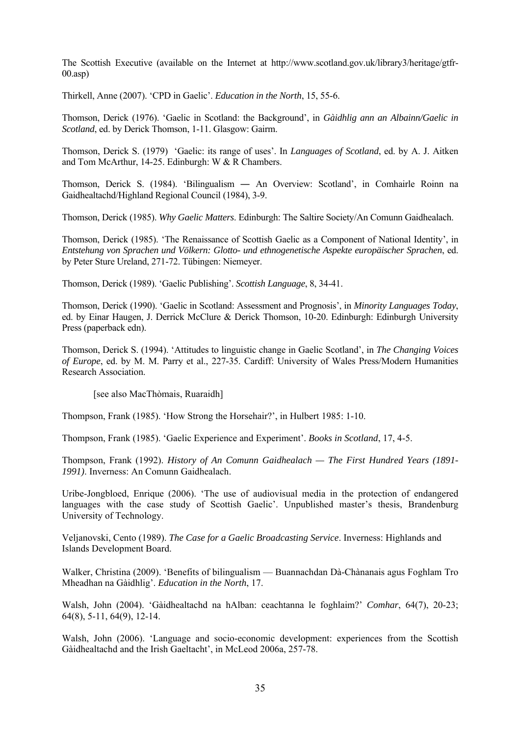The Scottish Executive (available on the Internet at http://www.scotland.gov.uk/library3/heritage/gtfr-00.asp)

Thirkell, Anne (2007). 'CPD in Gaelic'. *Education in the North*, 15, 55-6.

Thomson, Derick (1976). 'Gaelic in Scotland: the Background', in *Gàidhlig ann an Albainn/Gaelic in Scotland*, ed. by Derick Thomson, 1-11. Glasgow: Gairm.

Thomson, Derick S. (1979) 'Gaelic: its range of uses'. In *Languages of Scotland*, ed. by A. J. Aitken and Tom McArthur, 14-25. Edinburgh: W & R Chambers.

Thomson, Derick S. (1984). 'Bilingualism ― An Overview: Scotland', in Comhairle Roinn na Gaidhealtachd/Highland Regional Council (1984), 3-9.

Thomson, Derick (1985). *Why Gaelic Matters*. Edinburgh: The Saltire Society/An Comunn Gaidhealach.

Thomson, Derick (1985). 'The Renaissance of Scottish Gaelic as a Component of National Identity', in *Entstehung von Sprachen und Völkern: Glotto- und ethnogenetische Aspekte europäischer Sprachen*, ed. by Peter Sture Ureland, 271-72. Tübingen: Niemeyer.

Thomson, Derick (1989). 'Gaelic Publishing'. *Scottish Language*, 8, 34-41.

Thomson, Derick (1990). 'Gaelic in Scotland: Assessment and Prognosis', in *Minority Languages Today*, ed. by Einar Haugen, J. Derrick McClure & Derick Thomson, 10-20. Edinburgh: Edinburgh University Press (paperback edn).

Thomson, Derick S. (1994). 'Attitudes to linguistic change in Gaelic Scotland', in *The Changing Voices of Europe*, ed. by M. M. Parry et al., 227-35. Cardiff: University of Wales Press/Modern Humanities Research Association.

[see also MacThòmais, Ruaraidh]

Thompson, Frank (1985). 'How Strong the Horsehair?', in Hulbert 1985: 1-10.

Thompson, Frank (1985). 'Gaelic Experience and Experiment'. *Books in Scotland*, 17, 4-5.

Thompson, Frank (1992). *History of An Comunn Gaidhealach — The First Hundred Years (1891-1991)*. Inverness: An Comunn Gaidhealach.

Uribe-Jongbloed, Enrique (2006). 'The use of audiovisual media in the protection of endangered languages with the case study of Scottish Gaelic'. Unpublished master's thesis, Brandenburg University of Technology.

Veljanovski, Cento (1989). *The Case for a Gaelic Broadcasting Service*. Inverness: Highlands and Islands Development Board.

Walker, Christina (2009). 'Benefits of bilingualism — Buannachdan Dà-Chànanais agus Foghlam Tro Mheadhan na Gàidhlig'. *Education in the North*, 17.

Walsh, John (2004). 'Gàidhealtachd na hAlban: ceachtanna le foghlaim?' *Comhar*, 64(7), 20-23; 64(8), 5-11, 64(9), 12-14.

Walsh, John (2006). 'Language and socio-economic development: experiences from the Scottish Gàidhealtachd and the Irish Gaeltacht', in McLeod 2006a, 257-78.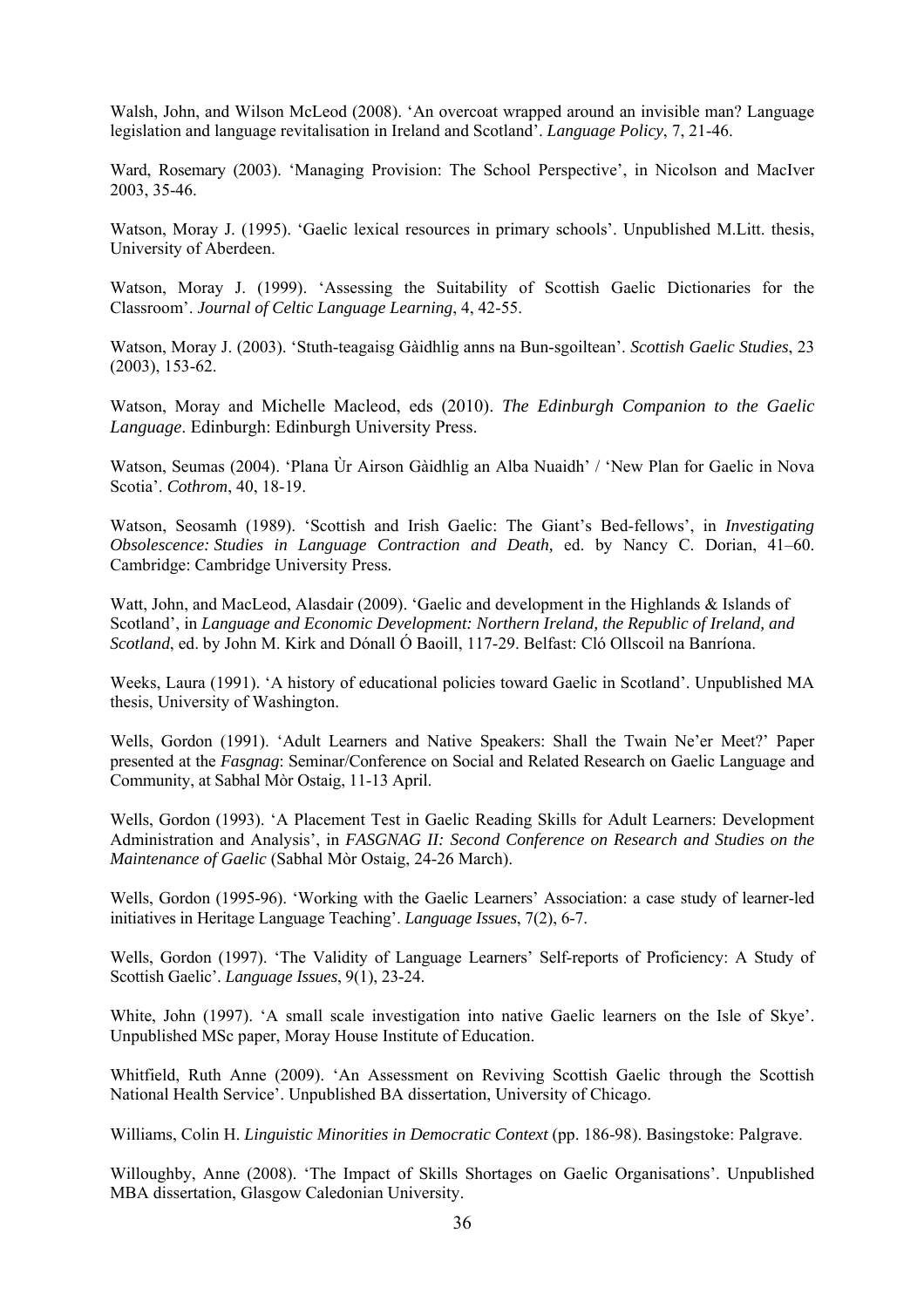Walsh, John, and Wilson McLeod (2008). 'An overcoat wrapped around an invisible man? Language legislation and language revitalisation in Ireland and Scotland'. *Language Policy*, 7, 21-46.

Ward, Rosemary (2003). 'Managing Provision: The School Perspective', in Nicolson and MacIver 2003, 35-46.

Watson, Moray J. (1995). 'Gaelic lexical resources in primary schools'. Unpublished M.Litt. thesis, University of Aberdeen.

Watson, Moray J. (1999). 'Assessing the Suitability of Scottish Gaelic Dictionaries for the Classroom'. *Journal of Celtic Language Learning*, 4, 42-55.

Watson, Moray J. (2003). 'Stuth-teagaisg Gàidhlig anns na Bun-sgoiltean'. *Scottish Gaelic Studies*, 23 (2003), 153-62.

Watson, Moray and Michelle Macleod, eds (2010). *The Edinburgh Companion to the Gaelic Language*. Edinburgh: Edinburgh University Press.

Watson, Seumas (2004). 'Plana Ùr Airson Gàidhlig an Alba Nuaidh' / 'New Plan for Gaelic in Nova Scotia'. *Cothrom*, 40, 18-19.

Watson, Seosamh (1989). 'Scottish and Irish Gaelic: The Giant's Bed-fellows', in *Investigating Obsolescence: Studies in Language Contraction and Death,* ed. by Nancy C. Dorian, 41–60. Cambridge: Cambridge University Press.

Watt, John, and MacLeod, Alasdair (2009). 'Gaelic and development in the Highlands & Islands of Scotland', in *Language and Economic Development: Northern Ireland, the Republic of Ireland, and Scotland*, ed. by John M. Kirk and Dónall Ó Baoill, 117-29. Belfast: Cló Ollscoil na Banríona.

Weeks, Laura (1991). 'A history of educational policies toward Gaelic in Scotland'. Unpublished MA thesis, University of Washington.

Wells, Gordon (1991). 'Adult Learners and Native Speakers: Shall the Twain Ne'er Meet?' Paper presented at the *Fasgnag*: Seminar/Conference on Social and Related Research on Gaelic Language and Community, at Sabhal Mòr Ostaig, 11-13 April.

Wells, Gordon (1993). 'A Placement Test in Gaelic Reading Skills for Adult Learners: Development Administration and Analysis', in *FASGNAG II: Second Conference on Research and Studies on the Maintenance of Gaelic* (Sabhal Mòr Ostaig, 24-26 March).

Wells, Gordon (1995-96). 'Working with the Gaelic Learners' Association: a case study of learner-led initiatives in Heritage Language Teaching'. *Language Issues*, 7(2), 6-7.

Wells, Gordon (1997). 'The Validity of Language Learners' Self-reports of Proficiency: A Study of Scottish Gaelic'. *Language Issues*, 9(1), 23-24.

White, John (1997). 'A small scale investigation into native Gaelic learners on the Isle of Skye'. Unpublished MSc paper, Moray House Institute of Education.

Whitfield, Ruth Anne (2009). 'An Assessment on Reviving Scottish Gaelic through the Scottish National Health Service'. Unpublished BA dissertation, University of Chicago.

Williams, Colin H. *Linguistic Minorities in Democratic Context* (pp. 186-98). Basingstoke: Palgrave.

Willoughby, Anne (2008). 'The Impact of Skills Shortages on Gaelic Organisations'. Unpublished MBA dissertation, Glasgow Caledonian University.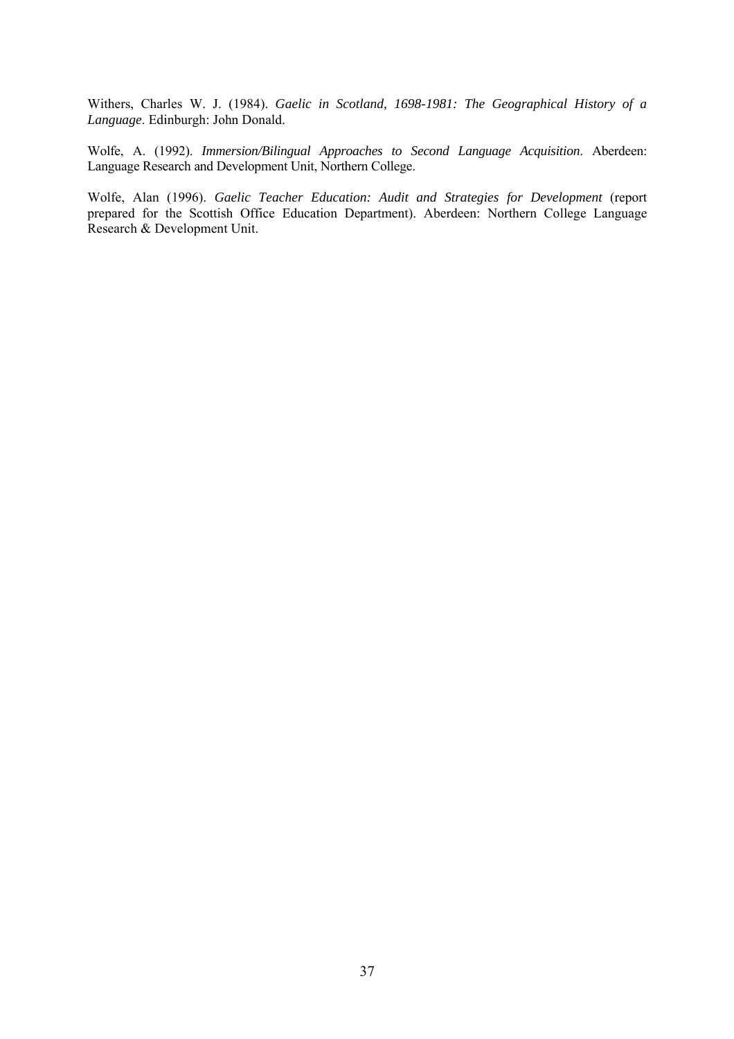Withers, Charles W. J. (1984). *Gaelic in Scotland, 1698-1981: The Geographical History of a Language*. Edinburgh: John Donald.

Wolfe, A. (1992). *Immersion/Bilingual Approaches to Second Language Acquisition*. Aberdeen: Language Research and Development Unit, Northern College.

Wolfe, Alan (1996). *Gaelic Teacher Education: Audit and Strategies for Development* (report prepared for the Scottish Office Education Department). Aberdeen: Northern College Language Research & Development Unit.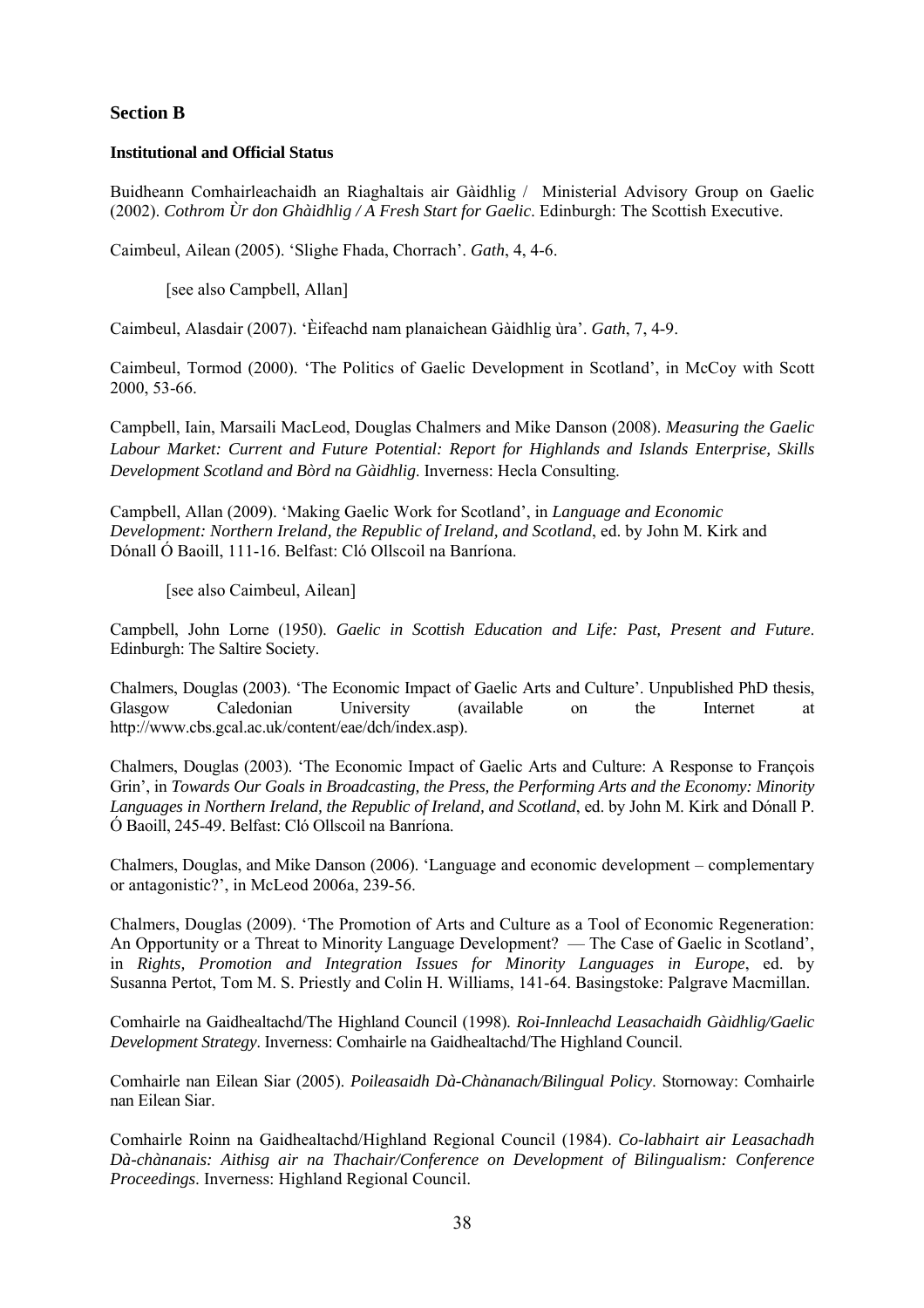## Section B

### Institutional and Official Status

Buidheann Comhairleachaidh an Riaghaltais air Gàidhlig / Ministerial Advisory Group on Gaelic (2002). *Cothrom Ùr don Ghàidhlig / A Fresh Start for Gaelic*. Edinburgh: The Scottish Executive.

Caimbeul, Ailean (2005). 'Slighe Fhada, Chorrach'. *Gath*, 4, 4-6.

[see also Campbell, Allan]

Caimbeul, Alasdair (2007). 'Èifeachd nam planaichean Gàidhlig ùra'. *Gath*, 7, 4-9.

Caimbeul, Tormod (2000). 'The Politics of Gaelic Development in Scotland', in McCoy with Scott 2000, 53-66.

Campbell, Iain, Marsaili MacLeod, Douglas Chalmers and Mike Danson (2008). *Measuring the Gaelic Labour Market: Current and Future Potential: Report for Highlands and Islands Enterprise, Skills Development Scotland and Bòrd na Gàidhlig*. Inverness: Hecla Consulting.

Campbell, Allan (2009). 'Making Gaelic Work for Scotland', in *Language and Economic Development: Northern Ireland, the Republic of Ireland, and Scotland*, ed. by John M. Kirk and Dónall Ó Baoill, 111-16. Belfast: Cló Ollscoil na Banríona.

[see also Caimbeul, Ailean]

Campbell, John Lorne (1950). *Gaelic in Scottish Education and Life: Past, Present and Future*. Edinburgh: The Saltire Society.

Chalmers, Douglas (2003). 'The Economic Impact of Gaelic Arts and Culture'. Unpublished PhD thesis, Glasgow Caledonian University (available on the Internet at http://www.cbs.gcal.ac.uk/content/eae/dch/index.asp).

Chalmers, Douglas (2003). 'The Economic Impact of Gaelic Arts and Culture: A Response to François Grin', in *Towards Our Goals in Broadcasting, the Press, the Performing Arts and the Economy: Minority Languages in Northern Ireland, the Republic of Ireland, and Scotland*, ed. by John M. Kirk and Dónall P. Ó Baoill, 245-49. Belfast: Cló Ollscoil na Banríona.

Chalmers, Douglas, and Mike Danson (2006). 'Language and economic development – complementary or antagonistic?', in McLeod 2006a, 239-56.

Chalmers, Douglas (2009). 'The Promotion of Arts and Culture as a Tool of Economic Regeneration: An Opportunity or a Threat to Minority Language Development? — The Case of Gaelic in Scotland', in *Rights, Promotion and Integration Issues for Minority Languages in Europe*, ed. by Susanna Pertot, Tom M. S. Priestly and Colin H. Williams, 141-64. Basingstoke: Palgrave Macmillan.

Comhairle na Gaidhealtachd/The Highland Council (1998). *Roi-Innleachd Leasachaidh Gàidhlig/Gaelic Development Strategy*. Inverness: Comhairle na Gaidhealtachd/The Highland Council.

Comhairle nan Eilean Siar (2005). *Poileasaidh Dà-Chànanach/Bilingual Policy*. Stornoway: Comhairle nan Eilean Siar.

Comhairle Roinn na Gaidhealtachd/Highland Regional Council (1984). *Co-labhairt air Leasachadh Dà-chànanais: Aithisg air na Thachair/Conference on Development of Bilingualism: Conference Proceedings*. Inverness: Highland Regional Council.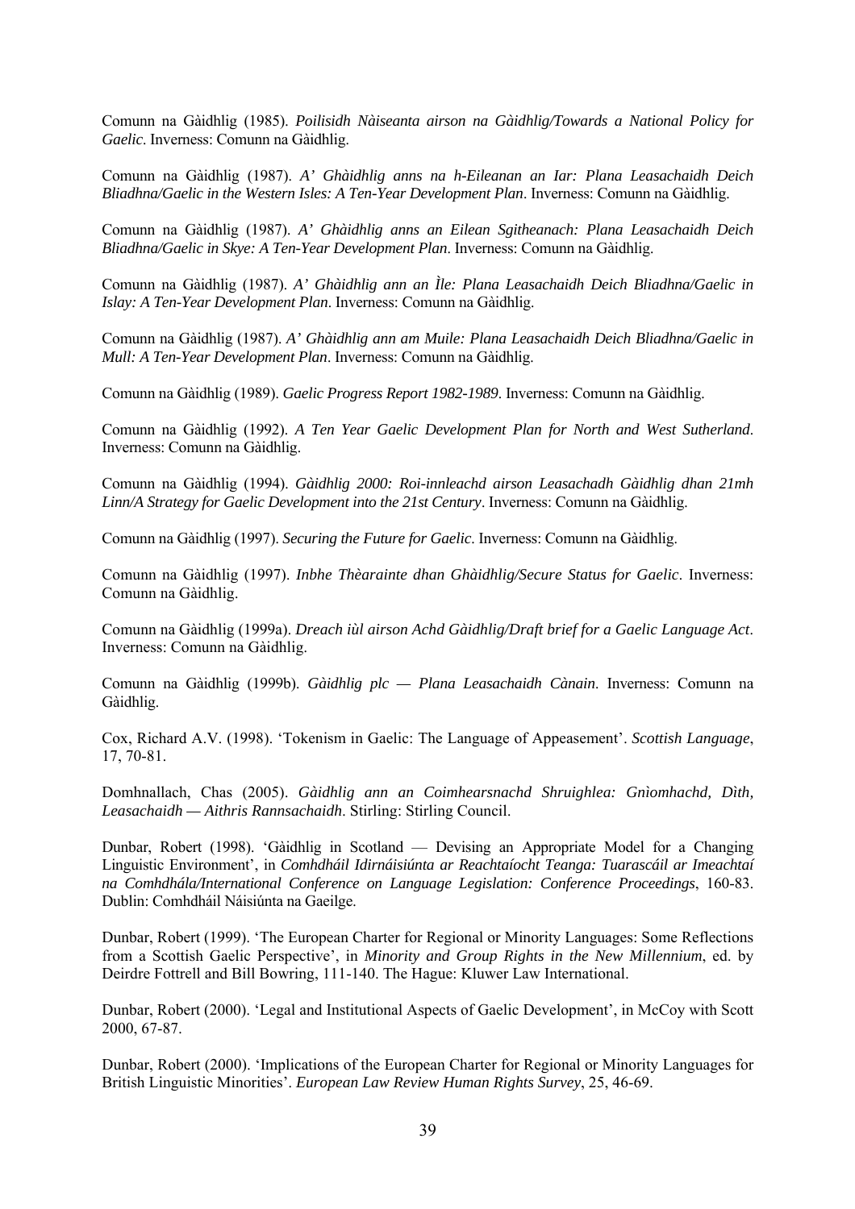Comunn na Gàidhlig (1985). *Poilisidh Nàiseanta airson na Gàidhlig/Towards a National Policy for Gaelic*. Inverness: Comunn na Gàidhlig.

Comunn na Gàidhlig (1987). *A' Ghàidhlig anns na h-Eileanan an Iar: Plana Leasachaidh Deich Bliadhna/Gaelic in the Western Isles: A Ten-Year Development Plan*. Inverness: Comunn na Gàidhlig.

Comunn na Gàidhlig (1987). *A' Ghàidhlig anns an Eilean Sgitheanach: Plana Leasachaidh Deich Bliadhna/Gaelic in Skye: A Ten-Year Development Plan*. Inverness: Comunn na Gàidhlig.

Comunn na Gàidhlig (1987). *A' Ghàidhlig ann an Ìle: Plana Leasachaidh Deich Bliadhna/Gaelic in Islay: A Ten-Year Development Plan*. Inverness: Comunn na Gàidhlig.

Comunn na Gàidhlig (1987). *A' Ghàidhlig ann am Muile: Plana Leasachaidh Deich Bliadhna/Gaelic in Mull: A Ten-Year Development Plan*. Inverness: Comunn na Gàidhlig.

Comunn na Gàidhlig (1989). *Gaelic Progress Report 1982-1989*. Inverness: Comunn na Gàidhlig.

Comunn na Gàidhlig (1992). *A Ten Year Gaelic Development Plan for North and West Sutherland*. Inverness: Comunn na Gàidhlig.

Comunn na Gàidhlig (1994). *Gàidhlig 2000: Roi-innleachd airson Leasachadh Gàidhlig dhan 21mh Linn/A Strategy for Gaelic Development into the 21st Century*. Inverness: Comunn na Gàidhlig.

Comunn na Gàidhlig (1997). *Securing the Future for Gaelic*. Inverness: Comunn na Gàidhlig.

Comunn na Gàidhlig (1997). *Inbhe Thèarainte dhan Ghàidhlig/Secure Status for Gaelic*. Inverness: Comunn na Gàidhlig.

Comunn na Gàidhlig (1999a). *Dreach iùl airson Achd Gàidhlig/Draft brief for a Gaelic Language Act*. Inverness: Comunn na Gàidhlig.

Comunn na Gàidhlig (1999b). *Gàidhlig plc — Plana Leasachaidh Cànain*. Inverness: Comunn na Gàidhlig.

Cox, Richard A.V. (1998). 'Tokenism in Gaelic: The Language of Appeasement'. *Scottish Language*, 17, 70-81.

Domhnallach, Chas (2005). *Gàidhlig ann an Coimhearsnachd Shruighlea: Gnìomhachd, Dìth, Leasachaidh — Aithris Rannsachaidh*. Stirling: Stirling Council.

Dunbar, Robert (1998). 'Gàidhlig in Scotland — Devising an Appropriate Model for a Changing Linguistic Environment', in *Comhdháil Idirnáisiúnta ar Reachtaíocht Teanga: Tuarascáil ar Imeachtaí na Comhdhála/International Conference on Language Legislation: Conference Proceedings*, 160-83. Dublin: Comhdháil Náisiúnta na Gaeilge.

Dunbar, Robert (1999). 'The European Charter for Regional or Minority Languages: Some Reflections from a Scottish Gaelic Perspective', in *Minority and Group Rights in the New Millennium*, ed. by Deirdre Fottrell and Bill Bowring, 111-140. The Hague: Kluwer Law International.

Dunbar, Robert (2000). 'Legal and Institutional Aspects of Gaelic Development', in McCoy with Scott 2000, 67-87.

Dunbar, Robert (2000). 'Implications of the European Charter for Regional or Minority Languages for British Linguistic Minorities'. *European Law Review Human Rights Survey*, 25, 46-69.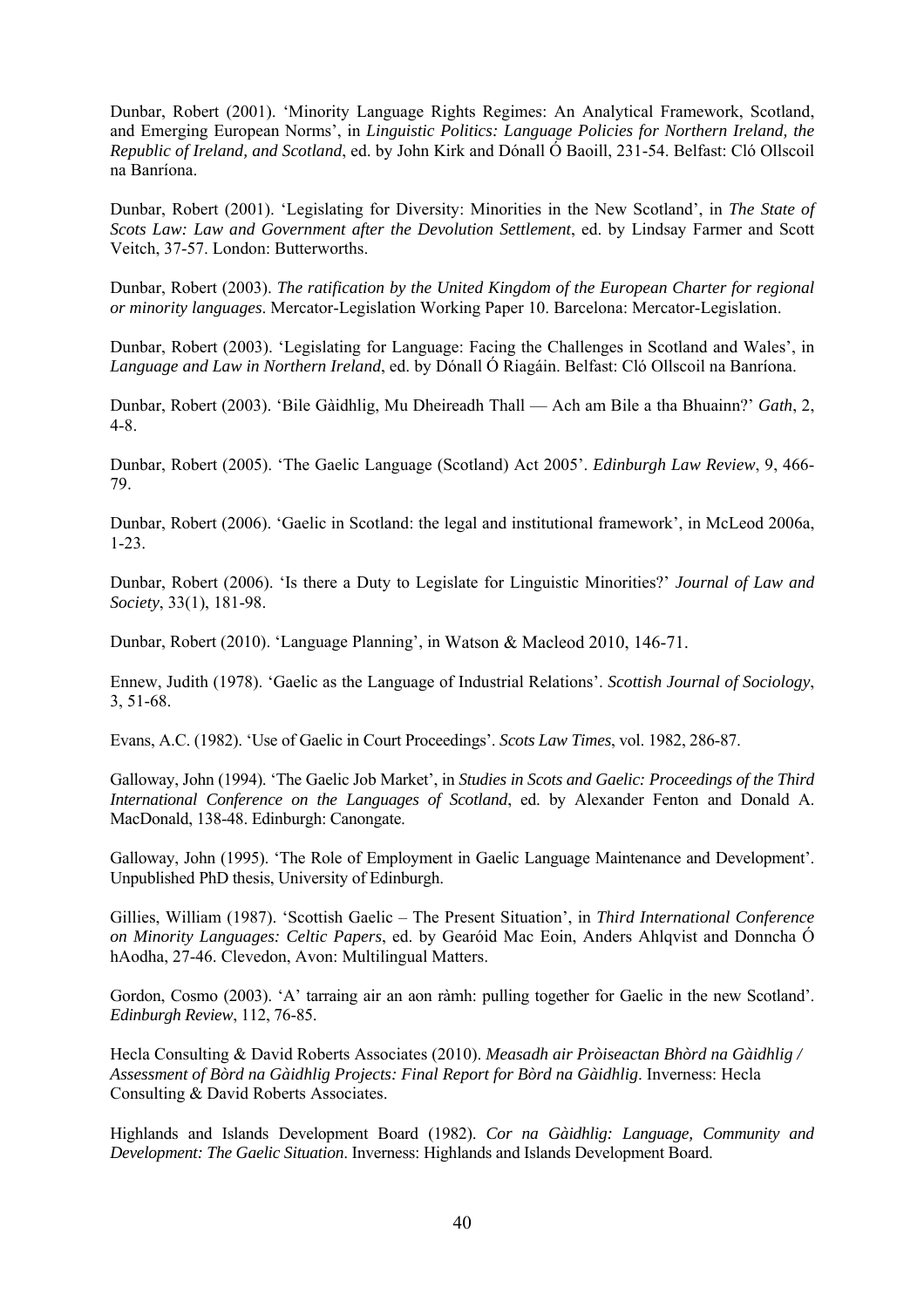Dunbar, Robert (2001). 'Minority Language Rights Regimes: An Analytical Framework, Scotland, and Emerging European Norms', in *Linguistic Politics: Language Policies for Northern Ireland, the Republic of Ireland, and Scotland*, ed. by John Kirk and Dónall Ó Baoill, 231-54. Belfast: Cló Ollscoil na Banríona.

Dunbar, Robert (2001). 'Legislating for Diversity: Minorities in the New Scotland', in *The State of Scots Law: Law and Government after the Devolution Settlement*, ed. by Lindsay Farmer and Scott Veitch, 37-57. London: Butterworths.

Dunbar, Robert (2003). *The ratification by the United Kingdom of the European Charter for regional or minority languages*. Mercator-Legislation Working Paper 10. Barcelona: Mercator-Legislation.

Dunbar, Robert (2003). 'Legislating for Language: Facing the Challenges in Scotland and Wales', in *Language and Law in Northern Ireland*, ed. by Dónall Ó Riagáin. Belfast: Cló Ollscoil na Banríona.

Dunbar, Robert (2003). 'Bile Gàidhlig, Mu Dheireadh Thall — Ach am Bile a tha Bhuainn?' *Gath*, 2, 4-8.

Dunbar, Robert (2005). 'The Gaelic Language (Scotland) Act 2005'. *Edinburgh Law Review*, 9, 466-79.

Dunbar, Robert (2006). 'Gaelic in Scotland: the legal and institutional framework', in McLeod 2006a, 1-23.

Dunbar, Robert (2006). 'Is there a Duty to Legislate for Linguistic Minorities?' *Journal of Law and Society*, 33(1), 181-98.

Dunbar, Robert (2010). 'Language Planning', in Watson & Macleod 2010, 146-71.

Ennew, Judith (1978). 'Gaelic as the Language of Industrial Relations'. *Scottish Journal of Sociology*, 3, 51-68.

Evans, A.C. (1982). 'Use of Gaelic in Court Proceedings'. *Scots Law Times*, vol. 1982, 286-87.

Galloway, John (1994). 'The Gaelic Job Market', in *Studies in Scots and Gaelic: Proceedings of the Third International Conference on the Languages of Scotland*, ed. by Alexander Fenton and Donald A. MacDonald, 138-48. Edinburgh: Canongate.

Galloway, John (1995). 'The Role of Employment in Gaelic Language Maintenance and Development'. Unpublished PhD thesis, University of Edinburgh.

Gillies, William (1987). 'Scottish Gaelic – The Present Situation', in *Third International Conference on Minority Languages: Celtic Papers*, ed. by Gearóid Mac Eoin, Anders Ahlqvist and Donncha Ó hAodha, 27-46. Clevedon, Avon: Multilingual Matters.

Gordon, Cosmo (2003). 'A' tarraing air an aon ràmh: pulling together for Gaelic in the new Scotland'. *Edinburgh Review*, 112, 76-85.

Hecla Consulting & David Roberts Associates (2010). *Measadh air Pròiseactan Bhòrd na Gàidhlig / Assessment of Bòrd na Gàidhlig Projects: Final Report for Bòrd na Gàidhlig*. Inverness: Hecla Consulting & David Roberts Associates.

Highlands and Islands Development Board (1982). *Cor na Gàidhlig: Language, Community and Development: The Gaelic Situation*. Inverness: Highlands and Islands Development Board.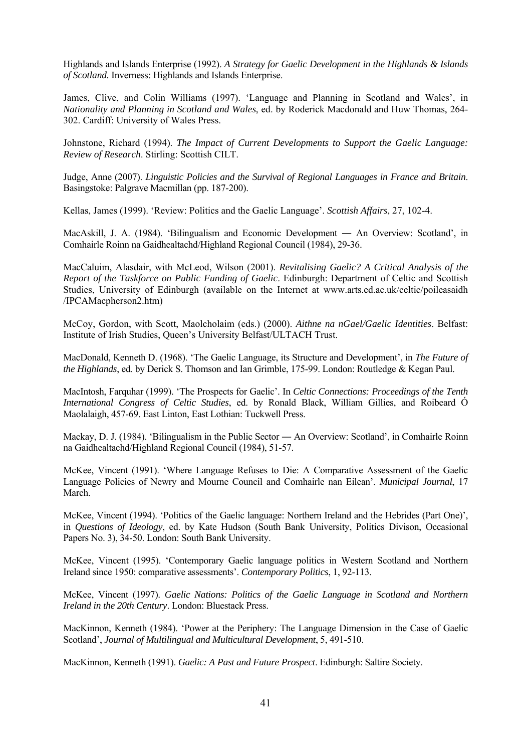Highlands and Islands Enterprise (1992). *A Strategy for Gaelic Development in the Highlands & Islands of Scotland.* Inverness: Highlands and Islands Enterprise.

James, Clive, and Colin Williams (1997). 'Language and Planning in Scotland and Wales', in *Nationality and Planning in Scotland and Wales*, ed. by Roderick Macdonald and Huw Thomas, 264-302. Cardiff: University of Wales Press.

Johnstone, Richard (1994). *The Impact of Current Developments to Support the Gaelic Language: Review of Research*. Stirling: Scottish CILT.

Judge, Anne (2007). *Linguistic Policies and the Survival of Regional Languages in France and Britain*. Basingstoke: Palgrave Macmillan (pp. 187-200).

Kellas, James (1999). 'Review: Politics and the Gaelic Language'. *Scottish Affairs*, 27, 102-4.

MacAskill, J. A. (1984). 'Bilingualism and Economic Development ― An Overview: Scotland', in Comhairle Roinn na Gaidhealtachd/Highland Regional Council (1984), 29-36.

MacCaluim, Alasdair, with McLeod, Wilson (2001). *Revitalising Gaelic? A Critical Analysis of the Report of the Taskforce on Public Funding of Gaelic*. Edinburgh: Department of Celtic and Scottish Studies, University of Edinburgh (available on the Internet at www.arts.ed.ac.uk/celtic/poileasaidh /IPCAMacpherson2.htm)

McCoy, Gordon, with Scott, Maolcholaim (eds.) (2000). *Aithne na nGael/Gaelic Identities*. Belfast: Institute of Irish Studies, Queen's University Belfast/ULTACH Trust.

MacDonald, Kenneth D. (1968). 'The Gaelic Language, its Structure and Development', in *The Future of the Highlands*, ed. by Derick S. Thomson and Ian Grimble, 175-99. London: Routledge & Kegan Paul.

MacIntosh, Farquhar (1999). 'The Prospects for Gaelic'. In *Celtic Connections: Proceedings of the Tenth International Congress of Celtic Studies*, ed. by Ronald Black, William Gillies, and Roibeard Ó Maolalaigh, 457-69. East Linton, East Lothian: Tuckwell Press.

Mackay, D. J. (1984). 'Bilingualism in the Public Sector ― An Overview: Scotland', in Comhairle Roinn na Gaidhealtachd/Highland Regional Council (1984), 51-57.

McKee, Vincent (1991). 'Where Language Refuses to Die: A Comparative Assessment of the Gaelic Language Policies of Newry and Mourne Council and Comhairle nan Eilean'. *Municipal Journal*, 17 March.

McKee, Vincent (1994). 'Politics of the Gaelic language: Northern Ireland and the Hebrides (Part One)', in *Questions of Ideology*, ed. by Kate Hudson (South Bank University, Politics Divison, Occasional Papers No. 3), 34-50. London: South Bank University.

McKee, Vincent (1995). 'Contemporary Gaelic language politics in Western Scotland and Northern Ireland since 1950: comparative assessments'. *Contemporary Politics*, 1, 92-113.

McKee, Vincent (1997). *Gaelic Nations: Politics of the Gaelic Language in Scotland and Northern Ireland in the 20th Century*. London: Bluestack Press.

MacKinnon, Kenneth (1984). 'Power at the Periphery: The Language Dimension in the Case of Gaelic Scotland', *Journal of Multilingual and Multicultural Development*, 5, 491-510.

MacKinnon, Kenneth (1991). *Gaelic: A Past and Future Prospect*. Edinburgh: Saltire Society.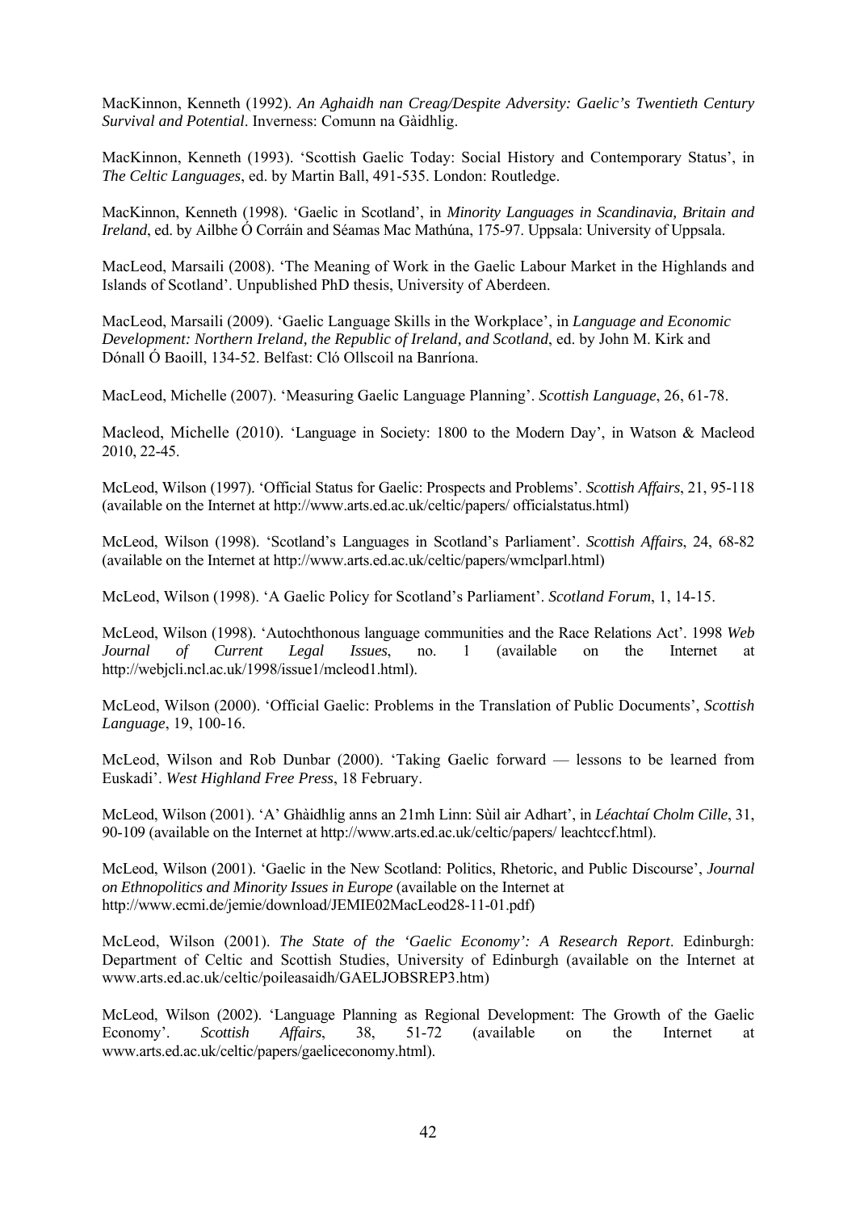MacKinnon, Kenneth (1992). *An Aghaidh nan Creag/Despite Adversity: Gaelic's Twentieth Century Survival and Potential*. Inverness: Comunn na Gàidhlig.

MacKinnon, Kenneth (1993). 'Scottish Gaelic Today: Social History and Contemporary Status', in *The Celtic Languages*, ed. by Martin Ball, 491-535. London: Routledge.

MacKinnon, Kenneth (1998). 'Gaelic in Scotland', in *Minority Languages in Scandinavia, Britain and Ireland*, ed. by Ailbhe Ó Corráin and Séamas Mac Mathúna, 175-97. Uppsala: University of Uppsala.

MacLeod, Marsaili (2008). 'The Meaning of Work in the Gaelic Labour Market in the Highlands and Islands of Scotland'. Unpublished PhD thesis, University of Aberdeen.

MacLeod, Marsaili (2009). 'Gaelic Language Skills in the Workplace', in *Language and Economic Development: Northern Ireland, the Republic of Ireland, and Scotland*, ed. by John M. Kirk and Dónall Ó Baoill, 134-52. Belfast: Cló Ollscoil na Banríona.

MacLeod, Michelle (2007). 'Measuring Gaelic Language Planning'. *Scottish Language*, 26, 61-78.

Macleod, Michelle (2010). 'Language in Society: 1800 to the Modern Day', in Watson & Macleod 2010, 22-45.

McLeod, Wilson (1997). 'Official Status for Gaelic: Prospects and Problems'. *Scottish Affairs*, 21, 95-118 (available on the Internet at http://www.arts.ed.ac.uk/celtic/papers/ officialstatus.html)

McLeod, Wilson (1998). 'Scotland's Languages in Scotland's Parliament'. *Scottish Affairs*, 24, 68-82 (available on the Internet at http://www.arts.ed.ac.uk/celtic/papers/wmclparl.html)

McLeod, Wilson (1998). 'A Gaelic Policy for Scotland's Parliament'. *Scotland Forum*, 1, 14-15.

McLeod, Wilson (1998). 'Autochthonous language communities and the Race Relations Act'. 1998 *Web Journal of Current Legal Issues*, no. 1 (available on the Internet at http://webjcli.ncl.ac.uk/1998/issue1/mcleod1.html).

McLeod, Wilson (2000). 'Official Gaelic: Problems in the Translation of Public Documents', *Scottish Language*, 19, 100-16.

McLeod, Wilson and Rob Dunbar (2000). 'Taking Gaelic forward — lessons to be learned from Euskadi'. *West Highland Free Press*, 18 February.

McLeod, Wilson (2001). 'A' Ghàidhlig anns an 21mh Linn: Sùil air Adhart', in *Léachtaí Cholm Cille*, 31, 90-109 (available on the Internet at http://www.arts.ed.ac.uk/celtic/papers/ leachtccf.html).

McLeod, Wilson (2001). 'Gaelic in the New Scotland: Politics, Rhetoric, and Public Discourse', *Journal on Ethnopolitics and Minority Issues in Europe* (available on the Internet at http://www.ecmi.de/jemie/download/JEMIE02MacLeod28-11-01.pdf)

McLeod, Wilson (2001). *The State of the 'Gaelic Economy': A Research Report*. Edinburgh: Department of Celtic and Scottish Studies, University of Edinburgh (available on the Internet at www.arts.ed.ac.uk/celtic/poileasaidh/GAELJOBSREP3.htm)

McLeod, Wilson (2002). 'Language Planning as Regional Development: The Growth of the Gaelic Economy'. *Scottish Affairs*, 38, 51-72 (available on the Internet at www.arts.ed.ac.uk/celtic/papers/gaeliceconomy.html).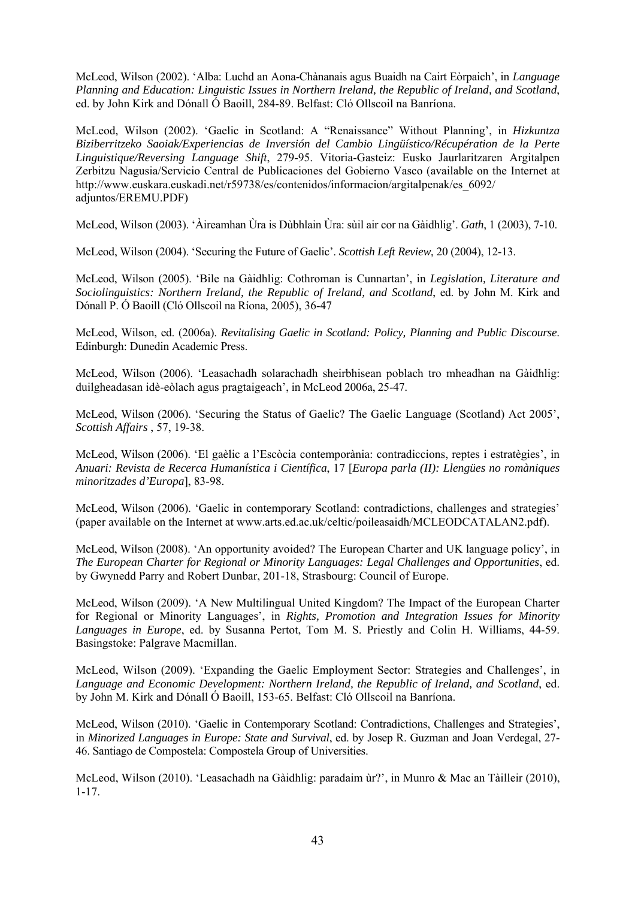McLeod, Wilson (2002). 'Alba: Luchd an Aona-Chànanais agus Buaidh na Cairt Eòrpaich', in *Language Planning and Education: Linguistic Issues in Northern Ireland, the Republic of Ireland, and Scotland*, ed. by John Kirk and Dónall Ó Baoill, 284-89. Belfast: Cló Ollscoil na Banríona.

McLeod, Wilson (2002). 'Gaelic in Scotland: A "Renaissance" Without Planning', in *Hizkuntza Biziberritzeko Saoiak/Experiencias de Inversión del Cambio Lingüístico/Récupération de la Perte Linguistique/Reversing Language Shift*, 279-95. Vitoria-Gasteiz: Eusko Jaurlaritzaren Argitalpen Zerbitzu Nagusia/Servicio Central de Publicaciones del Gobierno Vasco (available on the Internet at http://www.euskara.euskadi.net/r59738/es/contenidos/informacion/argitalpenak/es_6092/adjuntos/EREMU.PDF)

McLeod, Wilson (2003). 'Àireamhan Ùra is Dùbhlain Ùra: sùil air cor na Gàidhlig'. *Gath*, 1 (2003), 7-10.

McLeod, Wilson (2004). 'Securing the Future of Gaelic'. *Scottish Left Review*, 20 (2004), 12-13.

McLeod, Wilson (2005). 'Bile na Gàidhlig: Cothroman is Cunnartan', in *Legislation, Literature and Sociolinguistics: Northern Ireland, the Republic of Ireland, and Scotland*, ed. by John M. Kirk and Dónall P. Ó Baoill (Cló Ollscoil na Ríona, 2005), 36-47

McLeod, Wilson, ed. (2006a). *Revitalising Gaelic in Scotland: Policy, Planning and Public Discourse*. Edinburgh: Dunedin Academic Press.

McLeod, Wilson (2006). 'Leasachadh solarachadh sheirbhisean poblach tro mheadhan na Gàidhlig: duilgheadasan idè-eòlach agus pragtaigeach', in McLeod 2006a, 25-47.

McLeod, Wilson (2006). 'Securing the Status of Gaelic? The Gaelic Language (Scotland) Act 2005', *Scottish Affairs* , 57, 19-38.

McLeod, Wilson (2006). 'El gaèlic a l'Escòcia contemporània: contradiccions, reptes i estratègies', in *Anuari: Revista de Recerca Humanística i Científica*, 17 [*Europa parla (II): Llengües no romàniques minoritzades d'Europa*], 83-98.

McLeod, Wilson (2006). 'Gaelic in contemporary Scotland: contradictions, challenges and strategies' (paper available on the Internet at www.arts.ed.ac.uk/celtic/poileasaidh/MCLEODCATALAN2.pdf).

McLeod, Wilson (2008). 'An opportunity avoided? The European Charter and UK language policy', in *The European Charter for Regional or Minority Languages: Legal Challenges and Opportunities*, ed. by Gwynedd Parry and Robert Dunbar, 201-18, Strasbourg: Council of Europe.

McLeod, Wilson (2009). 'A New Multilingual United Kingdom? The Impact of the European Charter for Regional or Minority Languages', in *Rights, Promotion and Integration Issues for Minority Languages in Europe*, ed. by Susanna Pertot, Tom M. S. Priestly and Colin H. Williams, 44-59. Basingstoke: Palgrave Macmillan.

McLeod, Wilson (2009). 'Expanding the Gaelic Employment Sector: Strategies and Challenges', in *Language and Economic Development: Northern Ireland, the Republic of Ireland, and Scotland*, ed. by John M. Kirk and Dónall Ó Baoill, 153-65. Belfast: Cló Ollscoil na Banríona.

McLeod, Wilson (2010). 'Gaelic in Contemporary Scotland: Contradictions, Challenges and Strategies', in *Minorized Languages in Europe: State and Survival*, ed. by Josep R. Guzman and Joan Verdegal, 27-46. Santiago de Compostela: Compostela Group of Universities.

McLeod, Wilson (2010). 'Leasachadh na Gàidhlig: paradaim ùr?', in Munro & Mac an Tàilleir (2010), 1-17.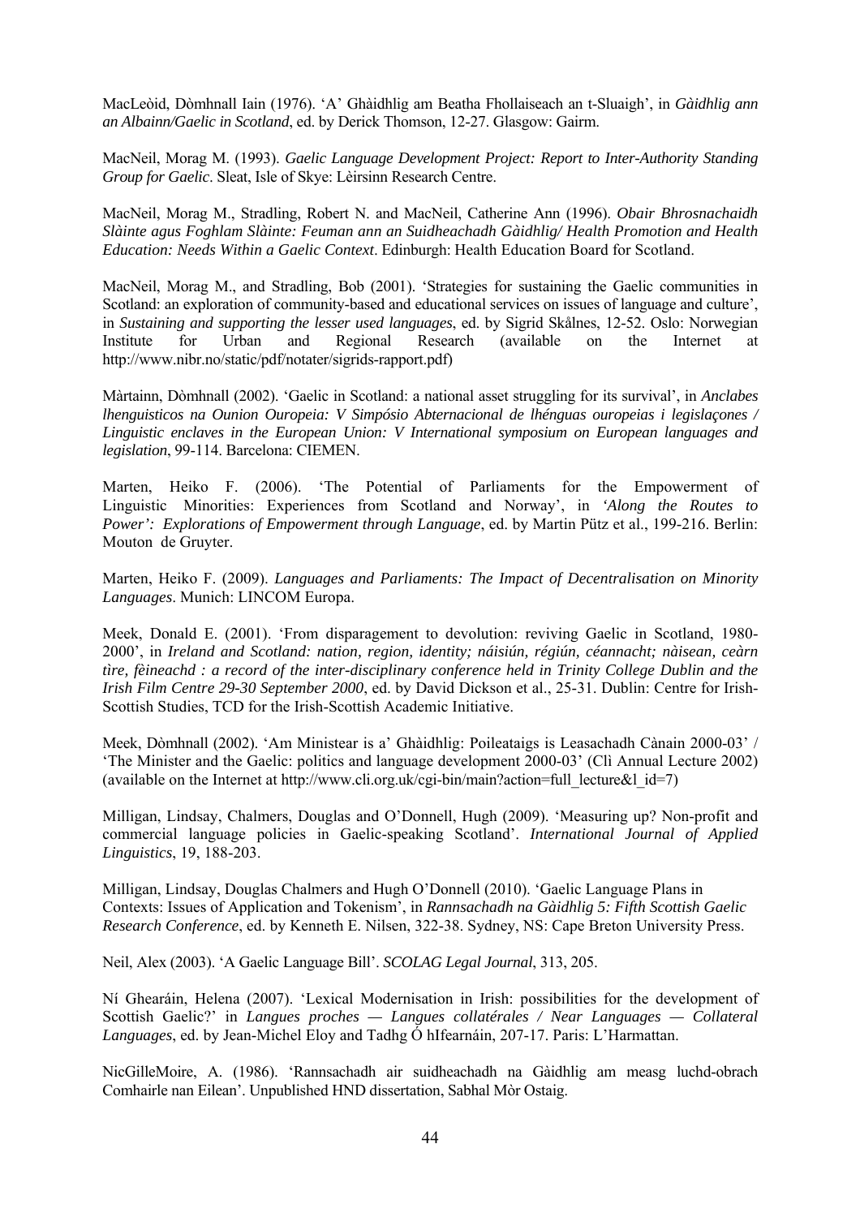MacLeòid, Dòmhnall Iain (1976). 'A' Ghàidhlig am Beatha Fhollaiseach an t-Sluaigh', in *Gàidhlig ann an Albainn/Gaelic in Scotland*, ed. by Derick Thomson, 12-27. Glasgow: Gairm.

MacNeil, Morag M. (1993). *Gaelic Language Development Project: Report to Inter-Authority Standing Group for Gaelic*. Sleat, Isle of Skye: Lèirsinn Research Centre.

MacNeil, Morag M., Stradling, Robert N. and MacNeil, Catherine Ann (1996). *Obair Bhrosnachaidh Slàinte agus Foghlam Slàinte: Feuman ann an Suidheachadh Gàidhlig/ Health Promotion and Health Education: Needs Within a Gaelic Context*. Edinburgh: Health Education Board for Scotland.

MacNeil, Morag M., and Stradling, Bob (2001). 'Strategies for sustaining the Gaelic communities in Scotland: an exploration of community-based and educational services on issues of language and culture', in *Sustaining and supporting the lesser used languages*, ed. by Sigrid Skålnes, 12-52. Oslo: Norwegian Institute for Urban and Regional Research (available on the Internet at http://www.nibr.no/static/pdf/notater/sigrids-rapport.pdf)

Màrtainn, Dòmhnall (2002). 'Gaelic in Scotland: a national asset struggling for its survival', in *Anclabes lhenguisticos na Ounion Ouropeia: V Simpósio Abternacional de lhénguas ouropeias i legislaçones / Linguistic enclaves in the European Union: V International symposium on European languages and legislation*, 99-114. Barcelona: CIEMEN.

Marten, Heiko F. (2006). 'The Potential of Parliaments for the Empowerment of Linguistic Minorities: Experiences from Scotland and Norway', in *'Along the Routes to Power': Explorations of Empowerment through Language*, ed. by Martin Pütz et al., 199-216. Berlin: Mouton de Gruyter.

Marten, Heiko F. (2009). *Languages and Parliaments: The Impact of Decentralisation on Minority Languages*. Munich: LINCOM Europa.

Meek, Donald E. (2001). 'From disparagement to devolution: reviving Gaelic in Scotland, 1980-2000', in *Ireland and Scotland: nation, region, identity; náisiún, réigiún, céannacht; nàisean, ceàrn tìre, fèineachd : a record of the inter-disciplinary conference held in Trinity College Dublin and the Irish Film Centre 29-30 September 2000*, ed. by David Dickson et al., 25-31. Dublin: Centre for Irish-Scottish Studies, TCD for the Irish-Scottish Academic Initiative.

Meek, Dòmhnall (2002). 'Am Ministear is a' Ghàidhlig: Poileataigs is Leasachadh Cànain 2000-03' / 'The Minister and the Gaelic: politics and language development 2000-03' (Clì Annual Lecture 2002) (available on the Internet at http://www.cli.org.uk/cgi-bin/main?action=full_lecture&l_id=7)

Milligan, Lindsay, Chalmers, Douglas and O'Donnell, Hugh (2009). 'Measuring up? Non-profit and commercial language policies in Gaelic-speaking Scotland'. *International Journal of Applied Linguistics*, 19, 188-203.

Milligan, Lindsay, Douglas Chalmers and Hugh O'Donnell (2010). 'Gaelic Language Plans in Contexts: Issues of Application and Tokenism', in *Rannsachadh na Gàidhlig 5: Fifth Scottish Gaelic Research Conference*, ed. by Kenneth E. Nilsen, 322-38. Sydney, NS: Cape Breton University Press.

Neil, Alex (2003). 'A Gaelic Language Bill'. *SCOLAG Legal Journal*, 313, 205.

Ní Ghearáin, Helena (2007). 'Lexical Modernisation in Irish: possibilities for the development of Scottish Gaelic?' in *Langues proches — Langues collatérales / Near Languages — Collateral Languages*, ed. by Jean-Michel Eloy and Tadhg Ó hIfearnáin, 207-17. Paris: L'Harmattan.

NicGilleMoire, A. (1986). 'Rannsachadh air suidheachadh na Gàidhlig am measg luchd-obrach Comhairle nan Eilean'. Unpublished HND dissertation, Sabhal Mòr Ostaig.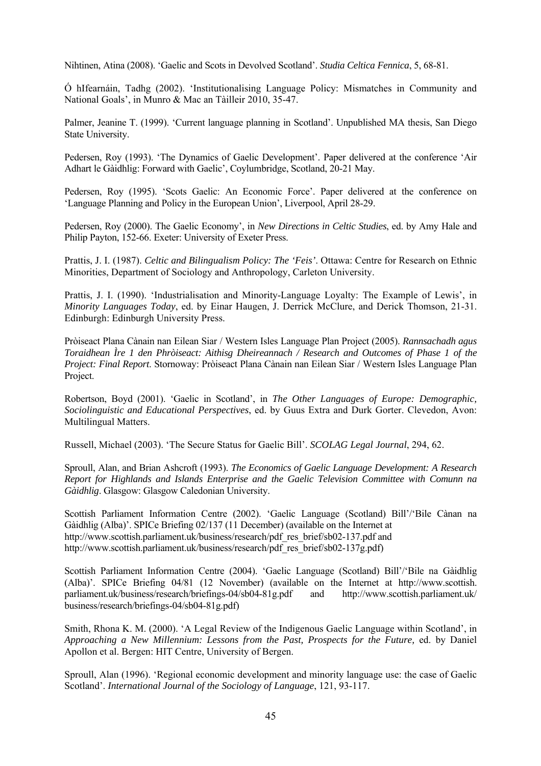Nihtinen, Atina (2008). 'Gaelic and Scots in Devolved Scotland'. *Studia Celtica Fennica*, 5, 68-81.

Ó hIfearnáin, Tadhg (2002). 'Institutionalising Language Policy: Mismatches in Community and National Goals', in Munro & Mac an Tàilleir 2010, 35-47.

Palmer, Jeanine T. (1999). 'Current language planning in Scotland'. Unpublished MA thesis, San Diego State University.

Pedersen, Roy (1993). 'The Dynamics of Gaelic Development'. Paper delivered at the conference 'Air Adhart le Gàidhlig: Forward with Gaelic', Coylumbridge, Scotland, 20-21 May.

Pedersen, Roy (1995). 'Scots Gaelic: An Economic Force'. Paper delivered at the conference on 'Language Planning and Policy in the European Union', Liverpool, April 28-29.

Pedersen, Roy (2000). The Gaelic Economy', in *New Directions in Celtic Studies*, ed. by Amy Hale and Philip Payton, 152-66. Exeter: University of Exeter Press.

Prattis, J. I. (1987). *Celtic and Bilingualism Policy: The 'Feis'*. Ottawa: Centre for Research on Ethnic Minorities, Department of Sociology and Anthropology, Carleton University.

Prattis, J. I. (1990). 'Industrialisation and Minority-Language Loyalty: The Example of Lewis', in *Minority Languages Today*, ed. by Einar Haugen, J. Derrick McClure, and Derick Thomson, 21-31. Edinburgh: Edinburgh University Press.

Pròiseact Plana Cànain nan Eilean Siar / Western Isles Language Plan Project (2005). *Rannsachadh agus Toraidhean Ìre 1 den Phròiseact: Aithisg Dheireannach / Research and Outcomes of Phase 1 of the Project: Final Report*. Stornoway: Pròiseact Plana Cànain nan Eilean Siar / Western Isles Language Plan Project.

Robertson, Boyd (2001). 'Gaelic in Scotland', in *The Other Languages of Europe: Demographic, Sociolinguistic and Educational Perspectives*, ed. by Guus Extra and Durk Gorter. Clevedon, Avon: Multilingual Matters.

Russell, Michael (2003). 'The Secure Status for Gaelic Bill'. *SCOLAG Legal Journal*, 294, 62.

Sproull, Alan, and Brian Ashcroft (1993). *The Economics of Gaelic Language Development: A Research Report for Highlands and Islands Enterprise and the Gaelic Television Committee with Comunn na Gàidhlig*. Glasgow: Glasgow Caledonian University.

Scottish Parliament Information Centre (2002). 'Gaelic Language (Scotland) Bill'/'Bile Cànan na Gàidhlig (Alba)'. SPICe Briefing 02/137 (11 December) (available on the Internet at http://www.scottish.parliament.uk/business/research/pdf_res_brief/sb02-137.pdf and http://www.scottish.parliament.uk/business/research/pdf_res_brief/sb02-137g.pdf)

Scottish Parliament Information Centre (2004). 'Gaelic Language (Scotland) Bill'/'Bile na Gàidhlig (Alba)'. SPICe Briefing 04/81 (12 November) (available on the Internet at http://www.scottish.parliament.uk/business/research/briefings-04/sb04-81g.pdf and http://www.scottish.parliament.uk/business/research/briefings-04/sb04-81g.pdf)

Smith, Rhona K. M. (2000). 'A Legal Review of the Indigenous Gaelic Language within Scotland', in *Approaching a New Millennium: Lessons from the Past, Prospects for the Future*, ed. by Daniel Apollon et al. Bergen: HIT Centre, University of Bergen.

Sproull, Alan (1996). 'Regional economic development and minority language use: the case of Gaelic Scotland'. *International Journal of the Sociology of Language*, 121, 93-117.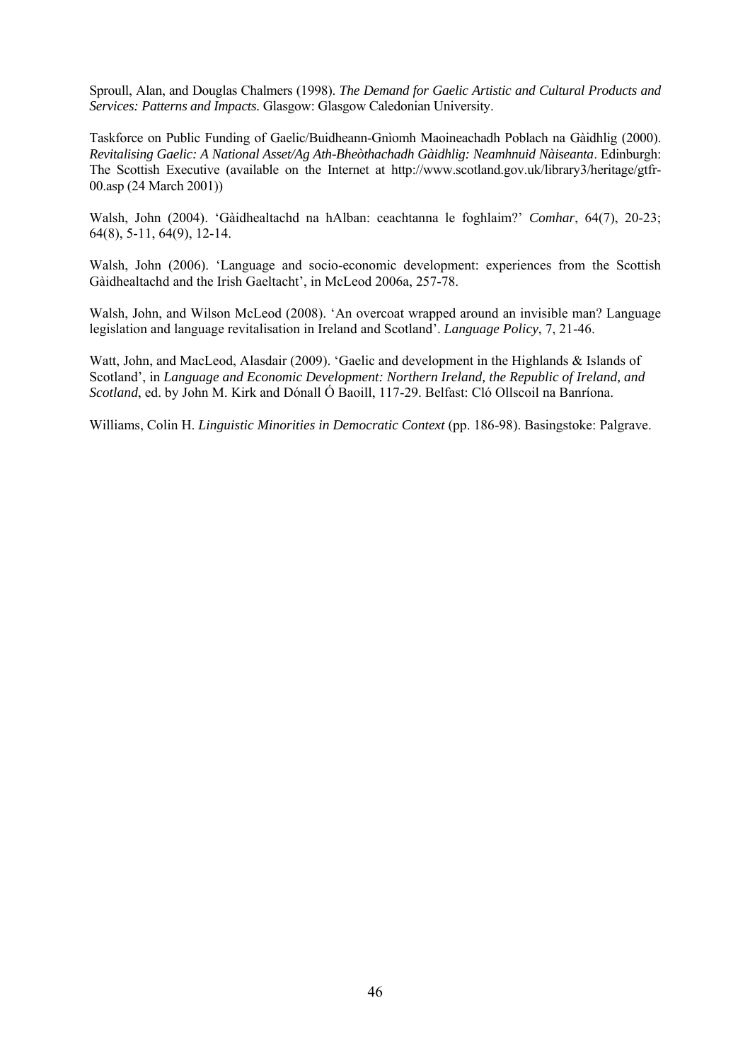Sproull, Alan, and Douglas Chalmers (1998). *The Demand for Gaelic Artistic and Cultural Products and Services: Patterns and Impacts.* Glasgow: Glasgow Caledonian University.

Taskforce on Public Funding of Gaelic/Buidheann-Gnìomh Maoineachadh Poblach na Gàidhlig (2000). *Revitalising Gaelic: A National Asset/Ag Ath-Bheòthachadh Gàidhlig: Neamhnuid Nàiseanta*. Edinburgh: The Scottish Executive (available on the Internet at http://www.scotland.gov.uk/library3/heritage/gtfr-00.asp (24 March 2001))

Walsh, John (2004). 'Gàidhealtachd na hAlban: ceachtanna le foghlaim?' *Comhar*, 64(7), 20-23; 64(8), 5-11, 64(9), 12-14.

Walsh, John (2006). 'Language and socio-economic development: experiences from the Scottish Gàidhealtachd and the Irish Gaeltacht', in McLeod 2006a, 257-78.

Walsh, John, and Wilson McLeod (2008). 'An overcoat wrapped around an invisible man? Language legislation and language revitalisation in Ireland and Scotland'. *Language Policy*, 7, 21-46.

Watt, John, and MacLeod, Alasdair (2009). 'Gaelic and development in the Highlands & Islands of Scotland', in *Language and Economic Development: Northern Ireland, the Republic of Ireland, and Scotland*, ed. by John M. Kirk and Dónall Ó Baoill, 117-29. Belfast: Cló Ollscoil na Banríona.

Williams, Colin H. *Linguistic Minorities in Democratic Context* (pp. 186-98). Basingstoke: Palgrave.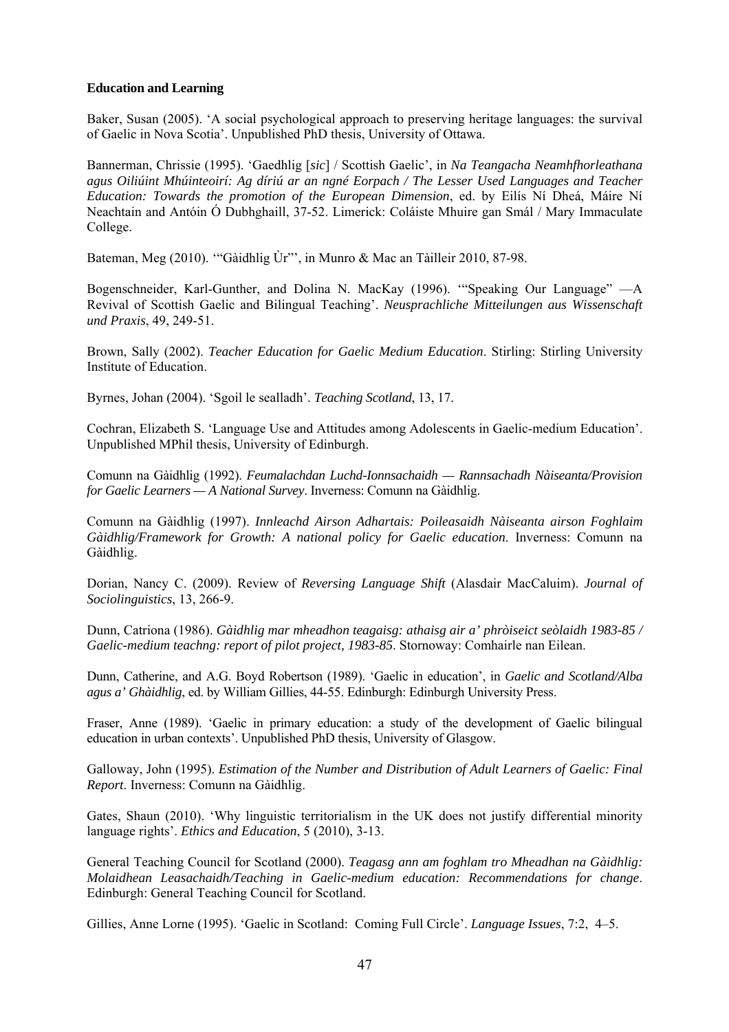**Education and Learning**

Baker, Susan (2005). 'A social psychological approach to preserving heritage languages: the survival of Gaelic in Nova Scotia'. Unpublished PhD thesis, University of Ottawa.

Bannerman, Chrissie (1995). 'Gaedhlig [*sic*] / Scottish Gaelic', in *Na Teangacha Neamhfhorleathana agus Oiliúint Mhúinteoirí: Ag díriú ar an ngné Eorpach / The Lesser Used Languages and Teacher Education: Towards the promotion of the European Dimension*, ed. by Eilís Ní Dheá, Máire Ní Neachtain and Antóin Ó Dubhghaill, 37-52. Limerick: Coláiste Mhuire gan Smál / Mary Immaculate College.

Bateman, Meg (2010). '"Gàidhlig Ùr"', in Munro & Mac an Tàilleir 2010, 87-98.

Bogenschneider, Karl-Gunther, and Dolina N. MacKay (1996). '"Speaking Our Language" —A Revival of Scottish Gaelic and Bilingual Teaching'. *Neusprachliche Mitteilungen aus Wissenschaft und Praxis*, 49, 249-51.

Brown, Sally (2002). *Teacher Education for Gaelic Medium Education*. Stirling: Stirling University Institute of Education.

Byrnes, Johan (2004). 'Sgoil le sealladh'. *Teaching Scotland*, 13, 17.

Cochran, Elizabeth S. 'Language Use and Attitudes among Adolescents in Gaelic-medium Education'. Unpublished MPhil thesis, University of Edinburgh.

Comunn na Gàidhlig (1992). *Feumalachdan Luchd-Ionnsachaidh — Rannsachadh Nàiseanta/Provision for Gaelic Learners — A National Survey*. Inverness: Comunn na Gàidhlig.

Comunn na Gàidhlig (1997). *Innleachd Airson Adhartais: Poileasaidh Nàiseanta airson Foghlaim Gàidhlig/Framework for Growth: A national policy for Gaelic education*. Inverness: Comunn na Gàidhlig.

Dorian, Nancy C. (2009). Review of *Reversing Language Shift* (Alasdair MacCaluim). *Journal of Sociolinguistics*, 13, 266-9.

Dunn, Catriona (1986). *Gàidhlig mar mheadhon teagaisg: athaisg air a' phròiseict seòlaidh 1983-85 / Gaelic-medium teachng: report of pilot project, 1983-85*. Stornoway: Comhairle nan Eilean.

Dunn, Catherine, and A.G. Boyd Robertson (1989). 'Gaelic in education', in *Gaelic and Scotland/Alba agus a' Ghàidhlig*, ed. by William Gillies, 44-55. Edinburgh: Edinburgh University Press.

Fraser, Anne (1989). 'Gaelic in primary education: a study of the development of Gaelic bilingual education in urban contexts'. Unpublished PhD thesis, University of Glasgow.

Galloway, John (1995). *Estimation of the Number and Distribution of Adult Learners of Gaelic: Final Report*. Inverness: Comunn na Gàidhlig.

Gates, Shaun (2010). 'Why linguistic territorialism in the UK does not justify differential minority language rights'. *Ethics and Education*, 5 (2010), 3-13.

General Teaching Council for Scotland (2000). *Teagasg ann am foghlam tro Mheadhan na Gàidhlig: Molaidhean Leasachaidh/Teaching in Gaelic-medium education: Recommendations for change*. Edinburgh: General Teaching Council for Scotland.

Gillies, Anne Lorne (1995). 'Gaelic in Scotland: Coming Full Circle'. *Language Issues*, 7:2, 4–5.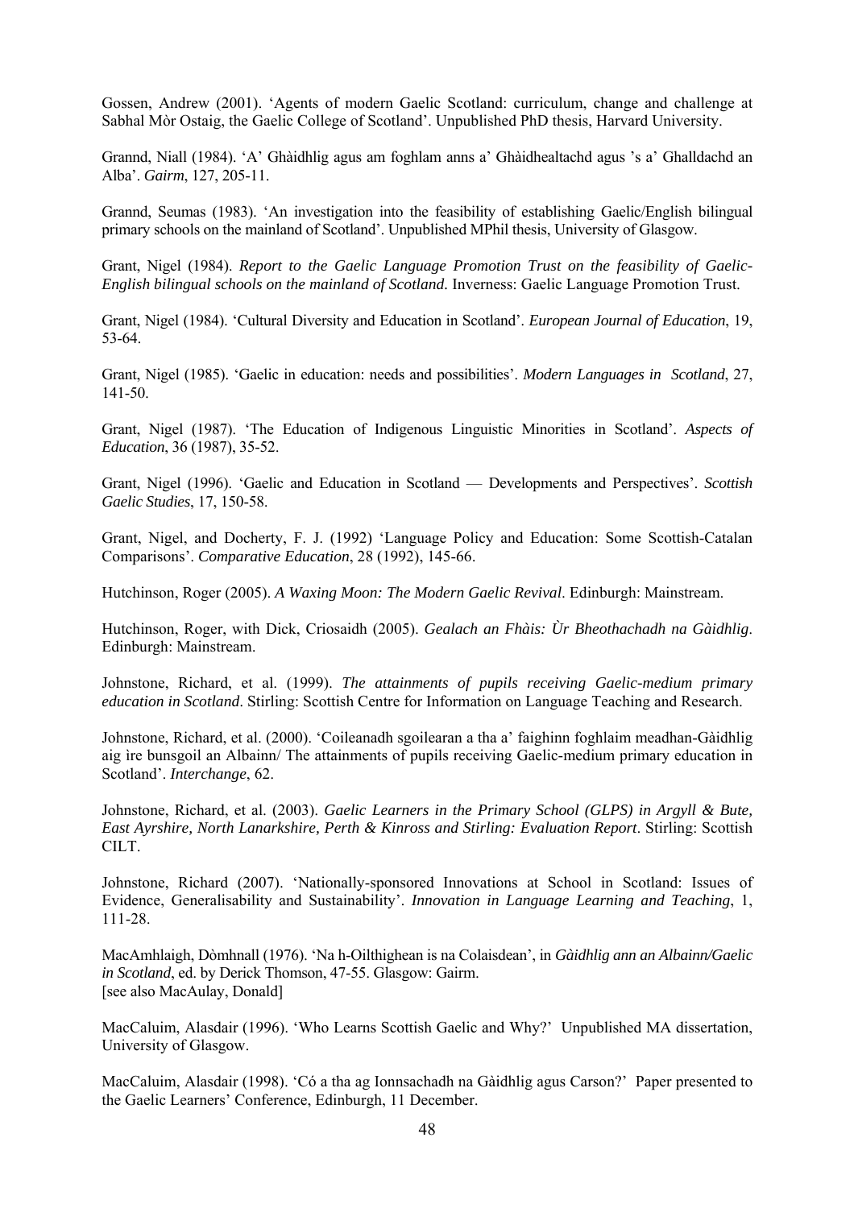Gossen, Andrew (2001). 'Agents of modern Gaelic Scotland: curriculum, change and challenge at Sabhal Mòr Ostaig, the Gaelic College of Scotland'. Unpublished PhD thesis, Harvard University.

Grannd, Niall (1984). 'A' Ghàidhlig agus am foghlam anns a' Ghàidhealtachd agus 's a' Ghalldachd an Alba'. *Gairm*, 127, 205-11.

Grannd, Seumas (1983). 'An investigation into the feasibility of establishing Gaelic/English bilingual primary schools on the mainland of Scotland'. Unpublished MPhil thesis, University of Glasgow.

Grant, Nigel (1984). *Report to the Gaelic Language Promotion Trust on the feasibility of Gaelic-English bilingual schools on the mainland of Scotland*. Inverness: Gaelic Language Promotion Trust.

Grant, Nigel (1984). 'Cultural Diversity and Education in Scotland'. *European Journal of Education*, 19, 53-64.

Grant, Nigel (1985). 'Gaelic in education: needs and possibilities'. *Modern Languages in Scotland*, 27, 141-50.

Grant, Nigel (1987). 'The Education of Indigenous Linguistic Minorities in Scotland'. *Aspects of Education*, 36 (1987), 35-52.

Grant, Nigel (1996). 'Gaelic and Education in Scotland — Developments and Perspectives'. *Scottish Gaelic Studies*, 17, 150-58.

Grant, Nigel, and Docherty, F. J. (1992) 'Language Policy and Education: Some Scottish-Catalan Comparisons'. *Comparative Education*, 28 (1992), 145-66.

Hutchinson, Roger (2005). *A Waxing Moon: The Modern Gaelic Revival*. Edinburgh: Mainstream.

Hutchinson, Roger, with Dick, Criosaidh (2005). *Gealach an Fhàis: Ùr Bheothachadh na Gàidhlig*. Edinburgh: Mainstream.

Johnstone, Richard, et al. (1999). *The attainments of pupils receiving Gaelic-medium primary education in Scotland*. Stirling: Scottish Centre for Information on Language Teaching and Research.

Johnstone, Richard, et al. (2000). 'Coileanadh sgoilearan a tha a' faighinn foghlaim meadhan-Gàidhlig aig ìre bunsgoil an Albainn/ The attainments of pupils receiving Gaelic-medium primary education in Scotland'. *Interchange*, 62.

Johnstone, Richard, et al. (2003). *Gaelic Learners in the Primary School (GLPS) in Argyll & Bute, East Ayrshire, North Lanarkshire, Perth & Kinross and Stirling: Evaluation Report*. Stirling: Scottish CILT.

Johnstone, Richard (2007). 'Nationally-sponsored Innovations at School in Scotland: Issues of Evidence, Generalisability and Sustainability'. *Innovation in Language Learning and Teaching*, 1, 111-28.

MacAmhlaigh, Dòmhnall (1976). 'Na h-Oilthighean is na Colaisdean', in *Gàidhlig ann an Albainn/Gaelic in Scotland*, ed. by Derick Thomson, 47-55. Glasgow: Gairm.
[see also MacAulay, Donald]

MacCaluim, Alasdair (1996). 'Who Learns Scottish Gaelic and Why?' Unpublished MA dissertation, University of Glasgow.

MacCaluim, Alasdair (1998). 'Có a tha ag Ionnsachadh na Gàidhlig agus Carson?' Paper presented to the Gaelic Learners' Conference, Edinburgh, 11 December.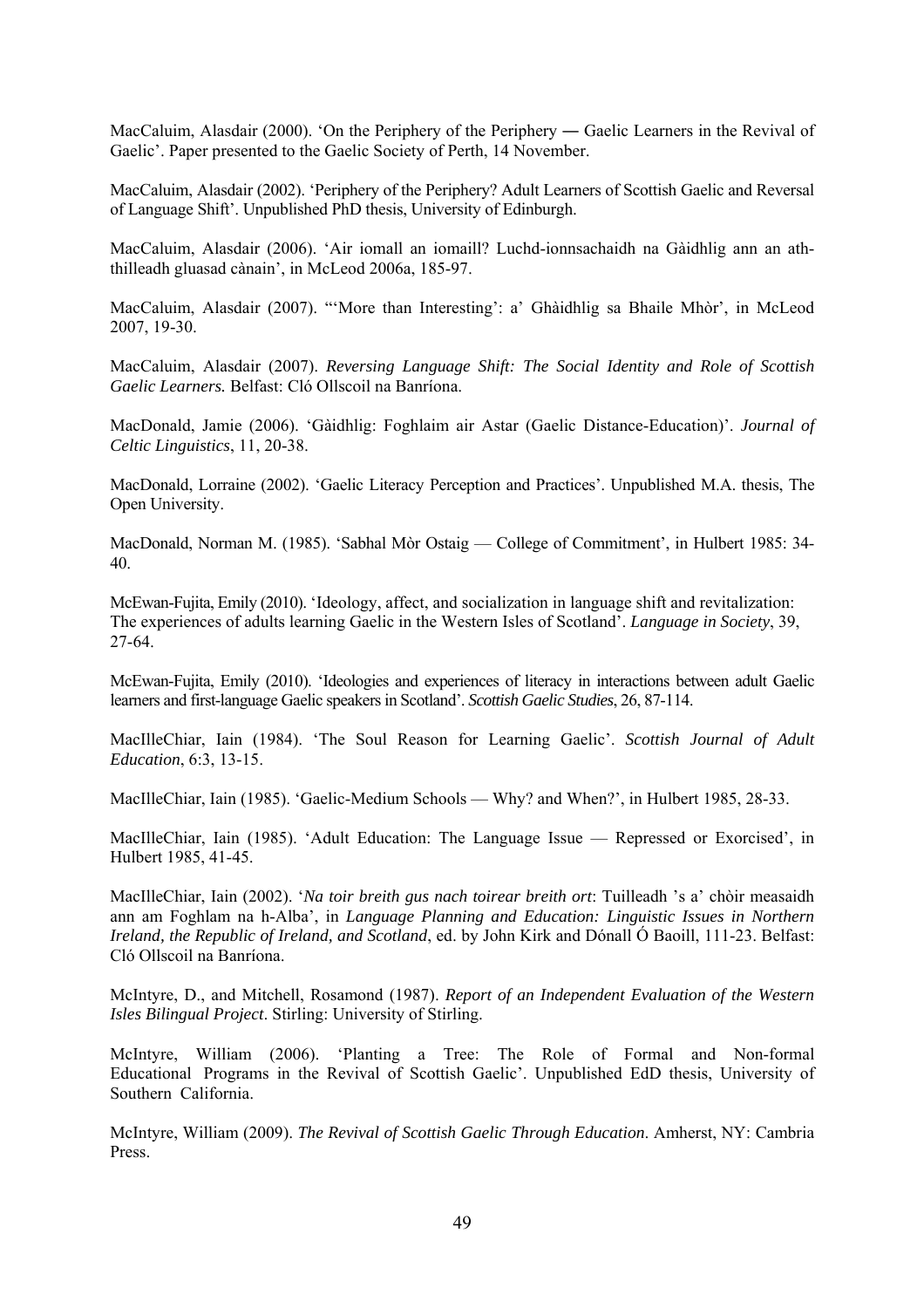MacCaluim, Alasdair (2000). 'On the Periphery of the Periphery ― Gaelic Learners in the Revival of Gaelic'. Paper presented to the Gaelic Society of Perth, 14 November.

MacCaluim, Alasdair (2002). 'Periphery of the Periphery? Adult Learners of Scottish Gaelic and Reversal of Language Shift'. Unpublished PhD thesis, University of Edinburgh.

MacCaluim, Alasdair (2006). 'Air iomall an iomaill? Luchd-ionnsachaidh na Gàidhlig ann an ath-thilleadh gluasad cànain', in McLeod 2006a, 185-97.

MacCaluim, Alasdair (2007). "'More than Interesting': a' Ghàidhlig sa Bhaile Mhòr', in McLeod 2007, 19-30.

MacCaluim, Alasdair (2007). *Reversing Language Shift: The Social Identity and Role of Scottish Gaelic Learners.* Belfast: Cló Ollscoil na Banríona.

MacDonald, Jamie (2006). 'Gàidhlig: Foghlaim air Astar (Gaelic Distance-Education)'. *Journal of Celtic Linguistics*, 11, 20-38.

MacDonald, Lorraine (2002). 'Gaelic Literacy Perception and Practices'. Unpublished M.A. thesis, The Open University.

MacDonald, Norman M. (1985). 'Sabhal Mòr Ostaig — College of Commitment', in Hulbert 1985: 34-40.

McEwan-Fujita, Emily (2010). 'Ideology, affect, and socialization in language shift and revitalization: The experiences of adults learning Gaelic in the Western Isles of Scotland'. *Language in Society*, 39, 27-64.

McEwan-Fujita, Emily (2010). 'Ideologies and experiences of literacy in interactions between adult Gaelic learners and first-language Gaelic speakers in Scotland'. *Scottish Gaelic Studies*, 26, 87-114.

MacIlleChiar, Iain (1984). 'The Soul Reason for Learning Gaelic'. *Scottish Journal of Adult Education*, 6:3, 13-15.

MacIlleChiar, Iain (1985). 'Gaelic-Medium Schools — Why? and When?', in Hulbert 1985, 28-33.

MacIlleChiar, Iain (1985). 'Adult Education: The Language Issue — Repressed or Exorcised', in Hulbert 1985, 41-45.

MacIlleChiar, Iain (2002). '*Na toir breith gus nach toirear breith ort*: Tuilleadh 's a' chòir measaidh ann am Foghlam na h-Alba', in *Language Planning and Education: Linguistic Issues in Northern Ireland, the Republic of Ireland, and Scotland*, ed. by John Kirk and Dónall Ó Baoill, 111-23. Belfast: Cló Ollscoil na Banríona.

McIntyre, D., and Mitchell, Rosamond (1987). *Report of an Independent Evaluation of the Western Isles Bilingual Project*. Stirling: University of Stirling.

McIntyre, William (2006). 'Planting a Tree: The Role of Formal and Non-formal Educational Programs in the Revival of Scottish Gaelic'. Unpublished EdD thesis, University of Southern California.

McIntyre, William (2009). *The Revival of Scottish Gaelic Through Education*. Amherst, NY: Cambria Press.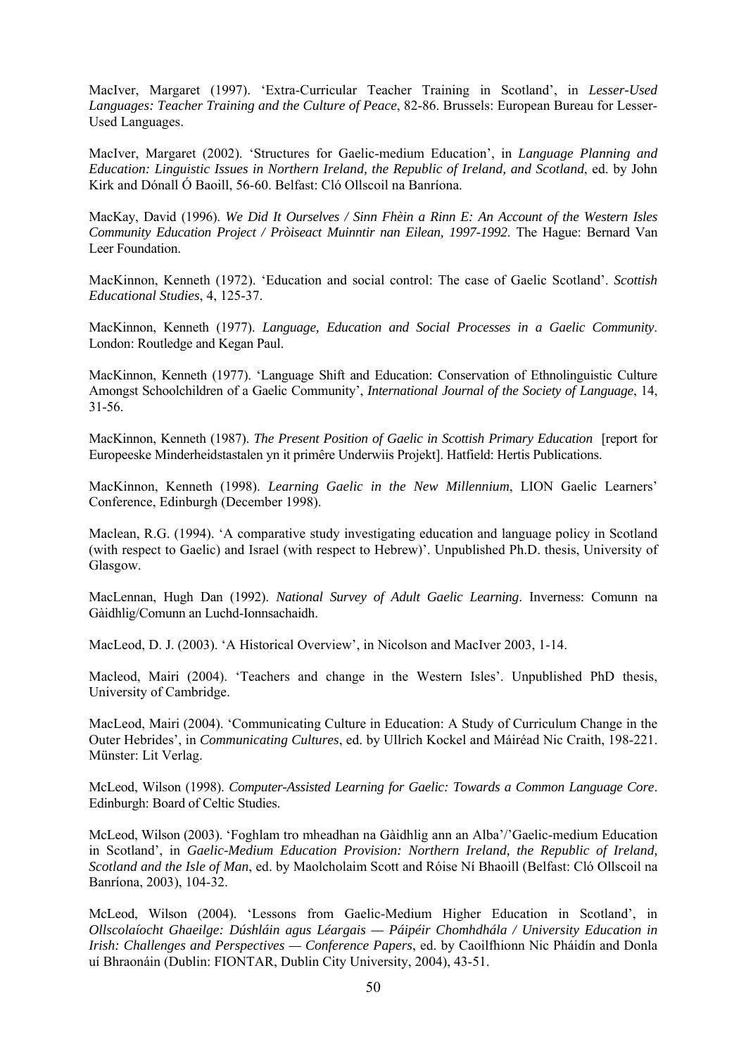MacIver, Margaret (1997). 'Extra-Curricular Teacher Training in Scotland', in *Lesser-Used Languages: Teacher Training and the Culture of Peace*, 82-86. Brussels: European Bureau for Lesser-Used Languages.

MacIver, Margaret (2002). 'Structures for Gaelic-medium Education', in *Language Planning and Education: Linguistic Issues in Northern Ireland, the Republic of Ireland, and Scotland*, ed. by John Kirk and Dónall Ó Baoill, 56-60. Belfast: Cló Ollscoil na Banríona.

MacKay, David (1996). *We Did It Ourselves / Sinn Fhèin a Rinn E: An Account of the Western Isles Community Education Project / Pròiseact Muinntir nan Eilean, 1997-1992*. The Hague: Bernard Van Leer Foundation.

MacKinnon, Kenneth (1972). 'Education and social control: The case of Gaelic Scotland'. *Scottish Educational Studies*, 4, 125-37.

MacKinnon, Kenneth (1977). *Language, Education and Social Processes in a Gaelic Community*. London: Routledge and Kegan Paul.

MacKinnon, Kenneth (1977). 'Language Shift and Education: Conservation of Ethnolinguistic Culture Amongst Schoolchildren of a Gaelic Community', *International Journal of the Society of Language*, 14, 31-56.

MacKinnon, Kenneth (1987). *The Present Position of Gaelic in Scottish Primary Education* [report for Europeeske Minderheidstastalen yn it primêre Underwiis Projekt]. Hatfield: Hertis Publications.

MacKinnon, Kenneth (1998). *Learning Gaelic in the New Millennium*, LION Gaelic Learners' Conference, Edinburgh (December 1998).

Maclean, R.G. (1994). 'A comparative study investigating education and language policy in Scotland (with respect to Gaelic) and Israel (with respect to Hebrew)'. Unpublished Ph.D. thesis, University of Glasgow.

MacLennan, Hugh Dan (1992). *National Survey of Adult Gaelic Learning*. Inverness: Comunn na Gàidhlig/Comunn an Luchd-Ionnsachaidh.

MacLeod, D. J. (2003). 'A Historical Overview', in Nicolson and MacIver 2003, 1-14.

Macleod, Mairi (2004). 'Teachers and change in the Western Isles'. Unpublished PhD thesis, University of Cambridge.

MacLeod, Mairi (2004). 'Communicating Culture in Education: A Study of Curriculum Change in the Outer Hebrides', in *Communicating Cultures*, ed. by Ullrich Kockel and Máiréad Nic Craith, 198-221. Münster: Lit Verlag.

McLeod, Wilson (1998). *Computer-Assisted Learning for Gaelic: Towards a Common Language Core*. Edinburgh: Board of Celtic Studies.

McLeod, Wilson (2003). 'Foghlam tro mheadhan na Gàidhlig ann an Alba'/'Gaelic-medium Education in Scotland', in *Gaelic-Medium Education Provision: Northern Ireland, the Republic of Ireland, Scotland and the Isle of Man*, ed. by Maolcholaim Scott and Róise Ní Bhaoill (Belfast: Cló Ollscoil na Banríona, 2003), 104-32.

McLeod, Wilson (2004). 'Lessons from Gaelic-Medium Higher Education in Scotland', in *Ollscolaíocht Ghaeilge: Dúshláin agus Léargais — Páipéir Chomhdhála / University Education in Irish: Challenges and Perspectives — Conference Papers*, ed. by Caoilfhionn Nic Pháidín and Donla uí Bhraonáin (Dublin: FIONTAR, Dublin City University, 2004), 43-51.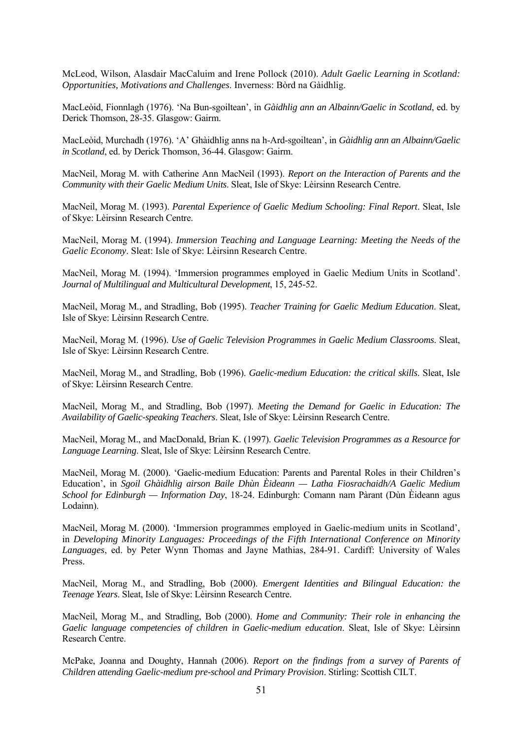McLeod, Wilson, Alasdair MacCaluim and Irene Pollock (2010). *Adult Gaelic Learning in Scotland: Opportunities, Motivations and Challenges*. Inverness: Bòrd na Gàidhlig.

MacLeòid, Fionnlagh (1976). 'Na Bun-sgoiltean', in *Gàidhlig ann an Albainn/Gaelic in Scotland*, ed. by Derick Thomson, 28-35. Glasgow: Gairm.

MacLeòid, Murchadh (1976). 'A' Ghàidhlig anns na h-Ard-sgoiltean', in *Gàidhlig ann an Albainn/Gaelic in Scotland*, ed. by Derick Thomson, 36-44. Glasgow: Gairm.

MacNeil, Morag M. with Catherine Ann MacNeil (1993). *Report on the Interaction of Parents and the Community with their Gaelic Medium Units*. Sleat, Isle of Skye: Lèirsinn Research Centre.

MacNeil, Morag M. (1993). *Parental Experience of Gaelic Medium Schooling: Final Report*. Sleat, Isle of Skye: Lèirsinn Research Centre.

MacNeil, Morag M. (1994). *Immersion Teaching and Language Learning: Meeting the Needs of the Gaelic Economy*. Sleat: Isle of Skye: Lèirsinn Research Centre.

MacNeil, Morag M. (1994). 'Immersion programmes employed in Gaelic Medium Units in Scotland'. *Journal of Multilingual and Multicultural Development*, 15, 245-52.

MacNeil, Morag M., and Stradling, Bob (1995). *Teacher Training for Gaelic Medium Education*. Sleat, Isle of Skye: Lèirsinn Research Centre.

MacNeil, Morag M. (1996). *Use of Gaelic Television Programmes in Gaelic Medium Classrooms*. Sleat, Isle of Skye: Lèirsinn Research Centre.

MacNeil, Morag M., and Stradling, Bob (1996). *Gaelic-medium Education: the critical skills*. Sleat, Isle of Skye: Lèirsinn Research Centre.

MacNeil, Morag M., and Stradling, Bob (1997). *Meeting the Demand for Gaelic in Education: The Availability of Gaelic-speaking Teachers*. Sleat, Isle of Skye: Lèirsinn Research Centre.

MacNeil, Morag M., and MacDonald, Brian K. (1997). *Gaelic Television Programmes as a Resource for Language Learning*. Sleat, Isle of Skye: Lèirsinn Research Centre.

MacNeil, Morag M. (2000). 'Gaelic-medium Education: Parents and Parental Roles in their Children's Education', in *Sgoil Ghàidhlig airson Baile Dhùn Èideann — Latha Fiosrachaidh/A Gaelic Medium School for Edinburgh — Information Day*, 18-24. Edinburgh: Comann nam Pàrant (Dùn Èideann agus Lodainn).

MacNeil, Morag M. (2000). 'Immersion programmes employed in Gaelic-medium units in Scotland', in *Developing Minority Languages: Proceedings of the Fifth International Conference on Minority Languages*, ed. by Peter Wynn Thomas and Jayne Mathias, 284-91. Cardiff: University of Wales Press.

MacNeil, Morag M., and Stradling, Bob (2000). *Emergent Identities and Bilingual Education: the Teenage Years*. Sleat, Isle of Skye: Lèirsinn Research Centre.

MacNeil, Morag M., and Stradling, Bob (2000). *Home and Community: Their role in enhancing the Gaelic language competencies of children in Gaelic-medium education*. Sleat, Isle of Skye: Lèirsinn Research Centre.

McPake, Joanna and Doughty, Hannah (2006). *Report on the findings from a survey of Parents of Children attending Gaelic-medium pre-school and Primary Provision*. Stirling: Scottish CILT.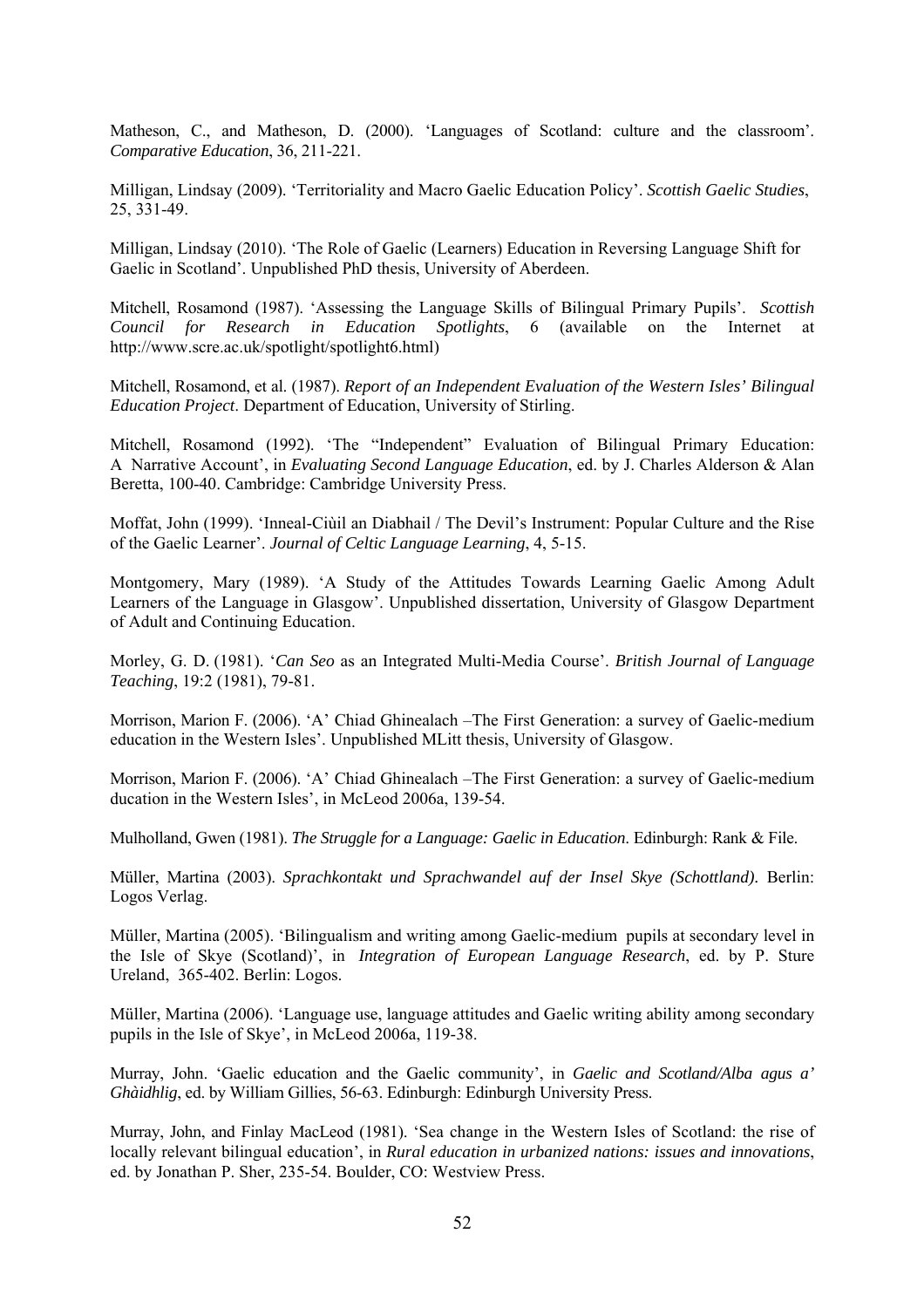Matheson, C., and Matheson, D. (2000). 'Languages of Scotland: culture and the classroom'. *Comparative Education*, 36, 211-221.

Milligan, Lindsay (2009). 'Territoriality and Macro Gaelic Education Policy'. *Scottish Gaelic Studies*, 25, 331-49.

Milligan, Lindsay (2010). 'The Role of Gaelic (Learners) Education in Reversing Language Shift for Gaelic in Scotland'. Unpublished PhD thesis, University of Aberdeen.

Mitchell, Rosamond (1987). 'Assessing the Language Skills of Bilingual Primary Pupils'. *Scottish Council for Research in Education Spotlights*, 6 (available on the Internet at http://www.scre.ac.uk/spotlight/spotlight6.html)

Mitchell, Rosamond, et al. (1987). *Report of an Independent Evaluation of the Western Isles' Bilingual Education Project*. Department of Education, University of Stirling.

Mitchell, Rosamond (1992). 'The "Independent" Evaluation of Bilingual Primary Education: A Narrative Account', in *Evaluating Second Language Education*, ed. by J. Charles Alderson & Alan Beretta, 100-40. Cambridge: Cambridge University Press.

Moffat, John (1999). 'Inneal-Ciùil an Diabhail / The Devil's Instrument: Popular Culture and the Rise of the Gaelic Learner'. *Journal of Celtic Language Learning*, 4, 5-15.

Montgomery, Mary (1989). 'A Study of the Attitudes Towards Learning Gaelic Among Adult Learners of the Language in Glasgow'. Unpublished dissertation, University of Glasgow Department of Adult and Continuing Education.

Morley, G. D. (1981). '*Can Seo* as an Integrated Multi-Media Course'. *British Journal of Language Teaching*, 19:2 (1981), 79-81.

Morrison, Marion F. (2006). 'A' Chiad Ghinealach –The First Generation: a survey of Gaelic-medium education in the Western Isles'. Unpublished MLitt thesis, University of Glasgow.

Morrison, Marion F. (2006). 'A' Chiad Ghinealach –The First Generation: a survey of Gaelic-medium ducation in the Western Isles', in McLeod 2006a, 139-54.

Mulholland, Gwen (1981). *The Struggle for a Language: Gaelic in Education*. Edinburgh: Rank & File.

Müller, Martina (2003). *Sprachkontakt und Sprachwandel auf der Insel Skye (Schottland)*. Berlin: Logos Verlag.

Müller, Martina (2005). 'Bilingualism and writing among Gaelic-medium pupils at secondary level in the Isle of Skye (Scotland)', in *Integration of European Language Research*, ed. by P. Sture Ureland, 365-402. Berlin: Logos.

Müller, Martina (2006). 'Language use, language attitudes and Gaelic writing ability among secondary pupils in the Isle of Skye', in McLeod 2006a, 119-38.

Murray, John. 'Gaelic education and the Gaelic community', in *Gaelic and Scotland/Alba agus a' Ghàidhlig*, ed. by William Gillies, 56-63. Edinburgh: Edinburgh University Press.

Murray, John, and Finlay MacLeod (1981). 'Sea change in the Western Isles of Scotland: the rise of locally relevant bilingual education', in *Rural education in urbanized nations: issues and innovations*, ed. by Jonathan P. Sher, 235-54. Boulder, CO: Westview Press.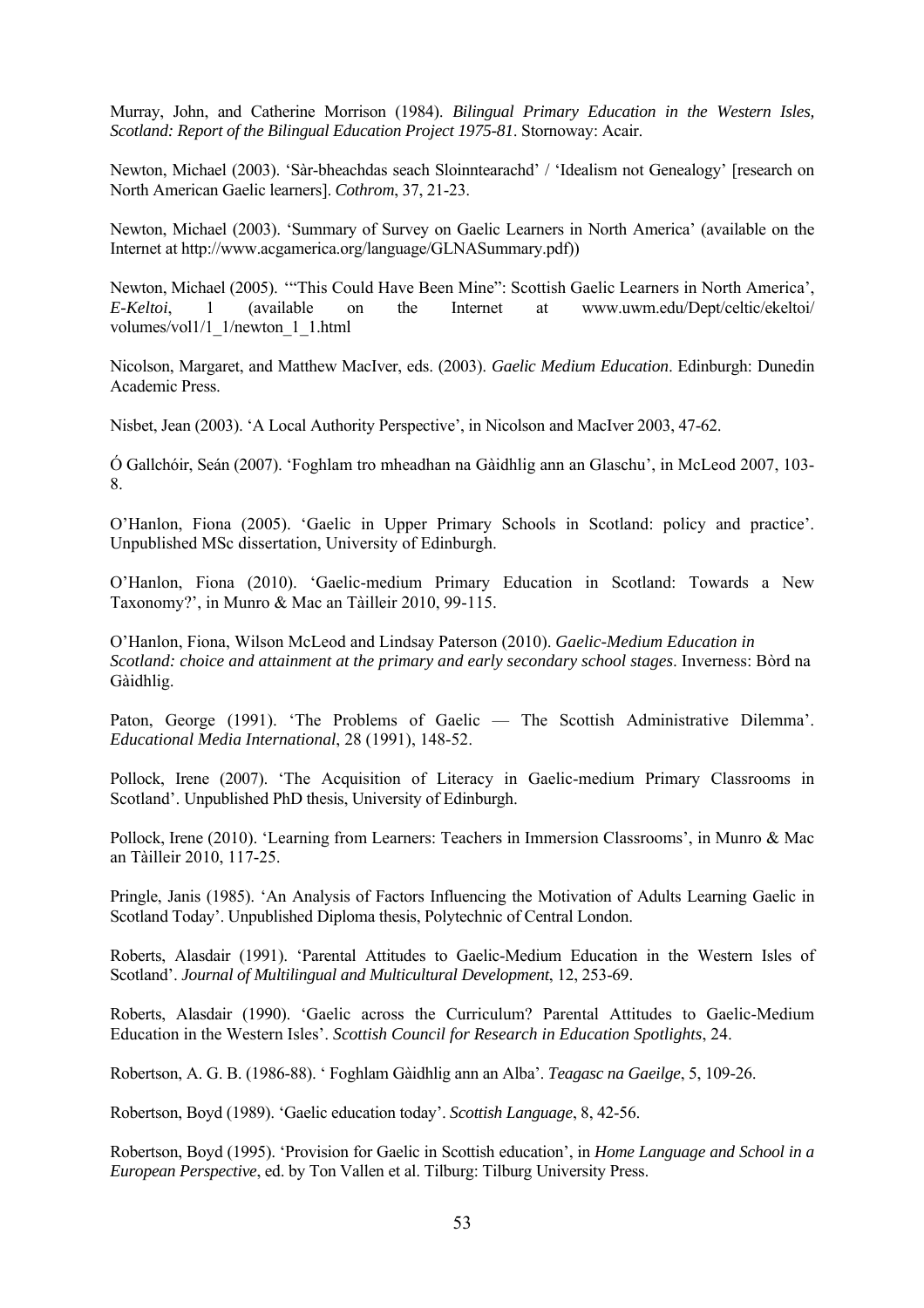Murray, John, and Catherine Morrison (1984). *Bilingual Primary Education in the Western Isles, Scotland: Report of the Bilingual Education Project 1975-81*. Stornoway: Acair.

Newton, Michael (2003). 'Sàr-bheachdas seach Sloinntearachd' / 'Idealism not Genealogy' [research on North American Gaelic learners]. *Cothrom*, 37, 21-23.

Newton, Michael (2003). 'Summary of Survey on Gaelic Learners in North America' (available on the Internet at http://www.acgamerica.org/language/GLNASummary.pdf))

Newton, Michael (2005). '"This Could Have Been Mine": Scottish Gaelic Learners in North America', *E-Keltoi*, 1 (available on the Internet at www.uwm.edu/Dept/celtic/ekeltoi/ volumes/vol1/1_1/newton_1_1.html

Nicolson, Margaret, and Matthew MacIver, eds. (2003). *Gaelic Medium Education*. Edinburgh: Dunedin Academic Press.

Nisbet, Jean (2003). 'A Local Authority Perspective', in Nicolson and MacIver 2003, 47-62.

Ó Gallchóir, Seán (2007). 'Foghlam tro mheadhan na Gàidhlig ann an Glaschu', in McLeod 2007, 103-8.

O'Hanlon, Fiona (2005). 'Gaelic in Upper Primary Schools in Scotland: policy and practice'. Unpublished MSc dissertation, University of Edinburgh.

O'Hanlon, Fiona (2010). 'Gaelic-medium Primary Education in Scotland: Towards a New Taxonomy?', in Munro & Mac an Tàilleir 2010, 99-115.

O'Hanlon, Fiona, Wilson McLeod and Lindsay Paterson (2010). *Gaelic-Medium Education in Scotland: choice and attainment at the primary and early secondary school stages*. Inverness: Bòrd na Gàidhlig.

Paton, George (1991). 'The Problems of Gaelic — The Scottish Administrative Dilemma'. *Educational Media International*, 28 (1991), 148-52.

Pollock, Irene (2007). 'The Acquisition of Literacy in Gaelic-medium Primary Classrooms in Scotland'. Unpublished PhD thesis, University of Edinburgh.

Pollock, Irene (2010). 'Learning from Learners: Teachers in Immersion Classrooms', in Munro & Mac an Tàilleir 2010, 117-25.

Pringle, Janis (1985). 'An Analysis of Factors Influencing the Motivation of Adults Learning Gaelic in Scotland Today'. Unpublished Diploma thesis, Polytechnic of Central London.

Roberts, Alasdair (1991). 'Parental Attitudes to Gaelic-Medium Education in the Western Isles of Scotland'. *Journal of Multilingual and Multicultural Development*, 12, 253-69.

Roberts, Alasdair (1990). 'Gaelic across the Curriculum? Parental Attitudes to Gaelic-Medium Education in the Western Isles'. *Scottish Council for Research in Education Spotlights*, 24.

Robertson, A. G. B. (1986-88). ' Foghlam Gàidhlig ann an Alba'. *Teagasc na Gaeilge*, 5, 109-26.

Robertson, Boyd (1989). 'Gaelic education today'. *Scottish Language*, 8, 42-56.

Robertson, Boyd (1995). 'Provision for Gaelic in Scottish education', in *Home Language and School in a European Perspective*, ed. by Ton Vallen et al. Tilburg: Tilburg University Press.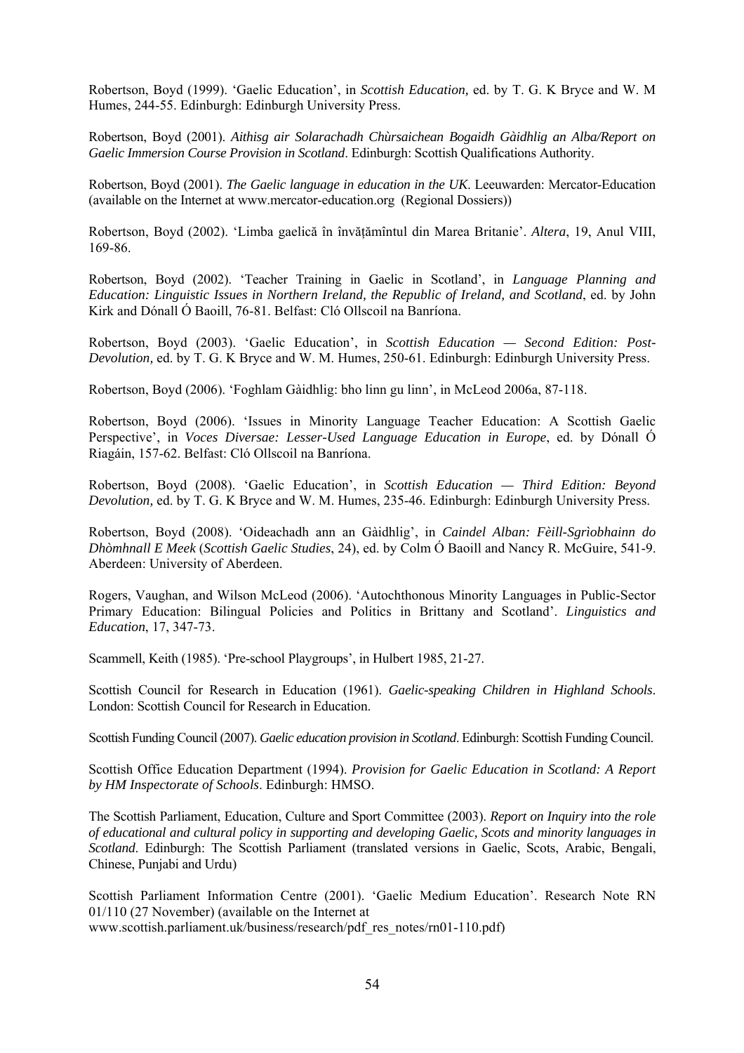Robertson, Boyd (1999). 'Gaelic Education', in *Scottish Education,* ed. by T. G. K Bryce and W. M Humes, 244-55. Edinburgh: Edinburgh University Press.

Robertson, Boyd (2001). *Aithisg air Solarachadh Chùrsaichean Bogaidh Gàidhlig an Alba/Report on Gaelic Immersion Course Provision in Scotland*. Edinburgh: Scottish Qualifications Authority.

Robertson, Boyd (2001). *The Gaelic language in education in the UK*. Leeuwarden: Mercator-Education (available on the Internet at www.mercator-education.org (Regional Dossiers))

Robertson, Boyd (2002). 'Limba gaelică în învățămîntul din Marea Britanie'. *Altera*, 19, Anul VIII, 169-86.

Robertson, Boyd (2002). 'Teacher Training in Gaelic in Scotland', in *Language Planning and Education: Linguistic Issues in Northern Ireland, the Republic of Ireland, and Scotland*, ed. by John Kirk and Dónall Ó Baoill, 76-81. Belfast: Cló Ollscoil na Banríona.

Robertson, Boyd (2003). 'Gaelic Education', in *Scottish Education — Second Edition: Post-Devolution,* ed. by T. G. K Bryce and W. M. Humes, 250-61. Edinburgh: Edinburgh University Press.

Robertson, Boyd (2006). 'Foghlam Gàidhlig: bho linn gu linn', in McLeod 2006a, 87-118.

Robertson, Boyd (2006). 'Issues in Minority Language Teacher Education: A Scottish Gaelic Perspective', in *Voces Diversae: Lesser-Used Language Education in Europe*, ed. by Dónall Ó Riagáin, 157-62. Belfast: Cló Ollscoil na Banríona.

Robertson, Boyd (2008). 'Gaelic Education', in *Scottish Education — Third Edition: Beyond Devolution,* ed. by T. G. K Bryce and W. M. Humes, 235-46. Edinburgh: Edinburgh University Press.

Robertson, Boyd (2008). 'Oideachadh ann an Gàidhlig', in *Caindel Alban: Fèill-Sgrìobhainn do Dhòmhnall E Meek* (*Scottish Gaelic Studies*, 24), ed. by Colm Ó Baoill and Nancy R. McGuire, 541-9. Aberdeen: University of Aberdeen.

Rogers, Vaughan, and Wilson McLeod (2006). 'Autochthonous Minority Languages in Public-Sector Primary Education: Bilingual Policies and Politics in Brittany and Scotland'. *Linguistics and Education*, 17, 347-73.

Scammell, Keith (1985). 'Pre-school Playgroups', in Hulbert 1985, 21-27.

Scottish Council for Research in Education (1961). *Gaelic-speaking Children in Highland Schools*. London: Scottish Council for Research in Education.

Scottish Funding Council (2007). *Gaelic education provision in Scotland*. Edinburgh: Scottish Funding Council.

Scottish Office Education Department (1994). *Provision for Gaelic Education in Scotland: A Report by HM Inspectorate of Schools*. Edinburgh: HMSO.

The Scottish Parliament, Education, Culture and Sport Committee (2003). *Report on Inquiry into the role of educational and cultural policy in supporting and developing Gaelic, Scots and minority languages in Scotland*. Edinburgh: The Scottish Parliament (translated versions in Gaelic, Scots, Arabic, Bengali, Chinese, Punjabi and Urdu)

Scottish Parliament Information Centre (2001). 'Gaelic Medium Education'. Research Note RN 01/110 (27 November) (available on the Internet at www.scottish.parliament.uk/business/research/pdf_res_notes/rn01-110.pdf)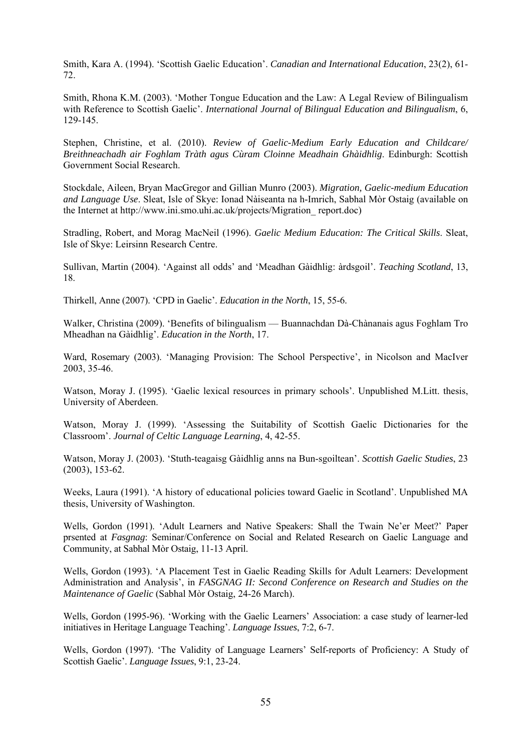Smith, Kara A. (1994). 'Scottish Gaelic Education'. *Canadian and International Education*, 23(2), 61-72.

Smith, Rhona K.M. (2003). 'Mother Tongue Education and the Law: A Legal Review of Bilingualism with Reference to Scottish Gaelic'. *International Journal of Bilingual Education and Bilingualism*, 6, 129-145.

Stephen, Christine, et al. (2010). *Review of Gaelic-Medium Early Education and Childcare/ Breithneachadh air Foghlam Tràth agus Cùram Cloinne Meadhain Ghàidhlig*. Edinburgh: Scottish Government Social Research.

Stockdale, Aileen, Bryan MacGregor and Gillian Munro (2003). *Migration, Gaelic-medium Education and Language Use*. Sleat, Isle of Skye: Ionad Nàiseanta na h-Imrich, Sabhal Mòr Ostaig (available on the Internet at http://www.ini.smo.uhi.ac.uk/projects/Migration_ report.doc)

Stradling, Robert, and Morag MacNeil (1996). *Gaelic Medium Education: The Critical Skills*. Sleat, Isle of Skye: Leirsinn Research Centre.

Sullivan, Martin (2004). 'Against all odds' and 'Meadhan Gàidhlig: àrdsgoil'. *Teaching Scotland*, 13, 18.

Thirkell, Anne (2007). 'CPD in Gaelic'. *Education in the North*, 15, 55-6.

Walker, Christina (2009). 'Benefits of bilingualism — Buannachdan Dà-Chànanais agus Foghlam Tro Mheadhan na Gàidhlig'. *Education in the North*, 17.

Ward, Rosemary (2003). 'Managing Provision: The School Perspective', in Nicolson and MacIver 2003, 35-46.

Watson, Moray J. (1995). 'Gaelic lexical resources in primary schools'. Unpublished M.Litt. thesis, University of Aberdeen.

Watson, Moray J. (1999). 'Assessing the Suitability of Scottish Gaelic Dictionaries for the Classroom'. *Journal of Celtic Language Learning*, 4, 42-55.

Watson, Moray J. (2003). 'Stuth-teagaisg Gàidhlig anns na Bun-sgoiltean'. *Scottish Gaelic Studies*, 23 (2003), 153-62.

Weeks, Laura (1991). 'A history of educational policies toward Gaelic in Scotland'. Unpublished MA thesis, University of Washington.

Wells, Gordon (1991). 'Adult Learners and Native Speakers: Shall the Twain Ne'er Meet?' Paper prsented at *Fasgnag*: Seminar/Conference on Social and Related Research on Gaelic Language and Community, at Sabhal Mòr Ostaig, 11-13 April.

Wells, Gordon (1993). 'A Placement Test in Gaelic Reading Skills for Adult Learners: Development Administration and Analysis', in *FASGNAG II: Second Conference on Research and Studies on the Maintenance of Gaelic* (Sabhal Mòr Ostaig, 24-26 March).

Wells, Gordon (1995-96). 'Working with the Gaelic Learners' Association: a case study of learner-led initiatives in Heritage Language Teaching'. *Language Issues*, 7:2, 6-7.

Wells, Gordon (1997). 'The Validity of Language Learners' Self-reports of Proficiency: A Study of Scottish Gaelic'. *Language Issues*, 9:1, 23-24.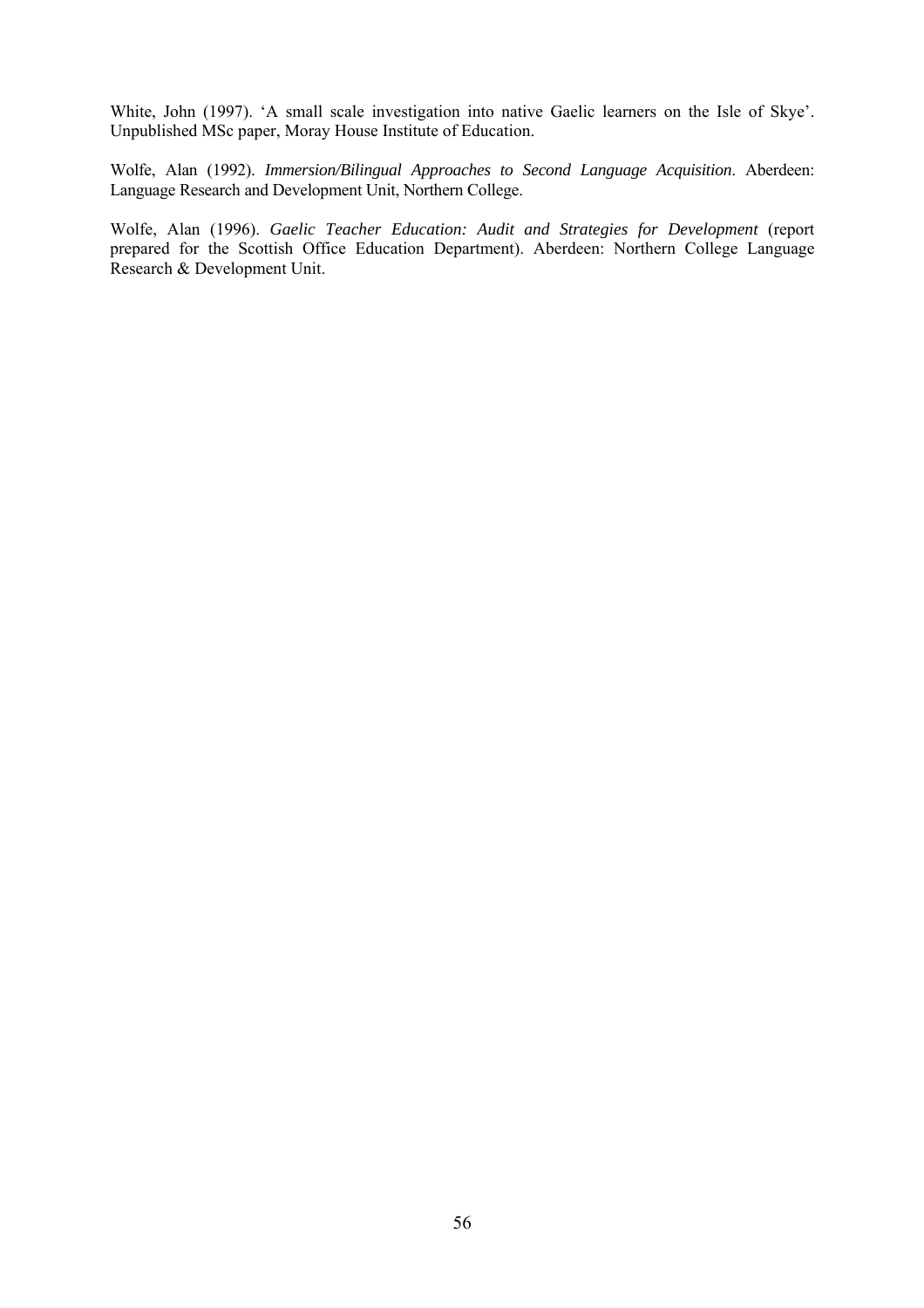White, John (1997). 'A small scale investigation into native Gaelic learners on the Isle of Skye'. Unpublished MSc paper, Moray House Institute of Education.

Wolfe, Alan (1992). *Immersion/Bilingual Approaches to Second Language Acquisition*. Aberdeen: Language Research and Development Unit, Northern College.

Wolfe, Alan (1996). *Gaelic Teacher Education: Audit and Strategies for Development* (report prepared for the Scottish Office Education Department). Aberdeen: Northern College Language Research & Development Unit.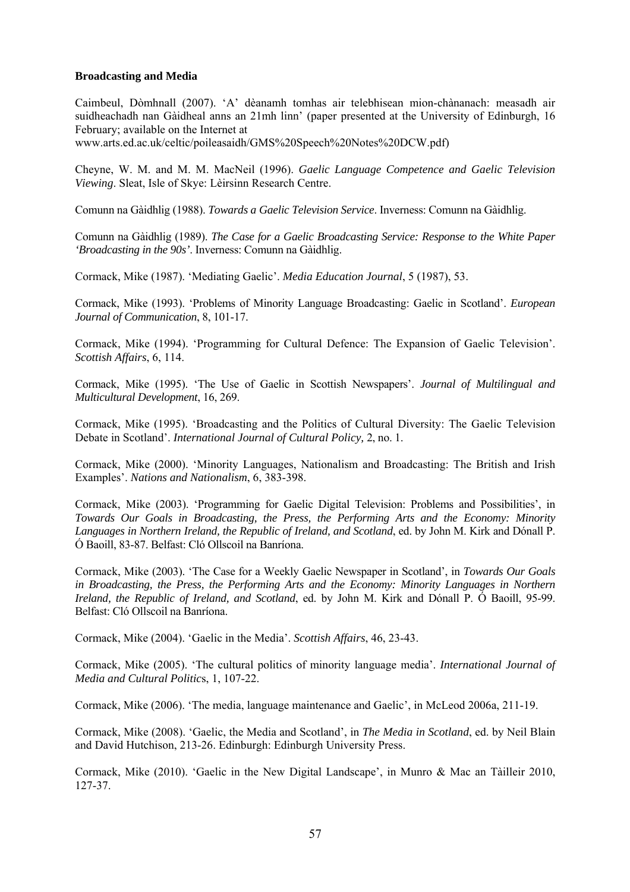**Broadcasting and Media**

Caimbeul, Dòmhnall (2007). 'A' dèanamh tomhas air telebhisean mion-chànanach: measadh air suidheachadh nan Gàidheal anns an 21mh linn' (paper presented at the University of Edinburgh, 16 February; available on the Internet at www.arts.ed.ac.uk/celtic/poileasaidh/GMS%20Speech%20Notes%20DCW.pdf)

Cheyne, W. M. and M. M. MacNeil (1996). *Gaelic Language Competence and Gaelic Television Viewing*. Sleat, Isle of Skye: Lèirsinn Research Centre.

Comunn na Gàidhlig (1988). *Towards a Gaelic Television Service*. Inverness: Comunn na Gàidhlig.

Comunn na Gàidhlig (1989). *The Case for a Gaelic Broadcasting Service: Response to the White Paper 'Broadcasting in the 90s'*. Inverness: Comunn na Gàidhlig.

Cormack, Mike (1987). 'Mediating Gaelic'. *Media Education Journal*, 5 (1987), 53.

Cormack, Mike (1993). 'Problems of Minority Language Broadcasting: Gaelic in Scotland'. *European Journal of Communication*, 8, 101-17.

Cormack, Mike (1994). 'Programming for Cultural Defence: The Expansion of Gaelic Television'. *Scottish Affairs*, 6, 114.

Cormack, Mike (1995). 'The Use of Gaelic in Scottish Newspapers'. *Journal of Multilingual and Multicultural Development*, 16, 269.

Cormack, Mike (1995). 'Broadcasting and the Politics of Cultural Diversity: The Gaelic Television Debate in Scotland'. *International Journal of Cultural Policy,* 2, no. 1.

Cormack, Mike (2000). 'Minority Languages, Nationalism and Broadcasting: The British and Irish Examples'. *Nations and Nationalism*, 6, 383-398.

Cormack, Mike (2003). 'Programming for Gaelic Digital Television: Problems and Possibilities', in *Towards Our Goals in Broadcasting, the Press, the Performing Arts and the Economy: Minority Languages in Northern Ireland, the Republic of Ireland, and Scotland*, ed. by John M. Kirk and Dónall P. Ó Baoill, 83-87. Belfast: Cló Ollscoil na Banríona.

Cormack, Mike (2003). 'The Case for a Weekly Gaelic Newspaper in Scotland', in *Towards Our Goals in Broadcasting, the Press, the Performing Arts and the Economy: Minority Languages in Northern Ireland, the Republic of Ireland, and Scotland*, ed. by John M. Kirk and Dónall P. Ó Baoill, 95-99. Belfast: Cló Ollscoil na Banríona.

Cormack, Mike (2004). 'Gaelic in the Media'. *Scottish Affairs*, 46, 23-43.

Cormack, Mike (2005). 'The cultural politics of minority language media'. *International Journal of Media and Cultural Politics*, 1, 107-22.

Cormack, Mike (2006). 'The media, language maintenance and Gaelic', in McLeod 2006a, 211-19.

Cormack, Mike (2008). 'Gaelic, the Media and Scotland', in *The Media in Scotland*, ed. by Neil Blain and David Hutchison, 213-26. Edinburgh: Edinburgh University Press.

Cormack, Mike (2010). 'Gaelic in the New Digital Landscape', in Munro & Mac an Tàilleir 2010, 127-37.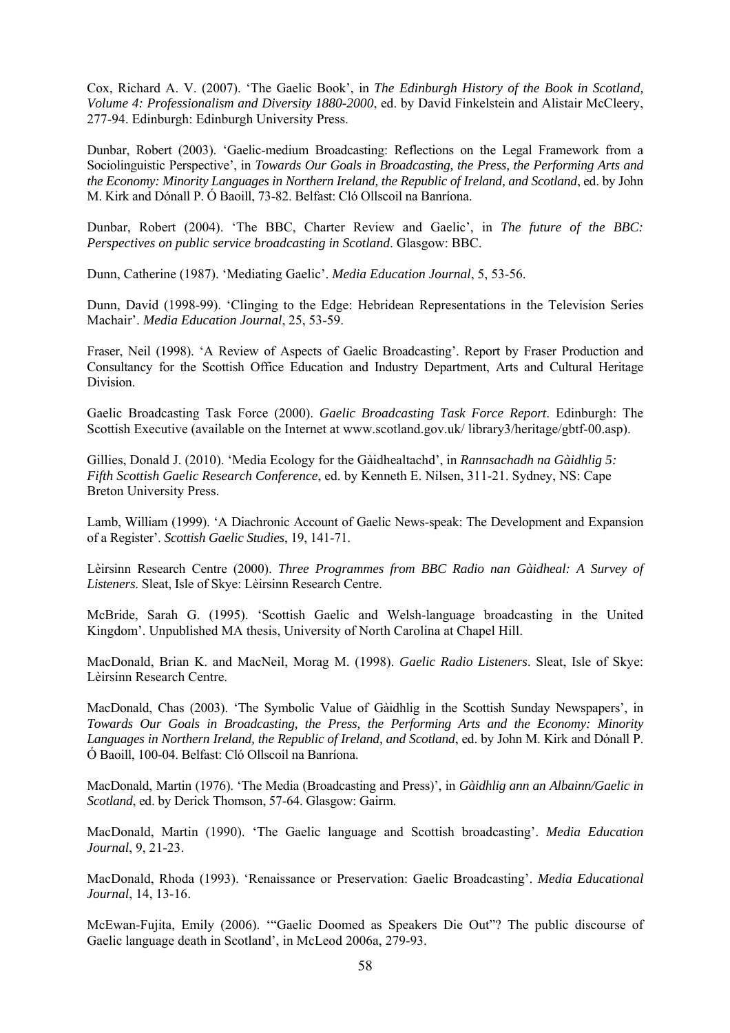Cox, Richard A. V. (2007). 'The Gaelic Book', in *The Edinburgh History of the Book in Scotland, Volume 4: Professionalism and Diversity 1880-2000*, ed. by David Finkelstein and Alistair McCleery, 277-94. Edinburgh: Edinburgh University Press.

Dunbar, Robert (2003). 'Gaelic-medium Broadcasting: Reflections on the Legal Framework from a Sociolinguistic Perspective', in *Towards Our Goals in Broadcasting, the Press, the Performing Arts and the Economy: Minority Languages in Northern Ireland, the Republic of Ireland, and Scotland*, ed. by John M. Kirk and Dónall P. Ó Baoill, 73-82. Belfast: Cló Ollscoil na Banríona.

Dunbar, Robert (2004). 'The BBC, Charter Review and Gaelic', in *The future of the BBC: Perspectives on public service broadcasting in Scotland*. Glasgow: BBC.

Dunn, Catherine (1987). 'Mediating Gaelic'. *Media Education Journal*, 5, 53-56.

Dunn, David (1998-99). 'Clinging to the Edge: Hebridean Representations in the Television Series Machair'. *Media Education Journal*, 25, 53-59.

Fraser, Neil (1998). 'A Review of Aspects of Gaelic Broadcasting'. Report by Fraser Production and Consultancy for the Scottish Office Education and Industry Department, Arts and Cultural Heritage Division.

Gaelic Broadcasting Task Force (2000). *Gaelic Broadcasting Task Force Report*. Edinburgh: The Scottish Executive (available on the Internet at www.scotland.gov.uk/ library3/heritage/gbtf-00.asp).

Gillies, Donald J. (2010). 'Media Ecology for the Gàidhealtachd', in *Rannsachadh na Gàidhlig 5: Fifth Scottish Gaelic Research Conference*, ed. by Kenneth E. Nilsen, 311-21. Sydney, NS: Cape Breton University Press.

Lamb, William (1999). 'A Diachronic Account of Gaelic News-speak: The Development and Expansion of a Register'. *Scottish Gaelic Studies*, 19, 141-71.

Lèirsinn Research Centre (2000). *Three Programmes from BBC Radio nan Gàidheal: A Survey of Listeners*. Sleat, Isle of Skye: Lèirsinn Research Centre.

McBride, Sarah G. (1995). 'Scottish Gaelic and Welsh-language broadcasting in the United Kingdom'. Unpublished MA thesis, University of North Carolina at Chapel Hill.

MacDonald, Brian K. and MacNeil, Morag M. (1998). *Gaelic Radio Listeners*. Sleat, Isle of Skye: Lèirsinn Research Centre.

MacDonald, Chas (2003). 'The Symbolic Value of Gàidhlig in the Scottish Sunday Newspapers', in *Towards Our Goals in Broadcasting, the Press, the Performing Arts and the Economy: Minority Languages in Northern Ireland, the Republic of Ireland, and Scotland*, ed. by John M. Kirk and Dónall P. Ó Baoill, 100-04. Belfast: Cló Ollscoil na Banríona.

MacDonald, Martin (1976). 'The Media (Broadcasting and Press)', in *Gàidhlig ann an Albainn/Gaelic in Scotland*, ed. by Derick Thomson, 57-64. Glasgow: Gairm.

MacDonald, Martin (1990). 'The Gaelic language and Scottish broadcasting'. *Media Education Journal*, 9, 21-23.

MacDonald, Rhoda (1993). 'Renaissance or Preservation: Gaelic Broadcasting'. *Media Educational Journal*, 14, 13-16.

McEwan-Fujita, Emily (2006). '"Gaelic Doomed as Speakers Die Out"? The public discourse of Gaelic language death in Scotland', in McLeod 2006a, 279-93.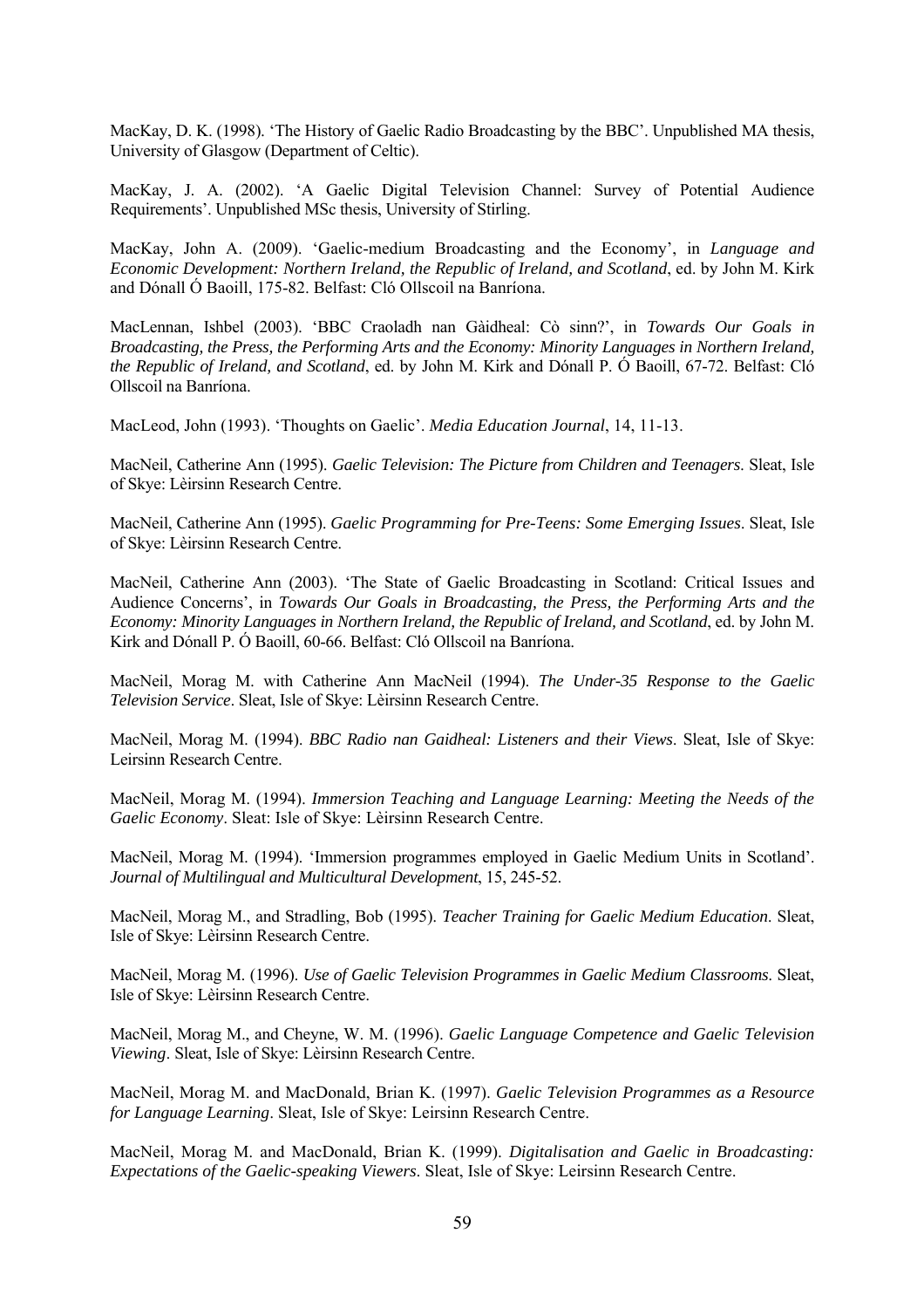MacKay, D. K. (1998). 'The History of Gaelic Radio Broadcasting by the BBC'. Unpublished MA thesis, University of Glasgow (Department of Celtic).

MacKay, J. A. (2002). 'A Gaelic Digital Television Channel: Survey of Potential Audience Requirements'. Unpublished MSc thesis, University of Stirling.

MacKay, John A. (2009). 'Gaelic-medium Broadcasting and the Economy', in *Language and Economic Development: Northern Ireland, the Republic of Ireland, and Scotland*, ed. by John M. Kirk and Dónall Ó Baoill, 175-82. Belfast: Cló Ollscoil na Banríona.

MacLennan, Ishbel (2003). 'BBC Craoladh nan Gàidheal: Cò sinn?', in *Towards Our Goals in Broadcasting, the Press, the Performing Arts and the Economy: Minority Languages in Northern Ireland, the Republic of Ireland, and Scotland*, ed. by John M. Kirk and Dónall P. Ó Baoill, 67-72. Belfast: Cló Ollscoil na Banríona.

MacLeod, John (1993). 'Thoughts on Gaelic'. *Media Education Journal*, 14, 11-13.

MacNeil, Catherine Ann (1995). *Gaelic Television: The Picture from Children and Teenagers*. Sleat, Isle of Skye: Lèirsinn Research Centre.

MacNeil, Catherine Ann (1995). *Gaelic Programming for Pre-Teens: Some Emerging Issues*. Sleat, Isle of Skye: Lèirsinn Research Centre.

MacNeil, Catherine Ann (2003). 'The State of Gaelic Broadcasting in Scotland: Critical Issues and Audience Concerns', in *Towards Our Goals in Broadcasting, the Press, the Performing Arts and the Economy: Minority Languages in Northern Ireland, the Republic of Ireland, and Scotland*, ed. by John M. Kirk and Dónall P. Ó Baoill, 60-66. Belfast: Cló Ollscoil na Banríona.

MacNeil, Morag M. with Catherine Ann MacNeil (1994). *The Under-35 Response to the Gaelic Television Service*. Sleat, Isle of Skye: Lèirsinn Research Centre.

MacNeil, Morag M. (1994). *BBC Radio nan Gaidheal: Listeners and their Views*. Sleat, Isle of Skye: Leirsinn Research Centre.

MacNeil, Morag M. (1994). *Immersion Teaching and Language Learning: Meeting the Needs of the Gaelic Economy*. Sleat: Isle of Skye: Lèirsinn Research Centre.

MacNeil, Morag M. (1994). 'Immersion programmes employed in Gaelic Medium Units in Scotland'. *Journal of Multilingual and Multicultural Development*, 15, 245-52.

MacNeil, Morag M., and Stradling, Bob (1995). *Teacher Training for Gaelic Medium Education*. Sleat, Isle of Skye: Lèirsinn Research Centre.

MacNeil, Morag M. (1996). *Use of Gaelic Television Programmes in Gaelic Medium Classrooms*. Sleat, Isle of Skye: Lèirsinn Research Centre.

MacNeil, Morag M., and Cheyne, W. M. (1996). *Gaelic Language Competence and Gaelic Television Viewing*. Sleat, Isle of Skye: Lèirsinn Research Centre.

MacNeil, Morag M. and MacDonald, Brian K. (1997). *Gaelic Television Programmes as a Resource for Language Learning*. Sleat, Isle of Skye: Leirsinn Research Centre.

MacNeil, Morag M. and MacDonald, Brian K. (1999). *Digitalisation and Gaelic in Broadcasting: Expectations of the Gaelic-speaking Viewers*. Sleat, Isle of Skye: Leirsinn Research Centre.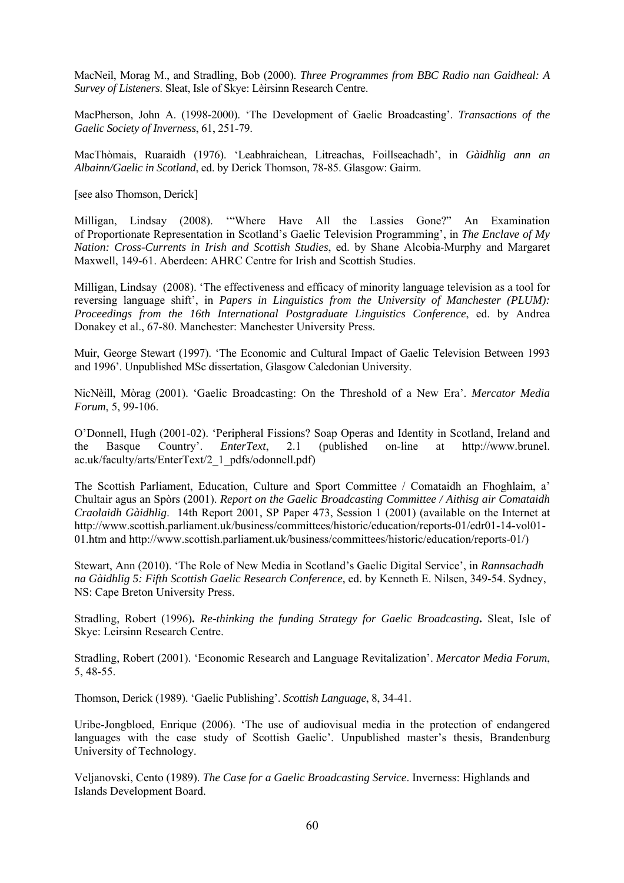MacNeil, Morag M., and Stradling, Bob (2000). *Three Programmes from BBC Radio nan Gaidheal: A Survey of Listeners*. Sleat, Isle of Skye: Lèirsinn Research Centre.

MacPherson, John A. (1998-2000). 'The Development of Gaelic Broadcasting'. *Transactions of the Gaelic Society of Inverness*, 61, 251-79.

MacThòmais, Ruaraidh (1976). 'Leabhraichean, Litreachas, Foillseachadh', in *Gàidhlig ann an Albainn/Gaelic in Scotland*, ed. by Derick Thomson, 78-85. Glasgow: Gairm.

[see also Thomson, Derick]

Milligan, Lindsay (2008). '"Where Have All the Lassies Gone?" An Examination of Proportionate Representation in Scotland's Gaelic Television Programming', in *The Enclave of My Nation: Cross-Currents in Irish and Scottish Studies*, ed. by Shane Alcobia-Murphy and Margaret Maxwell, 149-61. Aberdeen: AHRC Centre for Irish and Scottish Studies.

Milligan, Lindsay (2008). 'The effectiveness and efficacy of minority language television as a tool for reversing language shift', in *Papers in Linguistics from the University of Manchester (PLUM): Proceedings from the 16th International Postgraduate Linguistics Conference*, ed. by Andrea Donakey et al., 67-80. Manchester: Manchester University Press.

Muir, George Stewart (1997). 'The Economic and Cultural Impact of Gaelic Television Between 1993 and 1996'. Unpublished MSc dissertation, Glasgow Caledonian University.

NicNèill, Mòrag (2001). 'Gaelic Broadcasting: On the Threshold of a New Era'. *Mercator Media Forum*, 5, 99-106.

O'Donnell, Hugh (2001-02). 'Peripheral Fissions? Soap Operas and Identity in Scotland, Ireland and the Basque Country'. *EnterText*, 2.1 (published on-line at http://www.brunel.ac.uk/faculty/arts/EnterText/2_1_pdfs/odonnell.pdf)

The Scottish Parliament, Education, Culture and Sport Committee / Comataidh an Fhoghlaim, a' Chultair agus an Spòrs (2001). *Report on the Gaelic Broadcasting Committee / Aithisg air Comataidh Craolaidh Gàidhlig*. 14th Report 2001, SP Paper 473, Session 1 (2001) (available on the Internet at http://www.scottish.parliament.uk/business/committees/historic/education/reports-01/edr01-14-vol01-01.htm and http://www.scottish.parliament.uk/business/committees/historic/education/reports-01/)

Stewart, Ann (2010). 'The Role of New Media in Scotland's Gaelic Digital Service', in *Rannsachadh na Gàidhlig 5: Fifth Scottish Gaelic Research Conference*, ed. by Kenneth E. Nilsen, 349-54. Sydney, NS: Cape Breton University Press.

Stradling, Robert (1996)**.** *Re-thinking the funding Strategy for Gaelic Broadcasting***.** Sleat, Isle of Skye: Leirsinn Research Centre.

Stradling, Robert (2001). 'Economic Research and Language Revitalization'. *Mercator Media Forum*, 5, 48-55.

Thomson, Derick (1989). 'Gaelic Publishing'. *Scottish Language*, 8, 34-41.

Uribe-Jongbloed, Enrique (2006). 'The use of audiovisual media in the protection of endangered languages with the case study of Scottish Gaelic'. Unpublished master's thesis, Brandenburg University of Technology.

Veljanovski, Cento (1989). *The Case for a Gaelic Broadcasting Service*. Inverness: Highlands and Islands Development Board.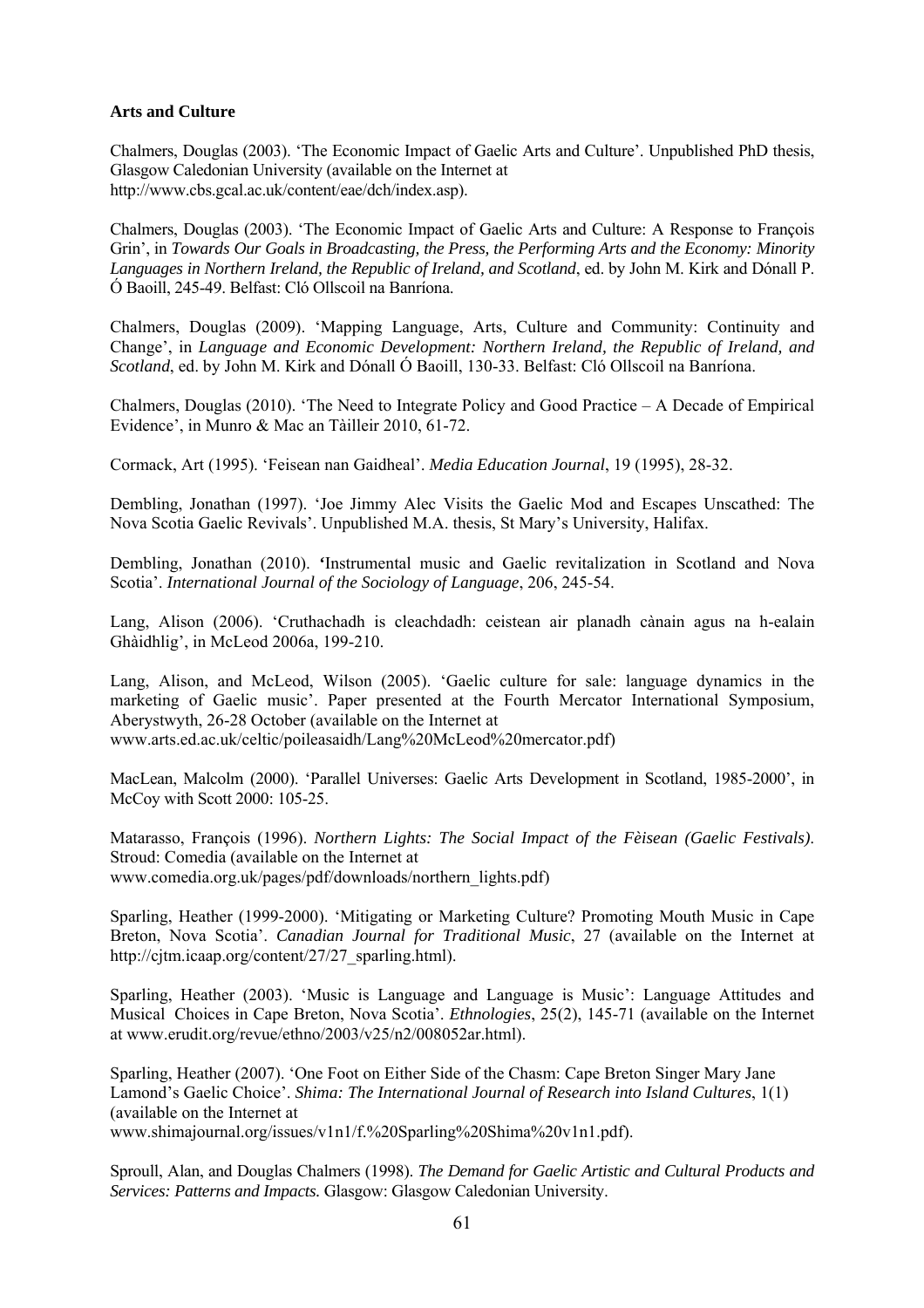**Arts and Culture**

Chalmers, Douglas (2003). 'The Economic Impact of Gaelic Arts and Culture'. Unpublished PhD thesis, Glasgow Caledonian University (available on the Internet at http://www.cbs.gcal.ac.uk/content/eae/dch/index.asp).

Chalmers, Douglas (2003). 'The Economic Impact of Gaelic Arts and Culture: A Response to François Grin', in *Towards Our Goals in Broadcasting, the Press, the Performing Arts and the Economy: Minority Languages in Northern Ireland, the Republic of Ireland, and Scotland*, ed. by John M. Kirk and Dónall P. Ó Baoill, 245-49. Belfast: Cló Ollscoil na Banríona.

Chalmers, Douglas (2009). 'Mapping Language, Arts, Culture and Community: Continuity and Change', in *Language and Economic Development: Northern Ireland, the Republic of Ireland, and Scotland*, ed. by John M. Kirk and Dónall Ó Baoill, 130-33. Belfast: Cló Ollscoil na Banríona.

Chalmers, Douglas (2010). 'The Need to Integrate Policy and Good Practice – A Decade of Empirical Evidence', in Munro & Mac an Tàilleir 2010, 61-72.

Cormack, Art (1995). 'Feisean nan Gaidheal'. *Media Education Journal*, 19 (1995), 28-32.

Dembling, Jonathan (1997). 'Joe Jimmy Alec Visits the Gaelic Mod and Escapes Unscathed: The Nova Scotia Gaelic Revivals'. Unpublished M.A. thesis, St Mary's University, Halifax.

Dembling, Jonathan (2010). 'Instrumental music and Gaelic revitalization in Scotland and Nova Scotia'. *International Journal of the Sociology of Language*, 206, 245-54.

Lang, Alison (2006). 'Cruthachadh is cleachdadh: ceistean air planadh cànain agus na h-ealain Ghàidhlig', in McLeod 2006a, 199-210.

Lang, Alison, and McLeod, Wilson (2005). 'Gaelic culture for sale: language dynamics in the marketing of Gaelic music'. Paper presented at the Fourth Mercator International Symposium, Aberystwyth, 26-28 October (available on the Internet at www.arts.ed.ac.uk/celtic/poileasaidh/Lang%20McLeod%20mercator.pdf)

MacLean, Malcolm (2000). 'Parallel Universes: Gaelic Arts Development in Scotland, 1985-2000', in McCoy with Scott 2000: 105-25.

Matarasso, François (1996). *Northern Lights: The Social Impact of the Fèisean (Gaelic Festivals)*. Stroud: Comedia (available on the Internet at www.comedia.org.uk/pages/pdf/downloads/northern_lights.pdf)

Sparling, Heather (1999-2000). 'Mitigating or Marketing Culture? Promoting Mouth Music in Cape Breton, Nova Scotia'. *Canadian Journal for Traditional Music*, 27 (available on the Internet at http://cjtm.icaap.org/content/27/27_sparling.html).

Sparling, Heather (2003). 'Music is Language and Language is Music': Language Attitudes and Musical Choices in Cape Breton, Nova Scotia'. *Ethnologies*, 25(2), 145-71 (available on the Internet at www.erudit.org/revue/ethno/2003/v25/n2/008052ar.html).

Sparling, Heather (2007). 'One Foot on Either Side of the Chasm: Cape Breton Singer Mary Jane Lamond's Gaelic Choice'. *Shima: The International Journal of Research into Island Cultures*, 1(1) (available on the Internet at www.shimajournal.org/issues/v1n1/f.%20Sparling%20Shima%20v1n1.pdf).

Sproull, Alan, and Douglas Chalmers (1998). *The Demand for Gaelic Artistic and Cultural Products and Services: Patterns and Impacts.* Glasgow: Glasgow Caledonian University.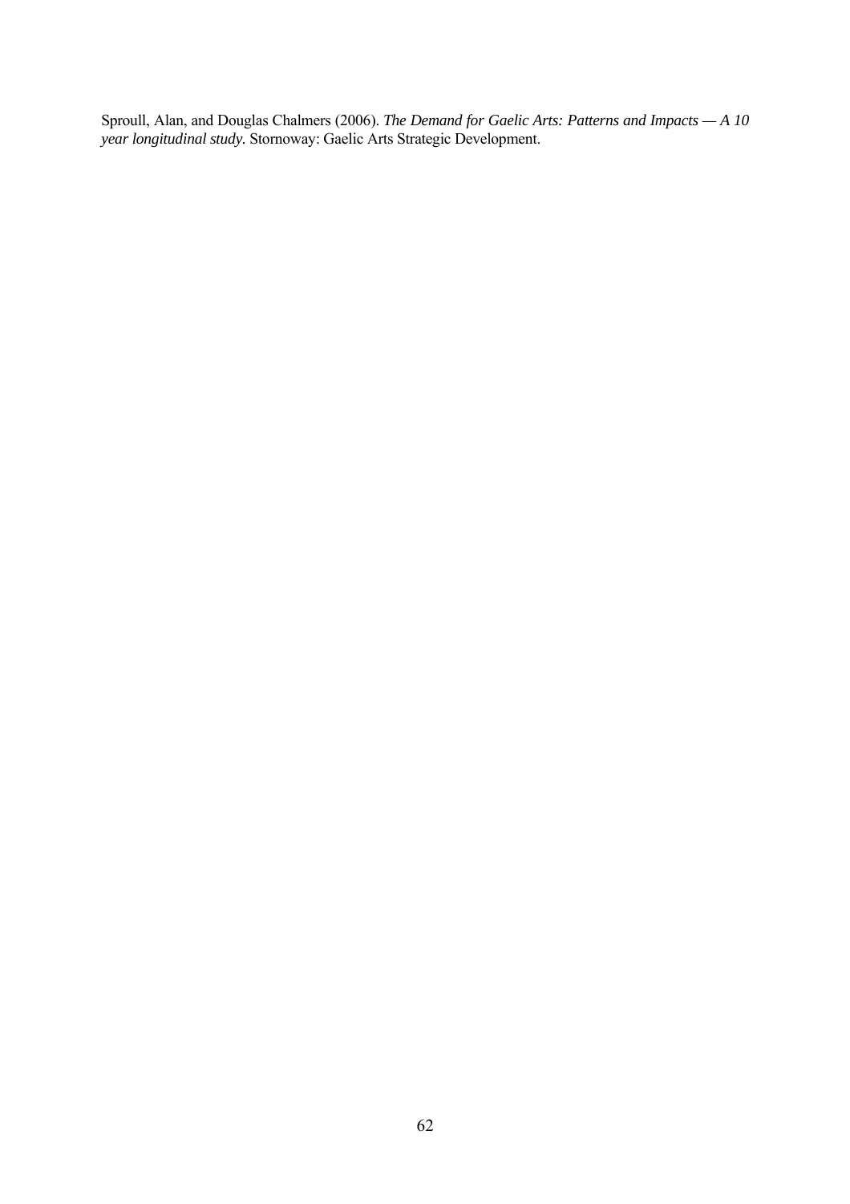Sproull, Alan, and Douglas Chalmers (2006). *The Demand for Gaelic Arts: Patterns and Impacts — A 10 year longitudinal study*. Stornoway: Gaelic Arts Strategic Development.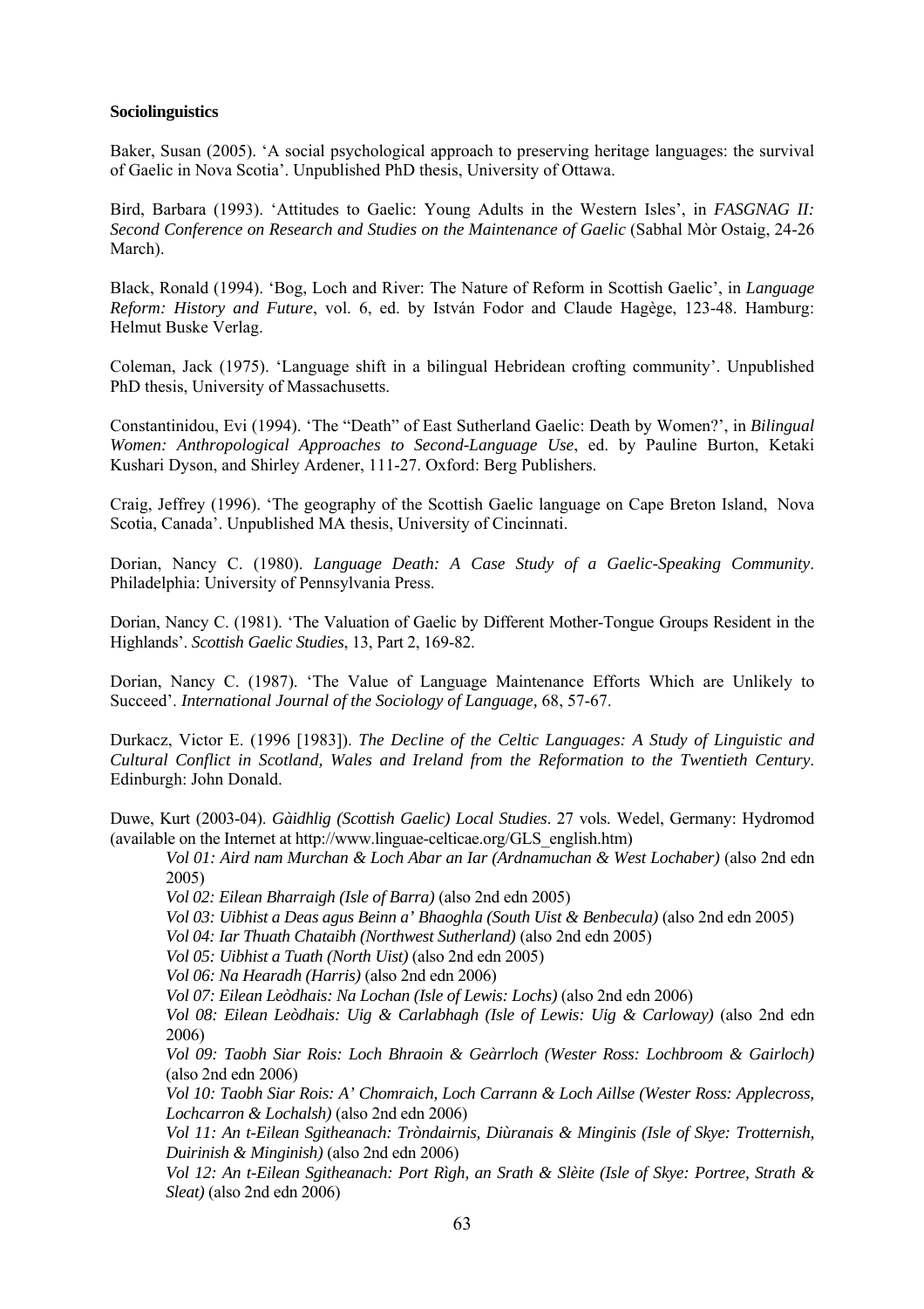**Sociolinguistics**

Baker, Susan (2005). 'A social psychological approach to preserving heritage languages: the survival of Gaelic in Nova Scotia'. Unpublished PhD thesis, University of Ottawa.

Bird, Barbara (1993). 'Attitudes to Gaelic: Young Adults in the Western Isles', in *FASGNAG II: Second Conference on Research and Studies on the Maintenance of Gaelic* (Sabhal Mòr Ostaig, 24-26 March).

Black, Ronald (1994). 'Bog, Loch and River: The Nature of Reform in Scottish Gaelic', in *Language Reform: History and Future*, vol. 6, ed. by István Fodor and Claude Hagège, 123-48. Hamburg: Helmut Buske Verlag.

Coleman, Jack (1975). 'Language shift in a bilingual Hebridean crofting community'. Unpublished PhD thesis, University of Massachusetts.

Constantinidou, Evi (1994). 'The "Death" of East Sutherland Gaelic: Death by Women?', in *Bilingual Women: Anthropological Approaches to Second-Language Use*, ed. by Pauline Burton, Ketaki Kushari Dyson, and Shirley Ardener, 111-27. Oxford: Berg Publishers.

Craig, Jeffrey (1996). 'The geography of the Scottish Gaelic language on Cape Breton Island, Nova Scotia, Canada'. Unpublished MA thesis, University of Cincinnati.

Dorian, Nancy C. (1980). *Language Death: A Case Study of a Gaelic-Speaking Community*. Philadelphia: University of Pennsylvania Press.

Dorian, Nancy C. (1981). 'The Valuation of Gaelic by Different Mother-Tongue Groups Resident in the Highlands'. *Scottish Gaelic Studies*, 13, Part 2, 169-82.

Dorian, Nancy C. (1987). 'The Value of Language Maintenance Efforts Which are Unlikely to Succeed'. *International Journal of the Sociology of Language,* 68, 57-67.

Durkacz, Victor E. (1996 [1983]). *The Decline of the Celtic Languages: A Study of Linguistic and Cultural Conflict in Scotland, Wales and Ireland from the Reformation to the Twentieth Century*. Edinburgh: John Donald.

Duwe, Kurt (2003-04). *Gàidhlig (Scottish Gaelic) Local Studies*. 27 vols. Wedel, Germany: Hydromod (available on the Internet at http://www.linguae-celticae.org/GLS_english.htm)

- *Vol 01: Aird nam Murchan & Loch Abar an Iar (Ardnamuchan & West Lochaber)* (also 2nd edn 2005)
- *Vol 02: Eilean Bharraigh (Isle of Barra)* (also 2nd edn 2005)
- *Vol 03: Uibhist a Deas agus Beinn a' Bhaoghla (South Uist & Benbecula)* (also 2nd edn 2005)
- *Vol 04: Iar Thuath Chataibh (Northwest Sutherland)* (also 2nd edn 2005)
- *Vol 05: Uibhist a Tuath (North Uist)* (also 2nd edn 2005)
- *Vol 06: Na Hearadh (Harris)* (also 2nd edn 2006)
- *Vol 07: Eilean Leòdhais: Na Lochan (Isle of Lewis: Lochs)* (also 2nd edn 2006)
- *Vol 08: Eilean Leòdhais: Uig & Carlabhagh (Isle of Lewis: Uig & Carloway)* (also 2nd edn 2006)
- *Vol 09: Taobh Siar Rois: Loch Bhraoin & Geàrrloch (Wester Ross: Lochbroom & Gairloch)* (also 2nd edn 2006)
- *Vol 10: Taobh Siar Rois: A' Chomraich, Loch Carrann & Loch Aillse (Wester Ross: Applecross, Lochcarron & Lochalsh)* (also 2nd edn 2006)
- *Vol 11: An t-Eilean Sgitheanach: Tròndairnis, Diùranais & Minginis (Isle of Skye: Trotternish, Duirinish & Minginish)* (also 2nd edn 2006)
- *Vol 12: An t-Eilean Sgitheanach: Port Rìgh, an Srath & Slèite (Isle of Skye: Portree, Strath & Sleat)* (also 2nd edn 2006)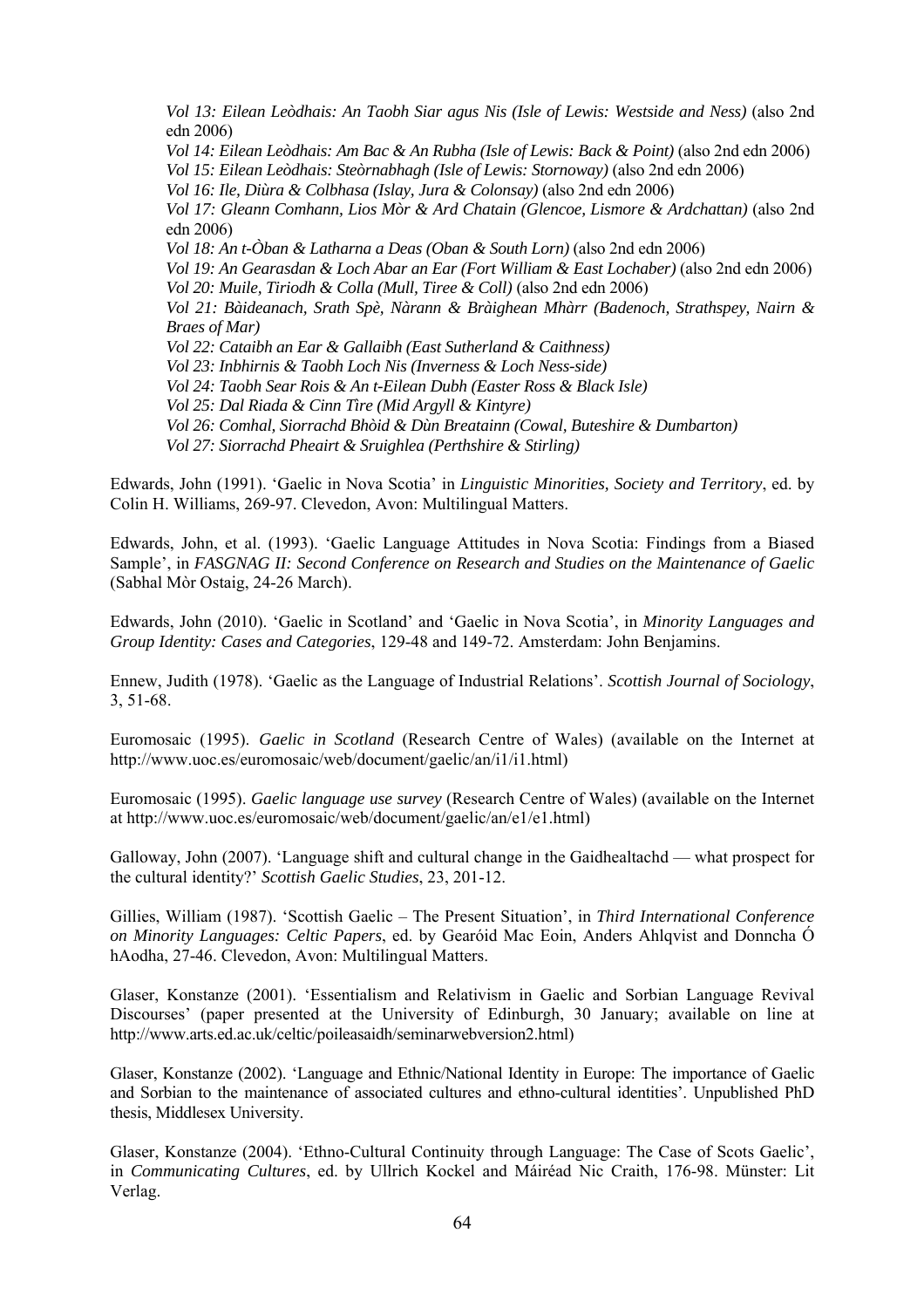*Vol 13: Eilean Leòdhais: An Taobh Siar agus Nis (Isle of Lewis: Westside and Ness)* (also 2nd edn 2006)
*Vol 14: Eilean Leòdhais: Am Bac & An Rubha (Isle of Lewis: Back & Point)* (also 2nd edn 2006)
*Vol 15: Eilean Leòdhais: Steòrnabhagh (Isle of Lewis: Stornoway)* (also 2nd edn 2006)
*Vol 16: Ile, Diùra & Colbhasa (Islay, Jura & Colonsay)* (also 2nd edn 2006)
*Vol 17: Gleann Comhann, Lios Mòr & Ard Chatain (Glencoe, Lismore & Ardchattan)* (also 2nd edn 2006)
*Vol 18: An t-Òban & Latharna a Deas (Oban & South Lorn)* (also 2nd edn 2006)
*Vol 19: An Gearasdan & Loch Abar an Ear (Fort William & East Lochaber)* (also 2nd edn 2006)
*Vol 20: Muile, Tiriodh & Colla (Mull, Tiree & Coll)* (also 2nd edn 2006)
*Vol 21: Bàideanach, Srath Spè, Nàrann & Bràighean Mhàrr (Badenoch, Strathspey, Nairn & Braes of Mar)*
*Vol 22: Cataibh an Ear & Gallaibh (East Sutherland & Caithness)*
*Vol 23: Inbhirnis & Taobh Loch Nis (Inverness & Loch Ness-side)*
*Vol 24: Taobh Sear Rois & An t-Eilean Dubh (Easter Ross & Black Isle)*
*Vol 25: Dal Riada & Cinn Tìre (Mid Argyll & Kintyre)*
*Vol 26: Comhal, Siorrachd Bhòid & Dùn Breatainn (Cowal, Buteshire & Dumbarton)*
*Vol 27: Siorrachd Pheairt & Sruighlea (Perthshire & Stirling)*

Edwards, John (1991). 'Gaelic in Nova Scotia' in *Linguistic Minorities, Society and Territory*, ed. by Colin H. Williams, 269-97. Clevedon, Avon: Multilingual Matters.

Edwards, John, et al. (1993). 'Gaelic Language Attitudes in Nova Scotia: Findings from a Biased Sample', in *FASGNAG II: Second Conference on Research and Studies on the Maintenance of Gaelic* (Sabhal Mòr Ostaig, 24-26 March).

Edwards, John (2010). 'Gaelic in Scotland' and 'Gaelic in Nova Scotia', in *Minority Languages and Group Identity: Cases and Categories*, 129-48 and 149-72. Amsterdam: John Benjamins.

Ennew, Judith (1978). 'Gaelic as the Language of Industrial Relations'. *Scottish Journal of Sociology*, 3, 51-68.

Euromosaic (1995). *Gaelic in Scotland* (Research Centre of Wales) (available on the Internet at http://www.uoc.es/euromosaic/web/document/gaelic/an/i1/i1.html)

Euromosaic (1995). *Gaelic language use survey* (Research Centre of Wales) (available on the Internet at http://www.uoc.es/euromosaic/web/document/gaelic/an/e1/e1.html)

Galloway, John (2007). 'Language shift and cultural change in the Gaidhealtachd — what prospect for the cultural identity?' *Scottish Gaelic Studies*, 23, 201-12.

Gillies, William (1987). 'Scottish Gaelic – The Present Situation', in *Third International Conference on Minority Languages: Celtic Papers*, ed. by Gearóid Mac Eoin, Anders Ahlqvist and Donncha Ó hAodha, 27-46. Clevedon, Avon: Multilingual Matters.

Glaser, Konstanze (2001). 'Essentialism and Relativism in Gaelic and Sorbian Language Revival Discourses' (paper presented at the University of Edinburgh, 30 January; available on line at http://www.arts.ed.ac.uk/celtic/poileasaidh/seminarwebversion2.html)

Glaser, Konstanze (2002). 'Language and Ethnic/National Identity in Europe: The importance of Gaelic and Sorbian to the maintenance of associated cultures and ethno-cultural identities'. Unpublished PhD thesis, Middlesex University.

Glaser, Konstanze (2004). 'Ethno-Cultural Continuity through Language: The Case of Scots Gaelic', in *Communicating Cultures*, ed. by Ullrich Kockel and Máiréad Nic Craith, 176-98. Münster: Lit Verlag.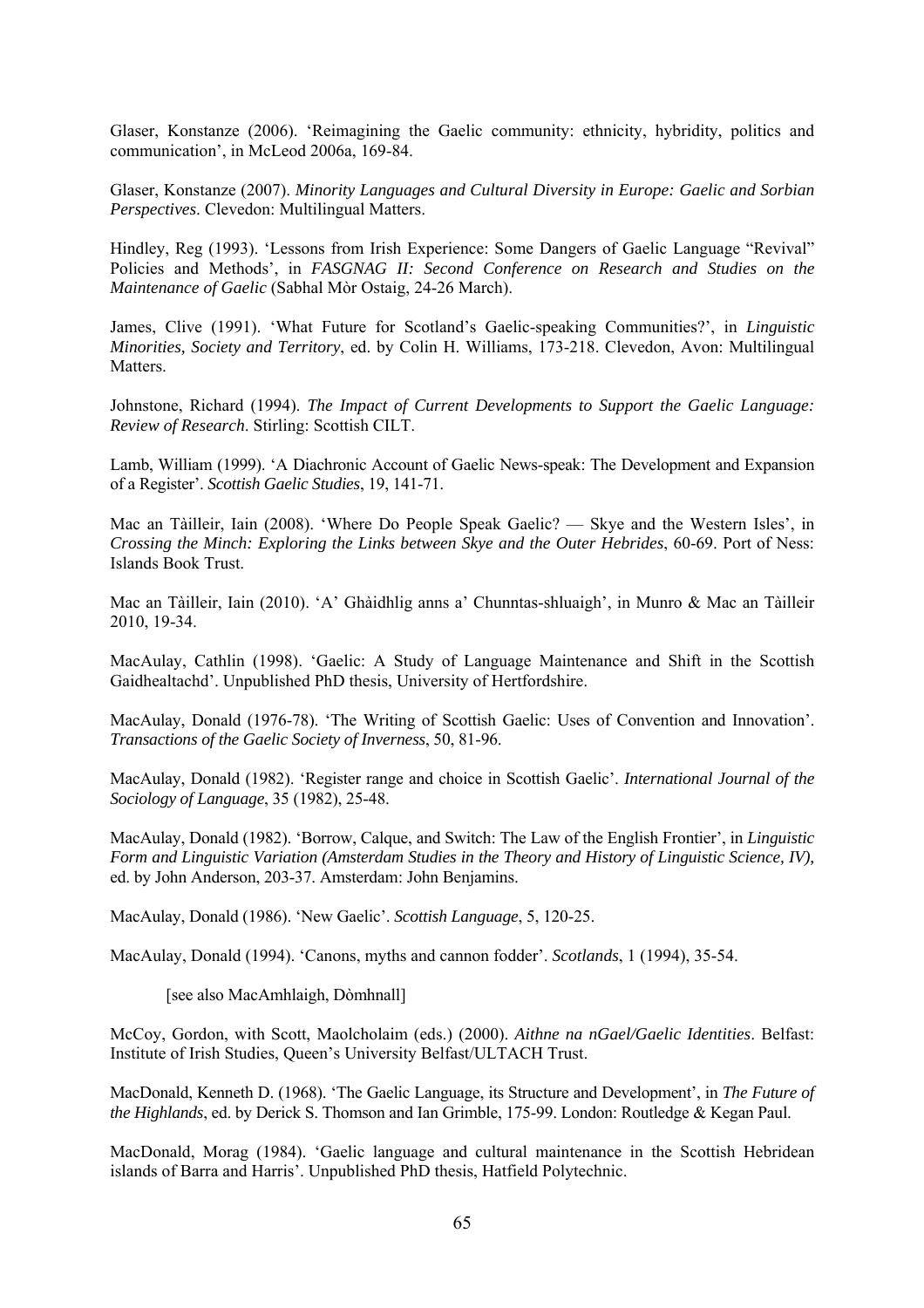Glaser, Konstanze (2006). 'Reimagining the Gaelic community: ethnicity, hybridity, politics and communication', in McLeod 2006a, 169-84.

Glaser, Konstanze (2007). *Minority Languages and Cultural Diversity in Europe: Gaelic and Sorbian Perspectives*. Clevedon: Multilingual Matters.

Hindley, Reg (1993). 'Lessons from Irish Experience: Some Dangers of Gaelic Language "Revival" Policies and Methods', in *FASGNAG II: Second Conference on Research and Studies on the Maintenance of Gaelic* (Sabhal Mòr Ostaig, 24-26 March).

James, Clive (1991). 'What Future for Scotland's Gaelic-speaking Communities?', in *Linguistic Minorities, Society and Territory*, ed. by Colin H. Williams, 173-218. Clevedon, Avon: Multilingual Matters.

Johnstone, Richard (1994). *The Impact of Current Developments to Support the Gaelic Language: Review of Research*. Stirling: Scottish CILT.

Lamb, William (1999). 'A Diachronic Account of Gaelic News-speak: The Development and Expansion of a Register'. *Scottish Gaelic Studies*, 19, 141-71.

Mac an Tàilleir, Iain (2008). 'Where Do People Speak Gaelic? — Skye and the Western Isles', in *Crossing the Minch: Exploring the Links between Skye and the Outer Hebrides*, 60-69. Port of Ness: Islands Book Trust.

Mac an Tàilleir, Iain (2010). 'A' Ghàidhlig anns a' Chunntas-shluaigh', in Munro & Mac an Tàilleir 2010, 19-34.

MacAulay, Cathlin (1998). 'Gaelic: A Study of Language Maintenance and Shift in the Scottish Gaidhealtachd'. Unpublished PhD thesis, University of Hertfordshire.

MacAulay, Donald (1976-78). 'The Writing of Scottish Gaelic: Uses of Convention and Innovation'. *Transactions of the Gaelic Society of Inverness*, 50, 81-96.

MacAulay, Donald (1982). 'Register range and choice in Scottish Gaelic'. *International Journal of the Sociology of Language*, 35 (1982), 25-48.

MacAulay, Donald (1982). 'Borrow, Calque, and Switch: The Law of the English Frontier', in *Linguistic Form and Linguistic Variation (Amsterdam Studies in the Theory and History of Linguistic Science, IV),* ed. by John Anderson, 203-37. Amsterdam: John Benjamins.

MacAulay, Donald (1986). 'New Gaelic'. *Scottish Language*, 5, 120-25.

MacAulay, Donald (1994). 'Canons, myths and cannon fodder'. *Scotlands*, 1 (1994), 35-54.

[see also MacAmhlaigh, Dòmhnall]

McCoy, Gordon, with Scott, Maolcholaim (eds.) (2000). *Aithne na nGael/Gaelic Identities*. Belfast: Institute of Irish Studies, Queen's University Belfast/ULTACH Trust.

MacDonald, Kenneth D. (1968). 'The Gaelic Language, its Structure and Development', in *The Future of the Highlands*, ed. by Derick S. Thomson and Ian Grimble, 175-99. London: Routledge & Kegan Paul.

MacDonald, Morag (1984). 'Gaelic language and cultural maintenance in the Scottish Hebridean islands of Barra and Harris'. Unpublished PhD thesis, Hatfield Polytechnic.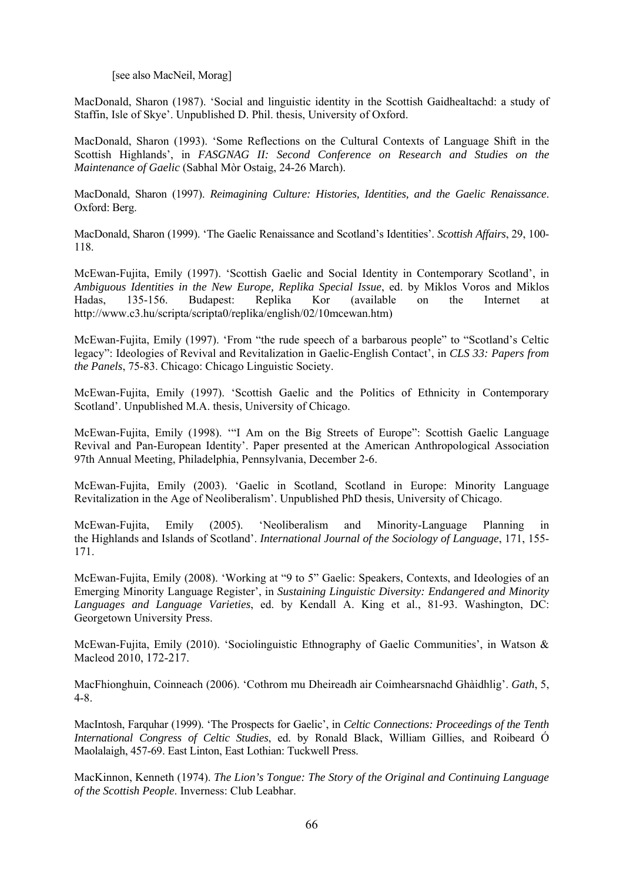[see also MacNeil, Morag]

MacDonald, Sharon (1987). 'Social and linguistic identity in the Scottish Gaidhealtachd: a study of Staffin, Isle of Skye'. Unpublished D. Phil. thesis, University of Oxford.

MacDonald, Sharon (1993). 'Some Reflections on the Cultural Contexts of Language Shift in the Scottish Highlands', in *FASGNAG II: Second Conference on Research and Studies on the Maintenance of Gaelic* (Sabhal Mòr Ostaig, 24-26 March).

MacDonald, Sharon (1997). *Reimagining Culture: Histories, Identities, and the Gaelic Renaissance*. Oxford: Berg.

MacDonald, Sharon (1999). 'The Gaelic Renaissance and Scotland's Identities'. *Scottish Affairs*, 29, 100-118.

McEwan-Fujita, Emily (1997). 'Scottish Gaelic and Social Identity in Contemporary Scotland', in *Ambiguous Identities in the New Europe, Replika Special Issue*, ed. by Miklos Voros and Miklos Hadas, 135-156. Budapest: Replika Kor (available on the Internet at http://www.c3.hu/scripta/scripta0/replika/english/02/10mcewan.htm)

McEwan-Fujita, Emily (1997). 'From "the rude speech of a barbarous people" to "Scotland's Celtic legacy": Ideologies of Revival and Revitalization in Gaelic-English Contact', in *CLS 33: Papers from the Panels*, 75-83. Chicago: Chicago Linguistic Society.

McEwan-Fujita, Emily (1997). 'Scottish Gaelic and the Politics of Ethnicity in Contemporary Scotland'. Unpublished M.A. thesis, University of Chicago.

McEwan-Fujita, Emily (1998). '"I Am on the Big Streets of Europe": Scottish Gaelic Language Revival and Pan-European Identity'. Paper presented at the American Anthropological Association 97th Annual Meeting, Philadelphia, Pennsylvania, December 2-6.

McEwan-Fujita, Emily (2003). 'Gaelic in Scotland, Scotland in Europe: Minority Language Revitalization in the Age of Neoliberalism'. Unpublished PhD thesis, University of Chicago.

McEwan-Fujita, Emily (2005). 'Neoliberalism and Minority-Language Planning in the Highlands and Islands of Scotland'. *International Journal of the Sociology of Language*, 171, 155-171.

McEwan-Fujita, Emily (2008). 'Working at "9 to 5" Gaelic: Speakers, Contexts, and Ideologies of an Emerging Minority Language Register', in *Sustaining Linguistic Diversity: Endangered and Minority Languages and Language Varieties*, ed. by Kendall A. King et al., 81-93. Washington, DC: Georgetown University Press.

McEwan-Fujita, Emily (2010). 'Sociolinguistic Ethnography of Gaelic Communities', in Watson & Macleod 2010, 172-217.

MacFhionghuin, Coinneach (2006). 'Cothrom mu Dheireadh air Coimhearsnachd Ghàidhlig'. *Gath*, 5, 4-8.

MacIntosh, Farquhar (1999). 'The Prospects for Gaelic', in *Celtic Connections: Proceedings of the Tenth International Congress of Celtic Studies*, ed. by Ronald Black, William Gillies, and Roibeard Ó Maolalaigh, 457-69. East Linton, East Lothian: Tuckwell Press.

MacKinnon, Kenneth (1974). *The Lion's Tongue: The Story of the Original and Continuing Language of the Scottish People*. Inverness: Club Leabhar.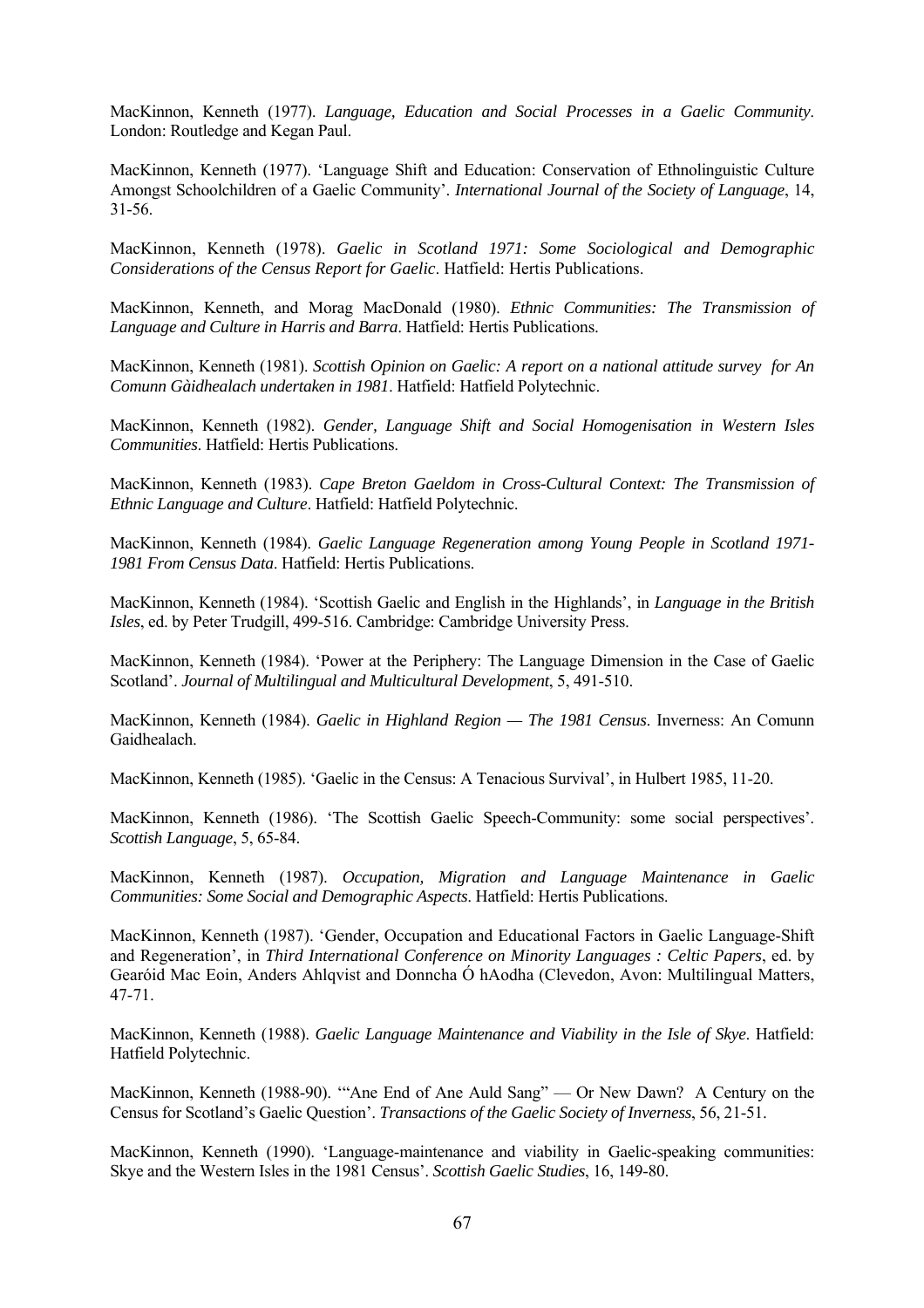MacKinnon, Kenneth (1977). *Language, Education and Social Processes in a Gaelic Community*. London: Routledge and Kegan Paul.

MacKinnon, Kenneth (1977). 'Language Shift and Education: Conservation of Ethnolinguistic Culture Amongst Schoolchildren of a Gaelic Community'. *International Journal of the Society of Language*, 14, 31-56.

MacKinnon, Kenneth (1978). *Gaelic in Scotland 1971: Some Sociological and Demographic Considerations of the Census Report for Gaelic*. Hatfield: Hertis Publications.

MacKinnon, Kenneth, and Morag MacDonald (1980). *Ethnic Communities: The Transmission of Language and Culture in Harris and Barra*. Hatfield: Hertis Publications.

MacKinnon, Kenneth (1981). *Scottish Opinion on Gaelic: A report on a national attitude survey for An Comunn Gàidhealach undertaken in 1981*. Hatfield: Hatfield Polytechnic.

MacKinnon, Kenneth (1982). *Gender, Language Shift and Social Homogenisation in Western Isles Communities*. Hatfield: Hertis Publications.

MacKinnon, Kenneth (1983). *Cape Breton Gaeldom in Cross-Cultural Context: The Transmission of Ethnic Language and Culture*. Hatfield: Hatfield Polytechnic.

MacKinnon, Kenneth (1984). *Gaelic Language Regeneration among Young People in Scotland 1971-1981 From Census Data*. Hatfield: Hertis Publications.

MacKinnon, Kenneth (1984). 'Scottish Gaelic and English in the Highlands', in *Language in the British Isles*, ed. by Peter Trudgill, 499-516. Cambridge: Cambridge University Press.

MacKinnon, Kenneth (1984). 'Power at the Periphery: The Language Dimension in the Case of Gaelic Scotland'. *Journal of Multilingual and Multicultural Development*, 5, 491-510.

MacKinnon, Kenneth (1984). *Gaelic in Highland Region — The 1981 Census*. Inverness: An Comunn Gaidhealach.

MacKinnon, Kenneth (1985). 'Gaelic in the Census: A Tenacious Survival', in Hulbert 1985, 11-20.

MacKinnon, Kenneth (1986). 'The Scottish Gaelic Speech-Community: some social perspectives'. *Scottish Language*, 5, 65-84.

MacKinnon, Kenneth (1987). *Occupation, Migration and Language Maintenance in Gaelic Communities: Some Social and Demographic Aspects*. Hatfield: Hertis Publications.

MacKinnon, Kenneth (1987). 'Gender, Occupation and Educational Factors in Gaelic Language-Shift and Regeneration', in *Third International Conference on Minority Languages : Celtic Papers*, ed. by Gearóid Mac Eoin, Anders Ahlqvist and Donncha Ó hAodha (Clevedon, Avon: Multilingual Matters, 47-71.

MacKinnon, Kenneth (1988). *Gaelic Language Maintenance and Viability in the Isle of Skye*. Hatfield: Hatfield Polytechnic.

MacKinnon, Kenneth (1988-90). '"Ane End of Ane Auld Sang" — Or New Dawn? A Century on the Census for Scotland's Gaelic Question'. *Transactions of the Gaelic Society of Inverness*, 56, 21-51.

MacKinnon, Kenneth (1990). 'Language-maintenance and viability in Gaelic-speaking communities: Skye and the Western Isles in the 1981 Census'. *Scottish Gaelic Studies*, 16, 149-80.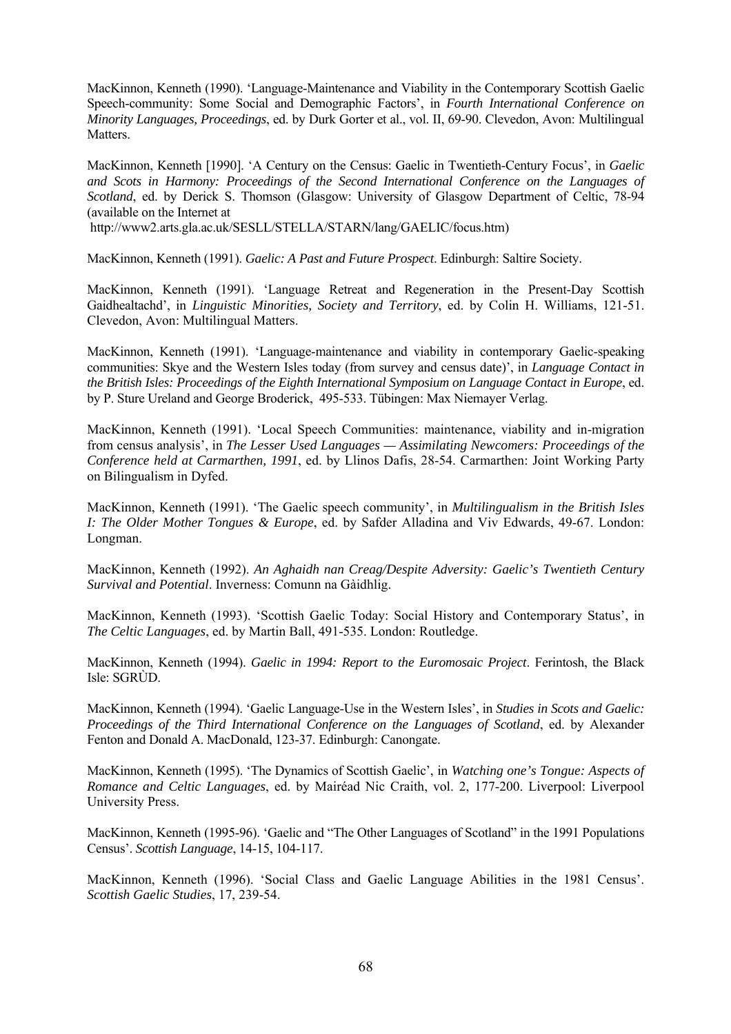MacKinnon, Kenneth (1990). 'Language-Maintenance and Viability in the Contemporary Scottish Gaelic Speech-community: Some Social and Demographic Factors', in *Fourth International Conference on Minority Languages, Proceedings*, ed. by Durk Gorter et al., vol. II, 69-90. Clevedon, Avon: Multilingual Matters.

MacKinnon, Kenneth [1990]. 'A Century on the Census: Gaelic in Twentieth-Century Focus', in *Gaelic and Scots in Harmony: Proceedings of the Second International Conference on the Languages of Scotland*, ed. by Derick S. Thomson (Glasgow: University of Glasgow Department of Celtic, 78-94 (available on the Internet at http://www2.arts.gla.ac.uk/SESLL/STELLA/STARN/lang/GAELIC/focus.htm)

MacKinnon, Kenneth (1991). *Gaelic: A Past and Future Prospect*. Edinburgh: Saltire Society.

MacKinnon, Kenneth (1991). 'Language Retreat and Regeneration in the Present-Day Scottish Gaidhealtachd', in *Linguistic Minorities, Society and Territory*, ed. by Colin H. Williams, 121-51. Clevedon, Avon: Multilingual Matters.

MacKinnon, Kenneth (1991). 'Language-maintenance and viability in contemporary Gaelic-speaking communities: Skye and the Western Isles today (from survey and census date)', in *Language Contact in the British Isles: Proceedings of the Eighth International Symposium on Language Contact in Europe*, ed. by P. Sture Ureland and George Broderick, 495-533. Tübingen: Max Niemayer Verlag.

MacKinnon, Kenneth (1991). 'Local Speech Communities: maintenance, viability and in-migration from census analysis', in *The Lesser Used Languages — Assimilating Newcomers: Proceedings of the Conference held at Carmarthen, 1991*, ed. by Llinos Dafis, 28-54. Carmarthen: Joint Working Party on Bilingualism in Dyfed.

MacKinnon, Kenneth (1991). 'The Gaelic speech community', in *Multilingualism in the British Isles I: The Older Mother Tongues & Europe*, ed. by Safder Alladina and Viv Edwards, 49-67. London: Longman.

MacKinnon, Kenneth (1992). *An Aghaidh nan Creag/Despite Adversity: Gaelic's Twentieth Century Survival and Potential*. Inverness: Comunn na Gàidhlig.

MacKinnon, Kenneth (1993). 'Scottish Gaelic Today: Social History and Contemporary Status', in *The Celtic Languages*, ed. by Martin Ball, 491-535. London: Routledge.

MacKinnon, Kenneth (1994). *Gaelic in 1994: Report to the Euromosaic Project*. Ferintosh, the Black Isle: SGRÙD.

MacKinnon, Kenneth (1994). 'Gaelic Language-Use in the Western Isles', in *Studies in Scots and Gaelic: Proceedings of the Third International Conference on the Languages of Scotland*, ed. by Alexander Fenton and Donald A. MacDonald, 123-37. Edinburgh: Canongate.

MacKinnon, Kenneth (1995). 'The Dynamics of Scottish Gaelic', in *Watching one's Tongue: Aspects of Romance and Celtic Languages*, ed. by Mairéad Nic Craith, vol. 2, 177-200. Liverpool: Liverpool University Press.

MacKinnon, Kenneth (1995-96). 'Gaelic and "The Other Languages of Scotland" in the 1991 Populations Census'. *Scottish Language*, 14-15, 104-117.

MacKinnon, Kenneth (1996). 'Social Class and Gaelic Language Abilities in the 1981 Census'. *Scottish Gaelic Studies*, 17, 239-54.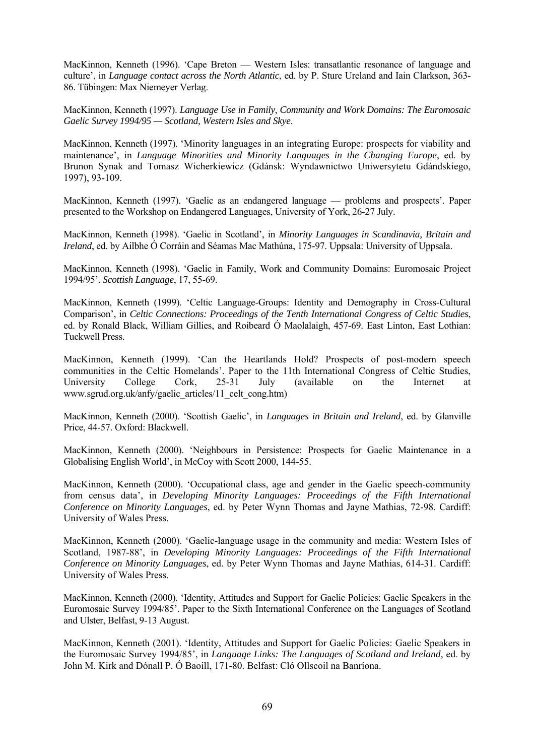MacKinnon, Kenneth (1996). 'Cape Breton — Western Isles: transatlantic resonance of language and culture', in *Language contact across the North Atlantic*, ed. by P. Sture Ureland and Iain Clarkson, 363-86. Tübingen: Max Niemeyer Verlag.

MacKinnon, Kenneth (1997). *Language Use in Family, Community and Work Domains: The Euromosaic Gaelic Survey 1994/95 — Scotland, Western Isles and Skye*.

MacKinnon, Kenneth (1997). 'Minority languages in an integrating Europe: prospects for viability and maintenance', in *Language Minorities and Minority Languages in the Changing Europe*, ed. by Brunon Synak and Tomasz Wicherkiewicz (Gdánsk: Wyndawnictwo Uniwersytetu Gdándskiego, 1997), 93-109.

MacKinnon, Kenneth (1997). 'Gaelic as an endangered language — problems and prospects'. Paper presented to the Workshop on Endangered Languages, University of York, 26-27 July.

MacKinnon, Kenneth (1998). 'Gaelic in Scotland', in *Minority Languages in Scandinavia, Britain and Ireland*, ed. by Ailbhe Ó Corráin and Séamas Mac Mathúna, 175-97. Uppsala: University of Uppsala.

MacKinnon, Kenneth (1998). 'Gaelic in Family, Work and Community Domains: Euromosaic Project 1994/95'. *Scottish Language*, 17, 55-69.

MacKinnon, Kenneth (1999). 'Celtic Language-Groups: Identity and Demography in Cross-Cultural Comparison', in *Celtic Connections: Proceedings of the Tenth International Congress of Celtic Studies*, ed. by Ronald Black, William Gillies, and Roibeard Ó Maolalaigh, 457-69. East Linton, East Lothian: Tuckwell Press.

MacKinnon, Kenneth (1999). 'Can the Heartlands Hold? Prospects of post-modern speech communities in the Celtic Homelands'. Paper to the 11th International Congress of Celtic Studies, University College Cork, 25-31 July (available on the Internet at www.sgrud.org.uk/anfy/gaelic_articles/11_celt_cong.htm)

MacKinnon, Kenneth (2000). 'Scottish Gaelic', in *Languages in Britain and Ireland*, ed. by Glanville Price, 44-57. Oxford: Blackwell.

MacKinnon, Kenneth (2000). 'Neighbours in Persistence: Prospects for Gaelic Maintenance in a Globalising English World', in McCoy with Scott 2000, 144-55.

MacKinnon, Kenneth (2000). 'Occupational class, age and gender in the Gaelic speech-community from census data', in *Developing Minority Languages: Proceedings of the Fifth International Conference on Minority Languages*, ed. by Peter Wynn Thomas and Jayne Mathias, 72-98. Cardiff: University of Wales Press.

MacKinnon, Kenneth (2000). 'Gaelic-language usage in the community and media: Western Isles of Scotland, 1987-88', in *Developing Minority Languages: Proceedings of the Fifth International Conference on Minority Languages*, ed. by Peter Wynn Thomas and Jayne Mathias, 614-31. Cardiff: University of Wales Press.

MacKinnon, Kenneth (2000). 'Identity, Attitudes and Support for Gaelic Policies: Gaelic Speakers in the Euromosaic Survey 1994/85'. Paper to the Sixth International Conference on the Languages of Scotland and Ulster, Belfast, 9-13 August.

MacKinnon, Kenneth (2001). 'Identity, Attitudes and Support for Gaelic Policies: Gaelic Speakers in the Euromosaic Survey 1994/85', in *Language Links: The Languages of Scotland and Ireland*, ed. by John M. Kirk and Dónall P. Ó Baoill, 171-80. Belfast: Cló Ollscoil na Banríona.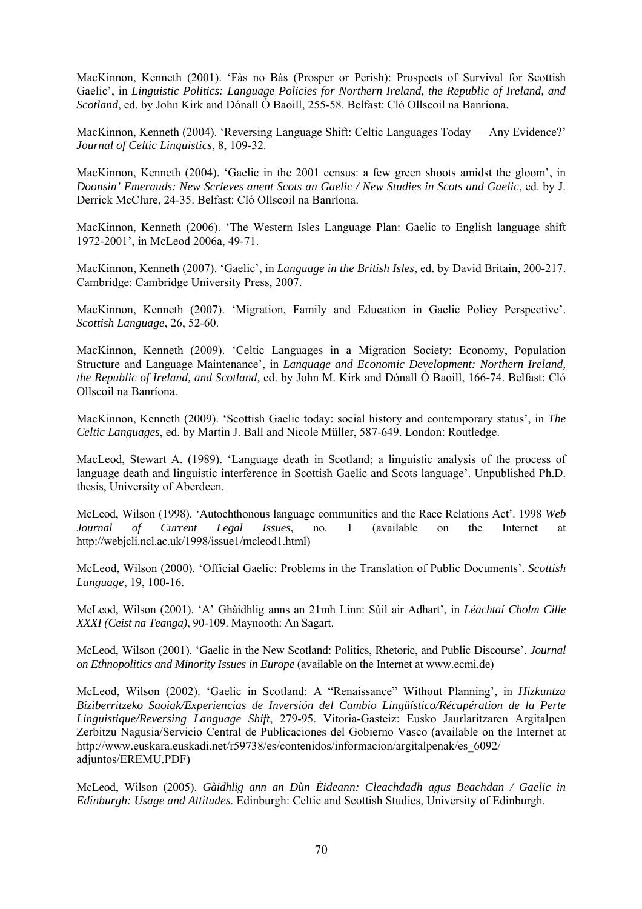MacKinnon, Kenneth (2001). 'Fàs no Bàs (Prosper or Perish): Prospects of Survival for Scottish Gaelic', in *Linguistic Politics: Language Policies for Northern Ireland, the Republic of Ireland, and Scotland*, ed. by John Kirk and Dónall Ó Baoill, 255-58. Belfast: Cló Ollscoil na Banríona.

MacKinnon, Kenneth (2004). 'Reversing Language Shift: Celtic Languages Today — Any Evidence?' *Journal of Celtic Linguistics*, 8, 109-32.

MacKinnon, Kenneth (2004). 'Gaelic in the 2001 census: a few green shoots amidst the gloom', in *Doonsin' Emerauds: New Scrieves anent Scots an Gaelic / New Studies in Scots and Gaelic*, ed. by J. Derrick McClure, 24-35. Belfast: Cló Ollscoil na Banríona.

MacKinnon, Kenneth (2006). 'The Western Isles Language Plan: Gaelic to English language shift 1972-2001', in McLeod 2006a, 49-71.

MacKinnon, Kenneth (2007). 'Gaelic', in *Language in the British Isles*, ed. by David Britain, 200-217. Cambridge: Cambridge University Press, 2007.

MacKinnon, Kenneth (2007). 'Migration, Family and Education in Gaelic Policy Perspective'. *Scottish Language*, 26, 52-60.

MacKinnon, Kenneth (2009). 'Celtic Languages in a Migration Society: Economy, Population Structure and Language Maintenance', in *Language and Economic Development: Northern Ireland, the Republic of Ireland, and Scotland*, ed. by John M. Kirk and Dónall Ó Baoill, 166-74. Belfast: Cló Ollscoil na Banríona.

MacKinnon, Kenneth (2009). 'Scottish Gaelic today: social history and contemporary status', in *The Celtic Languages*, ed. by Martin J. Ball and Nicole Müller, 587-649. London: Routledge.

MacLeod, Stewart A. (1989). 'Language death in Scotland; a linguistic analysis of the process of language death and linguistic interference in Scottish Gaelic and Scots language'. Unpublished Ph.D. thesis, University of Aberdeen.

McLeod, Wilson (1998). 'Autochthonous language communities and the Race Relations Act'. 1998 *Web Journal of Current Legal Issues*, no. 1 (available on the Internet at http://webjcli.ncl.ac.uk/1998/issue1/mcleod1.html)

McLeod, Wilson (2000). 'Official Gaelic: Problems in the Translation of Public Documents'. *Scottish Language*, 19, 100-16.

McLeod, Wilson (2001). 'A' Ghàidhlig anns an 21mh Linn: Sùil air Adhart', in *Léachtaí Cholm Cille XXXI (Ceist na Teanga)*, 90-109. Maynooth: An Sagart.

McLeod, Wilson (2001). 'Gaelic in the New Scotland: Politics, Rhetoric, and Public Discourse'. *Journal on Ethnopolitics and Minority Issues in Europe* (available on the Internet at www.ecmi.de)

McLeod, Wilson (2002). 'Gaelic in Scotland: A "Renaissance" Without Planning', in *Hizkuntza Biziberritzeko Saoiak/Experiencias de Inversión del Cambio Lingüístico/Récupération de la Perte Linguistique/Reversing Language Shift*, 279-95. Vitoria-Gasteiz: Eusko Jaurlaritzaren Argitalpen Zerbitzu Nagusia/Servicio Central de Publicaciones del Gobierno Vasco (available on the Internet at http://www.euskara.euskadi.net/r59738/es/contenidos/informacion/argitalpenak/es_6092/adjuntos/EREMU.PDF)

McLeod, Wilson (2005). *Gàidhlig ann an Dùn Èideann: Cleachdadh agus Beachdan / Gaelic in Edinburgh: Usage and Attitudes*. Edinburgh: Celtic and Scottish Studies, University of Edinburgh.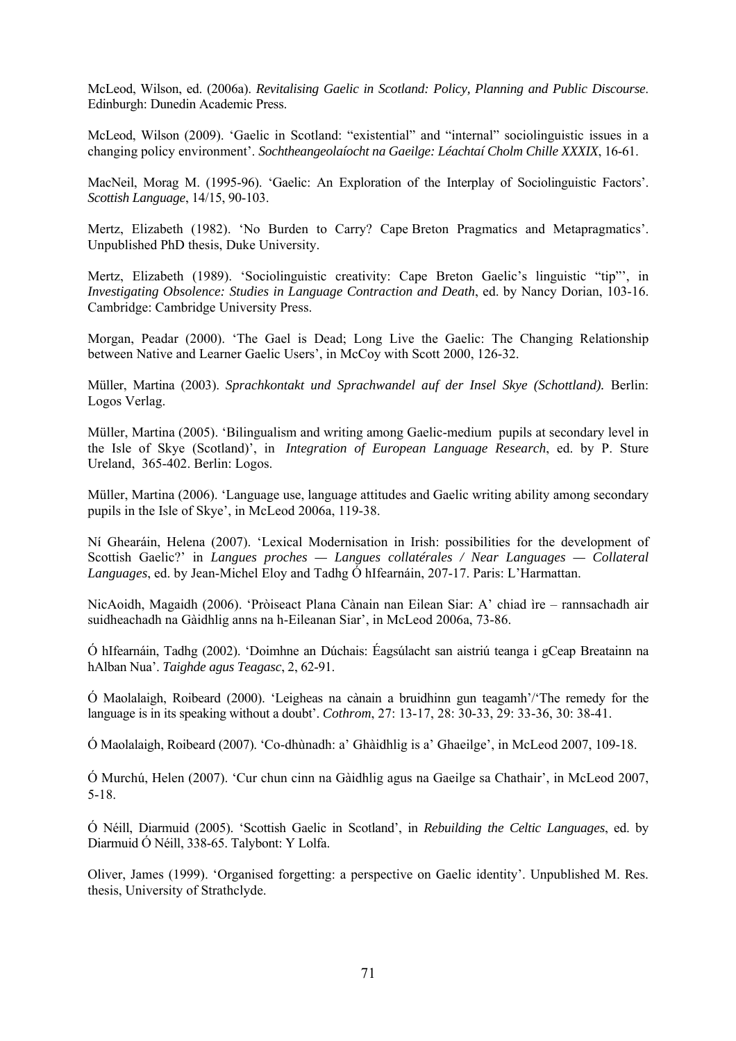McLeod, Wilson, ed. (2006a). *Revitalising Gaelic in Scotland: Policy, Planning and Public Discourse*. Edinburgh: Dunedin Academic Press.

McLeod, Wilson (2009). 'Gaelic in Scotland: "existential" and "internal" sociolinguistic issues in a changing policy environment'. *Sochtheangeolaíocht na Gaeilge: Léachtaí Cholm Chille XXXIX*, 16-61.

MacNeil, Morag M. (1995-96). 'Gaelic: An Exploration of the Interplay of Sociolinguistic Factors'. *Scottish Language*, 14/15, 90-103.

Mertz, Elizabeth (1982). 'No Burden to Carry? Cape Breton Pragmatics and Metapragmatics'. Unpublished PhD thesis, Duke University.

Mertz, Elizabeth (1989). 'Sociolinguistic creativity: Cape Breton Gaelic's linguistic "tip"', in *Investigating Obsolence: Studies in Language Contraction and Death*, ed. by Nancy Dorian, 103-16. Cambridge: Cambridge University Press.

Morgan, Peadar (2000). 'The Gael is Dead; Long Live the Gaelic: The Changing Relationship between Native and Learner Gaelic Users', in McCoy with Scott 2000, 126-32.

Müller, Martina (2003). *Sprachkontakt und Sprachwandel auf der Insel Skye (Schottland).* Berlin: Logos Verlag.

Müller, Martina (2005). 'Bilingualism and writing among Gaelic-medium pupils at secondary level in the Isle of Skye (Scotland)', in *Integration of European Language Research*, ed. by P. Sture Ureland, 365-402. Berlin: Logos.

Müller, Martina (2006). 'Language use, language attitudes and Gaelic writing ability among secondary pupils in the Isle of Skye', in McLeod 2006a, 119-38.

Ní Ghearáin, Helena (2007). 'Lexical Modernisation in Irish: possibilities for the development of Scottish Gaelic?' in *Langues proches — Langues collatérales / Near Languages — Collateral Languages*, ed. by Jean-Michel Eloy and Tadhg Ó hIfearnáin, 207-17. Paris: L'Harmattan.

NicAoidh, Magaidh (2006). 'Pròiseact Plana Cànain nan Eilean Siar: A' chiad ìre – rannsachadh air suidheachadh na Gàidhlig anns na h-Eileanan Siar', in McLeod 2006a, 73-86.

Ó hIfearnáin, Tadhg (2002). 'Doimhne an Dúchais: Éagsúlacht san aistriú teanga i gCeap Breatainn na hAlban Nua'. *Taighde agus Teagasc*, 2, 62-91.

Ó Maolalaigh, Roibeard (2000). 'Leigheas na cànain a bruidhinn gun teagamh'/'The remedy for the language is in its speaking without a doubt'. *Cothrom*, 27: 13-17, 28: 30-33, 29: 33-36, 30: 38-41.

Ó Maolalaigh, Roibeard (2007). 'Co-dhùnadh: a' Ghàidhlig is a' Ghaeilge', in McLeod 2007, 109-18.

Ó Murchú, Helen (2007). 'Cur chun cinn na Gàidhlig agus na Gaeilge sa Chathair', in McLeod 2007, 5-18.

Ó Néill, Diarmuid (2005). 'Scottish Gaelic in Scotland', in *Rebuilding the Celtic Languages*, ed. by Diarmuid Ó Néill, 338-65. Talybont: Y Lolfa.

Oliver, James (1999). 'Organised forgetting: a perspective on Gaelic identity'. Unpublished M. Res. thesis, University of Strathclyde.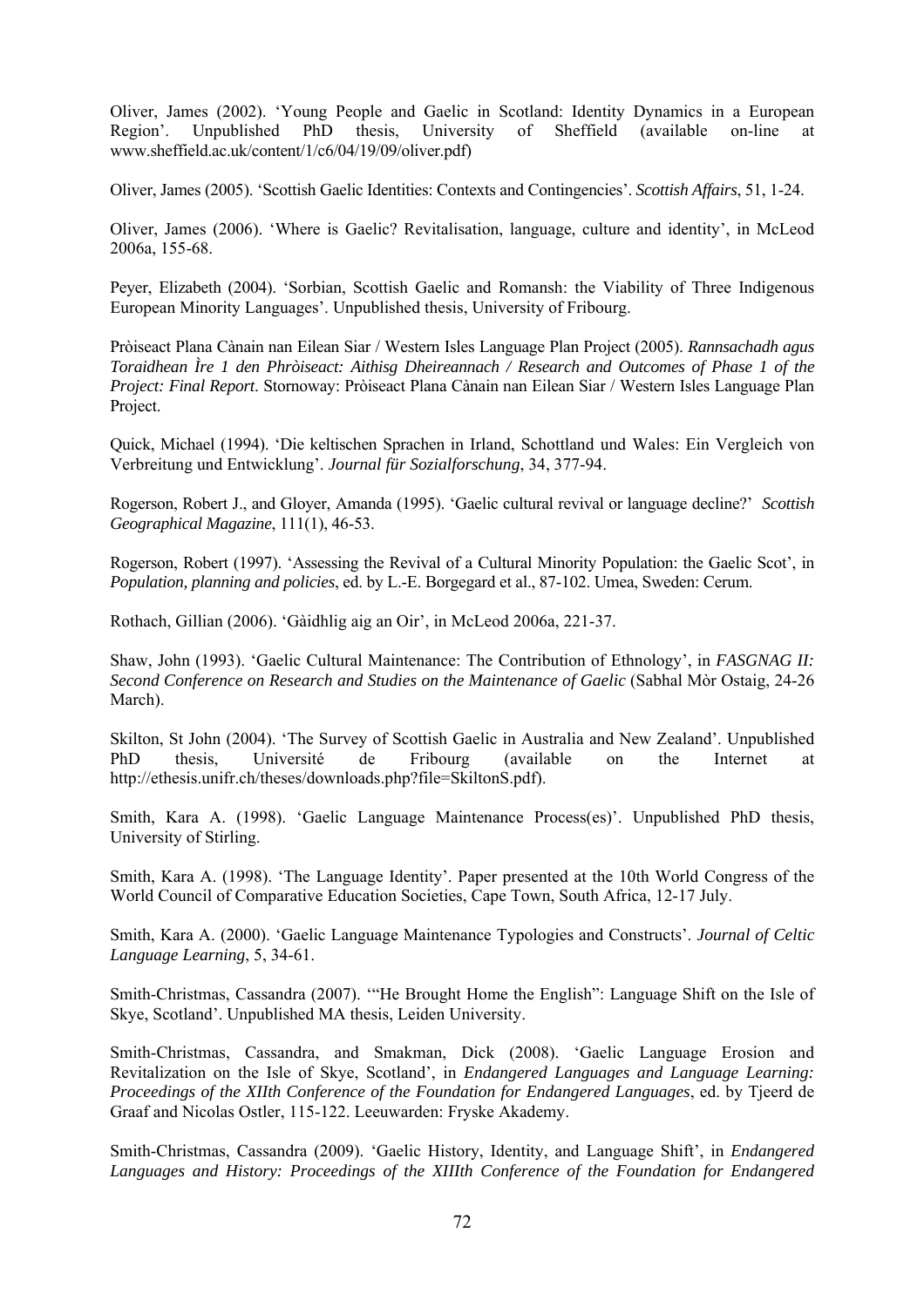Oliver, James (2002). 'Young People and Gaelic in Scotland: Identity Dynamics in a European Region'. Unpublished PhD thesis, University of Sheffield (available on-line at www.sheffield.ac.uk/content/1/c6/04/19/09/oliver.pdf)

Oliver, James (2005). 'Scottish Gaelic Identities: Contexts and Contingencies'. *Scottish Affairs*, 51, 1-24.

Oliver, James (2006). 'Where is Gaelic? Revitalisation, language, culture and identity', in McLeod 2006a, 155-68.

Peyer, Elizabeth (2004). 'Sorbian, Scottish Gaelic and Romansh: the Viability of Three Indigenous European Minority Languages'. Unpublished thesis, University of Fribourg.

Pròiseact Plana Cànain nan Eilean Siar / Western Isles Language Plan Project (2005). *Rannsachadh agus Toraidhean Ìre 1 den Phròiseact: Aithisg Dheireannach / Research and Outcomes of Phase 1 of the Project: Final Report*. Stornoway: Pròiseact Plana Cànain nan Eilean Siar / Western Isles Language Plan Project.

Quick, Michael (1994). 'Die keltischen Sprachen in Irland, Schottland und Wales: Ein Vergleich von Verbreitung und Entwicklung'. *Journal für Sozialforschung*, 34, 377-94.

Rogerson, Robert J., and Gloyer, Amanda (1995). 'Gaelic cultural revival or language decline?' *Scottish Geographical Magazine*, 111(1), 46-53.

Rogerson, Robert (1997). 'Assessing the Revival of a Cultural Minority Population: the Gaelic Scot', in *Population, planning and policies*, ed. by L.-E. Borgegard et al., 87-102. Umea, Sweden: Cerum.

Rothach, Gillian (2006). 'Gàidhlig aig an Oir', in McLeod 2006a, 221-37.

Shaw, John (1993). 'Gaelic Cultural Maintenance: The Contribution of Ethnology', in *FASGNAG II: Second Conference on Research and Studies on the Maintenance of Gaelic* (Sabhal Mòr Ostaig, 24-26 March).

Skilton, St John (2004). 'The Survey of Scottish Gaelic in Australia and New Zealand'. Unpublished PhD thesis, Université de Fribourg (available on the Internet at http://ethesis.unifr.ch/theses/downloads.php?file=SkiltonS.pdf).

Smith, Kara A. (1998). 'Gaelic Language Maintenance Process(es)'. Unpublished PhD thesis, University of Stirling.

Smith, Kara A. (1998). 'The Language Identity'. Paper presented at the 10th World Congress of the World Council of Comparative Education Societies, Cape Town, South Africa, 12-17 July.

Smith, Kara A. (2000). 'Gaelic Language Maintenance Typologies and Constructs'. *Journal of Celtic Language Learning*, 5, 34-61.

Smith-Christmas, Cassandra (2007). '"He Brought Home the English": Language Shift on the Isle of Skye, Scotland'. Unpublished MA thesis, Leiden University.

Smith-Christmas, Cassandra, and Smakman, Dick (2008). 'Gaelic Language Erosion and Revitalization on the Isle of Skye, Scotland', in *Endangered Languages and Language Learning: Proceedings of the XIIth Conference of the Foundation for Endangered Languages*, ed. by Tjeerd de Graaf and Nicolas Ostler, 115-122. Leeuwarden: Fryske Akademy.

Smith-Christmas, Cassandra (2009). 'Gaelic History, Identity, and Language Shift', in *Endangered Languages and History: Proceedings of the XIIIth Conference of the Foundation for Endangered*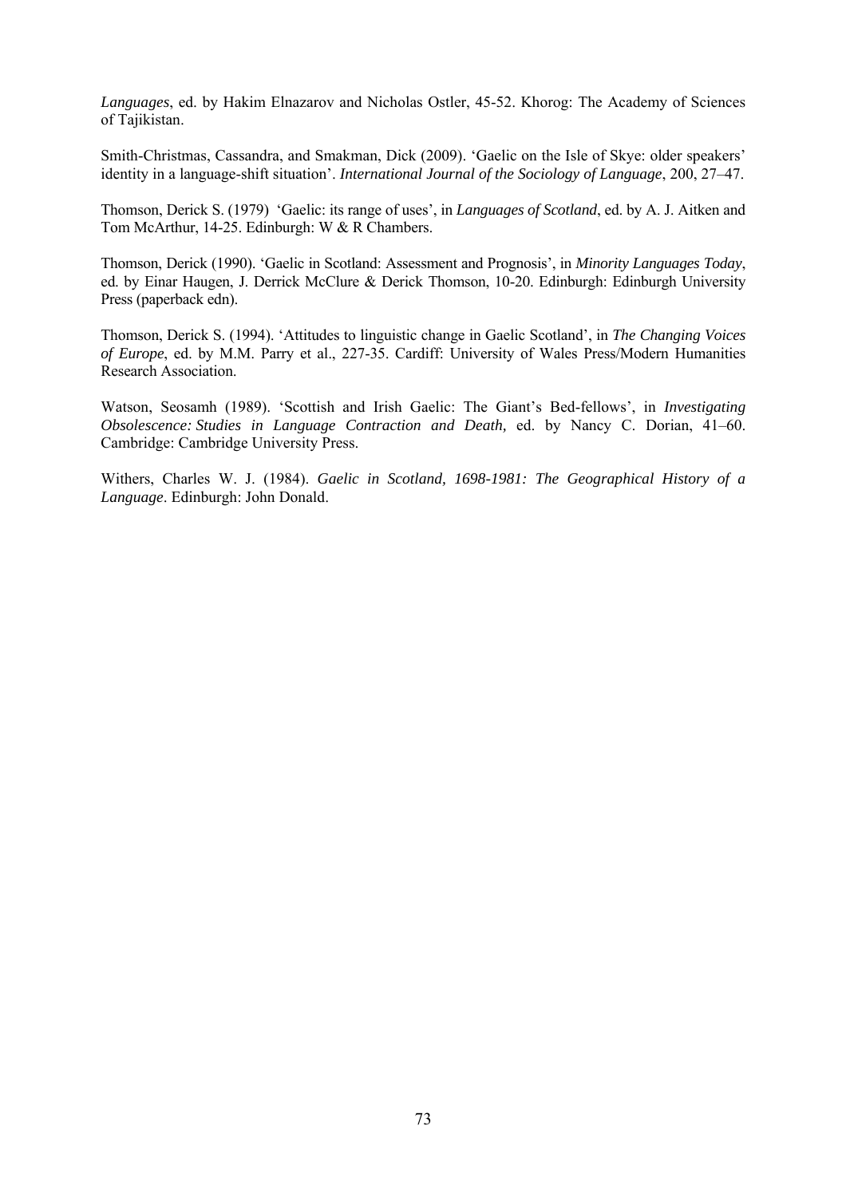*Languages*, ed. by Hakim Elnazarov and Nicholas Ostler, 45-52. Khorog: The Academy of Sciences of Tajikistan.

Smith-Christmas, Cassandra, and Smakman, Dick (2009). 'Gaelic on the Isle of Skye: older speakers' identity in a language-shift situation'. *International Journal of the Sociology of Language*, 200, 27–47.

Thomson, Derick S. (1979) 'Gaelic: its range of uses', in *Languages of Scotland*, ed. by A. J. Aitken and Tom McArthur, 14-25. Edinburgh: W & R Chambers.

Thomson, Derick (1990). 'Gaelic in Scotland: Assessment and Prognosis', in *Minority Languages Today*, ed. by Einar Haugen, J. Derrick McClure & Derick Thomson, 10-20. Edinburgh: Edinburgh University Press (paperback edn).

Thomson, Derick S. (1994). 'Attitudes to linguistic change in Gaelic Scotland', in *The Changing Voices of Europe*, ed. by M.M. Parry et al., 227-35. Cardiff: University of Wales Press/Modern Humanities Research Association.

Watson, Seosamh (1989). 'Scottish and Irish Gaelic: The Giant's Bed-fellows', in *Investigating Obsolescence: Studies in Language Contraction and Death,* ed. by Nancy C. Dorian, 41–60. Cambridge: Cambridge University Press.

Withers, Charles W. J. (1984). *Gaelic in Scotland, 1698-1981: The Geographical History of a Language*. Edinburgh: John Donald.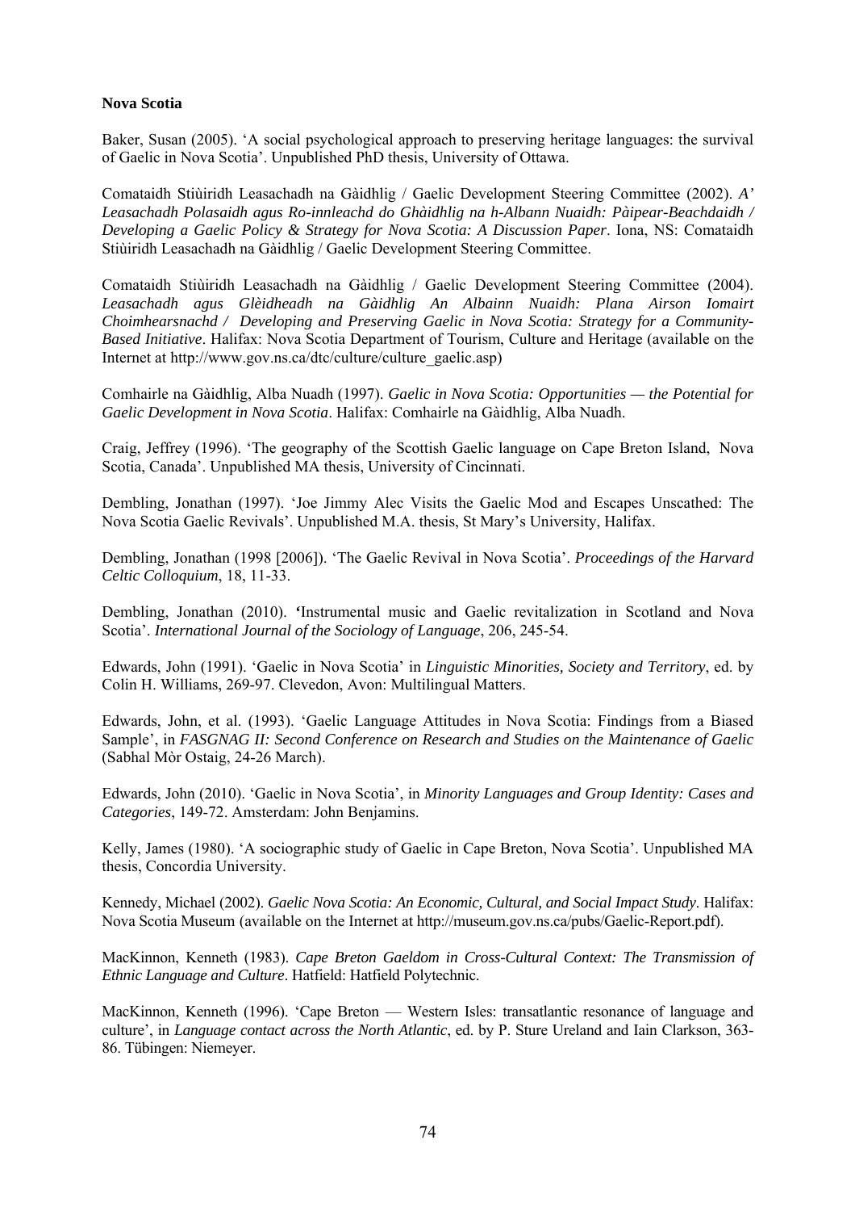**Nova Scotia**

Baker, Susan (2005). 'A social psychological approach to preserving heritage languages: the survival of Gaelic in Nova Scotia'. Unpublished PhD thesis, University of Ottawa.

Comataidh Stiùiridh Leasachadh na Gàidhlig / Gaelic Development Steering Committee (2002). *A' Leasachadh Polasaidh agus Ro-innleachd do Ghàidhlig na h-Albann Nuaidh: Pàipear-Beachdaidh / Developing a Gaelic Policy & Strategy for Nova Scotia: A Discussion Paper*. Iona, NS: Comataidh Stiùiridh Leasachadh na Gàidhlig / Gaelic Development Steering Committee.

Comataidh Stiùiridh Leasachadh na Gàidhlig / Gaelic Development Steering Committee (2004). *Leasachadh agus Glèidheadh na Gàidhlig An Albainn Nuaidh: Plana Airson Iomairt Choimhearsnachd / Developing and Preserving Gaelic in Nova Scotia: Strategy for a Community-Based Initiative*. Halifax: Nova Scotia Department of Tourism, Culture and Heritage (available on the Internet at http://www.gov.ns.ca/dtc/culture/culture_gaelic.asp)

Comhairle na Gàidhlig, Alba Nuadh (1997). *Gaelic in Nova Scotia: Opportunities — the Potential for Gaelic Development in Nova Scotia*. Halifax: Comhairle na Gàidhlig, Alba Nuadh.

Craig, Jeffrey (1996). 'The geography of the Scottish Gaelic language on Cape Breton Island, Nova Scotia, Canada'. Unpublished MA thesis, University of Cincinnati.

Dembling, Jonathan (1997). 'Joe Jimmy Alec Visits the Gaelic Mod and Escapes Unscathed: The Nova Scotia Gaelic Revivals'. Unpublished M.A. thesis, St Mary's University, Halifax.

Dembling, Jonathan (1998 [2006]). 'The Gaelic Revival in Nova Scotia'. *Proceedings of the Harvard Celtic Colloquium*, 18, 11-33.

Dembling, Jonathan (2010). 'Instrumental music and Gaelic revitalization in Scotland and Nova Scotia'. *International Journal of the Sociology of Language*, 206, 245-54.

Edwards, John (1991). 'Gaelic in Nova Scotia' in *Linguistic Minorities, Society and Territory*, ed. by Colin H. Williams, 269-97. Clevedon, Avon: Multilingual Matters.

Edwards, John, et al. (1993). 'Gaelic Language Attitudes in Nova Scotia: Findings from a Biased Sample', in *FASGNAG II: Second Conference on Research and Studies on the Maintenance of Gaelic* (Sabhal Mòr Ostaig, 24-26 March).

Edwards, John (2010). 'Gaelic in Nova Scotia', in *Minority Languages and Group Identity: Cases and Categories*, 149-72. Amsterdam: John Benjamins.

Kelly, James (1980). 'A sociographic study of Gaelic in Cape Breton, Nova Scotia'. Unpublished MA thesis, Concordia University.

Kennedy, Michael (2002). *Gaelic Nova Scotia: An Economic, Cultural, and Social Impact Study*. Halifax: Nova Scotia Museum (available on the Internet at http://museum.gov.ns.ca/pubs/Gaelic-Report.pdf).

MacKinnon, Kenneth (1983). *Cape Breton Gaeldom in Cross-Cultural Context: The Transmission of Ethnic Language and Culture*. Hatfield: Hatfield Polytechnic.

MacKinnon, Kenneth (1996). 'Cape Breton — Western Isles: transatlantic resonance of language and culture', in *Language contact across the North Atlantic*, ed. by P. Sture Ureland and Iain Clarkson, 363-86. Tübingen: Niemeyer.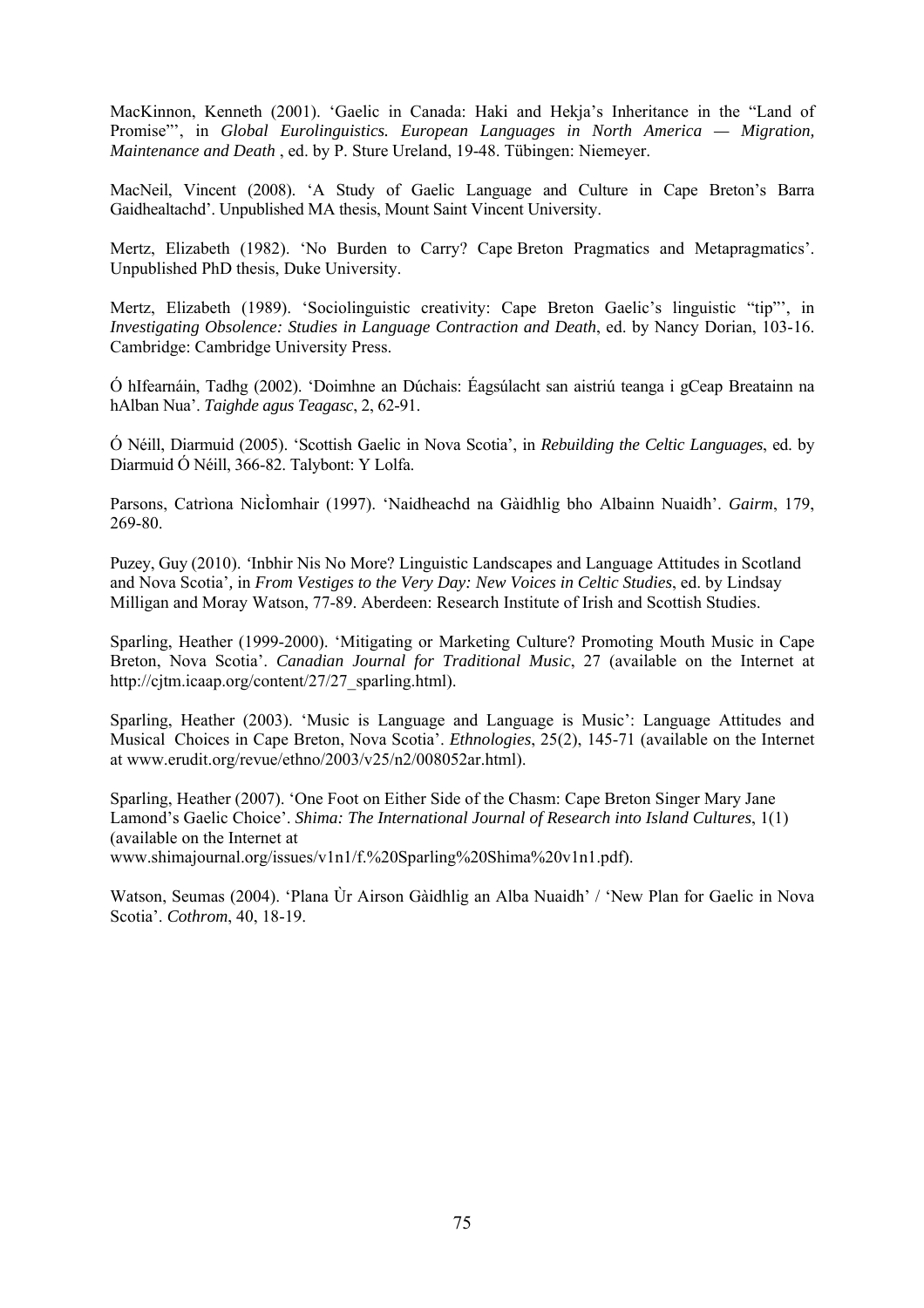MacKinnon, Kenneth (2001). 'Gaelic in Canada: Haki and Hekja's Inheritance in the "Land of Promise"', in *Global Eurolinguistics. European Languages in North America — Migration, Maintenance and Death* , ed. by P. Sture Ureland, 19-48. Tübingen: Niemeyer.

MacNeil, Vincent (2008). 'A Study of Gaelic Language and Culture in Cape Breton's Barra Gaidhealtachd'. Unpublished MA thesis, Mount Saint Vincent University.

Mertz, Elizabeth (1982). 'No Burden to Carry? Cape Breton Pragmatics and Metapragmatics'. Unpublished PhD thesis, Duke University.

Mertz, Elizabeth (1989). 'Sociolinguistic creativity: Cape Breton Gaelic's linguistic "tip"', in *Investigating Obsolence: Studies in Language Contraction and Death*, ed. by Nancy Dorian, 103-16. Cambridge: Cambridge University Press.

Ó hIfearnáin, Tadhg (2002). 'Doimhne an Dúchais: Éagsúlacht san aistriú teanga i gCeap Breatainn na hAlban Nua'. *Taighde agus Teagasc*, 2, 62-91.

Ó Néill, Diarmuid (2005). 'Scottish Gaelic in Nova Scotia', in *Rebuilding the Celtic Languages*, ed. by Diarmuid Ó Néill, 366-82. Talybont: Y Lolfa.

Parsons, Catrìona NicÌomhair (1997). 'Naidheachd na Gàidhlig bho Albainn Nuaidh'. *Gairm*, 179, 269-80.

Puzey, Guy (2010). 'Inbhir Nis No More? Linguistic Landscapes and Language Attitudes in Scotland and Nova Scotia', in *From Vestiges to the Very Day: New Voices in Celtic Studies*, ed. by Lindsay Milligan and Moray Watson, 77-89. Aberdeen: Research Institute of Irish and Scottish Studies.

Sparling, Heather (1999-2000). 'Mitigating or Marketing Culture? Promoting Mouth Music in Cape Breton, Nova Scotia'. *Canadian Journal for Traditional Music*, 27 (available on the Internet at http://cjtm.icaap.org/content/27/27_sparling.html).

Sparling, Heather (2003). 'Music is Language and Language is Music': Language Attitudes and Musical Choices in Cape Breton, Nova Scotia'. *Ethnologies*, 25(2), 145-71 (available on the Internet at www.erudit.org/revue/ethno/2003/v25/n2/008052ar.html).

Sparling, Heather (2007). 'One Foot on Either Side of the Chasm: Cape Breton Singer Mary Jane Lamond's Gaelic Choice'. *Shima: The International Journal of Research into Island Cultures*, 1(1) (available on the Internet at www.shimajournal.org/issues/v1n1/f.%20Sparling%20Shima%20v1n1.pdf).

Watson, Seumas (2004). 'Plana Ùr Airson Gàidhlig an Alba Nuaidh' / 'New Plan for Gaelic in Nova Scotia'. *Cothrom*, 40, 18-19.